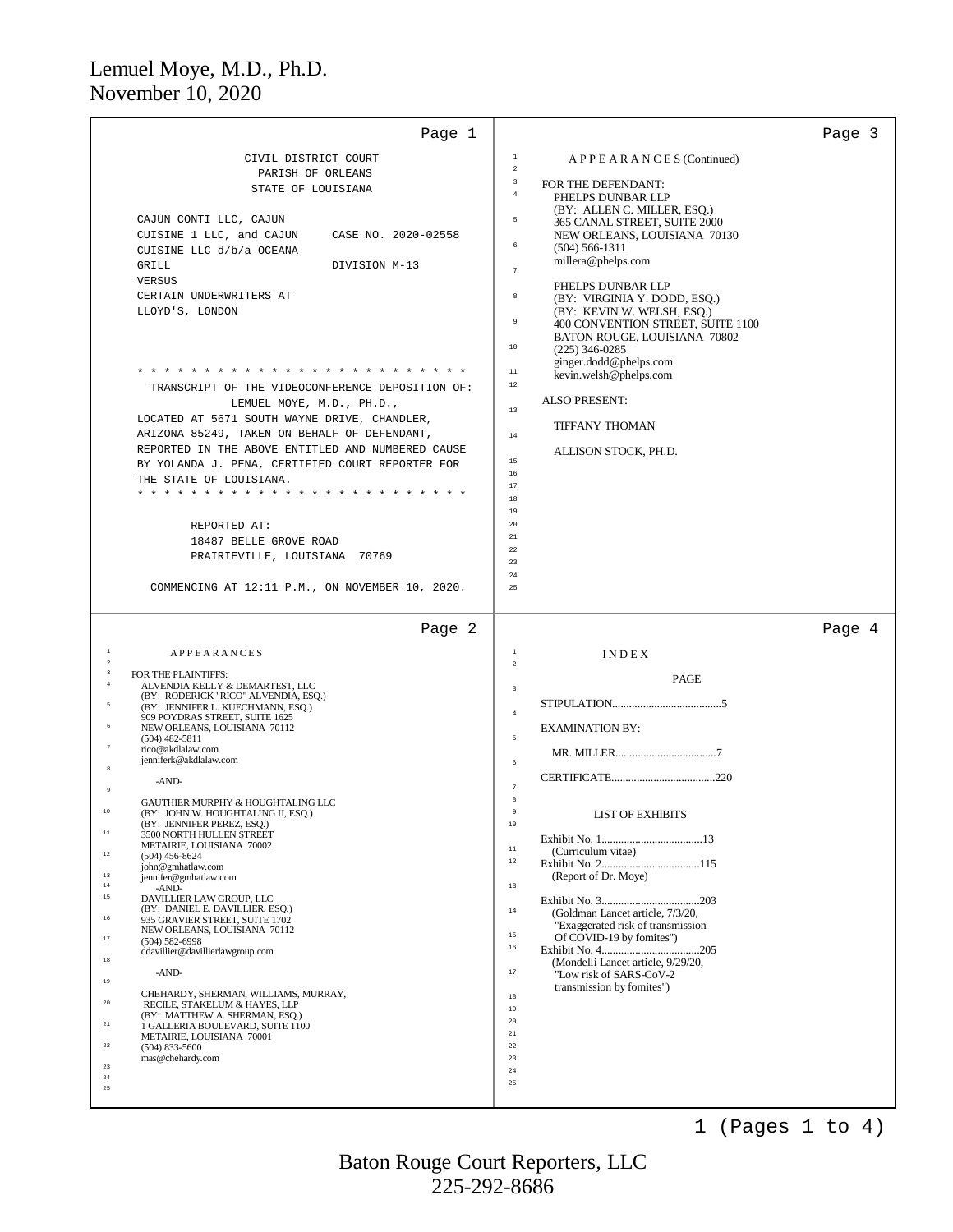Lemuel Moye, M.D., Ph.D.
November 10, 2020

CIVIL DISTRICT COURT
PARISH OF ORLEANS
STATE OF LOUISIANA

CAJUN CONTI LLC, CAJUN CUISINE 1 LLC, and CAJUN CUISINE LLC d/b/a OCEANA GRILL
VERSUS
CERTAIN UNDERWRITERS AT LLOYD'S, LONDON

CASE NO. 2020-02558
DIVISION M-13

* * * * * * * * * * * * * * * * * * * * * * * * * *

TRANSCRIPT OF THE VIDEOCONFERENCE DEPOSITION OF: LEMUEL MOYE, M.D., PH.D., LOCATED AT 5671 SOUTH WAYNE DRIVE, CHANDLER, ARIZONA 85249, TAKEN ON BEHALF OF DEFENDANT, REPORTED IN THE ABOVE ENTITLED AND NUMBERED CAUSE BY YOLANDA J. PENA, CERTIFIED COURT REPORTER FOR THE STATE OF LOUISIANA.

* * * * * * * * * * * * * * * * * * * * * * * * * *

REPORTED AT:
18487 BELLE GROVE ROAD
PRAIRIEVILLE, LOUISIANA 70769

COMMENCING AT 12:11 P.M., ON NOVEMBER 10, 2020.

A P P E A R A N C E S

FOR THE PLAINTIFFS:
ALVENDIA KELLY & DEMARTEST, LLC
(BY: RODERICK "RICO" ALVENDIA, ESQ.)
(BY: JENNIFER L. KUECHMANN, ESQ.)
909 POYDRAS STREET, SUITE 1625
NEW ORLEANS, LOUISIANA 70112
(504) 482-5811
rico@akdlalaw.com
jenniferk@akdlalaw.com

-AND-

GAUTHIER MURPHY & HOUGHTALING LLC
(BY: JOHN W. HOUGHTALING II, ESQ.)
(BY: JENNIFER PEREZ, ESQ.)
3500 NORTH HULLEN STREET
METAIRIE, LOUISIANA 70002
(504) 456-8624
john@gmhatlaw.com
jennifer@gmhatlaw.com

-AND-

DAVILLIER LAW GROUP, LLC
(BY: DANIEL E. DAVILLIER, ESQ.)
935 GRAVIER STREET, SUITE 1702
NEW ORLEANS, LOUISIANA 70112
(504) 582-6998
ddavillier@davillierlawgroup.com

-AND-

CHEHARDY, SHERMAN, WILLIAMS, MURRAY, RECILE, STAKELUM & HAYES, LLP
(BY: MATTHEW A. SHERMAN, ESQ.)
1 GALLERIA BOULEVARD, SUITE 1100
METAIRIE, LOUISIANA 70001
(504) 833-5600
mas@chehardy.com

A P P E A R A N C E S (Continued)

FOR THE DEFENDANT:
PHELPS DUNBAR LLP
(BY: ALLEN C. MILLER, ESQ.)
365 CANAL STREET, SUITE 2000
NEW ORLEANS, LOUISIANA 70130
(504) 566-1311
millera@phelps.com

PHELPS DUNBAR LLP
(BY: VIRGINIA Y. DODD, ESQ.)
(BY: KEVIN W. WELSH, ESQ.)
400 CONVENTION STREET, SUITE 1100
BATON ROUGE, LOUISIANA 70802
(225) 346-0285
ginger.dodd@phelps.com
kevin.welsh@phelps.com

ALSO PRESENT:

TIFFANY THOMAN

ALLISON STOCK, PH.D.

I N D E X

| | PAGE |
|---|---|
| STIPULATION | 5 |
| EXAMINATION BY: | |
| MR. MILLER | 7 |
| CERTIFICATE | 220 |

LIST OF EXHIBITS

| Exhibit | Page |
|---|---|
| Exhibit No. 1 (Curriculum vitae) | 13 |
| Exhibit No. 2 (Report of Dr. Moye) | 115 |
| Exhibit No. 3 (Goldman Lancet article, 7/3/20, "Exaggerated risk of transmission Of COVID-19 by fomites") | 203 |
| Exhibit No. 4 (Mondelli Lancet article, 9/29/20, "Low risk of SARS-CoV-2 transmission by fomites") | 205 |

1 (Pages 1 to 4)

Baton Rouge Court Reporters, LLC
225-292-8686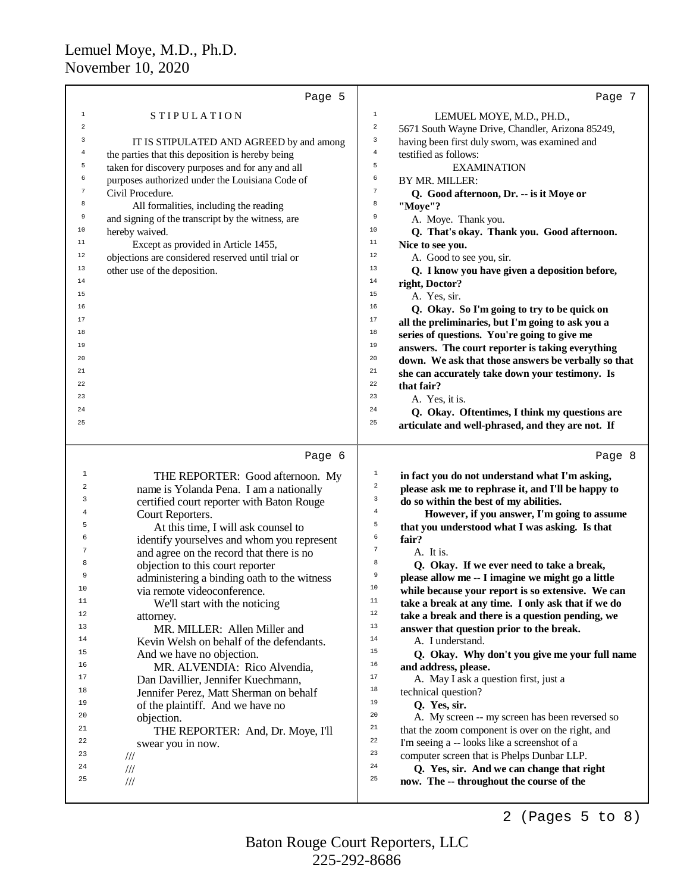## Page 5

S T I P U L A T I O N

IT IS STIPULATED AND AGREED by and among the parties that this deposition is hereby being taken for discovery purposes and for any and all purposes authorized under the Louisiana Code of Civil Procedure.

All formalities, including the reading and signing of the transcript by the witness, are hereby waived.

Except as provided in Article 1455, objections are considered reserved until trial or other use of the deposition.

## Page 6

THE REPORTER: Good afternoon. My name is Yolanda Pena. I am a nationally certified court reporter with Baton Rouge Court Reporters.

At this time, I will ask counsel to identify yourselves and whom you represent and agree on the record that there is no objection to this court reporter administering a binding oath to the witness via remote videoconference.

We'll start with the noticing attorney.

MR. MILLER: Allen Miller and Kevin Welsh on behalf of the defendants. And we have no objection.

MR. ALVENDIA: Rico Alvendia, Dan Davillier, Jennifer Kuechmann, Jennifer Perez, Matt Sherman on behalf of the plaintiff. And we have no objection.

THE REPORTER: And, Dr. Moye, I'll swear you in now.

///

///

///

## Page 7

LEMUEL MOYE, M.D., PH.D.,
5671 South Wayne Drive, Chandler, Arizona 85249,
having been first duly sworn, was examined and testified as follows:

EXAMINATION

BY MR. MILLER:

**Q. Good afternoon, Dr. -- is it Moye or "Moye"?**

A. Moye. Thank you.

**Q. That's okay. Thank you. Good afternoon. Nice to see you.**

A. Good to see you, sir.

**Q. I know you have given a deposition before, right, Doctor?**

A. Yes, sir.

**Q. Okay. So I'm going to try to be quick on all the preliminaries, but I'm going to ask you a series of questions. You're going to give me answers. The court reporter is taking everything down. We ask that those answers be verbally so that she can accurately take down your testimony. Is that fair?**

A. Yes, it is.

**Q. Okay. Oftentimes, I think my questions are articulate and well-phrased, and they are not. If**

## Page 8

**in fact you do not understand what I'm asking, please ask me to rephrase it, and I'll be happy to do so within the best of my abilities.**

**However, if you answer, I'm going to assume that you understood what I was asking. Is that fair?**

A. It is.

**Q. Okay. If we ever need to take a break, please allow me -- I imagine we might go a little while because your report is so extensive. We can take a break at any time. I only ask that if we do take a break and there is a question pending, we answer that question prior to the break.**

A. I understand.

**Q. Okay. Why don't you give me your full name and address, please.**

A. May I ask a question first, just a technical question?

**Q. Yes, sir.**

A. My screen -- my screen has been reversed so that the zoom component is over on the right, and I'm seeing a -- looks like a screenshot of a computer screen that is Phelps Dunbar LLP.

**Q. Yes, sir. And we can change that right now. The -- throughout the course of the**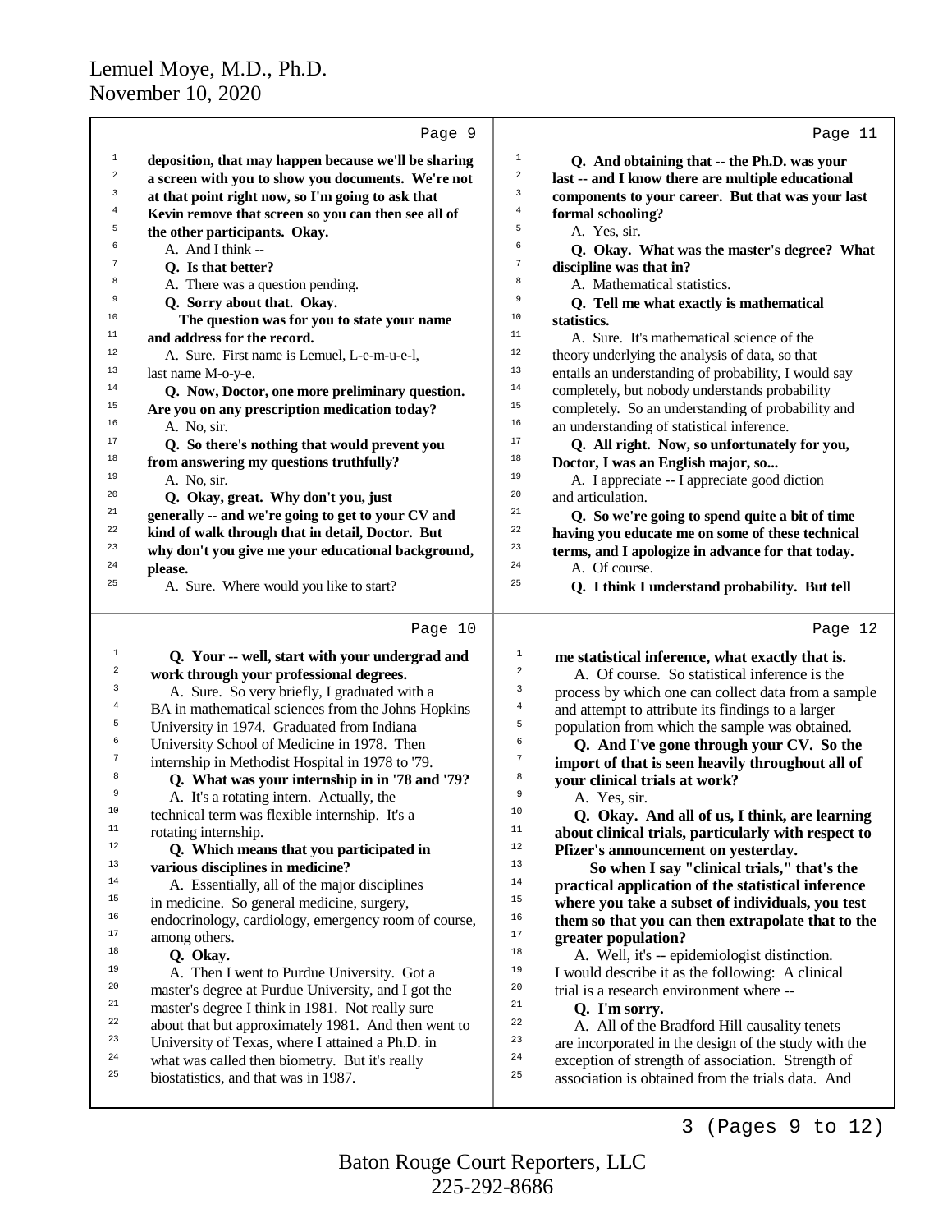deposition, that may happen because we'll be sharing a screen with you to show you documents. We're not at that point right now, so I'm going to ask that Kevin remove that screen so you can then see all of the other participants. Okay.

A. And I think --

**Q. Is that better?**

A. There was a question pending.

**Q. Sorry about that. Okay.**

**The question was for you to state your name and address for the record.**

A. Sure. First name is Lemuel, L-e-m-u-e-l, last name M-o-y-e.

**Q. Now, Doctor, one more preliminary question. Are you on any prescription medication today?**

A. No, sir.

**Q. So there's nothing that would prevent you from answering my questions truthfully?**

A. No, sir.

**Q. Okay, great. Why don't you, just generally -- and we're going to get to your CV and kind of walk through that in detail, Doctor. But why don't you give me your educational background, please.**

A. Sure. Where would you like to start?

**Q. Your -- well, start with your undergrad and work through your professional degrees.**

A. Sure. So very briefly, I graduated with a BA in mathematical sciences from the Johns Hopkins University in 1974. Graduated from Indiana University School of Medicine in 1978. Then internship in Methodist Hospital in 1978 to '79.

**Q. What was your internship in in '78 and '79?**

A. It's a rotating intern. Actually, the technical term was flexible internship. It's a rotating internship.

**Q. Which means that you participated in various disciplines in medicine?**

A. Essentially, all of the major disciplines in medicine. So general medicine, surgery, endocrinology, cardiology, emergency room of course, among others.

**Q. Okay.**

A. Then I went to Purdue University. Got a master's degree at Purdue University, and I got the master's degree I think in 1981. Not really sure about that but approximately 1981. And then went to University of Texas, where I attained a Ph.D. in what was called then biometry. But it's really biostatistics, and that was in 1987.

**Q. And obtaining that -- the Ph.D. was your last -- and I know there are multiple educational components to your career. But that was your last formal schooling?**

A. Yes, sir.

**Q. Okay. What was the master's degree? What discipline was that in?**

A. Mathematical statistics.

**Q. Tell me what exactly is mathematical statistics.**

A. Sure. It's mathematical science of the theory underlying the analysis of data, so that entails an understanding of probability, I would say completely, but nobody understands probability completely. So an understanding of probability and an understanding of statistical inference.

**Q. All right. Now, so unfortunately for you, Doctor, I was an English major, so...**

A. I appreciate -- I appreciate good diction and articulation.

**Q. So we're going to spend quite a bit of time having you educate me on some of these technical terms, and I apologize in advance for that today.**

A. Of course.

**Q. I think I understand probability. But tell me statistical inference, what exactly that is.**

A. Of course. So statistical inference is the process by which one can collect data from a sample and attempt to attribute its findings to a larger population from which the sample was obtained.

**Q. And I've gone through your CV. So the import of that is seen heavily throughout all of your clinical trials at work?**

A. Yes, sir.

**Q. Okay. And all of us, I think, are learning about clinical trials, particularly with respect to Pfizer's announcement on yesterday.**

**So when I say "clinical trials," that's the practical application of the statistical inference where you take a subset of individuals, you test them so that you can then extrapolate that to the greater population?**

A. Well, it's -- epidemiologist distinction. I would describe it as the following: A clinical trial is a research environment where --

**Q. I'm sorry.**

A. All of the Bradford Hill causality tenets are incorporated in the design of the study with the exception of strength of association. Strength of association is obtained from the trials data. And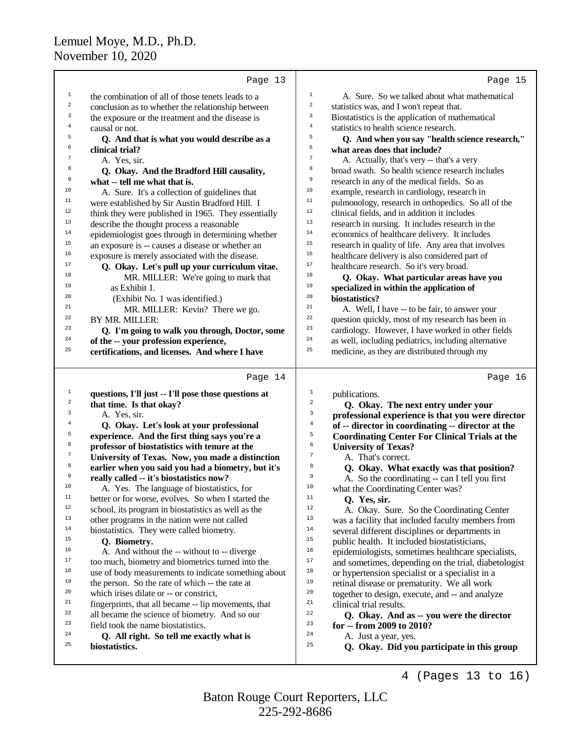**Page 13**

the combination of all of those tenets leads to a conclusion as to whether the relationship between the exposure or the treatment and the disease is causal or not.

**Q. And that is what you would describe as a clinical trial?**

A. Yes, sir.

**Q. Okay. And the Bradford Hill causality, what -- tell me what that is.**

A. Sure. It's a collection of guidelines that were established by Sir Austin Bradford Hill. I think they were published in 1965. They essentially describe the thought process a reasonable epidemiologist goes through in determining whether an exposure is -- causes a disease or whether an exposure is merely associated with the disease.

**Q. Okay. Let's pull up your curriculum vitae.**

MR. MILLER: We're going to mark that as Exhibit 1.

(Exhibit No. 1 was identified.)

MR. MILLER: Kevin? There we go.

BY MR. MILLER:

**Q. I'm going to walk you through, Doctor, some of the -- your profession experience, certifications, and licenses. And where I have**

**Page 14**

**questions, I'll just -- I'll pose those questions at that time. Is that okay?**

A. Yes, sir.

**Q. Okay. Let's look at your professional experience. And the first thing says you're a professor of biostatistics with tenure at the University of Texas. Now, you made a distinction earlier when you said you had a biometry, but it's really called -- it's biostatistics now?**

A. Yes. The language of biostatistics, for better or for worse, evolves. So when I started the school, its program in biostatistics as well as the other programs in the nation were not called biostatistics. They were called biometry.

**Q. Biometry.**

A. And without the -- without to -- diverge too much, biometry and biometrics turned into the use of body measurements to indicate something about the person. So the rate of which -- the rate at which irises dilate or -- or constrict, fingerprints, that all became -- lip movements, that all became the science of biometry. And so our field took the name biostatistics.

**Q. All right. So tell me exactly what is biostatistics.**

**Page 15**

A. Sure. So we talked about what mathematical statistics was, and I won't repeat that. Biostatistics is the application of mathematical statistics to health science research.

**Q. And when you say "health science research," what areas does that include?**

A. Actually, that's very -- that's a very broad swath. So health science research includes research in any of the medical fields. So as example, research in cardiology, research in pulmonology, research in orthopedics. So all of the clinical fields, and in addition it includes research in nursing. It includes research in the economics of healthcare delivery. It includes research in quality of life. Any area that involves healthcare delivery is also considered part of healthcare research. So it's very broad.

**Q. Okay. What particular areas have you specialized in within the application of biostatistics?**

A. Well, I have -- to be fair, to answer your question quickly, most of my research has been in cardiology. However, I have worked in other fields as well, including pediatrics, including alternative medicine, as they are distributed through my

**Page 16**

publications.

**Q. Okay. The next entry under your professional experience is that you were director of -- director in coordinating -- director at the Coordinating Center For Clinical Trials at the University of Texas?**

A. That's correct.

**Q. Okay. What exactly was that position?**

A. So the coordinating -- can I tell you first what the Coordinating Center was?

**Q. Yes, sir.**

A. Okay. Sure. So the Coordinating Center was a facility that included faculty members from several different disciplines or departments in public health. It included biostatisticians, epidemiologists, sometimes healthcare specialists, and sometimes, depending on the trial, diabetologist or hypertension specialist or a specialist in a retinal disease or prematurity. We all work together to design, execute, and -- and analyze clinical trial results.

**Q. Okay. And as -- you were the director for -- from 2009 to 2010?**

A. Just a year, yes.

**Q. Okay. Did you participate in this group**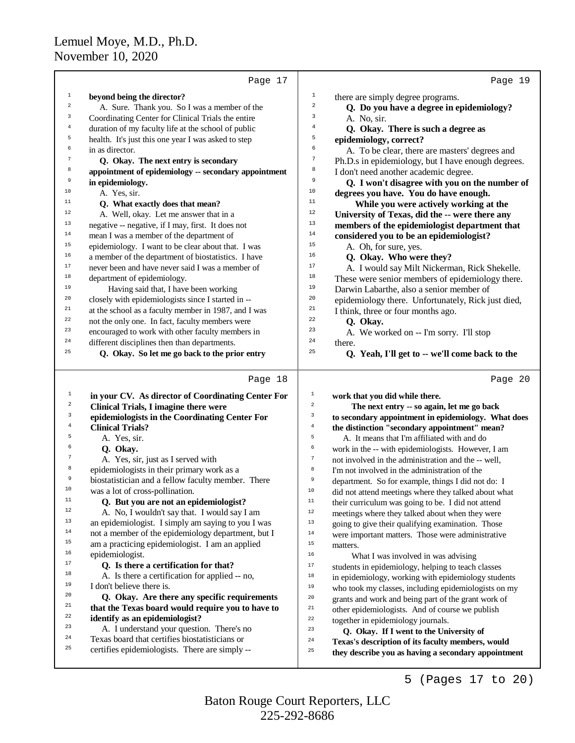**beyond being the director?**

A. Sure. Thank you. So I was a member of the Coordinating Center for Clinical Trials the entire duration of my faculty life at the school of public health. It's just this one year I was asked to step in as director.

**Q. Okay. The next entry is secondary appointment of epidemiology -- secondary appointment in epidemiology.**

A. Yes, sir.

**Q. What exactly does that mean?**

A. Well, okay. Let me answer that in a negative -- negative, if I may, first. It does not mean I was a member of the department of epidemiology. I want to be clear about that. I was a member of the department of biostatistics. I have never been and have never said I was a member of department of epidemiology.

Having said that, I have been working closely with epidemiologists since I started in -- at the school as a faculty member in 1987, and I was not the only one. In fact, faculty members were encouraged to work with other faculty members in different disciplines then than departments.

**Q. Okay. So let me go back to the prior entry in your CV. As director of Coordinating Center For Clinical Trials, I imagine there were epidemiologists in the Coordinating Center For Clinical Trials?**

A. Yes, sir.

**Q. Okay.**

A. Yes, sir, just as I served with epidemiologists in their primary work as a biostatistician and a fellow faculty member. There was a lot of cross-pollination.

**Q. But you are not an epidemiologist?**

A. No, I wouldn't say that. I would say I am an epidemiologist. I simply am saying to you I was not a member of the epidemiology department, but I am a practicing epidemiologist. I am an applied epidemiologist.

**Q. Is there a certification for that?**

A. Is there a certification for applied -- no, I don't believe there is.

**Q. Okay. Are there any specific requirements that the Texas board would require you to have to identify as an epidemiologist?**

A. I understand your question. There's no Texas board that certifies biostatisticians or certifies epidemiologists. There are simply -- there are simply degree programs.

**Q. Do you have a degree in epidemiology?**

A. No, sir.

**Q. Okay. There is such a degree as epidemiology, correct?**

A. To be clear, there are masters' degrees and Ph.D.s in epidemiology, but I have enough degrees. I don't need another academic degree.

**Q. I won't disagree with you on the number of degrees you have. You do have enough.**

**While you were actively working at the University of Texas, did the -- were there any members of the epidemiologist department that considered you to be an epidemiologist?**

A. Oh, for sure, yes.

**Q. Okay. Who were they?**

A. I would say Milt Nickerman, Rick Shekelle. These were senior members of epidemiology there. Darwin Labarthe, also a senior member of epidemiology there. Unfortunately, Rick just died, I think, three or four months ago.

**Q. Okay.**

A. We worked on -- I'm sorry. I'll stop there.

**Q. Yeah, I'll get to -- we'll come back to the work that you did while there.**

**The next entry -- so again, let me go back to secondary appointment in epidemiology. What does the distinction "secondary appointment" mean?**

A. It means that I'm affiliated with and do work in the -- with epidemiologists. However, I am not involved in the administration and the -- well, I'm not involved in the administration of the department. So for example, things I did not do: I did not attend meetings where they talked about what their curriculum was going to be. I did not attend meetings where they talked about when they were going to give their qualifying examination. Those were important matters. Those were administrative matters.

What I was involved in was advising students in epidemiology, helping to teach classes in epidemiology, working with epidemiology students who took my classes, including epidemiologists on my grants and work and being part of the grant work of other epidemiologists. And of course we publish together in epidemiology journals.

**Q. Okay. If I went to the University of Texas's description of its faculty members, would they describe you as having a secondary appointment**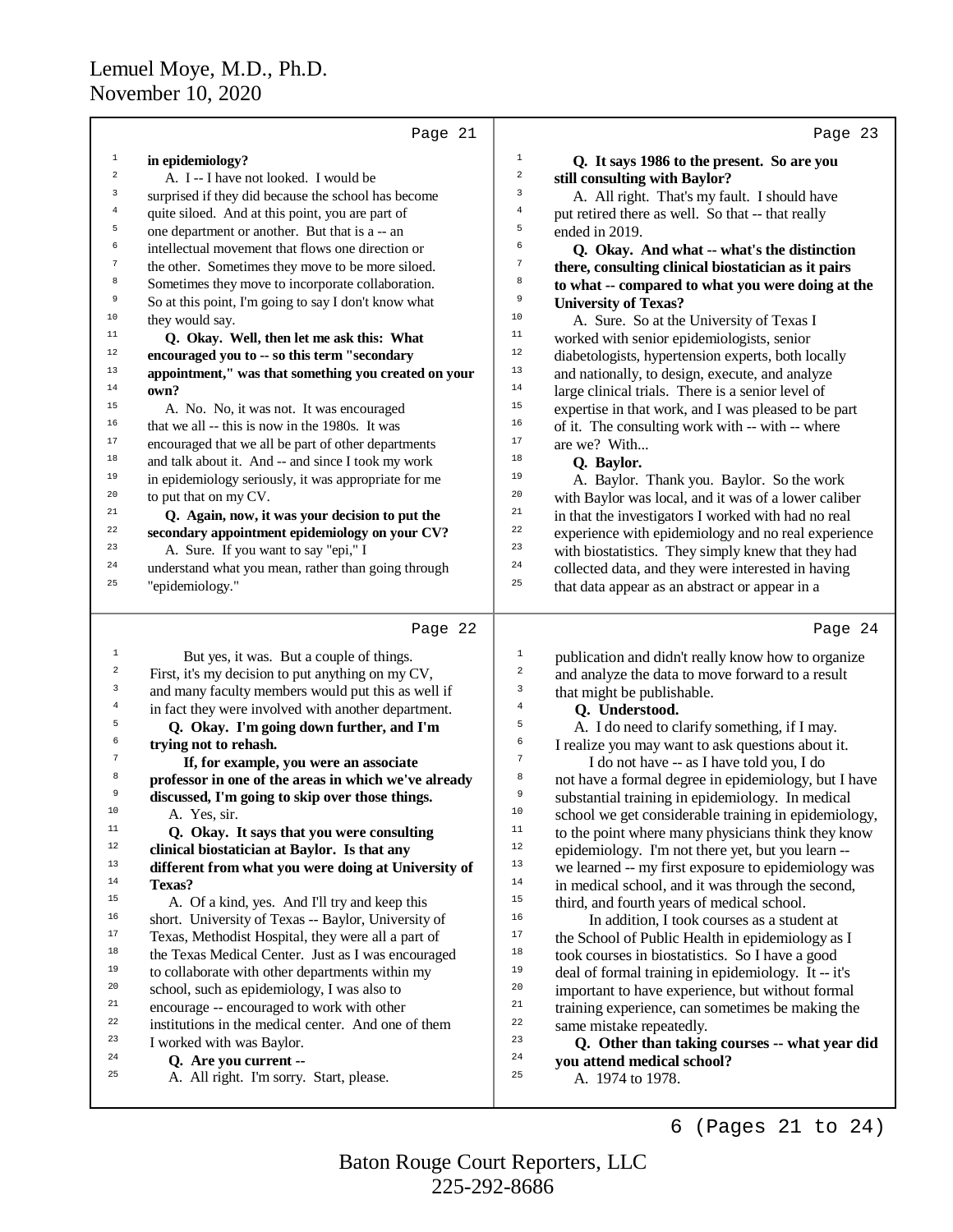in epidemiology?

A. I -- I have not looked. I would be surprised if they did because the school has become quite siloed. And at this point, you are part of one department or another. But that is a -- an intellectual movement that flows one direction or the other. Sometimes they move to be more siloed. Sometimes they move to incorporate collaboration. So at this point, I'm going to say I don't know what they would say.

**Q. Okay. Well, then let me ask this: What encouraged you to -- so this term "secondary appointment," was that something you created on your own?**

A. No. No, it was not. It was encouraged that we all -- this is now in the 1980s. It was encouraged that we all be part of other departments and talk about it. And -- and since I took my work in epidemiology seriously, it was appropriate for me to put that on my CV.

**Q. Again, now, it was your decision to put the secondary appointment epidemiology on your CV?**

A. Sure. If you want to say "epi," I understand what you mean, rather than going through "epidemiology."

But yes, it was. But a couple of things. First, it's my decision to put anything on my CV, and many faculty members would put this as well if in fact they were involved with another department.

**Q. Okay. I'm going down further, and I'm trying not to rehash.**

**If, for example, you were an associate professor in one of the areas in which we've already discussed, I'm going to skip over those things.**

A. Yes, sir.

**Q. Okay. It says that you were consulting clinical biostatician at Baylor. Is that any different from what you were doing at University of Texas?**

A. Of a kind, yes. And I'll try and keep this short. University of Texas -- Baylor, University of Texas, Methodist Hospital, they were all a part of the Texas Medical Center. Just as I was encouraged to collaborate with other departments within my school, such as epidemiology, I was also to encourage -- encouraged to work with other institutions in the medical center. And one of them I worked with was Baylor.

**Q. Are you current --**

A. All right. I'm sorry. Start, please.

**Q. It says 1986 to the present. So are you still consulting with Baylor?**

A. All right. That's my fault. I should have put retired there as well. So that -- that really ended in 2019.

**Q. Okay. And what -- what's the distinction there, consulting clinical biostatistician as it pairs to what -- compared to what you were doing at the University of Texas?**

A. Sure. So at the University of Texas I worked with senior epidemiologists, senior diabetologists, hypertension experts, both locally and nationally, to design, execute, and analyze large clinical trials. There is a senior level of expertise in that work, and I was pleased to be part of it. The consulting work with -- with -- where are we? With...

**Q. Baylor.**

A. Baylor. Thank you. Baylor. So the work with Baylor was local, and it was of a lower caliber in that the investigators I worked with had no real experience with epidemiology and no real experience with biostatistics. They simply knew that they had collected data, and they were interested in having that data appear as an abstract or appear in a publication and didn't really know how to organize and analyze the data to move forward to a result that might be publishable.

**Q. Understood.**

A. I do need to clarify something, if I may. I realize you may want to ask questions about it.

I do not have -- as I have told you, I do not have a formal degree in epidemiology, but I have substantial training in epidemiology. In medical school we get considerable training in epidemiology, to the point where many physicians think they know epidemiology. I'm not there yet, but you learn -- we learned -- my first exposure to epidemiology was in medical school, and it was through the second, third, and fourth years of medical school.

In addition, I took courses as a student at the School of Public Health in epidemiology as I took courses in biostatistics. So I have a good deal of formal training in epidemiology. It -- it's important to have experience, but without formal training experience, can sometimes be making the same mistake repeatedly.

**Q. Other than taking courses -- what year did you attend medical school?**

A. 1974 to 1978.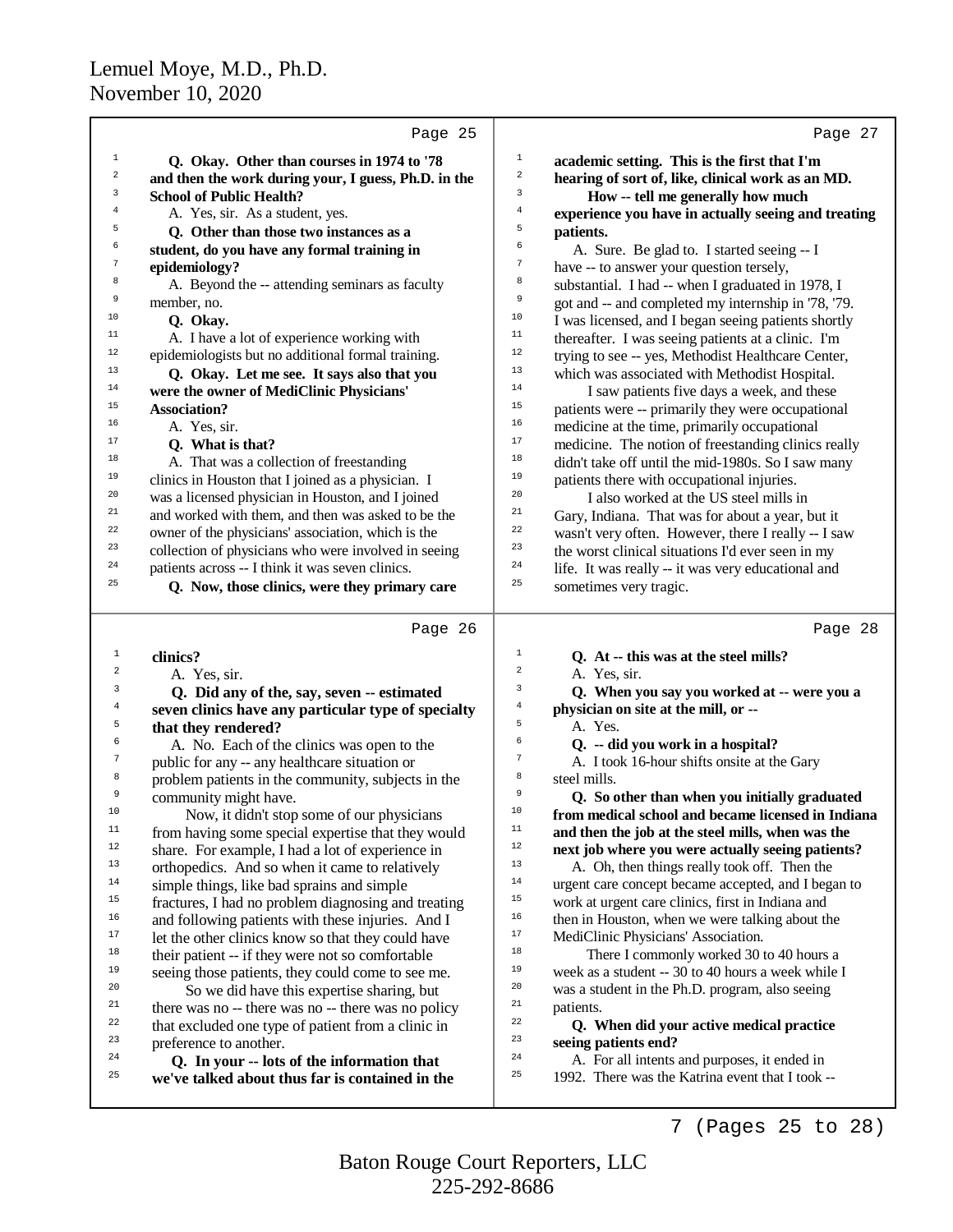Page 25

**Q. Okay. Other than courses in 1974 to '78 and then the work during your, I guess, Ph.D. in the School of Public Health?**

A. Yes, sir. As a student, yes.

**Q. Other than those two instances as a student, do you have any formal training in epidemiology?**

A. Beyond the -- attending seminars as faculty member, no.

**Q. Okay.**

A. I have a lot of experience working with epidemiologists but no additional formal training.

**Q. Okay. Let me see. It says also that you were the owner of MediClinic Physicians' Association?**

A. Yes, sir.

**Q. What is that?**

A. That was a collection of freestanding clinics in Houston that I joined as a physician. I was a licensed physician in Houston, and I joined and worked with them, and then was asked to be the owner of the physicians' association, which is the collection of physicians who were involved in seeing patients across -- I think it was seven clinics.

**Q. Now, those clinics, were they primary care**

Page 26

**clinics?**

A. Yes, sir.

**Q. Did any of the, say, seven -- estimated seven clinics have any particular type of specialty that they rendered?**

A. No. Each of the clinics was open to the public for any -- any healthcare situation or problem patients in the community, subjects in the community might have.

Now, it didn't stop some of our physicians from having some special expertise that they would share. For example, I had a lot of experience in orthopedics. And so when it came to relatively simple things, like bad sprains and simple fractures, I had no problem diagnosing and treating and following patients with these injuries. And I let the other clinics know so that they could have their patient -- if they were not so comfortable seeing those patients, they could come to see me.

So we did have this expertise sharing, but there was no -- there was no -- there was no policy that excluded one type of patient from a clinic in preference to another.

**Q. In your -- lots of the information that we've talked about thus far is contained in the**

Page 27

**academic setting. This is the first that I'm hearing of sort of, like, clinical work as an MD.**

**How -- tell me generally how much experience you have in actually seeing and treating patients.**

A. Sure. Be glad to. I started seeing -- I have -- to answer your question tersely, substantial. I had -- when I graduated in 1978, I got and -- and completed my internship in '78, '79. I was licensed, and I began seeing patients shortly thereafter. I was seeing patients at a clinic. I'm trying to see -- yes, Methodist Healthcare Center, which was associated with Methodist Hospital.

I saw patients five days a week, and these patients were -- primarily they were occupational medicine at the time, primarily occupational medicine. The notion of freestanding clinics really didn't take off until the mid-1980s. So I saw many patients there with occupational injuries.

I also worked at the US steel mills in Gary, Indiana. That was for about a year, but it wasn't very often. However, there I really -- I saw the worst clinical situations I'd ever seen in my life. It was really -- it was very educational and sometimes very tragic.

Page 28

**Q. At -- this was at the steel mills?**

A. Yes, sir.

**Q. When you say you worked at -- were you a physician on site at the mill, or --**

A. Yes.

**Q. -- did you work in a hospital?**

A. I took 16-hour shifts onsite at the Gary steel mills.

**Q. So other than when you initially graduated from medical school and became licensed in Indiana and then the job at the steel mills, when was the next job where you were actually seeing patients?**

A. Oh, then things really took off. Then the urgent care concept became accepted, and I began to work at urgent care clinics, first in Indiana and then in Houston, when we were talking about the MediClinic Physicians' Association.

There I commonly worked 30 to 40 hours a week as a student -- 30 to 40 hours a week while I was a student in the Ph.D. program, also seeing patients.

**Q. When did your active medical practice seeing patients end?**

A. For all intents and purposes, it ended in 1992. There was the Katrina event that I took --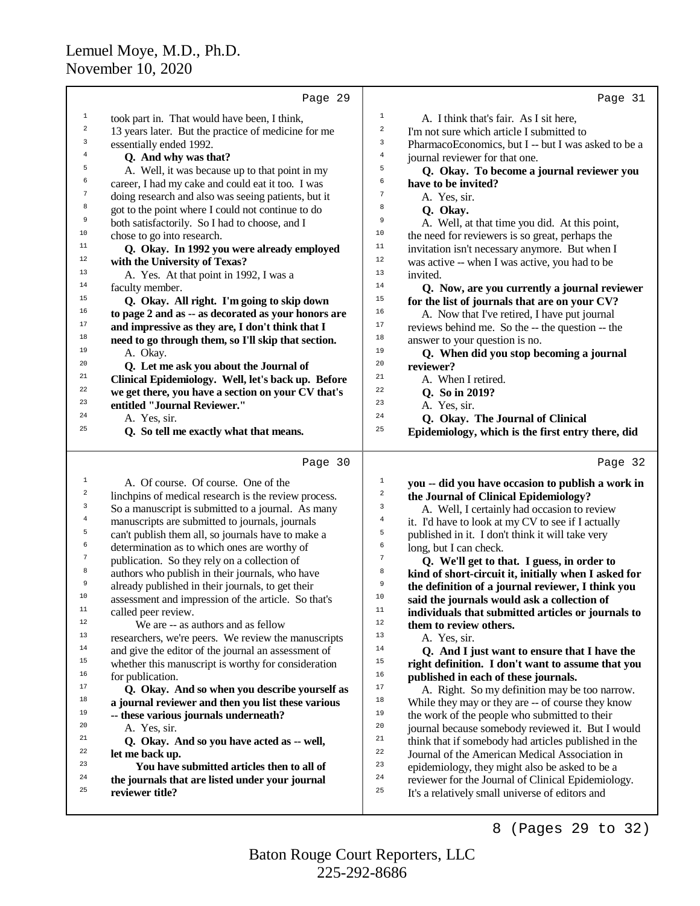took part in. That would have been, I think, 13 years later. But the practice of medicine for me essentially ended 1992.

**Q. And why was that?**

A. Well, it was because up to that point in my career, I had my cake and could eat it too. I was doing research and also was seeing patients, but it got to the point where I could not continue to do both satisfactorily. So I had to choose, and I chose to go into research.

**Q. Okay. In 1992 you were already employed with the University of Texas?**

A. Yes. At that point in 1992, I was a faculty member.

**Q. Okay. All right. I'm going to skip down to page 2 and as -- as decorated as your honors are and impressive as they are, I don't think that I need to go through them, so I'll skip that section.**

A. Okay.

**Q. Let me ask you about the Journal of Clinical Epidemiology. Well, let's back up. Before we get there, you have a section on your CV that's entitled "Journal Reviewer."**

A. Yes, sir.

**Q. So tell me exactly what that means.**

A. Of course. Of course. One of the linchpins of medical research is the review process. So a manuscript is submitted to a journal. As many manuscripts are submitted to journals, journals can't publish them all, so journals have to make a determination as to which ones are worthy of publication. So they rely on a collection of authors who publish in their journals, who have already published in their journals, to get their assessment and impression of the article. So that's called peer review.

We are -- as authors and as fellow researchers, we're peers. We review the manuscripts and give the editor of the journal an assessment of whether this manuscript is worthy for consideration for publication.

**Q. Okay. And so when you describe yourself as a journal reviewer and then you list these various -- these various journals underneath?**

A. Yes, sir.

**Q. Okay. And so you have acted as -- well, let me back up.**

**You have submitted articles then to all of the journals that are listed under your journal reviewer title?**

A. I think that's fair. As I sit here, I'm not sure which article I submitted to PharmacoEconomics, but I -- but I was asked to be a journal reviewer for that one.

**Q. Okay. To become a journal reviewer you have to be invited?**

A. Yes, sir.

**Q. Okay.**

A. Well, at that time you did. At this point, the need for reviewers is so great, perhaps the invitation isn't necessary anymore. But when I was active -- when I was active, you had to be invited.

**Q. Now, are you currently a journal reviewer for the list of journals that are on your CV?**

A. Now that I've retired, I have put journal reviews behind me. So the -- the question -- the answer to your question is no.

**Q. When did you stop becoming a journal reviewer?**

A. When I retired.

**Q. So in 2019?**

A. Yes, sir.

**Q. Okay. The Journal of Clinical Epidemiology, which is the first entry there, did you -- did you have occasion to publish a work in the Journal of Clinical Epidemiology?**

A. Well, I certainly had occasion to review it. I'd have to look at my CV to see if I actually published in it. I don't think it will take very long, but I can check.

**Q. We'll get to that. I guess, in order to kind of short-circuit it, initially when I asked for the definition of a journal reviewer, I think you said the journals would ask a collection of individuals that submitted articles or journals to them to review others.**

A. Yes, sir.

**Q. And I just want to ensure that I have the right definition. I don't want to assume that you published in each of these journals.**

A. Right. So my definition may be too narrow. While they may or they are -- of course they know the work of the people who submitted to their journal because somebody reviewed it. But I would think that if somebody had articles published in the Journal of the American Medical Association in epidemiology, they might also be asked to be a reviewer for the Journal of Clinical Epidemiology. It's a relatively small universe of editors and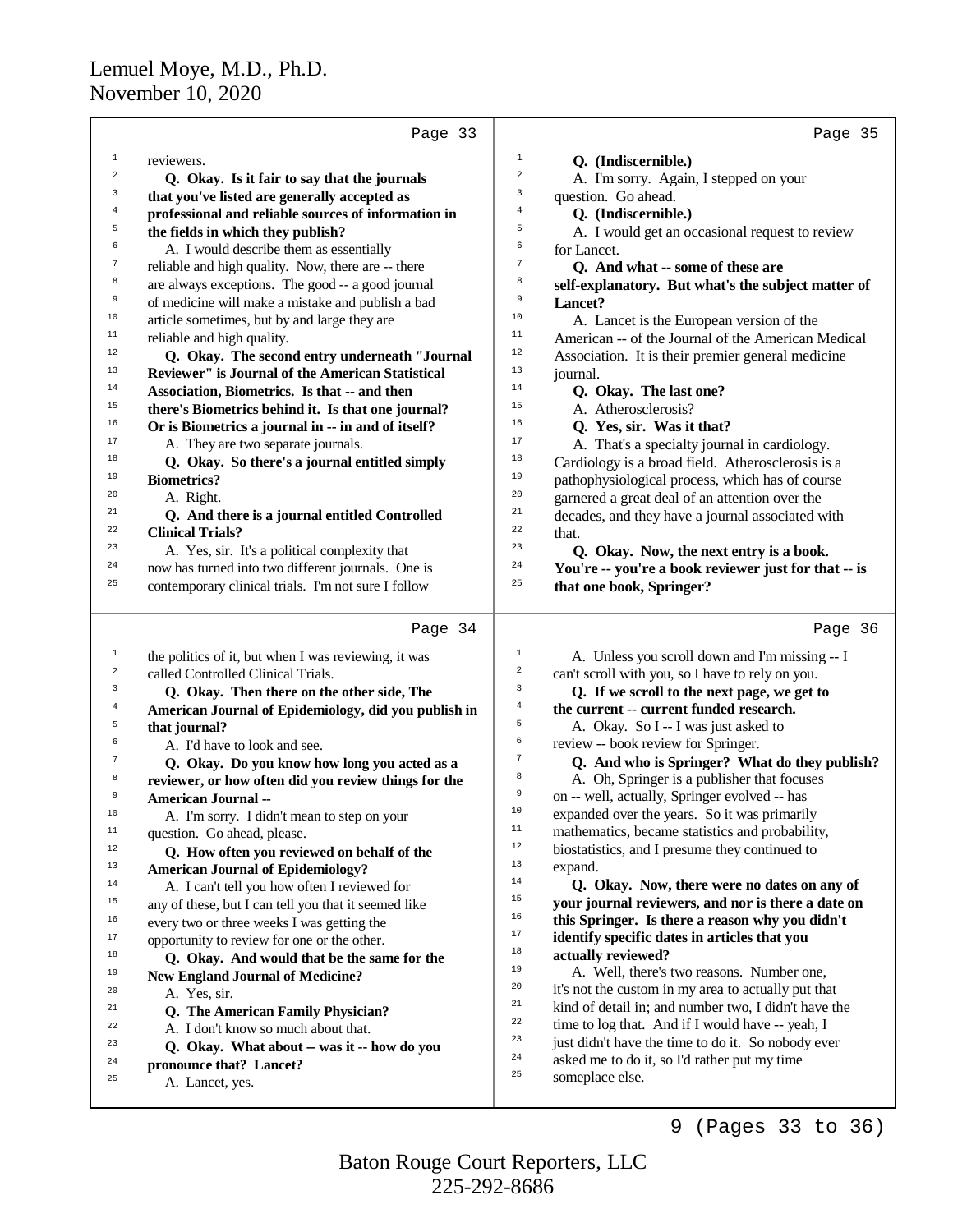reviewers.

**Q. Okay. Is it fair to say that the journals that you've listed are generally accepted as professional and reliable sources of information in the fields in which they publish?**

A. I would describe them as essentially reliable and high quality. Now, there are -- there are always exceptions. The good -- a good journal of medicine will make a mistake and publish a bad article sometimes, but by and large they are reliable and high quality.

**Q. Okay. The second entry underneath "Journal Reviewer" is Journal of the American Statistical Association, Biometrics. Is that -- and then there's Biometrics behind it. Is that one journal? Or is Biometrics a journal in -- in and of itself?**

A. They are two separate journals.

**Q. Okay. So there's a journal entitled simply Biometrics?**

A. Right.

**Q. And there is a journal entitled Controlled Clinical Trials?**

A. Yes, sir. It's a political complexity that now has turned into two different journals. One is contemporary clinical trials. I'm not sure I follow the politics of it, but when I was reviewing, it was called Controlled Clinical Trials.

**Q. Okay. Then there on the other side, The American Journal of Epidemiology, did you publish in that journal?**

A. I'd have to look and see.

**Q. Okay. Do you know how long you acted as a reviewer, or how often did you review things for the American Journal --**

A. I'm sorry. I didn't mean to step on your question. Go ahead, please.

**Q. How often you reviewed on behalf of the American Journal of Epidemiology?**

A. I can't tell you how often I reviewed for any of these, but I can tell you that it seemed like every two or three weeks I was getting the opportunity to review for one or the other.

**Q. Okay. And would that be the same for the New England Journal of Medicine?**

A. Yes, sir.

**Q. The American Family Physician?**

A. I don't know so much about that.

**Q. Okay. What about -- was it -- how do you pronounce that? Lancet?**

A. Lancet, yes.

**Q. (Indiscernible.)**

A. I'm sorry. Again, I stepped on your question. Go ahead.

**Q. (Indiscernible.)**

A. I would get an occasional request to review for Lancet.

**Q. And what -- some of these are self-explanatory. But what's the subject matter of Lancet?**

A. Lancet is the European version of the American -- of the Journal of the American Medical Association. It is their premier general medicine journal.

**Q. Okay. The last one?**

A. Atherosclerosis?

**Q. Yes, sir. Was it that?**

A. That's a specialty journal in cardiology. Cardiology is a broad field. Atherosclerosis is a pathophysiological process, which has of course garnered a great deal of an attention over the decades, and they have a journal associated with that.

**Q. Okay. Now, the next entry is a book. You're -- you're a book reviewer just for that -- is that one book, Springer?**

A. Unless you scroll down and I'm missing -- I can't scroll with you, so I have to rely on you.

**Q. If we scroll to the next page, we get to the current -- current funded research.**

A. Okay. So I -- I was just asked to review -- book review for Springer.

**Q. And who is Springer? What do they publish?**

A. Oh, Springer is a publisher that focuses on -- well, actually, Springer evolved -- has expanded over the years. So it was primarily mathematics, mathematics, became statistics and probability, biostatistics, and I presume they continued to expand.

**Q. Okay. Now, there were no dates on any of your journal reviewers, and nor is there a date on this Springer. Is there a reason why you didn't identify specific dates in articles that you actually reviewed?**

A. Well, there's two reasons. Number one, it's not the custom in my area to actually put that kind of detail in; and number two, I didn't have the time to log that. And if I would have -- yeah, I just didn't have the time to do it. So nobody ever asked me to do it, so I'd rather put my time someplace else.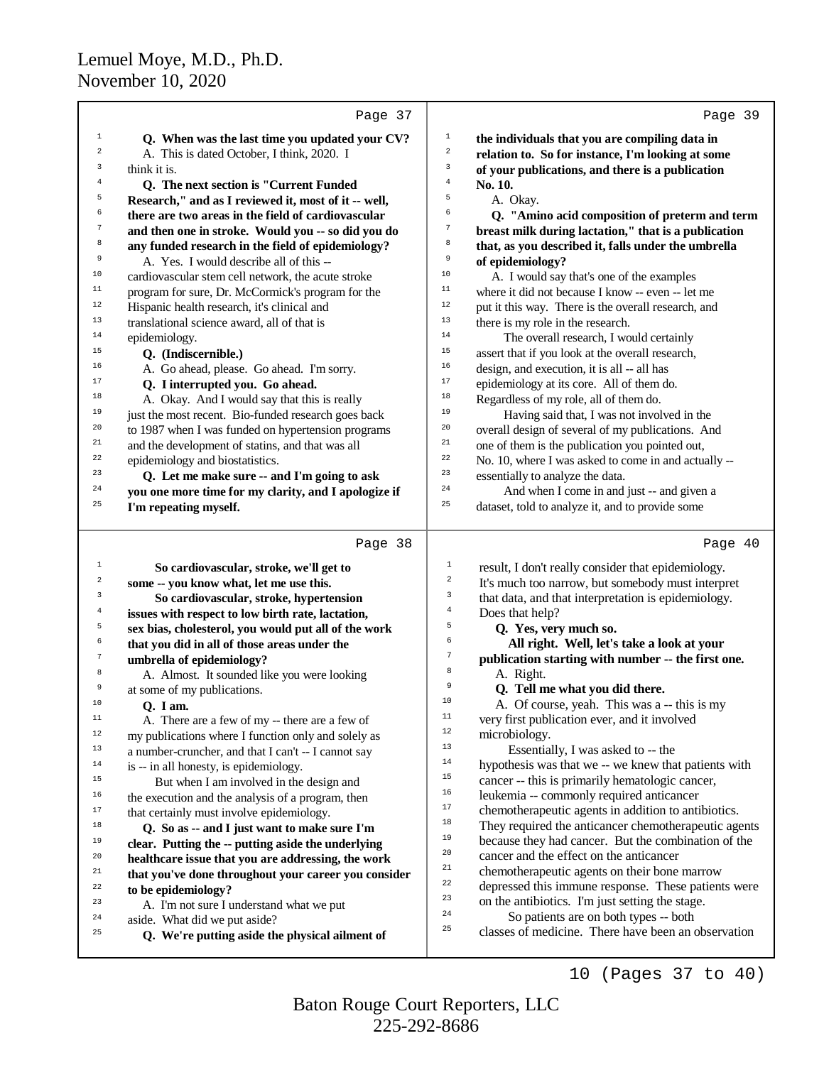Page 37

**Q. When was the last time you updated your CV?**

A. This is dated October, I think, 2020. I think it is.

**Q. The next section is "Current Funded Research," and as I reviewed it, most of it -- well, there are two areas in the field of cardiovascular and then one in stroke. Would you -- so did you do any funded research in the field of epidemiology?**

A. Yes. I would describe all of this -- cardiovascular stem cell network, the acute stroke program for sure, Dr. McCormick's program for the Hispanic health research, it's clinical and translational science award, all of that is epidemiology.

**Q. (Indiscernible.)**

A. Go ahead, please. Go ahead. I'm sorry.

**Q. I interrupted you. Go ahead.**

A. Okay. And I would say that this is really just the most recent. Bio-funded research goes back to 1987 when I was funded on hypertension programs and the development of statins, and that was all epidemiology and biostatistics.

**Q. Let me make sure -- and I'm going to ask you one more time for my clarity, and I apologize if I'm repeating myself.**

Page 38

**So cardiovascular, stroke, we'll get to some -- you know what, let me use this.**

**So cardiovascular, stroke, hypertension issues with respect to low birth rate, lactation, sex bias, cholesterol, you would put all of the work that you did in all of those areas under the umbrella of epidemiology?**

A. Almost. It sounded like you were looking at some of my publications.

**Q. I am.**

A. There are a few of my -- there are a few of my publications where I function only and solely as a number-cruncher, and that I can't -- I cannot say is -- in all honesty, is epidemiology.

But when I am involved in the design and the execution and the analysis of a program, then that certainly must involve epidemiology.

**Q. So as -- and I just want to make sure I'm clear. Putting the -- putting aside the underlying healthcare issue that you are addressing, the work that you've done throughout your career you consider to be epidemiology?**

A. I'm not sure I understand what we put aside. What did we put aside?

**Q. We're putting aside the physical ailment of**

Page 39

**the individuals that you are compiling data in relation to. So for instance, I'm looking at some of your publications, and there is a publication No. 10.**

A. Okay.

**Q. "Amino acid composition of preterm and term breast milk during lactation," that is a publication that, as you described it, falls under the umbrella of epidemiology?**

A. I would say that's one of the examples where it did not because I know -- even -- let me put it this way. There is the overall research, and there is my role in the research.

The overall research, I would certainly assert that if you look at the overall research, design, and execution, it is all -- all has epidemiology at its core. All of them do. Regardless of my role, all of them do.

Having said that, I was not involved in the overall design of several of my publications. And one of them is the publication you pointed out, No. 10, where I was asked to come in and actually -- essentially to analyze the data.

And when I come in and just -- and given a dataset, told to analyze it, and to provide some

Page 40

result, I don't really consider that epidemiology. It's much too narrow, but somebody must interpret that data, and that interpretation is epidemiology. Does that help?

**Q. Yes, very much so.**

**All right. Well, let's take a look at your publication starting with number -- the first one.**

A. Right.

**Q. Tell me what you did there.**

A. Of course, yeah. This was a -- this is my very first publication ever, and it involved microbiology.

Essentially, I was asked to -- the hypothesis was that we -- we knew that patients with cancer -- this is primarily hematologic cancer, leukemia -- commonly required anticancer chemotherapeutic agents in addition to antibiotics. They required the anticancer chemotherapeutic agents because they had cancer. But the combination of the cancer and the effect on the anticancer chemotherapeutic agents on their bone marrow depressed this immune response. These patients were on the antibiotics. I'm just setting the stage.

So patients are on both types -- both classes of medicine. There have been an observation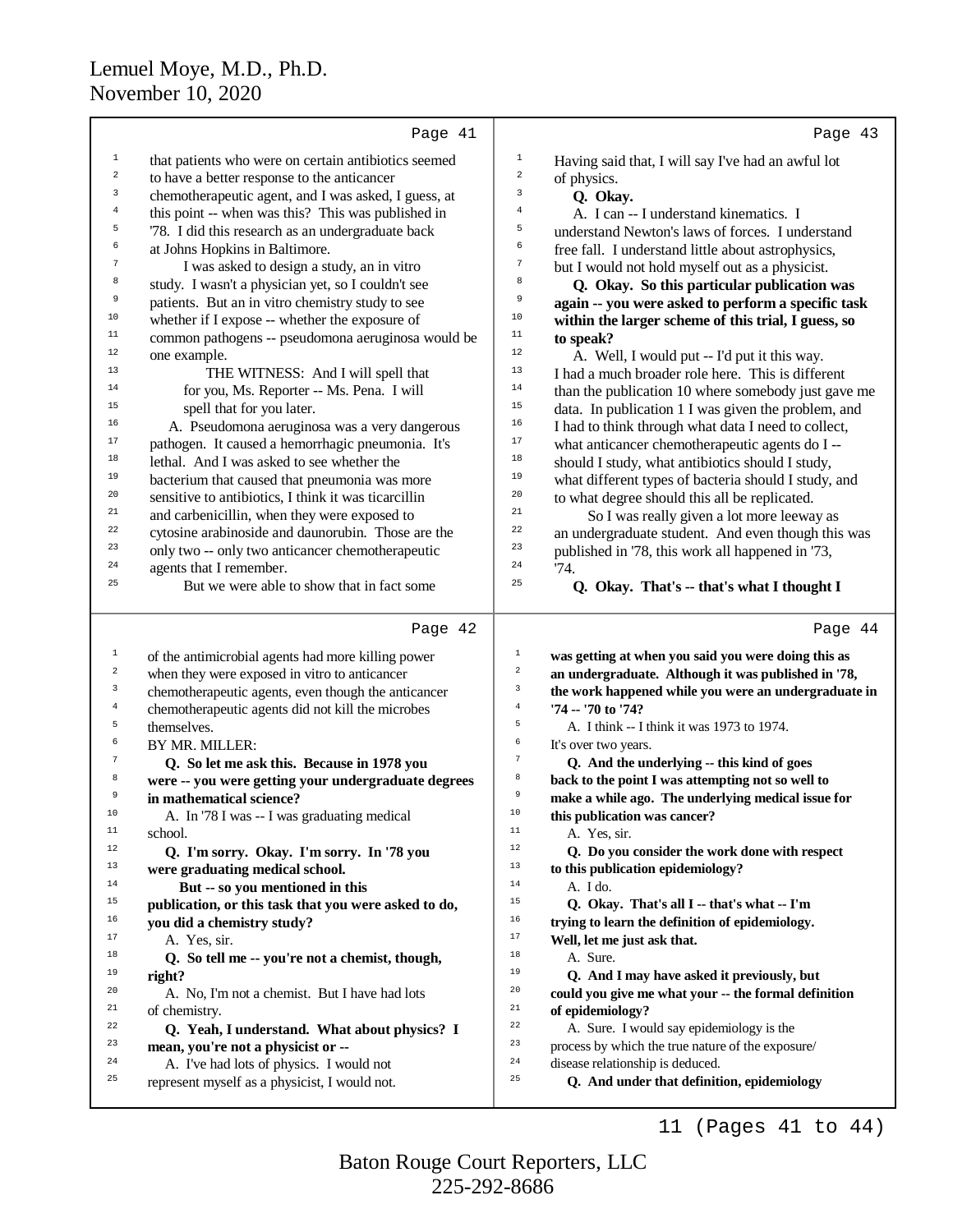Lemuel Moye, M.D., Ph.D.
November 10, 2020

Page 41

1 that patients who were on certain antibiotics seemed
2 to have a better response to the anticancer
3 chemotherapeutic agent, and I was asked, I guess, at
4 this point -- when was this? This was published in
5 '78. I did this research as an undergraduate back
6 at Johns Hopkins in Baltimore.
7 I was asked to design a study, an in vitro
8 study. I wasn't a physician yet, so I couldn't see
9 patients. But an in vitro chemistry study to see
10 whether if I expose -- whether the exposure of
11 common pathogens -- pseudomona aeruginosa would be
12 one example.
13 THE WITNESS: And I will spell that
14 for you, Ms. Reporter -- Ms. Pena. I will
15 spell that for you later.
16 A. Pseudomona aeruginosa was a very dangerous
17 pathogen. It caused a hemorrhagic pneumonia. It's
18 lethal. And I was asked to see whether the
19 bacterium that caused that pneumonia was more
20 sensitive to antibiotics, I think it was ticarcillin
21 and carbenicillin, when they were exposed to
22 cytosine arabinoside and daunorubin. Those are the
23 only two -- only two anticancer chemotherapeutic
24 agents that I remember.
25 But we were able to show that in fact some

Page 42

1 of the antimicrobial agents had more killing power
2 when they were exposed in vitro to anticancer
3 chemotherapeutic agents, even though the anticancer
4 chemotherapeutic agents did not kill the microbes
5 themselves.
6 BY MR. MILLER:
7 **Q. So let me ask this. Because in 1978 you**
8 **were -- you were getting your undergraduate degrees**
9 **in mathematical science?**
10 A. In '78 I was -- I was graduating medical
11 school.
12 **Q. I'm sorry. Okay. I'm sorry. In '78 you**
13 **were graduating medical school.**
14 **But -- so you mentioned in this**
15 **publication, or this task that you were asked to do,**
16 **you did a chemistry study?**
17 A. Yes, sir.
18 **Q. So tell me -- you're not a chemist, though,**
19 **right?**
20 A. No, I'm not a chemist. But I have had lots
21 of chemistry.
22 **Q. Yeah, I understand. What about physics? I**
23 **mean, you're not a physicist or --**
24 A. I've had lots of physics. I would not
25 represent myself as a physicist, I would not.

Page 43

1 Having said that, I will say I've had an awful lot
2 of physics.
3 **Q. Okay.**
4 A. I can -- I understand kinematics. I
5 understand Newton's laws of forces. I understand
6 free fall. I understand little about astrophysics,
7 but I would not hold myself out as a physicist.
8 **Q. Okay. So this particular publication was**
9 **again -- you were asked to perform a specific task**
10 **within the larger scheme of this trial, I guess, so**
11 **to speak?**
12 A. Well, I would put -- I'd put it this way.
13 I had a much broader role here. This is different
14 than the publication 10 where somebody just gave me
15 data. In publication 1 I was given the problem, and
16 I had to think through what data I need to collect,
17 what anticancer chemotherapeutic agents do I --
18 should I study, what antibiotics should I study,
19 what different types of bacteria should I study, and
20 to what degree should this all be replicated.
21 So I was really given a lot more leeway as
22 an undergraduate student. And even though this was
23 published in '78, this work all happened in '73,
24 '74.
25 **Q. Okay. That's -- that's what I thought I**

Page 44

1 **was getting at when you said you were doing this as**
2 **an undergraduate. Although it was published in '78,**
3 **the work happened while you were an undergraduate in**
4 **'74 -- '70 to '74?**
5 A. I think -- I think it was 1973 to 1974.
6 It's over two years.
7 **Q. And the underlying -- this kind of goes**
8 **back to the point I was attempting not so well to**
9 **make a while ago. The underlying medical issue for**
10 **this publication was cancer?**
11 A. Yes, sir.
12 **Q. Do you consider the work done with respect**
13 **to this publication epidemiology?**
14 A. I do.
15 **Q. Okay. That's all I -- that's what -- I'm**
16 **trying to learn the definition of epidemiology.**
17 **Well, let me just ask that.**
18 A. Sure.
19 **Q. And I may have asked it previously, but**
20 **could you give me what your -- the formal definition**
21 **of epidemiology?**
22 A. Sure. I would say epidemiology is the
23 process by which the true nature of the exposure/
24 disease relationship is deduced.
25 **Q. And under that definition, epidemiology**

11 (Pages 41 to 44)

Baton Rouge Court Reporters, LLC
225-292-8686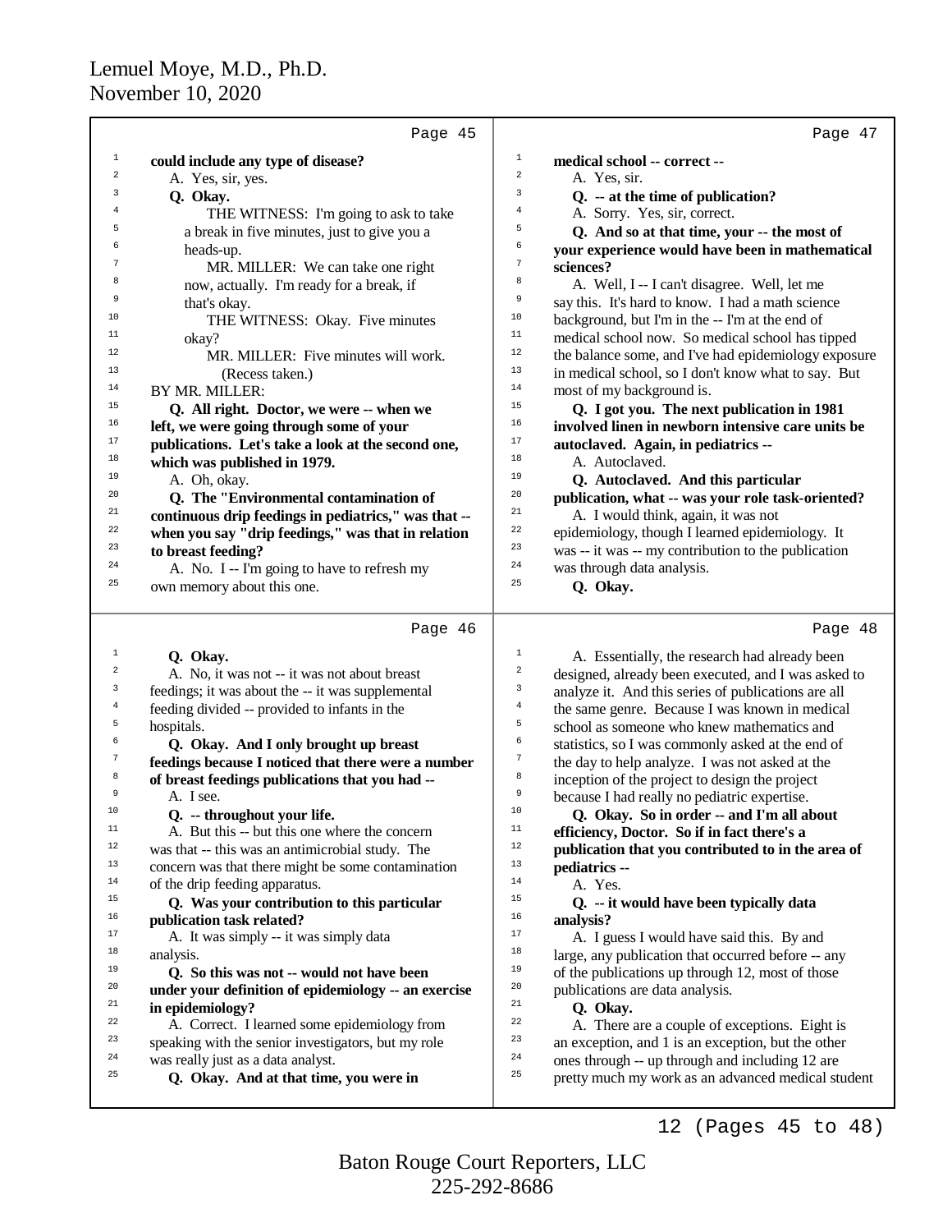Page 45

1 **could include any type of disease?**
2 A. Yes, sir, yes.
3 **Q. Okay.**
4 THE WITNESS: I'm going to ask to take
5 a break in five minutes, just to give you a
6 heads-up.
7 MR. MILLER: We can take one right
8 now, actually. I'm ready for a break, if
9 that's okay.
10 THE WITNESS: Okay. Five minutes
11 okay?
12 MR. MILLER: Five minutes will work.
13 (Recess taken.)
14 BY MR. MILLER:
15 **Q. All right. Doctor, we were -- when we**
16 **left, we were going through some of your**
17 **publications. Let's take a look at the second one,**
18 **which was published in 1979.**
19 A. Oh, okay.
20 **Q. The "Environmental contamination of**
21 **continuous drip feedings in pediatrics," was that --**
22 **when you say "drip feedings," was that in relation**
23 **to breast feeding?**
24 A. No. I -- I'm going to have to refresh my
25 own memory about this one.

Page 46

1 **Q. Okay.**
2 A. No, it was not -- it was not about breast
3 feedings; it was about the -- it was supplemental
4 feeding divided -- provided to infants in the
5 hospitals.
6 **Q. Okay. And I only brought up breast**
7 **feedings because I noticed that there were a number**
8 **of breast feedings publications that you had --**
9 A. I see.
10 **Q. -- throughout your life.**
11 A. But this -- but this one where the concern
12 was that -- this was an antimicrobial study. The
13 concern was that there might be some contamination
14 of the drip feeding apparatus.
15 **Q. Was your contribution to this particular**
16 **publication task related?**
17 A. It was simply -- it was simply data
18 analysis.
19 **Q. So this was not -- would not have been**
20 **under your definition of epidemiology -- an exercise**
21 **in epidemiology?**
22 A. Correct. I learned some epidemiology from
23 speaking with the senior investigators, but my role
24 was really just as a data analyst.
25 **Q. Okay. And at that time, you were in**

Page 47

1 **medical school -- correct --**
2 A. Yes, sir.
3 **Q. -- at the time of publication?**
4 A. Sorry. Yes, sir, correct.
5 **Q. And so at that time, your -- the most of**
6 **your experience would have been in mathematical**
7 **sciences?**
8 A. Well, I -- I can't disagree. Well, let me
9 say this. It's hard to know. I had a math science
10 background, but I'm in the -- I'm at the end of
11 medical school now. So medical school has tipped
12 the balance some, and I've had epidemiology exposure
13 in medical school, so I don't know what to say. But
14 most of my background is.
15 **Q. I got you. The next publication in 1981**
16 **involved linen in newborn intensive care units be**
17 **autoclaved. Again, in pediatrics --**
18 A. Autoclaved.
19 **Q. Autoclaved. And this particular**
20 **publication, what -- was your role task-oriented?**
21 A. I would think, again, it was not
22 epidemiology, though I learned epidemiology. It
23 was -- it was -- my contribution to the publication
24 was through data analysis.
25 **Q. Okay.**

Page 48

1 A. Essentially, the research had already been
2 designed, already been executed, and I was asked to
3 analyze it. And this series of publications are all
4 the same genre. Because I was known in medical
5 school as someone who knew mathematics and
6 statistics, so I was commonly asked at the end of
7 the day to help analyze. I was not asked at the
8 inception of the project to design the project
9 because I had really no pediatric expertise.
10 **Q. Okay. So in order -- and I'm all about**
11 **efficiency, Doctor. So if in fact there's a**
12 **publication that you contributed to in the area of**
13 **pediatrics --**
14 A. Yes.
15 **Q. -- it would have been typically data**
16 **analysis?**
17 A. I guess I would have said this. By and
18 large, any publication that occurred before -- any
19 of the publications up through 12, most of those
20 publications are data analysis.
21 **Q. Okay.**
22 A. There are a couple of exceptions. Eight is
23 an exception, and 1 is an exception, but the other
24 ones through -- up through and including 12 are
25 pretty much my work as an advanced medical student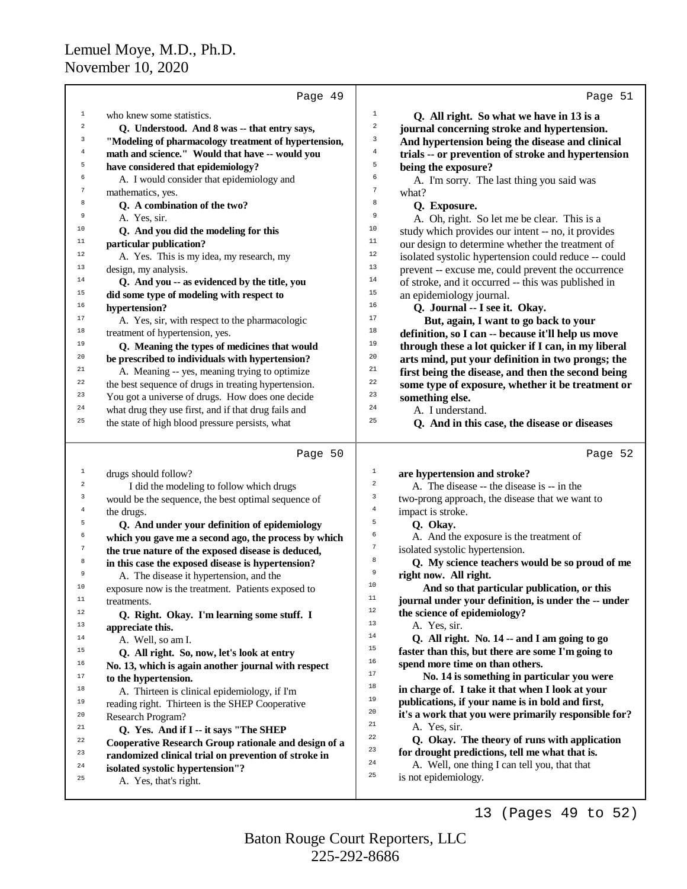Page 49

who knew some statistics.

**Q. Understood. And 8 was -- that entry says, "Modeling of pharmacology treatment of hypertension, math and science." Would that have -- would you have considered that epidemiology?**

A. I would consider that epidemiology and mathematics, yes.

**Q. A combination of the two?**

A. Yes, sir.

**Q. And you did the modeling for this particular publication?**

A. Yes. This is my idea, my research, my design, my analysis.

**Q. And you -- as evidenced by the title, you did some type of modeling with respect to hypertension?**

A. Yes, sir, with respect to the pharmacologic treatment of hypertension, yes.

**Q. Meaning the types of medicines that would be prescribed to individuals with hypertension?**

A. Meaning -- yes, meaning trying to optimize the best sequence of drugs in treating hypertension. You got a universe of drugs. How does one decide what drug they use first, and if that drug fails and the state of high blood pressure persists, what

Page 50

drugs should follow?

I did the modeling to follow which drugs would be the sequence, the best optimal sequence of the drugs.

**Q. And under your definition of epidemiology which you gave me a second ago, the process by which the true nature of the exposed disease is deduced, in this case the exposed disease is hypertension?**

A. The disease it hypertension, and the exposure now is the treatment. Patients exposed to treatments.

**Q. Right. Okay. I'm learning some stuff. I appreciate this.**

A. Well, so am I.

**Q. All right. So, now, let's look at entry No. 13, which is again another journal with respect to the hypertension.**

A. Thirteen is clinical epidemiology, if I'm reading right. Thirteen is the SHEP Cooperative Research Program?

**Q. Yes. And if I -- it says "The SHEP Cooperative Research Group rationale and design of a randomized clinical trial on prevention of stroke in isolated systolic hypertension"?**

A. Yes, that's right.

Page 51

**Q. All right. So what we have in 13 is a journal concerning stroke and hypertension. And hypertension being the disease and clinical trials -- or prevention of stroke and hypertension being the exposure?**

A. I'm sorry. The last thing you said was what?

**Q. Exposure.**

A. Oh, right. So let me be clear. This is a study which provides our intent -- no, it provides our design to determine whether the treatment of isolated systolic hypertension could reduce -- could prevent -- excuse me, could prevent the occurrence of stroke, and it occurred -- this was published in an epidemiology journal.

**Q. Journal -- I see it. Okay.**

**But, again, I want to go back to your definition, so I can -- because it'll help us move through these a lot quicker if I can, in my liberal arts mind, put your definition in two prongs; the first being the disease, and then the second being some type of exposure, whether it be treatment or something else.**

A. I understand.

**Q. And in this case, the disease or diseases**

Page 52

**are hypertension and stroke?**

A. The disease -- the disease is -- in the two-prong approach, the disease that we want to impact is stroke.

**Q. Okay.**

A. And the exposure is the treatment of isolated systolic hypertension.

**Q. My science teachers would be so proud of me right now. All right.**

**And so that particular publication, or this journal under your definition, is under the -- under the science of epidemiology?**

A. Yes, sir.

**Q. All right. No. 14 -- and I am going to go faster than this, but there are some I'm going to spend more time on than others.**

**No. 14 is something in particular you were in charge of. I take it that when I look at your publications, if your name is in bold and first, it's a work that you were primarily responsible for?**

A. Yes, sir.

**Q. Okay. The theory of runs with application for drought predictions, tell me what that is.**

A. Well, one thing I can tell you, that that is not epidemiology.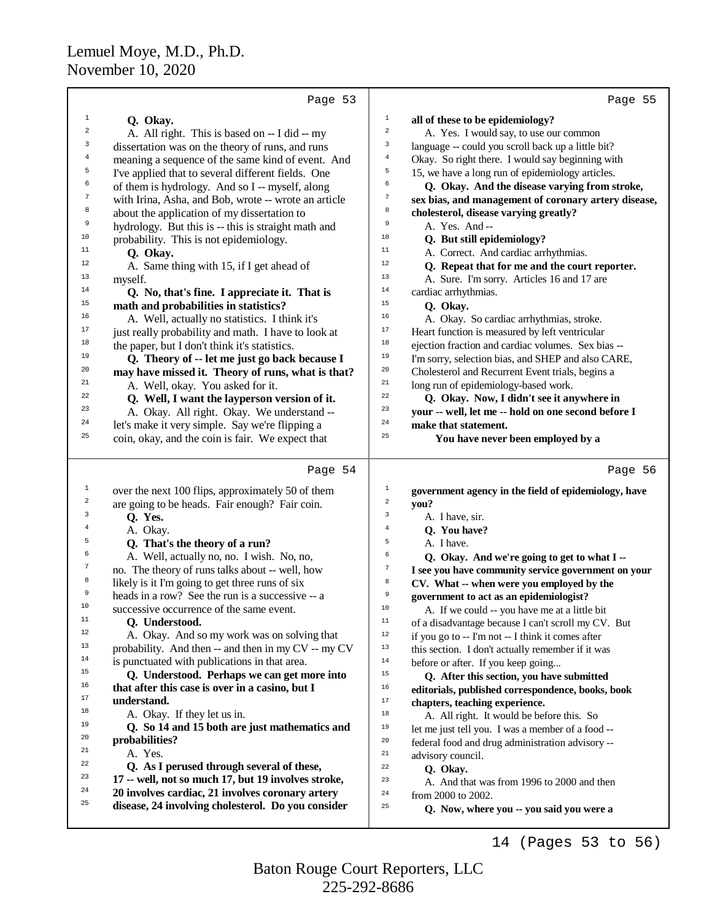Page 53

1 **Q. Okay.**
2 A. All right. This is based on -- I did -- my
3 dissertation was on the theory of runs, and runs
4 meaning a sequence of the same kind of event. And
5 I've applied that to several different fields. One
6 of them is hydrology. And so I -- myself, along
7 with Irina, Asha, and Bob, wrote -- wrote an article
8 about the application of my dissertation to
9 hydrology. But this is -- this is straight math and
10 probability. This is not epidemiology.
11 **Q. Okay.**
12 A. Same thing with 15, if I get ahead of
13 myself.
14 **Q. No, that's fine. I appreciate it. That is**
15 **math and probabilities in statistics?**
16 A. Well, actually no statistics. I think it's
17 just really probability and math. I have to look at
18 the paper, but I don't think it's statistics.
19 **Q. Theory of -- let me just go back because I**
20 **may have missed it. Theory of runs, what is that?**
21 A. Well, okay. You asked for it.
22 **Q. Well, I want the layperson version of it.**
23 A. Okay. All right. Okay. We understand --
24 let's make it very simple. Say we're flipping a
25 coin, okay, and the coin is fair. We expect that

Page 54

1 over the next 100 flips, approximately 50 of them
2 are going to be heads. Fair enough? Fair coin.
3 **Q. Yes.**
4 A. Okay.
5 **Q. That's the theory of a run?**
6 A. Well, actually no, no. I wish. No, no,
7 no. The theory of runs talks about -- well, how
8 likely is it I'm going to get three runs of six
9 heads in a row? See the run is a successive -- a
10 successive occurrence of the same event.
11 **Q. Understood.**
12 A. Okay. And so my work was on solving that
13 probability. And then -- and then in my CV -- my CV
14 is punctuated with publications in that area.
15 **Q. Understood. Perhaps we can get more into**
16 **that after this case is over in a casino, but I**
17 **understand.**
18 A. Okay. If they let us in.
19 **Q. So 14 and 15 both are just mathematics and**
20 **probabilities?**
21 A. Yes.
22 **Q. As I perused through several of these,**
23 **17 -- well, not so much 17, but 19 involves stroke,**
24 **20 involves cardiac, 21 involves coronary artery**
25 **disease, 24 involving cholesterol. Do you consider**

Page 55

1 **all of these to be epidemiology?**
2 A. Yes. I would say, to use our common
3 language -- could you scroll back up a little bit?
4 Okay. So right there. I would say beginning with
5 15, we have a long run of epidemiology articles.
6 **Q. Okay. And the disease varying from stroke,**
7 **sex bias, and management of coronary artery disease,**
8 **cholesterol, disease varying greatly?**
9 A. Yes. And --
10 **Q. But still epidemiology?**
11 A. Correct. And cardiac arrhythmias.
12 **Q. Repeat that for me and the court reporter.**
13 A. Sure. I'm sorry. Articles 16 and 17 are
14 cardiac arrhythmias.
15 **Q. Okay.**
16 A. Okay. So cardiac arrhythmias, stroke.
17 Heart function is measured by left ventricular
18 ejection fraction and cardiac volumes. Sex bias --
19 I'm sorry, selection bias, and SHEP and also CARE,
20 Cholesterol and Recurrent Event trials, begins a
21 long run of epidemiology-based work.
22 **Q. Okay. Now, I didn't see it anywhere in**
23 **your -- well, let me -- hold on one second before I**
24 **make that statement.**
25 **You have never been employed by a**

Page 56

1 **government agency in the field of epidemiology, have**
2 **you?**
3 A. I have, sir.
4 **Q. You have?**
5 A. I have.
6 **Q. Okay. And we're going to get to what I --**
7 **I see you have community service government on your**
8 **CV. What -- when were you employed by the**
9 **government to act as an epidemiologist?**
10 A. If we could -- you have me at a little bit
11 of a disadvantage because I can't scroll my CV. But
12 if you go to -- I'm not -- I think it comes after
13 this section. I don't actually remember if it was
14 before or after. If you keep going...
15 **Q. After this section, you have submitted**
16 **editorials, published correspondence, books, book**
17 **chapters, teaching experience.**
18 A. All right. It would be before this. So
19 let me just tell you. I was a member of a food --
20 federal food and drug administration advisory --
21 advisory council.
22 **Q. Okay.**
23 A. And that was from 1996 to 2000 and then
24 from 2000 to 2002.
25 **Q. Now, where you -- you said you were a**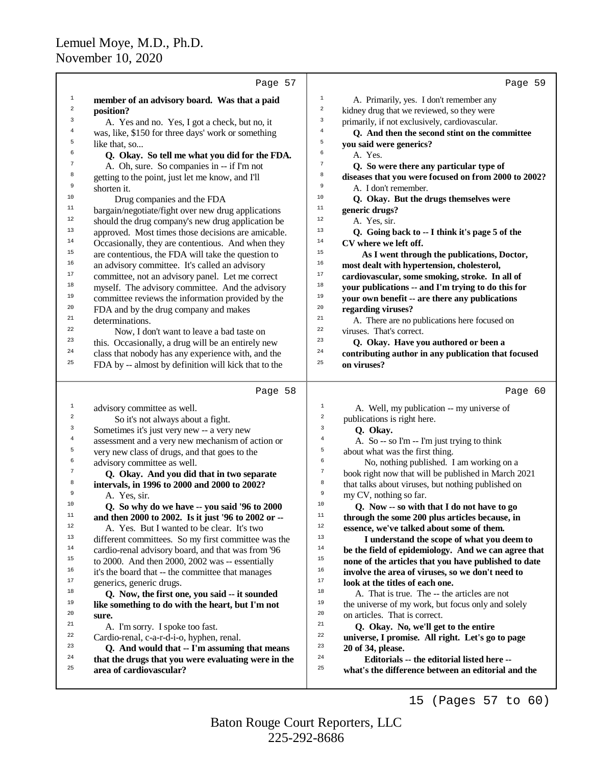**Page 57**

**member of an advisory board. Was that a paid position?**

A. Yes and no. Yes, I got a check, but no, it was, like, $150 for three days' work or something like that, so...

**Q. Okay. So tell me what you did for the FDA.**

A. Oh, sure. So companies in -- if I'm not getting to the point, just let me know, and I'll shorten it.

Drug companies and the FDA bargain/negotiate/fight over new drug applications should the drug company's new drug application be approved. Most times those decisions are amicable. Occasionally, they are contentious. And when they are contentious, the FDA will take the question to an advisory committee. It's called an advisory committee, not an advisory panel. Let me correct myself. The advisory committee. And the advisory committee reviews the information provided by the FDA and by the drug company and makes determinations.

Now, I don't want to leave a bad taste on this. Occasionally, a drug will be an entirely new class that nobody has any experience with, and the FDA by -- almost by definition will kick that to the

**Page 58**

advisory committee as well.

So it's not always about a fight. Sometimes it's just very new -- a very new assessment and a very new mechanism of action or very new class of drugs, and that goes to the advisory committee as well.

**Q. Okay. And you did that in two separate intervals, in 1996 to 2000 and 2000 to 2002?**

A. Yes, sir.

**Q. So why do we have -- you said '96 to 2000 and then 2000 to 2002. Is it just '96 to 2002 or --**

A. Yes. But I wanted to be clear. It's two different committees. So my first committee was the cardio-renal advisory board, and that was from '96 to 2000. And then 2000, 2002 was -- essentially it's the board that -- the committee that manages generics, generic drugs.

**Q. Now, the first one, you said -- it sounded like something to do with the heart, but I'm not sure.**

A. I'm sorry. I spoke too fast. Cardio-renal, c-a-r-d-i-o, hyphen, renal.

**Q. And would that -- I'm assuming that means that the drugs that you were evaluating were in the area of cardiovascular?**

**Page 59**

A. Primarily, yes. I don't remember any kidney drug that we reviewed, so they were primarily, if not exclusively, cardiovascular.

**Q. And then the second stint on the committee you said were generics?**

A. Yes.

**Q. So were there any particular type of diseases that you were focused on from 2000 to 2002?**

A. I don't remember.

**Q. Okay. But the drugs themselves were generic drugs?**

A. Yes, sir.

**Q. Going back to -- I think it's page 5 of the CV where we left off.**

**As I went through the publications, Doctor, most dealt with hypertension, cholesterol, cardiovascular, some smoking, stroke. In all of your publications -- and I'm trying to do this for your own benefit -- are there any publications regarding viruses?**

A. There are no publications here focused on viruses. That's correct.

**Q. Okay. Have you authored or been a contributing author in any publication that focused on viruses?**

**Page 60**

A. Well, my publication -- my universe of publications is right here.

**Q. Okay.**

A. So -- so I'm -- I'm just trying to think about what was the first thing.

No, nothing published. I am working on a book right now that will be published in March 2021 that talks about viruses, but nothing published on my CV, nothing so far.

**Q. Now -- so with that I do not have to go through the some 200 plus articles because, in essence, we've talked about some of them.**

**I understand the scope of what you deem to be the field of epidemiology. And we can agree that none of the articles that you have published to date involve the area of viruses, so we don't need to look at the titles of each one.**

A. That is true. The -- the articles are not the universe of my work, but focus only and solely on articles. That is correct.

**Q. Okay. No, we'll get to the entire universe, I promise. All right. Let's go to page 20 of 34, please.**

**Editorials -- the editorial listed here -- what's the difference between an editorial and the**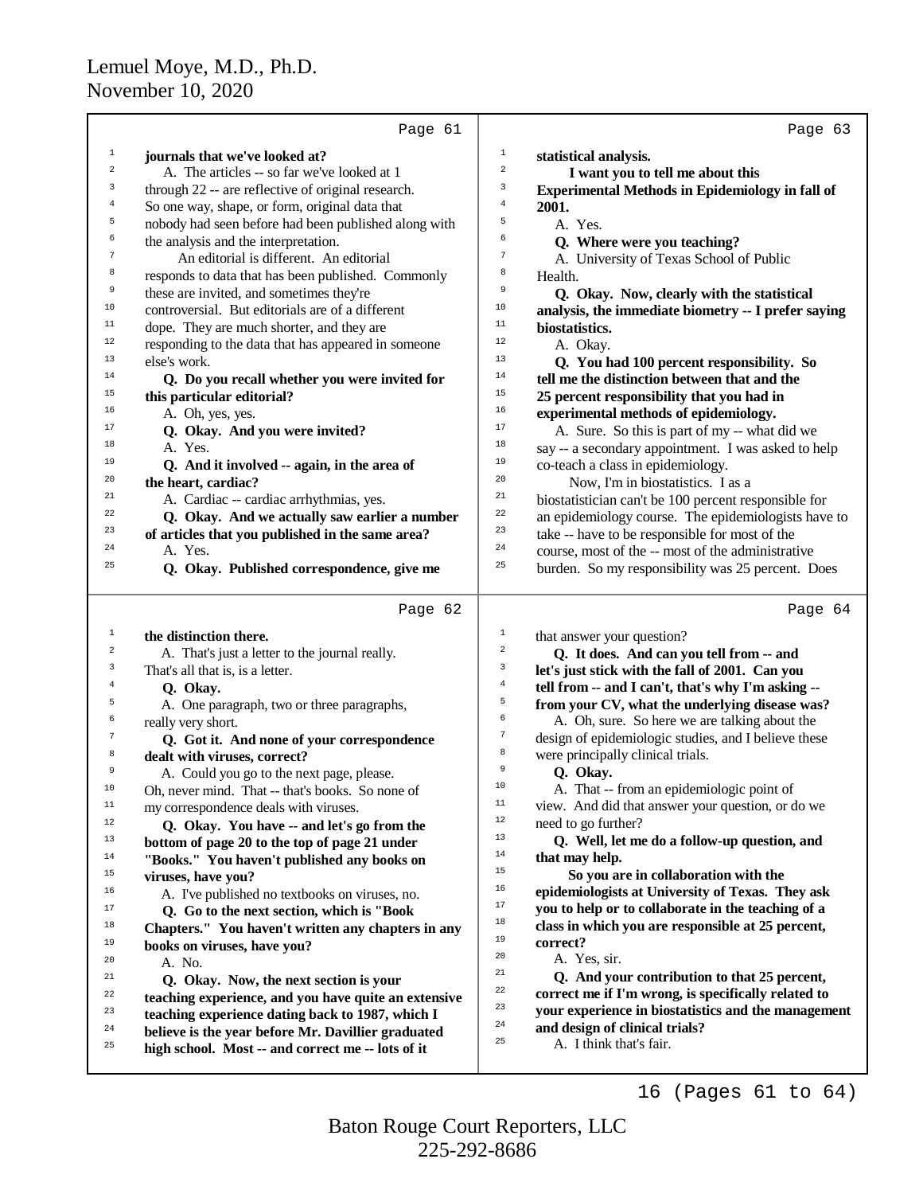Page 61

journals that we've looked at?

A. The articles -- so far we've looked at 1 through 22 -- are reflective of original research. So one way, shape, or form, original data that nobody had seen before had been published along with the analysis and the interpretation.

An editorial is different. An editorial responds to data that has been published. Commonly these are invited, and sometimes they're controversial. But editorials are of a different dope. They are much shorter, and they are responding to the data that has appeared in someone else's work.

**Q. Do you recall whether you were invited for this particular editorial?**

A. Oh, yes, yes.

**Q. Okay. And you were invited?**

A. Yes.

**Q. And it involved -- again, in the area of the heart, cardiac?**

A. Cardiac -- cardiac arrhythmias, yes.

**Q. Okay. And we actually saw earlier a number of articles that you published in the same area?**

A. Yes.

**Q. Okay. Published correspondence, give me**

Page 62

**the distinction there.**

A. That's just a letter to the journal really. That's all that is, is a letter.

**Q. Okay.**

A. One paragraph, two or three paragraphs, really very short.

**Q. Got it. And none of your correspondence dealt with viruses, correct?**

A. Could you go to the next page, please. Oh, never mind. That -- that's books. So none of my correspondence deals with viruses.

**Q. Okay. You have -- and let's go from the bottom of page 20 to the top of page 21 under "Books." You haven't published any books on viruses, have you?**

A. I've published no textbooks on viruses, no.

**Q. Go to the next section, which is "Book Chapters." You haven't written any chapters in any books on viruses, have you?**

A. No.

**Q. Okay. Now, the next section is your teaching experience, and you have quite an extensive teaching experience dating back to 1987, which I believe is the year before Mr. Davillier graduated high school. Most -- and correct me -- lots of it**

Page 63

**statistical analysis.**

**I want you to tell me about this Experimental Methods in Epidemiology in fall of 2001.**

A. Yes.

**Q. Where were you teaching?**

A. University of Texas School of Public Health.

**Q. Okay. Now, clearly with the statistical analysis, the immediate biometry -- I prefer saying biostatistics.**

A. Okay.

**Q. You had 100 percent responsibility. So tell me the distinction between that and the 25 percent responsibility that you had in experimental methods of epidemiology.**

A. Sure. So this is part of my -- what did we say -- a secondary appointment. I was asked to help co-teach a class in epidemiology.

Now, I'm in biostatistics. I as a biostatistician can't be 100 percent responsible for an epidemiology course. The epidemiologists have to take -- have to be responsible for most of the course, most of the -- most of the administrative burden. So my responsibility was 25 percent. Does

Page 64

that answer your question?

**Q. It does. And can you tell from -- and let's just stick with the fall of 2001. Can you tell from -- and I can't, that's why I'm asking -- from your CV, what the underlying disease was?**

A. Oh, sure. So here we are talking about the design of epidemiologic studies, and I believe these were principally clinical trials.

**Q. Okay.**

A. That -- from an epidemiologic point of view. And did that answer your question, or do we need to go further?

**Q. Well, let me do a follow-up question, and that may help.**

**So you are in collaboration with the epidemiologists at University of Texas. They ask you to help or to collaborate in the teaching of a class in which you are responsible at 25 percent, correct?**

A. Yes, sir.

**Q. And your contribution to that 25 percent, correct me if I'm wrong, is specifically related to your experience in biostatistics and the management and design of clinical trials?**

A. I think that's fair.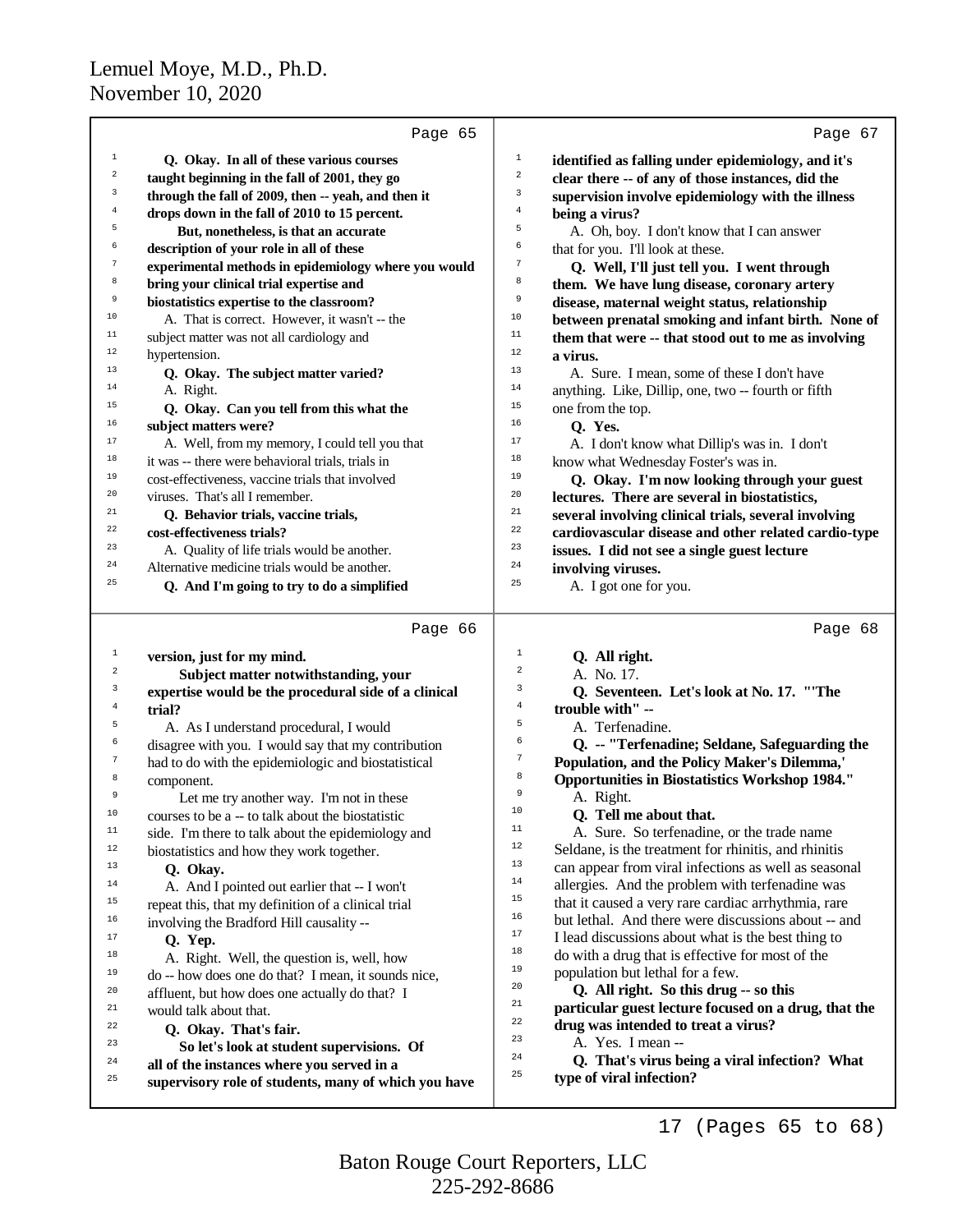**Page 65**

1 **Q. Okay. In all of these various courses**
2 **taught beginning in the fall of 2001, they go**
3 **through the fall of 2009, then -- yeah, and then it**
4 **drops down in the fall of 2010 to 15 percent.**
5 **But, nonetheless, is that an accurate**
6 **description of your role in all of these**
7 **experimental methods in epidemiology where you would**
8 **bring your clinical trial expertise and**
9 **biostatistics expertise to the classroom?**
10 A. That is correct. However, it wasn't -- the
11 subject matter was not all cardiology and
12 hypertension.
13 **Q. Okay. The subject matter varied?**
14 A. Right.
15 **Q. Okay. Can you tell from this what the**
16 **subject matters were?**
17 A. Well, from my memory, I could tell you that
18 it was -- there were behavioral trials, trials in
19 cost-effectiveness, vaccine trials that involved
20 viruses. That's all I remember.
21 **Q. Behavior trials, vaccine trials,**
22 **cost-effectiveness trials?**
23 A. Quality of life trials would be another.
24 Alternative medicine trials would be another.
25 **Q. And I'm going to try to do a simplified**

**Page 66**

1 **version, just for my mind.**
2 **Subject matter notwithstanding, your**
3 **expertise would be the procedural side of a clinical**
4 **trial?**
5 A. As I understand procedural, I would
6 disagree with you. I would say that my contribution
7 had to do with the epidemiologic and biostatistical
8 component.
9 Let me try another way. I'm not in these
10 courses to be a -- to talk about the biostatistic
11 side. I'm there to talk about the epidemiology and
12 biostatistics and how they work together.
13 **Q. Okay.**
14 A. And I pointed out earlier that -- I won't
15 repeat this, that my definition of a clinical trial
16 involving the Bradford Hill causality --
17 **Q. Yep.**
18 A. Right. Well, the question is, well, how
19 do -- how does one do that? I mean, it sounds nice,
20 affluent, but how does one actually do that? I
21 would talk about that.
22 **Q. Okay. That's fair.**
23 **So let's look at student supervisions. Of**
24 **all of the instances where you served in a**
25 **supervisory role of students, many of which you have**

**Page 67**

1 **identified as falling under epidemiology, and it's**
2 **clear there -- of any of those instances, did the**
3 **supervision involve epidemiology with the illness**
4 **being a virus?**
5 A. Oh, boy. I don't know that I can answer
6 that for you. I'll look at these.
7 **Q. Well, I'll just tell you. I went through**
8 **them. We have lung disease, coronary artery**
9 **disease, maternal weight status, relationship**
10 **between prenatal smoking and infant birth. None of**
11 **them that were -- that stood out to me as involving**
12 **a virus.**
13 A. Sure. I mean, some of these I don't have
14 anything. Like, Dillip, one, two -- fourth or fifth
15 one from the top.
16 **Q. Yes.**
17 A. I don't know what Dillip's was in. I don't
18 know what Wednesday Foster's was in.
19 **Q. Okay. I'm now looking through your guest**
20 **lectures. There are several in biostatistics,**
21 **several involving clinical trials, several involving**
22 **cardiovascular disease and other related cardio-type**
23 **issues. I did not see a single guest lecture**
24 **involving viruses.**
25 A. I got one for you.

**Page 68**

1 **Q. All right.**
2 A. No. 17.
3 **Q. Seventeen. Let's look at No. 17. "'The**
4 **trouble with" --**
5 A. Terfenadine.
6 **Q. -- "Terfenadine; Seldane, Safeguarding the**
7 **Population, and the Policy Maker's Dilemma,'**
8 **Opportunities in Biostatistics Workshop 1984."**
9 A. Right.
10 **Q. Tell me about that.**
11 A. Sure. So terfenadine, or the trade name
12 Seldane, is the treatment for rhinitis, and rhinitis
13 can appear from viral infections as well as seasonal
14 allergies. And the problem with terfenadine was
15 that it caused a very rare cardiac arrhythmia, rare
16 but lethal. And there were discussions about -- and
17 I lead discussions about what is the best thing to
18 do with a drug that is effective for most of the
19 population but lethal for a few.
20 **Q. All right. So this drug -- so this**
21 **particular guest lecture focused on a drug, that the**
22 **drug was intended to treat a virus?**
23 A. Yes. I mean --
24 **Q. That's virus being a viral infection? What**
25 **type of viral infection?**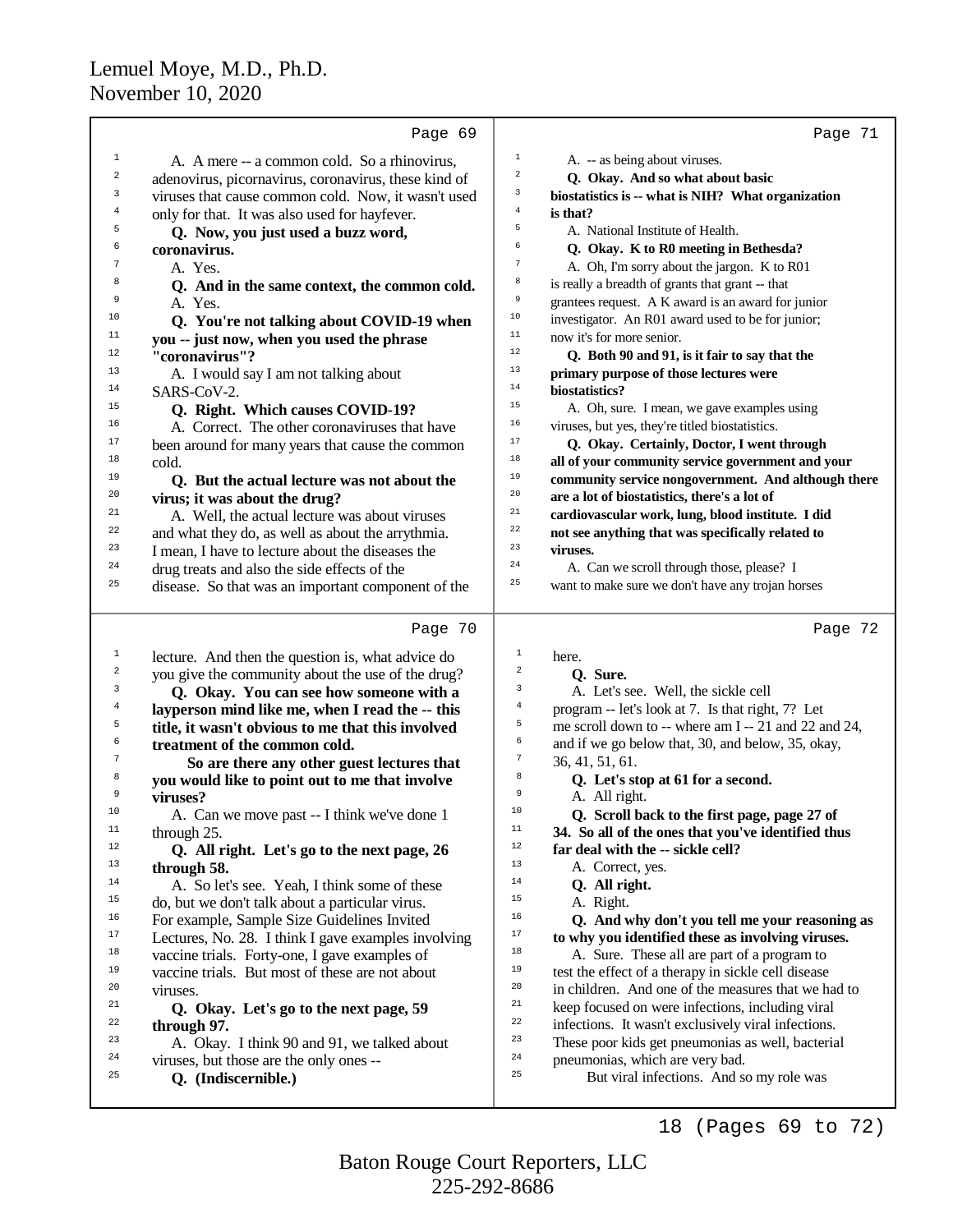A. A mere -- a common cold. So a rhinovirus, adenovirus, picornavirus, coronavirus, these kind of viruses that cause common cold. Now, it wasn't used only for that. It was also used for hayfever.

**Q. Now, you just used a buzz word, coronavirus.**

A. Yes.

**Q. And in the same context, the common cold.**

A. Yes.

**Q. You're not talking about COVID-19 when you -- just now, when you used the phrase "coronavirus"?**

A. I would say I am not talking about SARS-CoV-2.

**Q. Right. Which causes COVID-19?**

A. Correct. The other coronaviruses that have been around for many years that cause the common cold.

**Q. But the actual lecture was not about the virus; it was about the drug?**

A. Well, the actual lecture was about viruses and what they do, as well as about the arrythmia. I mean, I have to lecture about the diseases the drug treats and also the side effects of the disease. So that was an important component of the lecture. And then the question is, what advice do you give the community about the use of the drug?

**Q. Okay. You can see how someone with a layperson mind like me, when I read the -- this title, it wasn't obvious to me that this involved treatment of the common cold.**

**So are there any other guest lectures that you would like to point out to me that involve viruses?**

A. Can we move past -- I think we've done 1 through 25.

**Q. All right. Let's go to the next page, 26 through 58.**

A. So let's see. Yeah, I think some of these do, but we don't talk about a particular virus. For example, Sample Size Guidelines Invited Lectures, No. 28. I think I gave examples involving vaccine trials. Forty-one, I gave examples of vaccine trials. But most of these are not about viruses.

**Q. Okay. Let's go to the next page, 59 through 97.**

A. Okay. I think 90 and 91, we talked about viruses, but those are the only ones --

**Q. (Indiscernible.)**

A. -- as being about viruses.

**Q. Okay. And so what about basic biostatistics is -- what is NIH? What organization is that?**

A. National Institute of Health.

**Q. Okay. K to R0 meeting in Bethesda?**

A. Oh, I'm sorry about the jargon. K to R01 is really a breadth of grants that grant -- that grantees request. A K award is an award for junior investigator. An R01 award used to be for junior; now it's for more senior.

**Q. Both 90 and 91, is it fair to say that the primary purpose of those lectures were biostatistics?**

A. Oh, sure. I mean, we gave examples using viruses, but yes, they're titled biostatistics.

**Q. Okay. Certainly, Doctor, I went through all of your community service government and your community service nongovernment. And although there are a lot of biostatistics, there's a lot of cardiovascular work, lung, blood institute. I did not see anything that was specifically related to viruses.**

A. Can we scroll through those, please? I want to make sure we don't have any trojan horses here.

**Q. Sure.**

A. Let's see. Well, the sickle cell program -- let's look at 7. Is that right, 7? Let me scroll down to -- where am I -- 21 and 22 and 24, and if we go below that, 30, and below, 35, okay, 36, 41, 51, 61.

**Q. Let's stop at 61 for a second.**

A. All right.

**Q. Scroll back to the first page, page 27 of 34. So all of the ones that you've identified thus far deal with the -- sickle cell?**

A. Correct, yes.

**Q. All right.**

A. Right.

**Q. And why don't you tell me your reasoning as to why you identified these as involving viruses.**

A. Sure. These all are part of a program to test the effect of a therapy in sickle cell disease in children. And one of the measures that we had to keep focused on were infections, including viral infections. It wasn't exclusively viral infections. These poor kids get pneumonias as well, bacterial pneumonias, which are very bad.

But viral infections. And so my role was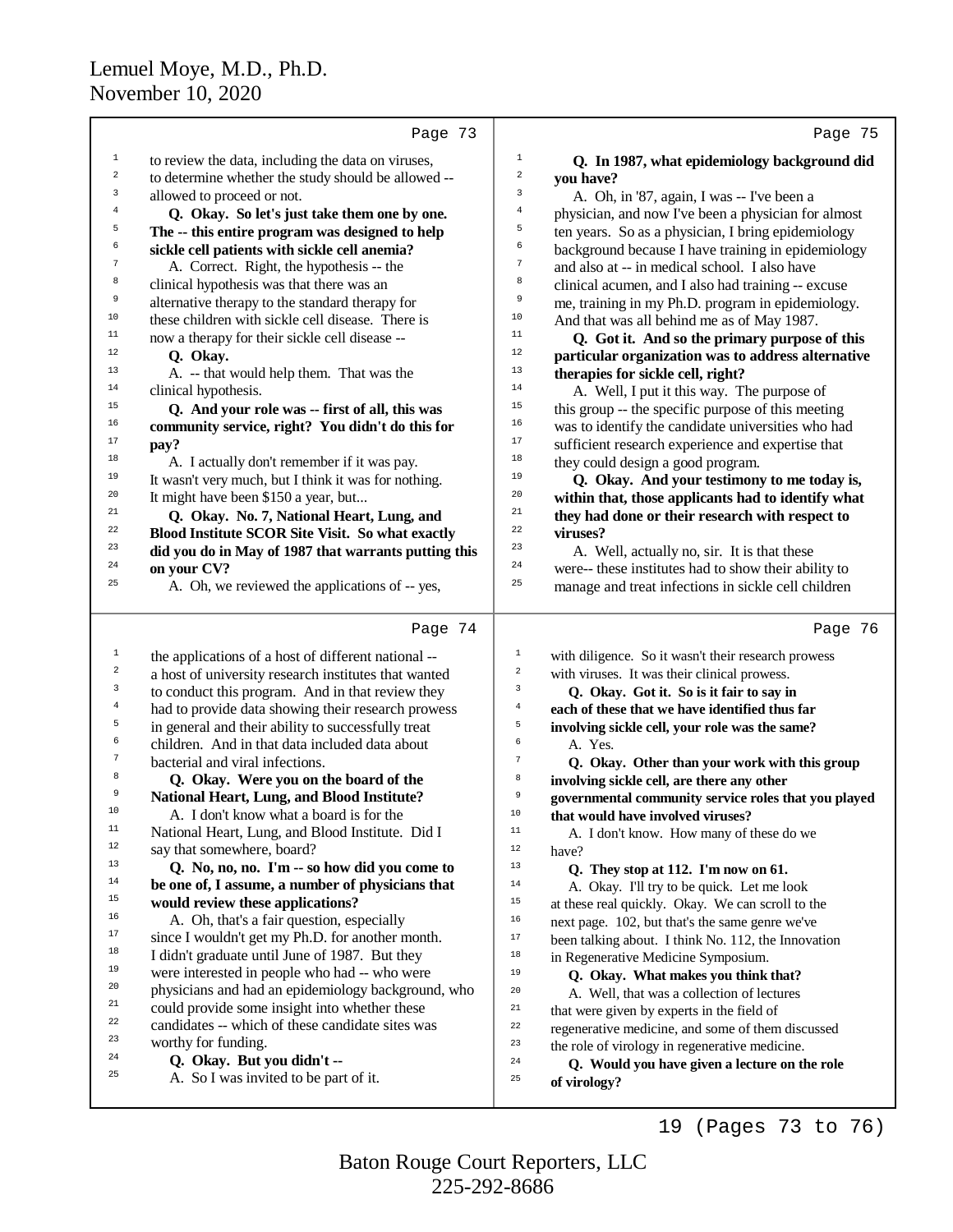**Page 73**

to review the data, including the data on viruses, to determine whether the study should be allowed -- allowed to proceed or not.

**Q. Okay. So let's just take them one by one. The -- this entire program was designed to help sickle cell patients with sickle cell anemia?**

A. Correct. Right, the hypothesis -- the clinical hypothesis was that there was an alternative therapy to the standard therapy for these children with sickle cell disease. There is now a therapy for their sickle cell disease --

**Q. Okay.**

A. -- that would help them. That was the clinical hypothesis.

**Q. And your role was -- first of all, this was community service, right? You didn't do this for pay?**

A. I actually don't remember if it was pay. It wasn't very much, but I think it was for nothing. It might have been $150 a year, but...

**Q. Okay. No. 7, National Heart, Lung, and Blood Institute SCOR Site Visit. So what exactly did you do in May of 1987 that warrants putting this on your CV?**

A. Oh, we reviewed the applications of -- yes,

**Page 74**

the applications of a host of different national -- a host of university research institutes that wanted to conduct this program. And in that review they had to provide data showing their research prowess in general and their ability to successfully treat children. And in that data included data about bacterial and viral infections.

**Q. Okay. Were you on the board of the National Heart, Lung, and Blood Institute?**

A. I don't know what a board is for the National Heart, Lung, and Blood Institute. Did I say that somewhere, board?

**Q. No, no, no. I'm -- so how did you come to be one of, I assume, a number of physicians that would review these applications?**

A. Oh, that's a fair question, especially since I wouldn't get my Ph.D. for another month. I didn't graduate until June of 1987. But they were interested in people who had -- who were physicians and had an epidemiology background, who could provide some insight into whether these candidates -- which of these candidate sites was worthy for funding.

**Q. Okay. But you didn't --**

A. So I was invited to be part of it.

**Page 75**

**Q. In 1987, what epidemiology background did you have?**

A. Oh, in '87, again, I was -- I've been a physician, and now I've been a physician for almost ten years. So as a physician, I bring epidemiology background because I have training in epidemiology and also at -- in medical school. I also have clinical acumen, and I also had training -- excuse me, training in my Ph.D. program in epidemiology. And that was all behind me as of May 1987.

**Q. Got it. And so the primary purpose of this particular organization was to address alternative therapies for sickle cell, right?**

A. Well, I put it this way. The purpose of this group -- the specific purpose of this meeting was to identify the candidate universities who had sufficient research experience and expertise that they could design a good program.

**Q. Okay. And your testimony to me today is, within that, those applicants had to identify what they had done or their research with respect to viruses?**

A. Well, actually no, sir. It is that these were-- these institutes had to show their ability to manage and treat infections in sickle cell children

**Page 76**

with diligence. So it wasn't their research prowess with viruses. It was their clinical prowess.

**Q. Okay. Got it. So is it fair to say in each of these that we have identified thus far involving sickle cell, your role was the same?**

A. Yes.

**Q. Okay. Other than your work with this group involving sickle cell, are there any other governmental community service roles that you played that would have involved viruses?**

A. I don't know. How many of these do we have?

**Q. They stop at 112. I'm now on 61.**

A. Okay. I'll try to be quick. Let me look at these real quickly. Okay. We can scroll to the next page. 102, but that's the same genre we've been talking about. I think No. 112, the Innovation in Regenerative Medicine Symposium.

**Q. Okay. What makes you think that?**

A. Well, that was a collection of lectures that were given by experts in the field of regenerative medicine, and some of them discussed the role of virology in regenerative medicine.

**Q. Would you have given a lecture on the role of virology?**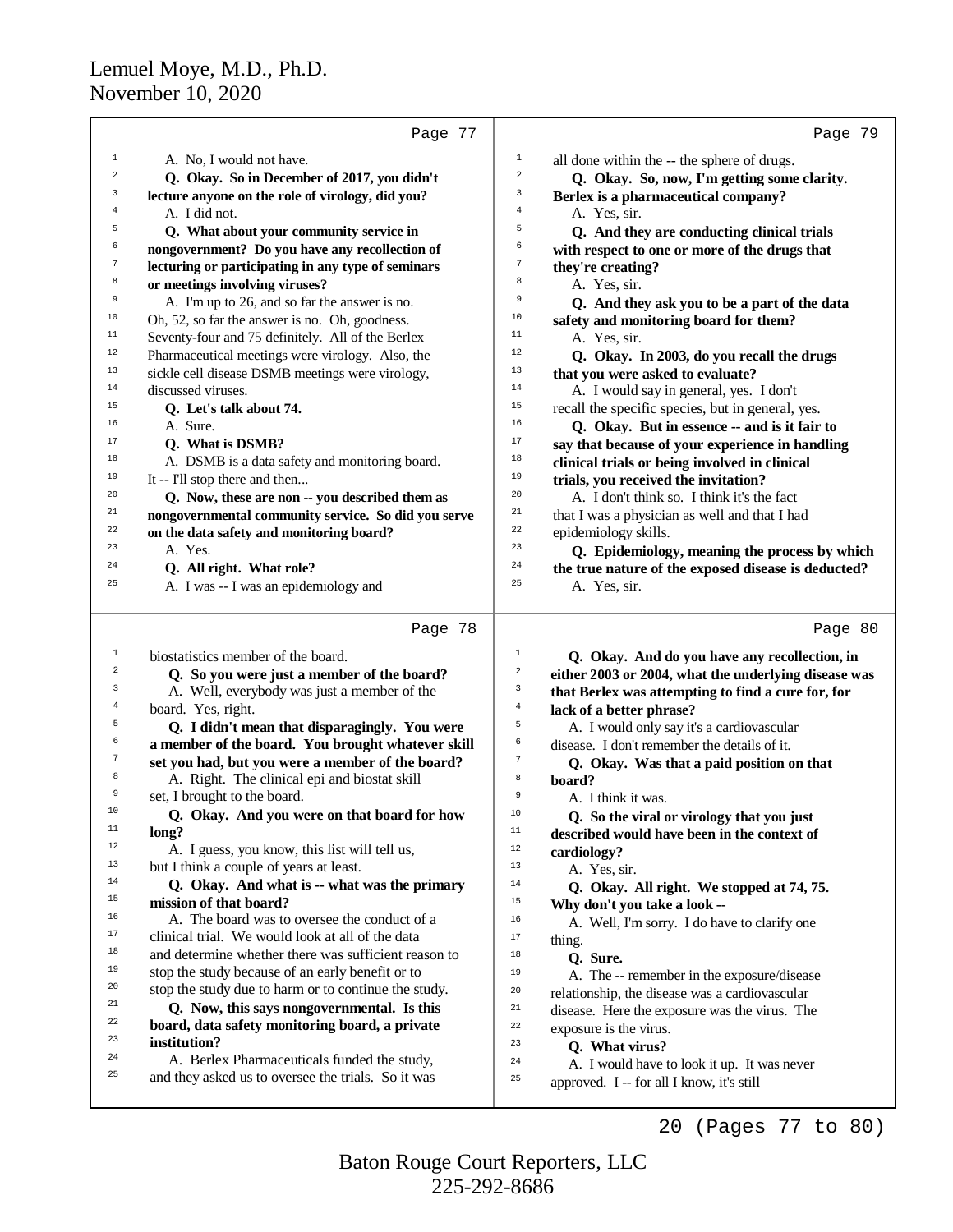Lemuel Moye, M.D., Ph.D.
November 10, 2020

Page 77

1 A. No, I would not have.
2 **Q. Okay. So in December of 2017, you didn't**
3 **lecture anyone on the role of virology, did you?**
4 A. I did not.
5 **Q. What about your community service in**
6 **nongovernment? Do you have any recollection of**
7 **lecturing or participating in any type of seminars**
8 **or meetings involving viruses?**
9 A. I'm up to 26, and so far the answer is no.
10 Oh, 52, so far the answer is no. Oh, goodness.
11 Seventy-four and 75 definitely. All of the Berlex
12 Pharmaceutical meetings were virology. Also, the
13 sickle cell disease DSMB meetings were virology,
14 discussed viruses.
15 **Q. Let's talk about 74.**
16 A. Sure.
17 **Q. What is DSMB?**
18 A. DSMB is a data safety and monitoring board.
19 It -- I'll stop there and then...
20 **Q. Now, these are non -- you described them as**
21 **nongovernmental community service. So did you serve**
22 **on the data safety and monitoring board?**
23 A. Yes.
24 **Q. All right. What role?**
25 A. I was -- I was an epidemiology and

Page 78

1 biostatistics member of the board.
2 **Q. So you were just a member of the board?**
3 A. Well, everybody was just a member of the
4 board. Yes, right.
5 **Q. I didn't mean that disparagingly. You were**
6 **a member of the board. You brought whatever skill**
7 **set you had, but you were a member of the board?**
8 A. Right. The clinical epi and biostat skill
9 set, I brought to the board.
10 **Q. Okay. And you were on that board for how**
11 **long?**
12 A. I guess, you know, this list will tell us,
13 but I think a couple of years at least.
14 **Q. Okay. And what is -- what was the primary**
15 **mission of that board?**
16 A. The board was to oversee the conduct of a
17 clinical trial. We would look at all of the data
18 and determine whether there was sufficient reason to
19 stop the study because of an early benefit or to
20 stop the study due to harm or to continue the study.
21 **Q. Now, this says nongovernmental. Is this**
22 **board, data safety monitoring board, a private**
23 **institution?**
24 A. Berlex Pharmaceuticals funded the study,
25 and they asked us to oversee the trials. So it was

Page 79

1 all done within the -- the sphere of drugs.
2 **Q. Okay. So, now, I'm getting some clarity.**
3 **Berlex is a pharmaceutical company?**
4 A. Yes, sir.
5 **Q. And they are conducting clinical trials**
6 **with respect to one or more of the drugs that**
7 **they're creating?**
8 A. Yes, sir.
9 **Q. And they ask you to be a part of the data**
10 **safety and monitoring board for them?**
11 A. Yes, sir.
12 **Q. Okay. In 2003, do you recall the drugs**
13 **that you were asked to evaluate?**
14 A. I would say in general, yes. I don't
15 recall the specific species, but in general, yes.
16 **Q. Okay. But in essence -- and is it fair to**
17 **say that because of your experience in handling**
18 **clinical trials or being involved in clinical**
19 **trials, you received the invitation?**
20 A. I don't think so. I think it's the fact
21 that I was a physician as well and that I had
22 epidemiology skills.
23 **Q. Epidemiology, meaning the process by which**
24 **the true nature of the exposed disease is deducted?**
25 A. Yes, sir.

Page 80

1 **Q. Okay. And do you have any recollection, in**
2 **either 2003 or 2004, what the underlying disease was**
3 **that Berlex was attempting to find a cure for, for**
4 **lack of a better phrase?**
5 A. I would only say it's a cardiovascular
6 disease. I don't remember the details of it.
7 **Q. Okay. Was that a paid position on that**
8 **board?**
9 A. I think it was.
10 **Q. So the viral or virology that you just**
11 **described would have been in the context of**
12 **cardiology?**
13 A. Yes, sir.
14 **Q. Okay. All right. We stopped at 74, 75.**
15 **Why don't you take a look --**
16 A. Well, I'm sorry. I do have to clarify one
17 thing.
18 **Q. Sure.**
19 A. The -- remember in the exposure/disease
20 relationship, the disease was a cardiovascular
21 disease. Here the exposure was the virus. The
22 exposure is the virus.
23 **Q. What virus?**
24 A. I would have to look it up. It was never
25 approved. I -- for all I know, it's still

Baton Rouge Court Reporters, LLC
225-292-8686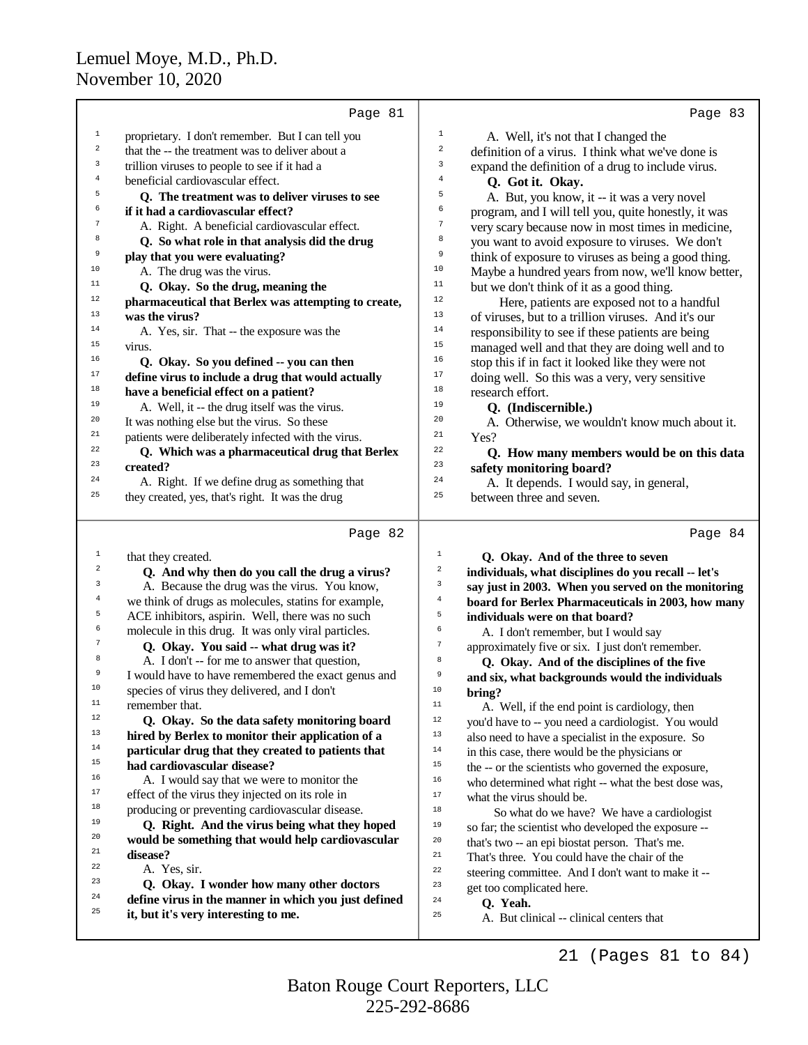**Page 81**

proprietary. I don't remember. But I can tell you that the -- the treatment was to deliver about a trillion viruses to people to see if it had a beneficial cardiovascular effect.

**Q. The treatment was to deliver viruses to see if it had a cardiovascular effect?**

A. Right. A beneficial cardiovascular effect.

**Q. So what role in that analysis did the drug play that you were evaluating?**

A. The drug was the virus.

**Q. Okay. So the drug, meaning the pharmaceutical that Berlex was attempting to create, was the virus?**

A. Yes, sir. That -- the exposure was the virus.

**Q. Okay. So you defined -- you can then define virus to include a drug that would actually have a beneficial effect on a patient?**

A. Well, it -- the drug itself was the virus. It was nothing else but the virus. So these patients were deliberately infected with the virus.

**Q. Which was a pharmaceutical drug that Berlex created?**

A. Right. If we define drug as something that they created, yes, that's right. It was the drug

**Page 82**

that they created.

**Q. And why then do you call the drug a virus?**

A. Because the drug was the virus. You know, we think of drugs as molecules, statins for example, ACE inhibitors, aspirin. Well, there was no such molecule in this drug. It was only viral particles.

**Q. Okay. You said -- what drug was it?**

A. I don't -- for me to answer that question, I would have to have remembered the exact genus and species of virus they delivered, and I don't remember that.

**Q. Okay. So the data safety monitoring board hired by Berlex to monitor their application of a particular drug that they created to patients that had cardiovascular disease?**

A. I would say that we were to monitor the effect of the virus they injected on its role in producing or preventing cardiovascular disease.

**Q. Right. And the virus being what they hoped would be something that would help cardiovascular disease?**

A. Yes, sir.

**Q. Okay. I wonder how many other doctors define virus in the manner in which you just defined it, but it's very interesting to me.**

**Page 83**

A. Well, it's not that I changed the definition of a virus. I think what we've done is expand the definition of a drug to include virus.

**Q. Got it. Okay.**

A. But, you know, it -- it was a very novel program, and I will tell you, quite honestly, it was very scary because now in most times in medicine, you want to avoid exposure to viruses. We don't think of exposure to viruses as being a good thing. Maybe a hundred years from now, we'll know better, but we don't think of it as a good thing.

Here, patients are exposed not to a handful of viruses, but to a trillion viruses. And it's our responsibility to see if these patients are being managed well and that they are doing well and to stop this if in fact it looked like they were not doing well. So this was a very, very sensitive research effort.

**Q. (Indiscernible.)**

A. Otherwise, we wouldn't know much about it. Yes?

**Q. How many members would be on this data safety monitoring board?**

A. It depends. I would say, in general, between three and seven.

**Page 84**

**Q. Okay. And of the three to seven individuals, what disciplines do you recall -- let's say just in 2003. When you served on the monitoring board for Berlex Pharmaceuticals in 2003, how many individuals were on that board?**

A. I don't remember, but I would say approximately five or six. I just don't remember.

**Q. Okay. And of the disciplines of the five and six, what backgrounds would the individuals bring?**

A. Well, if the end point is cardiology, then you'd have to -- you need a cardiologist. You would also need to have a specialist in the exposure. So in this case, there would be the physicians or the -- or the scientists who governed the exposure, who determined what right -- what the best dose was, what the virus should be.

So what do we have? We have a cardiologist so far; the scientist who developed the exposure -- that's two -- an epi biostat person. That's me. That's three. You could have the chair of the steering committee. And I don't want to make it -- get too complicated here.

**Q. Yeah.**

A. But clinical -- clinical centers that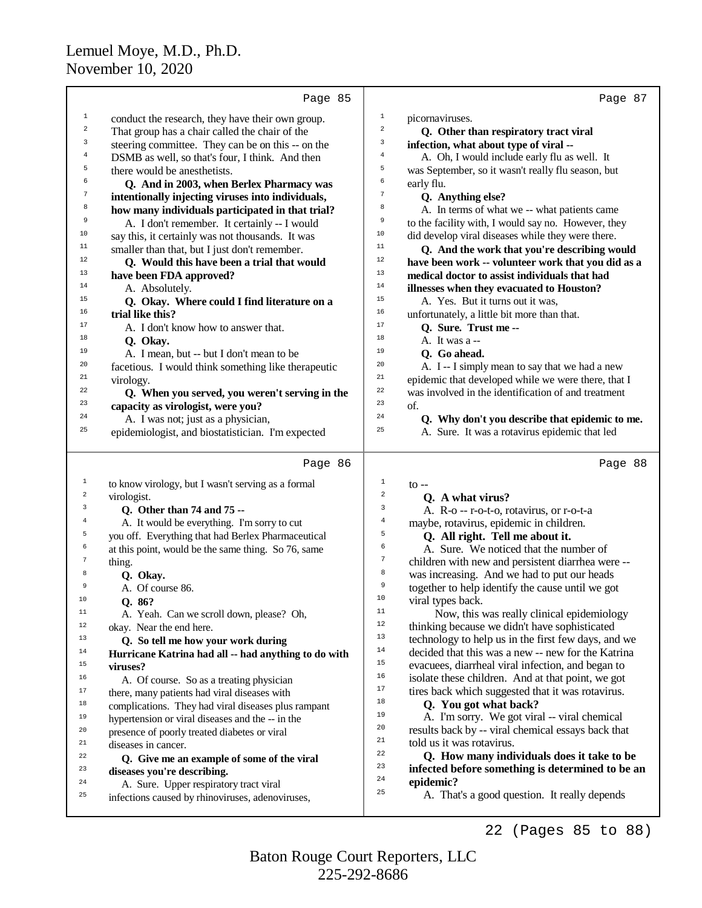Lemuel Moye, M.D., Ph.D.
November 10, 2020

Page 85

conduct the research, they have their own group. That group has a chair called the chair of the steering committee. They can be on this -- on the DSMB as well, so that's four, I think. And then there would be anesthetists.

**Q. And in 2003, when Berlex Pharmacy was intentionally injecting viruses into individuals, how many individuals participated in that trial?**

A. I don't remember. It certainly -- I would say this, it certainly was not thousands. It was smaller than that, but I just don't remember.

**Q. Would this have been a trial that would have been FDA approved?**

A. Absolutely.

**Q. Okay. Where could I find literature on a trial like this?**

A. I don't know how to answer that.

**Q. Okay.**

A. I mean, but -- but I don't mean to be facetious. I would think something like therapeutic virology.

**Q. When you served, you weren't serving in the capacity as virologist, were you?**

A. I was not; just as a physician, epidemiologist, and biostatistician. I'm expected

Page 86

to know virology, but I wasn't serving as a formal virologist.

**Q. Other than 74 and 75 --**

A. It would be everything. I'm sorry to cut you off. Everything that had Berlex Pharmaceutical at this point, would be the same thing. So 76, same thing.

**Q. Okay.**

A. Of course 86.

**Q. 86?**

A. Yeah. Can we scroll down, please? Oh, okay. Near the end here.

**Q. So tell me how your work during Hurricane Katrina had all -- had anything to do with viruses?**

A. Of course. So as a treating physician there, many patients had viral diseases with complications. They had viral diseases plus rampant hypertension or viral diseases and the -- in the presence of poorly treated diabetes or viral diseases in cancer.

**Q. Give me an example of some of the viral diseases you're describing.**

A. Sure. Upper respiratory tract viral infections caused by rhinoviruses, adenoviruses,

Page 87

picornaviruses.

**Q. Other than respiratory tract viral infection, what about type of viral --**

A. Oh, I would include early flu as well. It was September, so it wasn't really flu season, but early flu.

**Q. Anything else?**

A. In terms of what we -- what patients came to the facility with, I would say no. However, they did develop viral diseases while they were there.

**Q. And the work that you're describing would have been work -- volunteer work that you did as a medical doctor to assist individuals that had illnesses when they evacuated to Houston?**

A. Yes. But it turns out it was, unfortunately, a little bit more than that.

**Q. Sure. Trust me --**

A. It was a --

**Q. Go ahead.**

A. I -- I simply mean to say that we had a new epidemic that developed while we were there, that I was involved in the identification of and treatment of.

**Q. Why don't you describe that epidemic to me.**

A. Sure. It was a rotavirus epidemic that led

Page 88

to --

**Q. A what virus?**

A. R-o -- r-o-t-o, rotavirus, or r-o-t-a maybe, rotavirus, epidemic in children.

**Q. All right. Tell me about it.**

A. Sure. We noticed that the number of children with new and persistent diarrhea were -- was increasing. And we had to put our heads together to help identify the cause until we got viral types back.

Now, this was really clinical epidemiology thinking because we didn't have sophisticated technology to help us in the first few days, and we decided that this was a new -- new for the Katrina evacuees, diarrheal viral infection, and began to isolate these children. And at that point, we got tires back which suggested that it was rotavirus.

**Q. You got what back?**

A. I'm sorry. We got viral -- viral chemical results back by -- viral chemical essays back that told us it was rotavirus.

**Q. How many individuals does it take to be infected before something is determined to be an epidemic?**

A. That's a good question. It really depends

22 (Pages 85 to 88)

Baton Rouge Court Reporters, LLC
225-292-8686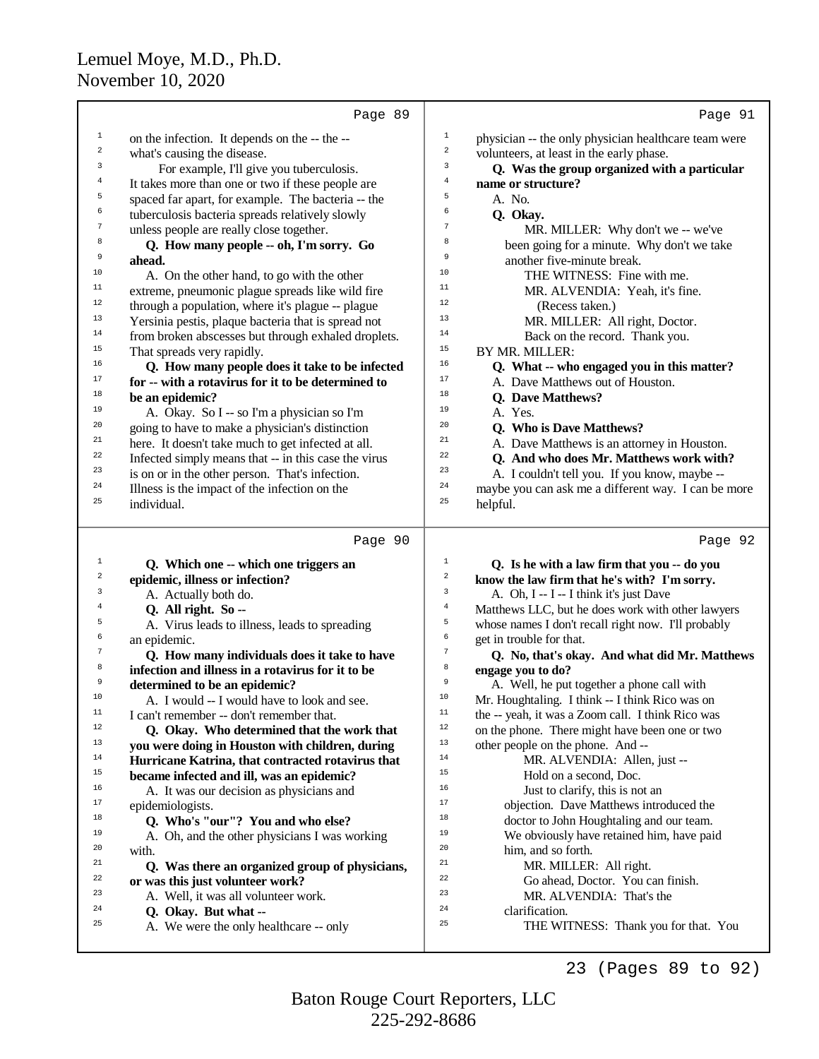Page 89

on the infection. It depends on the -- the -- what's causing the disease.

For example, I'll give you tuberculosis. It takes more than one or two if these people are spaced far apart, for example. The -- the tuberculosis bacteria spreads relatively slowly unless people are really close together.

**Q. How many people -- oh, I'm sorry. Go ahead.**

A. On the other hand, to go with the other extreme, pneumonic plague spreads like wild fire through a population, where it's plague -- plague Yersinia pestis, plaque bacteria that is spread not from broken abscesses but through exhaled droplets. That spreads very rapidly.

**Q. How many people does it take to be infected for -- with a rotavirus for it to be determined to be an epidemic?**

A. Okay. So I -- so I'm a physician so I'm going to have to make a physician's distinction here. It doesn't take much to get infected at all. Infected simply means that -- in this case the virus is on or in the other person. That's infection. Illness is the impact of the infection on the individual.

Page 90

**Q. Which one -- which one triggers an epidemic, illness or infection?**

A. Actually both do.

**Q. All right. So --**

A. Virus leads to illness, leads to spreading an epidemic.

**Q. How many individuals does it take to have infection and illness in a rotavirus for it to be determined to be an epidemic?**

A. I would -- I would have to look and see. I can't remember -- don't remember that.

**Q. Okay. Who determined that the work that you were doing in Houston with children, during Hurricane Katrina, that contracted rotavirus that became infected and ill, was an epidemic?**

A. It was our decision as physicians and epidemiologists.

**Q. Who's "our"? You and who else?**

A. Oh, and the other physicians I was working with.

**Q. Was there an organized group of physicians, or was this just volunteer work?**

A. Well, it was all volunteer work.

**Q. Okay. But what --**

A. We were the only healthcare -- only

Page 91

physician -- the only physician healthcare team were volunteers, at least in the early phase.

**Q. Was the group organized with a particular name or structure?**

A. No.

**Q. Okay.**

MR. MILLER: Why don't we -- we've been going for a minute. Why don't we take another five-minute break.

THE WITNESS: Fine with me.

MR. ALVENDIA: Yeah, it's fine.

(Recess taken.)

MR. MILLER: All right, Doctor. Back on the record. Thank you.

BY MR. MILLER:

**Q. What -- who engaged you in this matter?**

A. Dave Matthews out of Houston.

**Q. Dave Matthews?**

A. Yes.

**Q. Who is Dave Matthews?**

A. Dave Matthews is an attorney in Houston.

**Q. And who does Mr. Matthews work with?**

A. I couldn't tell you. If you know, maybe -- maybe you can ask me a different way. I can be more helpful.

Page 92

**Q. Is he with a law firm that you -- do you know the law firm that he's with? I'm sorry.**

A. Oh, I -- I -- I think it's just Dave Matthews LLC, but he does work with other lawyers whose names I don't recall right now. I'll probably get in trouble for that.

**Q. No, that's okay. And what did Mr. Matthews engage you to do?**

A. Well, he put together a phone call with Mr. Houghtaling. I think -- I think Rico was on the -- yeah, it was a Zoom call. I think Rico was on the phone. There might have been one or two other people on the phone. And --

MR. ALVENDIA: Allen, just -- Hold on a second, Doc.

Just to clarify, this is not an objection. Dave Matthews introduced the doctor to John Houghtaling and our team. We obviously have retained him, have paid him, and so forth.

MR. MILLER: All right.

Go ahead, Doctor. You can finish.

MR. ALVENDIA: That's the clarification.

THE WITNESS: Thank you for that. You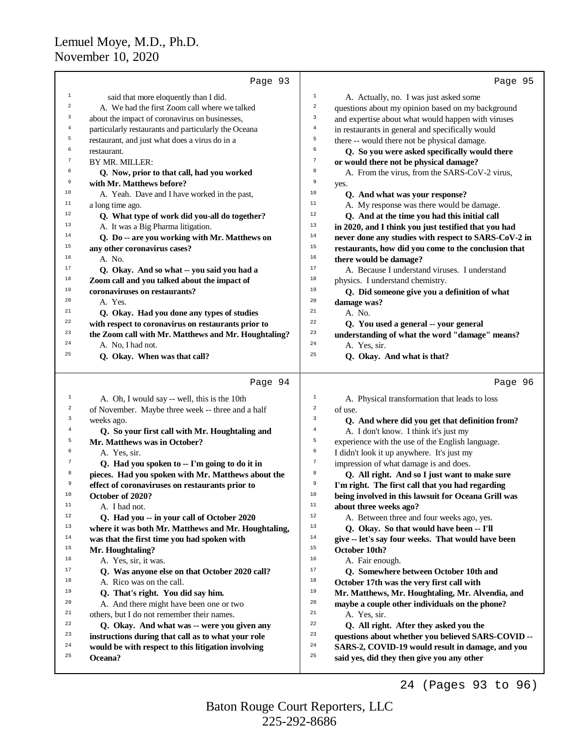Page 93

said that more eloquently than I did.

A. We had the first Zoom call where we talked about the impact of coronavirus on businesses, particularly restaurants and particularly the Oceana restaurant, and just what does a virus do in a restaurant.

BY MR. MILLER:

**Q. Now, prior to that call, had you worked with Mr. Matthews before?**

A. Yeah. Dave and I have worked in the past, a long time ago.

**Q. What type of work did you-all do together?**

A. It was a Big Pharma litigation.

**Q. Do -- are you working with Mr. Matthews on any other coronavirus cases?**

A. No.

**Q. Okay. And so what -- you said you had a Zoom call and you talked about the impact of coronaviruses on restaurants?**

A. Yes.

**Q. Okay. Had you done any types of studies with respect to coronavirus on restaurants prior to the Zoom call with Mr. Matthews and Mr. Houghtaling?**

A. No, I had not.

**Q. Okay. When was that call?**

Page 94

A. Oh, I would say -- well, this is the 10th of November. Maybe three week -- three and a half weeks ago.

**Q. So your first call with Mr. Houghtaling and Mr. Matthews was in October?**

A. Yes, sir.

**Q. Had you spoken to -- I'm going to do it in pieces. Had you spoken with Mr. Matthews about the effect of coronaviruses on restaurants prior to October of 2020?**

A. I had not.

**Q. Had you -- in your call of October 2020 where it was both Mr. Matthews and Mr. Houghtaling, was that the first time you had spoken with Mr. Houghtaling?**

A. Yes, sir, it was.

**Q. Was anyone else on that October 2020 call?**

A. Rico was on the call.

**Q. That's right. You did say him.**

A. And there might have been one or two others, but I do not remember their names.

**Q. Okay. And what was -- were you given any instructions during that call as to what your role would be with respect to this litigation involving Oceana?**

Page 95

A. Actually, no. I was just asked some questions about my opinion based on my background and expertise about what would happen with viruses in restaurants in general and specifically would there -- would there not be physical damage.

**Q. So you were asked specifically would there or would there not be physical damage?**

A. From the virus, from the SARS-CoV-2 virus, yes.

**Q. And what was your response?**

A. My response was there would be damage.

**Q. And at the time you had this initial call in 2020, and I think you just testified that you had never done any studies with respect to SARS-CoV-2 in restaurants, how did you come to the conclusion that there would be damage?**

A. Because I understand viruses. I understand physics. I understand chemistry.

**Q. Did someone give you a definition of what damage was?**

A. No.

**Q. You used a general -- your general understanding of what the word "damage" means?**

A. Yes, sir.

**Q. Okay. And what is that?**

Page 96

A. Physical transformation that leads to loss of use.

**Q. And where did you get that definition from?**

A. I don't know. I think it's just my experience with the use of the English language. I didn't look it up anywhere. It's just my impression of what damage is and does.

**Q. All right. And so I just want to make sure I'm right. The first call that you had regarding being involved in this lawsuit for Oceana Grill was about three weeks ago?**

A. Between three and four weeks ago, yes.

**Q. Okay. So that would have been -- I'll give -- let's say four weeks. That would have been October 10th?**

A. Fair enough.

**Q. Somewhere between October 10th and October 17th was the very first call with Mr. Matthews, Mr. Houghtaling, Mr. Alvendia, and maybe a couple other individuals on the phone?**

A. Yes, sir.

**Q. All right. After they asked you the questions about whether you believed SARS-COVID -- SARS-2, COVID-19 would result in damage, and you said yes, did they then give you any other**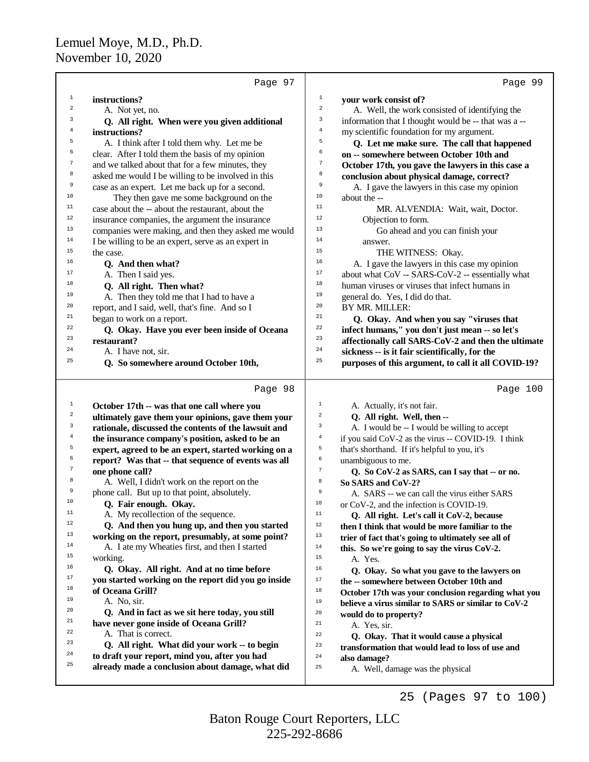Page 97

1 **instructions?**
2 A. Not yet, no.
3 **Q. All right. When were you given additional**
4 **instructions?**
5 A. I think after I told them why. Let me be
6 clear. After I told them the basis of my opinion
7 and we talked about that for a few minutes, they
8 asked me would I be willing to be involved in this
9 case as an expert. Let me back up for a second.
10 They then gave me some background on the
11 case about the -- about the restaurant, about the
12 insurance companies, the argument the insurance
13 companies were making, and then they asked me would
14 I be willing to be an expert, serve as an expert in
15 the case.
16 **Q. And then what?**
17 A. Then I said yes.
18 **Q. All right. Then what?**
19 A. Then they told me that I had to have a
20 report, and I said, well, that's fine. And so I
21 began to work on a report.
22 **Q. Okay. Have you ever been inside of Oceana**
23 **restaurant?**
24 A. I have not, sir.
25 **Q. So somewhere around October 10th,**

Page 98

1 **October 17th -- was that one call where you**
2 **ultimately gave them your opinions, gave them your**
3 **rationale, discussed the contents of the lawsuit and**
4 **the insurance company's position, asked to be an**
5 **expert, agreed to be an expert, started working on a**
6 **report? Was that -- that sequence of events was all**
7 **one phone call?**
8 A. Well, I didn't work on the report on the
9 phone call. But up to that point, absolutely.
10 **Q. Fair enough. Okay.**
11 A. My recollection of the sequence.
12 **Q. And then you hung up, and then you started**
13 **working on the report, presumably, at some point?**
14 A. I ate my Wheaties first, and then I started
15 working.
16 **Q. Okay. All right. And at no time before**
17 **you started working on the report did you go inside**
18 **of Oceana Grill?**
19 A. No, sir.
20 **Q. And in fact as we sit here today, you still**
21 **have never gone inside of Oceana Grill?**
22 A. That is correct.
23 **Q. All right. What did your work -- to begin**
24 **to draft your report, mind you, after you had**
25 **already made a conclusion about damage, what did**

Page 99

1 **your work consist of?**
2 A. Well, the work consisted of identifying the
3 information that I thought would be -- that was a --
4 my scientific foundation for my argument.
5 **Q. Let me make sure. The call that happened**
6 **on -- somewhere between October 10th and**
7 **October 17th, you gave the lawyers in this case a**
8 **conclusion about physical damage, correct?**
9 A. I gave the lawyers in this case my opinion
10 about the --
11 MR. ALVENDIA: Wait, wait, Doctor.
12 Objection to form.
13 Go ahead and you can finish your
14 answer.
15 THE WITNESS: Okay.
16 A. I gave the lawyers in this case my opinion
17 about what CoV -- SARS-CoV-2 -- essentially what
18 human viruses or viruses that infect humans in
19 general do. Yes, I did do that.
20 BY MR. MILLER:
21 **Q. Okay. And when you say "viruses that**
22 **infect humans," you don't just mean -- so let's**
23 **affectionally call SARS-CoV-2 and then the ultimate**
24 **sickness -- is it fair scientifically, for the**
25 **purposes of this argument, to call it all COVID-19?**

Page 100

1 A. Actually, it's not fair.
2 **Q. All right. Well, then --**
3 A. I would be -- I would be willing to accept
4 if you said CoV-2 as the virus -- COVID-19. I think
5 that's shorthand. If it's helpful to you, it's
6 unambiguous to me.
7 **Q. So CoV-2 as SARS, can I say that -- or no.**
8 **So SARS and CoV-2?**
9 A. SARS -- we can call the virus either SARS
10 or CoV-2, and the infection is COVID-19.
11 **Q. All right. Let's call it CoV-2, because**
12 **then I think that would be more familiar to the**
13 **trier of fact that's going to ultimately see all of**
14 **this. So we're going to say the virus CoV-2.**
15 A. Yes.
16 **Q. Okay. So what you gave to the lawyers on**
17 **the -- somewhere between October 10th and**
18 **October 17th was your conclusion regarding what you**
19 **believe a virus similar to SARS or similar to CoV-2**
20 **would do to property?**
21 A. Yes, sir.
22 **Q. Okay. That it would cause a physical**
23 **transformation that would lead to loss of use and**
24 **also damage?**
25 A. Well, damage was the physical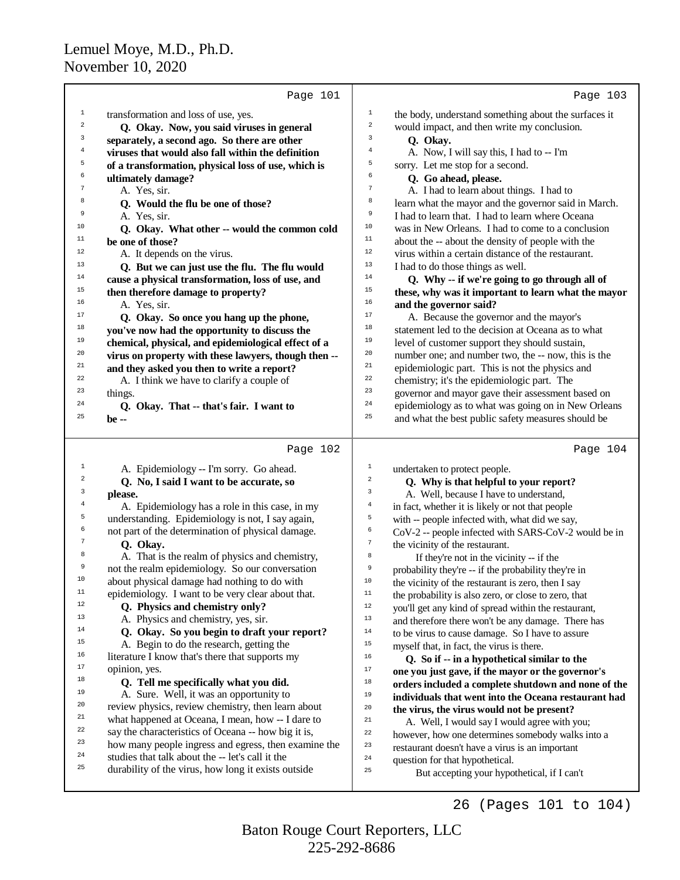Page 101

1 transformation and loss of use, yes.
2 **Q. Okay. Now, you said viruses in general**
3 **separately, a second ago. So there are other**
4 **viruses that would also fall within the definition**
5 **of a transformation, physical loss of use, which is**
6 **ultimately damage?**
7 A. Yes, sir.
8 **Q. Would the flu be one of those?**
9 A. Yes, sir.
10 **Q. Okay. What other -- would the common cold**
11 **be one of those?**
12 A. It depends on the virus.
13 **Q. But we can just use the flu. The flu would**
14 **cause a physical transformation, loss of use, and**
15 **then therefore damage to property?**
16 A. Yes, sir.
17 **Q. Okay. So once you hang up the phone,**
18 **you've now had the opportunity to discuss the**
19 **chemical, physical, and epidemiological effect of a**
20 **virus on property with these lawyers, though then --**
21 **and they asked you then to write a report?**
22 A. I think we have to clarify a couple of
23 things.
24 **Q. Okay. That -- that's fair. I want to**
25 **be --**

Page 102

1 A. Epidemiology -- I'm sorry. Go ahead.
2 **Q. No, I said I want to be accurate, so**
3 **please.**
4 A. Epidemiology has a role in this case, in my
5 understanding. Epidemiology is not, I say again,
6 not part of the determination of physical damage.
7 **Q. Okay.**
8 A. That is the realm of physics and chemistry,
9 not the realm epidemiology. So our conversation
10 about physical damage had nothing to do with
11 epidemiology. I want to be very clear about that.
12 **Q. Physics and chemistry only?**
13 A. Physics and chemistry, yes, sir.
14 **Q. Okay. So you begin to draft your report?**
15 A. Begin to do the research, getting the
16 literature I know that's there that supports my
17 opinion, yes.
18 **Q. Tell me specifically what you did.**
19 A. Sure. Well, it was an opportunity to
20 review physics, review chemistry, then learn about
21 what happened at Oceana, I mean, how -- I dare to
22 say the characteristics of Oceana -- how big it is,
23 how many people ingress and egress, then examine the
24 studies that talk about the -- let's call it the
25 durability of the virus, how long it exists outside

Page 103

1 the body, understand something about the surfaces it
2 would impact, and then write my conclusion.
3 **Q. Okay.**
4 A. Now, I will say this, I had to -- I'm
5 sorry. Let me stop for a second.
6 **Q. Go ahead, please.**
7 A. I had to learn about things. I had to
8 learn what the mayor and the governor said in March.
9 I had to learn that. I had to learn where Oceana
10 was in New Orleans. I had to come to a conclusion
11 about the -- about the density of people with the
12 virus within a certain distance of the restaurant.
13 I had to do those things as well.
14 **Q. Why -- if we're going to go through all of**
15 **these, why was it important to learn what the mayor**
16 **and the governor said?**
17 A. Because the governor and the mayor's
18 statement led to the decision at Oceana as to what
19 level of customer support they should sustain,
20 number one; and number two, the -- now, this is the
21 epidemiologic part. This is not the physics and
22 chemistry; it's the epidemiologic part. The
23 governor and mayor gave their assessment based on
24 epidemiology as to what was going on in New Orleans
25 and what the best public safety measures should be

Page 104

1 undertaken to protect people.
2 **Q. Why is that helpful to your report?**
3 A. Well, because I have to understand,
4 in fact, whether it is likely or not that people
5 with -- people infected with, what did we say,
6 CoV-2 -- people infected with SARS-CoV-2 would be in
7 the vicinity of the restaurant.
8 If they're not in the vicinity -- if the
9 probability they're -- if the probability they're in
10 the vicinity of the restaurant is zero, then I say
11 the probability is also zero, or close to zero, that
12 you'll get any kind of spread within the restaurant,
13 and therefore there won't be any damage. There has
14 to be virus to cause damage. So I have to assure
15 myself that, in fact, the virus is there.
16 **Q. So if -- in a hypothetical similar to the**
17 **one you just gave, if the mayor or the governor's**
18 **orders included a complete shutdown and none of the**
19 **individuals that went into the Oceana restaurant had**
20 **the virus, the virus would not be present?**
21 A. Well, I would say I would agree with you;
22 however, how one determines somebody walks into a
23 restaurant doesn't have a virus is an important
24 question for that hypothetical.
25 But accepting your hypothetical, if I can't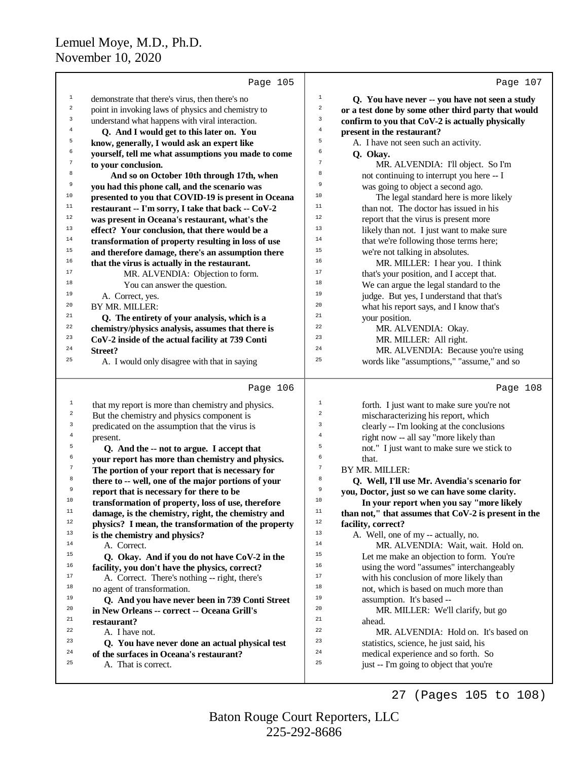**Page 105**

1 demonstrate that there's virus, then there's no
2 point in invoking laws of physics and chemistry to
3 understand what happens with viral interaction.
4 **Q. And I would get to this later on. You**
5 **know, generally, I would ask an expert like**
6 **yourself, tell me what assumptions you made to come**
7 **to your conclusion.**
8 **And so on October 10th through 17th, when**
9 **you had this phone call, and the scenario was**
10 **presented to you that COVID-19 is present in Oceana**
11 **restaurant -- I'm sorry, I take that back -- CoV-2**
12 **was present in Oceana's restaurant, what's the**
13 **effect? Your conclusion, that there would be a**
14 **transformation of property resulting in loss of use**
15 **and therefore damage, there's an assumption there**
16 **that the virus is actually in the restaurant.**
17 MR. ALVENDIA: Objection to form.
18 You can answer the question.
19 A. Correct, yes.
20 BY MR. MILLER:
21 **Q. The entirety of your analysis, which is a**
22 **chemistry/physics analysis, assumes that there is**
23 **CoV-2 inside of the actual facility at 739 Conti**
24 **Street?**
25 A. I would only disagree with that in saying

**Page 106**

1 that my report is more than chemistry and physics.
2 But the chemistry and physics component is
3 predicated on the assumption that the virus is
4 present.
5 **Q. And the -- not to argue. I accept that**
6 **your report has more than chemistry and physics.**
7 **The portion of your report that is necessary for**
8 **there to -- well, one of the major portions of your**
9 **report that is necessary for there to be**
10 **transformation of property, loss of use, therefore**
11 **damage, is the chemistry, right, the chemistry and**
12 **physics? I mean, the transformation of the property**
13 **is the chemistry and physics?**
14 A. Correct.
15 **Q. Okay. And if you do not have CoV-2 in the**
16 **facility, you don't have the physics, correct?**
17 A. Correct. There's nothing -- right, there's
18 no agent of transformation.
19 **Q. And you have never been in 739 Conti Street**
20 **in New Orleans -- correct -- Oceana Grill's**
21 **restaurant?**
22 A. I have not.
23 **Q. You have never done an actual physical test**
24 **of the surfaces in Oceana's restaurant?**
25 A. That is correct.

**Page 107**

1 **Q. You have never -- you have not seen a study**
2 **or a test done by some other third party that would**
3 **confirm to you that CoV-2 is actually physically**
4 **present in the restaurant?**
5 A. I have not seen such an activity.
6 **Q. Okay.**
7 MR. ALVENDIA: I'll object. So I'm
8 not continuing to interrupt you here -- I
9 was going to object a second ago.
10 The legal standard here is more likely
11 than not. The doctor has issued in his
12 report that the virus is present more
13 likely than not. I just want to make sure
14 that we're following those terms here;
15 we're not talking in absolutes.
16 MR. MILLER: I hear you. I think
17 that's your position, and I accept that.
18 We can argue the legal standard to the
19 judge. But yes, I understand that that's
20 what his report says, and I know that's
21 your position.
22 MR. ALVENDIA: Okay.
23 MR. MILLER: All right.
24 MR. ALVENDIA: Because you're using
25 words like "assumptions," "assume," and so

**Page 108**

1 forth. I just want to make sure you're not
2 mischaracterizing his report, which
3 clearly -- I'm looking at the conclusions
4 right now -- all say "more likely than
5 not." I just want to make sure we stick to
6 that.
7 BY MR. MILLER:
8 **Q. Well, I'll use Mr. Avendia's scenario for**
9 **you, Doctor, just so we can have some clarity.**
10 **In your report when you say "more likely**
11 **than not," that assumes that CoV-2 is present in the**
12 **facility, correct?**
13 A. Well, one of my -- actually, no.
14 MR. ALVENDIA: Wait, wait. Hold on.
15 Let me make an objection to form. You're
16 using the word "assumes" interchangeably
17 with his conclusion of more likely than
18 not, which is based on much more than
19 assumption. It's based --
20 MR. MILLER: We'll clarify, but go
21 ahead.
22 MR. ALVENDIA: Hold on. It's based on
23 statistics, science, he just said, his
24 medical experience and so forth. So
25 just -- I'm going to object that you're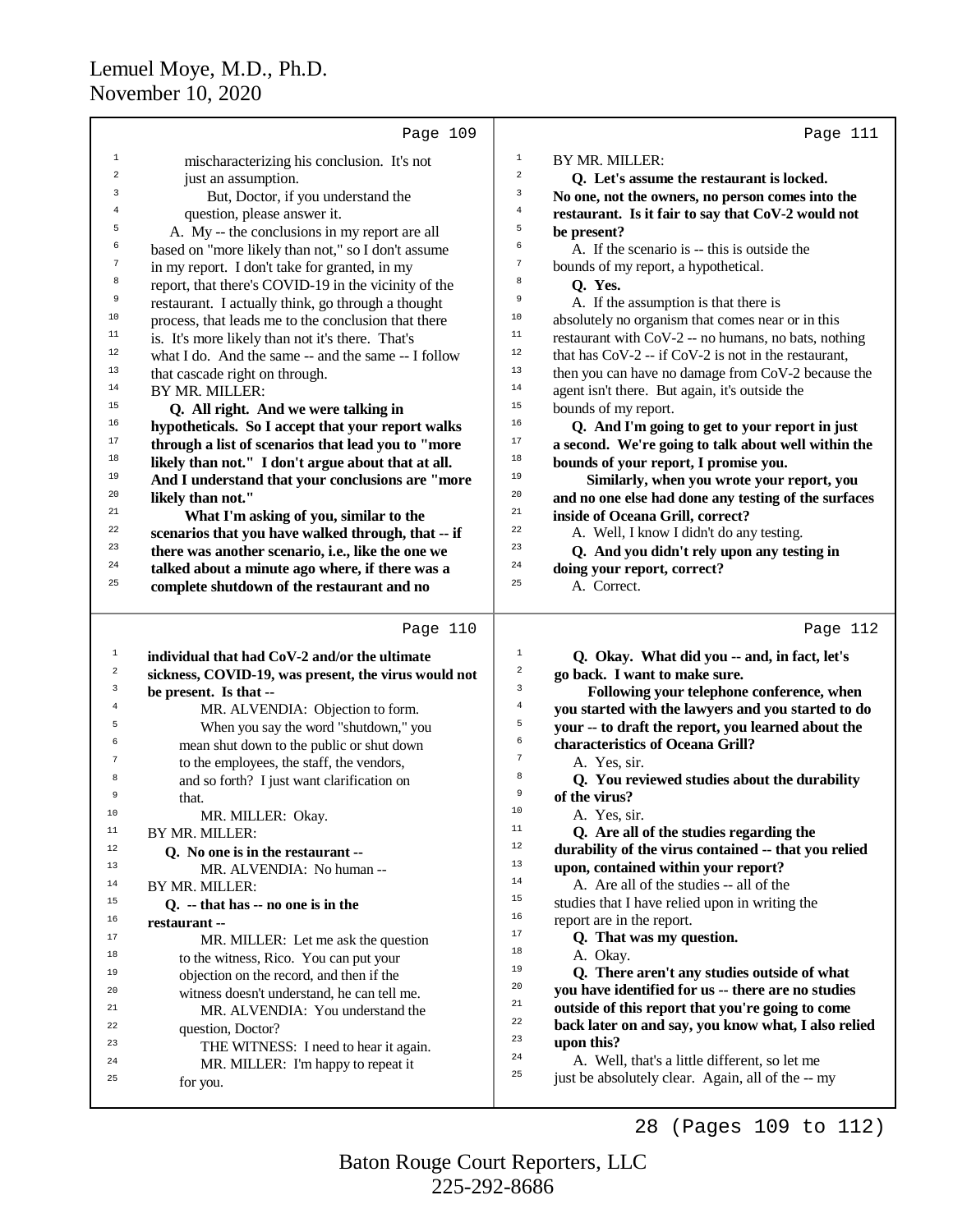Page 109

mischaracterizing his conclusion. It's not just an assumption.

But, Doctor, if you understand the question, please answer it.

A. My -- the conclusions in my report are all based on "more likely than not," so I don't assume in my report. I don't take for granted, in my report, that there's COVID-19 in the vicinity of the restaurant. I actually think, go through a thought process, that leads me to the conclusion that there is. It's more likely than not it's there. That's what I do. And the same -- and the same -- I follow that cascade right on through.

BY MR. MILLER:

**Q. All right. And we were talking in hypotheticals. So I accept that your report walks through a list of scenarios that lead you to "more likely than not." I don't argue about that at all. And I understand that your conclusions are "more likely than not."**

**What I'm asking of you, similar to the scenarios that you have walked through, that -- if there was another scenario, i.e., like the one we talked about a minute ago where, if there was a complete shutdown of the restaurant and no**

Page 110

**individual that had CoV-2 and/or the ultimate sickness, COVID-19, was present, the virus would not be present. Is that --**

MR. ALVENDIA: Objection to form.

When you say the word "shutdown," you mean shut down to the public or shut down to the employees, the staff, the vendors, and so forth? I just want clarification on that.

MR. MILLER: Okay.

BY MR. MILLER:

**Q. No one is in the restaurant --**

MR. ALVENDIA: No human --

BY MR. MILLER:

**Q. -- that has -- no one is in the restaurant --**

MR. MILLER: Let me ask the question to the witness, Rico. You can put your objection on the record, and then if the witness doesn't understand, he can tell me.

MR. ALVENDIA: You understand the question, Doctor?

THE WITNESS: I need to hear it again.

MR. MILLER: I'm happy to repeat it for you.

Page 111

BY MR. MILLER:

**Q. Let's assume the restaurant is locked. No one, not the owners, no person comes into the restaurant. Is it fair to say that CoV-2 would not be present?**

A. If the scenario is -- this is outside the bounds of my report, a hypothetical.

**Q. Yes.**

A. If the assumption is that there is absolutely no organism that comes near or in this restaurant with CoV-2 -- no humans, no bats, nothing that has CoV-2 -- if CoV-2 is not in the restaurant, then you can have no damage from CoV-2 because the agent isn't there. But again, it's outside the bounds of my report.

**Q. And I'm going to get to your report in just a second. We're going to talk about well within the bounds of your report, I promise you.**

**Similarly, when you wrote your report, you and no one else had done any testing of the surfaces inside of Oceana Grill, correct?**

A. Well, I know I didn't do any testing.

**Q. And you didn't rely upon any testing in doing your report, correct?**

A. Correct.

Page 112

**Q. Okay. What did you -- and, in fact, let's go back. I want to make sure.**

**Following your telephone conference, when you started with the lawyers and you started to do your -- to draft the report, you learned about the characteristics of Oceana Grill?**

A. Yes, sir.

**Q. You reviewed studies about the durability of the virus?**

A. Yes, sir.

**Q. Are all of the studies regarding the durability of the virus contained -- that you relied upon, contained within your report?**

A. Are all of the studies -- all of the studies that I have relied upon in writing the report are in the report.

**Q. That was my question.**

A. Okay.

**Q. There aren't any studies outside of what you have identified for us -- there are no studies outside of this report that you're going to come back later on and say, you know what, I also relied upon this?**

A. Well, that's a little different, so let me just be absolutely clear. Again, all of the -- my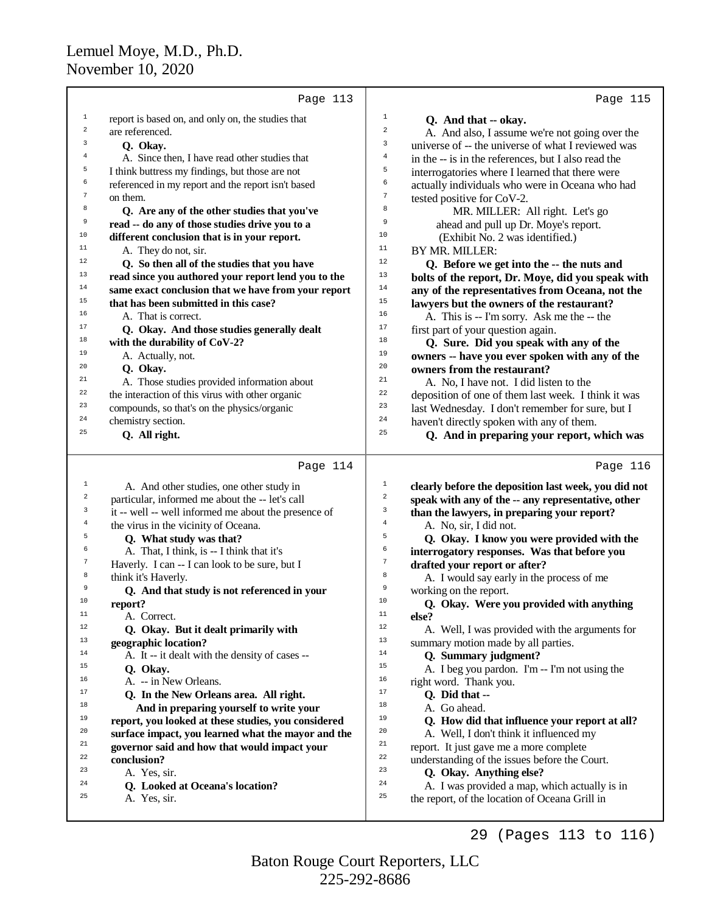Page 113

1 report is based on, and only on, the studies that
2 are referenced.
3 **Q. Okay.**
4 A. Since then, I have read other studies that
5 I think buttress my findings, but those are not
6 referenced in my report and the report isn't based
7 on them.
8 **Q. Are any of the other studies that you've**
9 **read -- do any of those studies drive you to a**
10 **different conclusion that is in your report.**
11 A. They do not, sir.
12 **Q. So then all of the studies that you have**
13 **read since you authored your report lend you to the**
14 **same exact conclusion that we have from your report**
15 **that has been submitted in this case?**
16 A. That is correct.
17 **Q. Okay. And those studies generally dealt**
18 **with the durability of CoV-2?**
19 A. Actually, not.
20 **Q. Okay.**
21 A. Those studies provided information about
22 the interaction of this virus with other organic
23 compounds, so that's on the physics/organic
24 chemistry section.
25 **Q. All right.**

Page 114

1 A. And other studies, one other study in
2 particular, informed me about the -- let's call
3 it -- well -- well informed me about the presence of
4 the virus in the vicinity of Oceana.
5 **Q. What study was that?**
6 A. That, I think, is -- I think that it's
7 Haverly. I can -- I can look to be sure, but I
8 think it's Haverly.
9 **Q. And that study is not referenced in your**
10 **report?**
11 A. Correct.
12 **Q. Okay. But it dealt primarily with**
13 **geographic location?**
14 A. It -- it dealt with the density of cases --
15 **Q. Okay.**
16 A. -- in New Orleans.
17 **Q. In the New Orleans area. All right.**
18 **And in preparing yourself to write your**
19 **report, you looked at these studies, you considered**
20 **surface impact, you learned what the mayor and the**
21 **governor said and how that would impact your**
22 **conclusion?**
23 A. Yes, sir.
24 **Q. Looked at Oceana's location?**
25 A. Yes, sir.

Page 115

1 **Q. And that -- okay.**
2 A. And also, I assume we're not going over the
3 universe of -- the universe of what I reviewed was
4 in the -- is in the references, but I also read the
5 interrogatories where I learned that there were
6 actually individuals who were in Oceana who had
7 tested positive for CoV-2.
8 MR. MILLER: All right. Let's go
9 ahead and pull up Dr. Moye's report.
10 (Exhibit No. 2 was identified.)
11 BY MR. MILLER:
12 **Q. Before we get into the -- the nuts and**
13 **bolts of the report, Dr. Moye, did you speak with**
14 **any of the representatives from Oceana, not the**
15 **lawyers but the owners of the restaurant?**
16 A. This is -- I'm sorry. Ask me the -- the
17 first part of your question again.
18 **Q. Sure. Did you speak with any of the**
19 **owners -- have you ever spoken with any of the**
20 **owners from the restaurant?**
21 A. No, I have not. I did listen to the
22 deposition of one of them last week. I think it was
23 last Wednesday. I don't remember for sure, but I
24 haven't directly spoken with any of them.
25 **Q. And in preparing your report, which was**

Page 116

1 **clearly before the deposition last week, you did not**
2 **speak with any of the -- any representative, other**
3 **than the lawyers, in preparing your report?**
4 A. No, sir, I did not.
5 **Q. Okay. I know you were provided with the**
6 **interrogatory responses. Was that before you**
7 **drafted your report or after?**
8 A. I would say early in the process of me
9 working on the report.
10 **Q. Okay. Were you provided with anything**
11 **else?**
12 A. Well, I was provided with the arguments for
13 summary motion made by all parties.
14 **Q. Summary judgment?**
15 A. I beg you pardon. I'm -- I'm not using the
16 right word. Thank you.
17 **Q. Did that --**
18 A. Go ahead.
19 **Q. How did that influence your report at all?**
20 A. Well, I don't think it influenced my
21 report. It just gave me a more complete
22 understanding of the issues before the Court.
23 **Q. Okay. Anything else?**
24 A. I was provided a map, which actually is in
25 the report, of the location of Oceana Grill in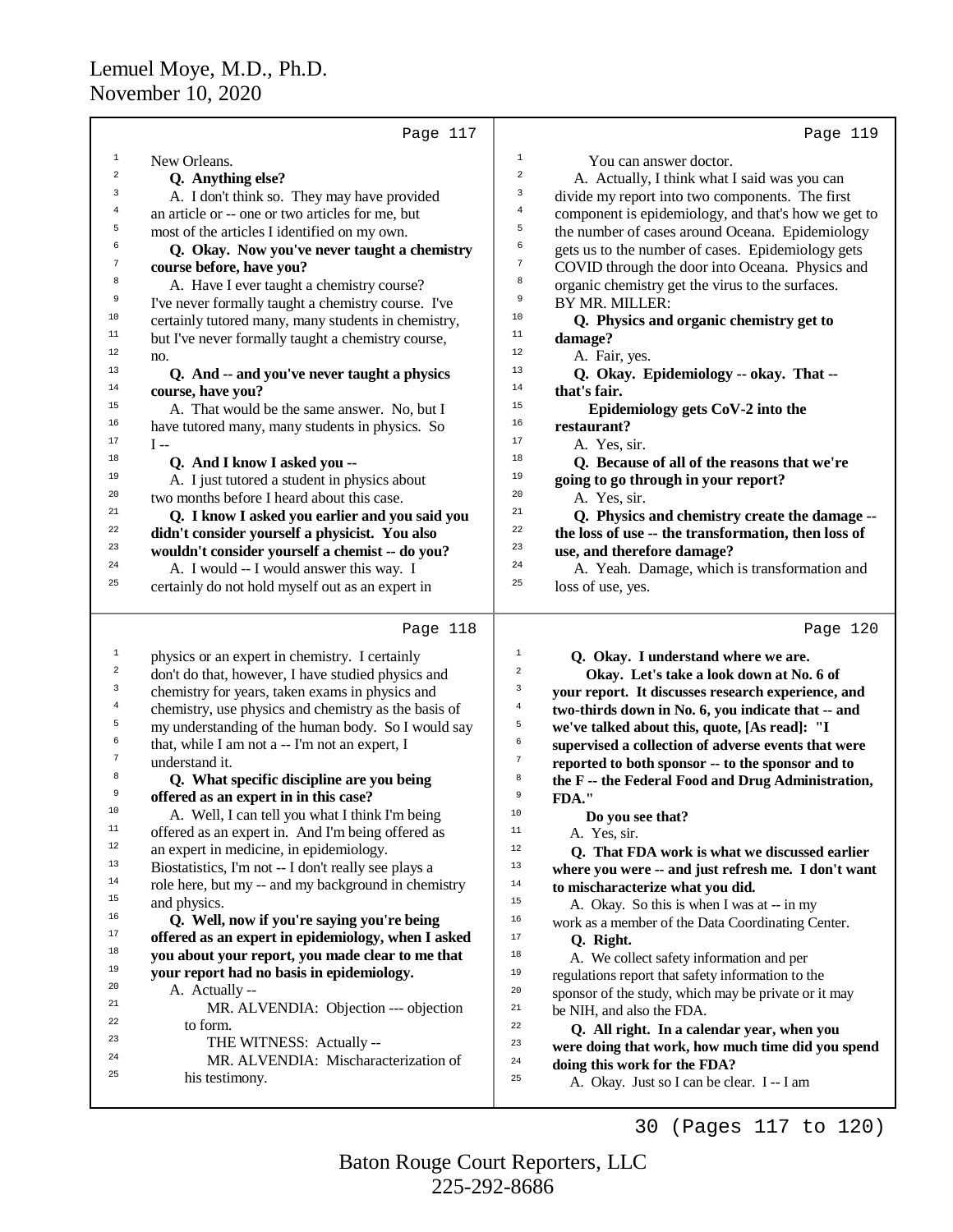Page 117

1 New Orleans.
2 **Q. Anything else?**
3 A. I don't think so. They may have provided
4 an article or -- one or two articles for me, but
5 most of the articles I identified on my own.
6 **Q. Okay. Now you've never taught a chemistry**
7 **course before, have you?**
8 A. Have I ever taught a chemistry course?
9 I've never formally taught a chemistry course. I've
10 certainly tutored many, many students in chemistry,
11 but I've never formally taught a chemistry course,
12 no.
13 **Q. And -- and you've never taught a physics**
14 **course, have you?**
15 A. That would be the same answer. No, but I
16 have tutored many, many students in physics. So
17 I --
18 **Q. And I know I asked you --**
19 A. I just tutored a student in physics about
20 two months before I heard about this case.
21 **Q. I know I asked you earlier and you said you**
22 **didn't consider yourself a physicist. You also**
23 **wouldn't consider yourself a chemist -- do you?**
24 A. I would -- I would answer this way. I
25 certainly do not hold myself out as an expert in

Page 118

1 physics or an expert in chemistry. I certainly
2 don't do that, however, I have studied physics and
3 chemistry for years, taken exams in physics and
4 chemistry, use physics and chemistry as the basis of
5 my understanding of the human body. So I would say
6 that, while I am not a -- I'm not an expert, I
7 understand it.
8 **Q. What specific discipline are you being**
9 **offered as an expert in in this case?**
10 A. Well, I can tell you what I think I'm being
11 offered as an expert in. And I'm being offered as
12 an expert in medicine, in epidemiology.
13 Biostatistics, I'm not -- I don't really see plays a
14 role here, but my -- and my background in chemistry
15 and physics.
16 **Q. Well, now if you're saying you're being**
17 **offered as an expert in epidemiology, when I asked**
18 **you about your report, you made clear to me that**
19 **your report had no basis in epidemiology.**
20 A. Actually --
21 MR. ALVENDIA: Objection --- objection
22 to form.
23 THE WITNESS: Actually --
24 MR. ALVENDIA: Mischaracterization of
25 his testimony.

Page 119

1 You can answer doctor.
2 A. Actually, I think what I said was you can
3 divide my report into two components. The first
4 component is epidemiology, and that's how we get to
5 the number of cases around Oceana. Epidemiology
6 gets us to the number of cases. Epidemiology gets
7 COVID through the door into Oceana. Physics and
8 organic chemistry get the virus to the surfaces.
9 BY MR. MILLER:
10 **Q. Physics and organic chemistry get to**
11 **damage?**
12 A. Fair, yes.
13 **Q. Okay. Epidemiology -- okay. That --**
14 **that's fair.**
15 **Epidemiology gets CoV-2 into the**
16 **restaurant?**
17 A. Yes, sir.
18 **Q. Because of all of the reasons that we're**
19 **going to go through in your report?**
20 A. Yes, sir.
21 **Q. Physics and chemistry create the damage --**
22 **the loss of use -- the transformation, then loss of**
23 **use, and therefore damage?**
24 A. Yeah. Damage, which is transformation and
25 loss of use, yes.

Page 120

1 **Q. Okay. I understand where we are.**
2 **Okay. Let's take a look down at No. 6 of**
3 **your report. It discusses research experience, and**
4 **two-thirds down in No. 6, you indicate that -- and**
5 **we've talked about this, quote, [As read]: "I**
6 **supervised a collection of adverse events that were**
7 **reported to both sponsor -- to the sponsor and to**
8 **the F -- the Federal Food and Drug Administration,**
9 **FDA."**
10 **Do you see that?**
11 A. Yes, sir.
12 **Q. That FDA work is what we discussed earlier**
13 **where you were -- and just refresh me. I don't want**
14 **to mischaracterize what you did.**
15 A. Okay. So this is when I was at -- in my
16 work as a member of the Data Coordinating Center.
17 **Q. Right.**
18 A. We collect safety information and per
19 regulations report that safety information to the
20 sponsor of the study, which may be private or it may
21 be NIH, and also the FDA.
22 **Q. All right. In a calendar year, when you**
23 **were doing that work, how much time did you spend**
24 **doing this work for the FDA?**
25 A. Okay. Just so I can be clear. I -- I am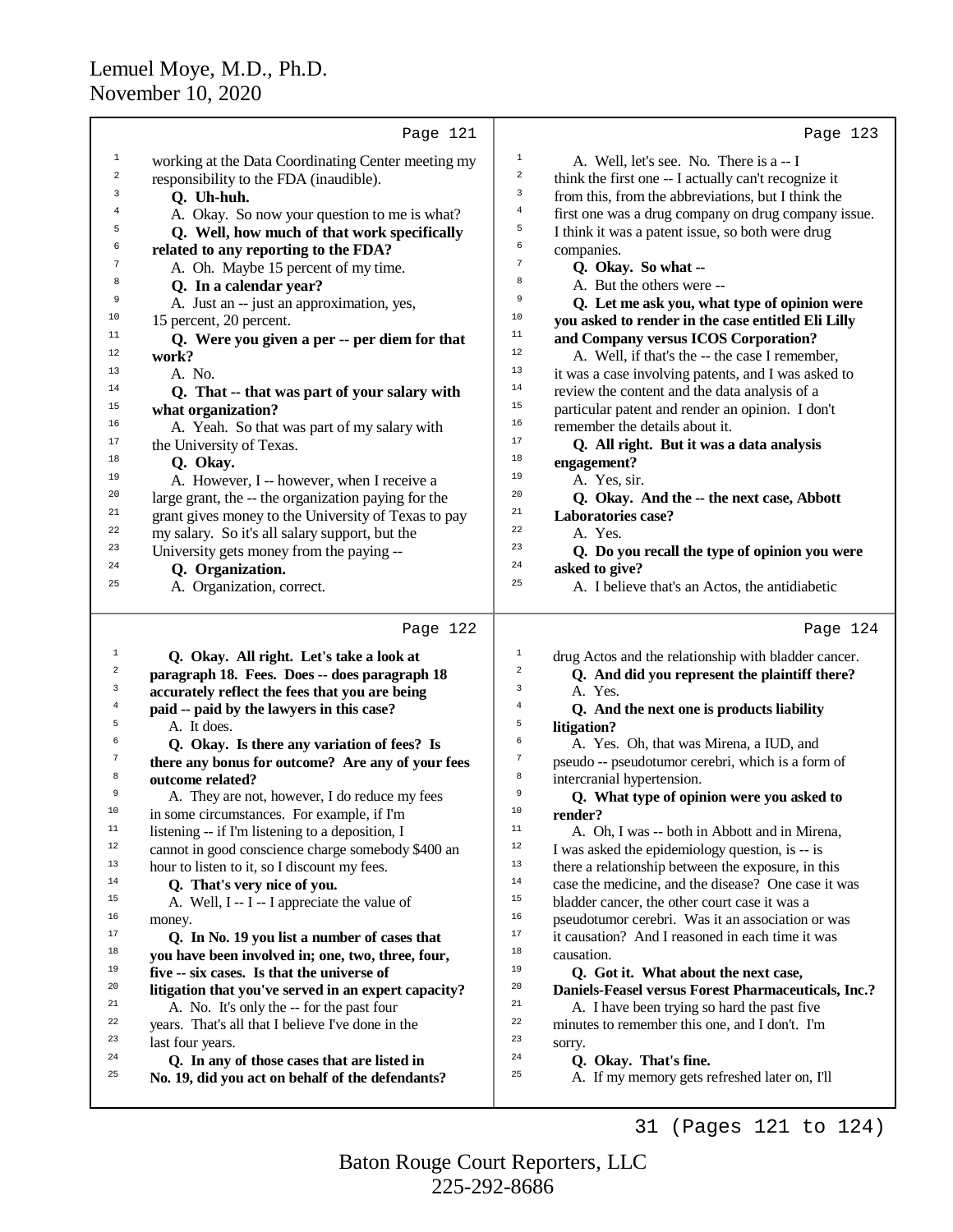Page 121

working at the Data Coordinating Center meeting my responsibility to the FDA (inaudible).

**Q. Uh-huh.**

A. Okay. So now your question to me is what?

**Q. Well, how much of that work specifically related to any reporting to the FDA?**

A. Oh. Maybe 15 percent of my time.

**Q. In a calendar year?**

A. Just an -- just an approximation, yes, 15 percent, 20 percent.

**Q. Were you given a per -- per diem for that work?**

A. No.

**Q. That -- that was part of your salary with what organization?**

A. Yeah. So that was part of my salary with the University of Texas.

**Q. Okay.**

A. However, I -- however, when I receive a large grant, the -- the organization paying for the grant gives money to the University of Texas to pay my salary. So it's all salary support, but the University gets money from the paying --

**Q. Organization.**

A. Organization, correct.

Page 122

**Q. Okay. All right. Let's take a look at paragraph 18. Fees. Does -- does paragraph 18 accurately reflect the fees that you are being paid -- paid by the lawyers in this case?**

A. It does.

**Q. Okay. Is there any variation of fees? Is there any bonus for outcome? Are any of your fees outcome related?**

A. They are not, however, I do reduce my fees in some circumstances. For example, if I'm listening -- if I'm listening to a deposition, I cannot in good conscience charge somebody $400 an hour to listen to it, so I discount my fees.

**Q. That's very nice of you.**

A. Well, I -- I -- I appreciate the value of money.

**Q. In No. 19 you list a number of cases that you have been involved in; one, two, three, four, five -- six cases. Is that the universe of litigation that you've served in an expert capacity?**

A. No. It's only the -- for the past four years. That's all that I believe I've done in the last four years.

**Q. In any of those cases that are listed in No. 19, did you act on behalf of the defendants?**

Page 123

A. Well, let's see. No. There is a -- I think the first one -- I actually can't recognize it from this, from the abbreviations, but I think the first one was a drug company on drug company issue. I think it was a patent issue, so both were drug companies.

**Q. Okay. So what --**

A. But the others were --

**Q. Let me ask you, what type of opinion were you asked to render in the case entitled Eli Lilly and Company versus ICOS Corporation?**

A. Well, if that's the -- the case I remember, it was a case involving patents, and I was asked to review the content and the data analysis of a particular patent and render an opinion. I don't remember the details about it.

**Q. All right. But it was a data analysis engagement?**

A. Yes, sir.

**Q. Okay. And the -- the next case, Abbott Laboratories case?**

A. Yes.

**Q. Do you recall the type of opinion you were asked to give?**

A. I believe that's an Actos, the antidiabetic

Page 124

drug Actos and the relationship with bladder cancer.

**Q. And did you represent the plaintiff there?**

A. Yes.

**Q. And the next one is products liability litigation?**

A. Yes. Oh, that was Mirena, a IUD, and pseudo -- pseudotumor cerebri, which is a form of intercranial hypertension.

**Q. What type of opinion were you asked to render?**

A. Oh, I was -- both in Abbott and in Mirena, I was asked the epidemiology question, is -- is there a relationship between the exposure, in this case the medicine, and the disease? One case it was bladder cancer, the other court case it was a pseudotumor cerebri. Was it an association or was it causation? And I reasoned in each time it was causation.

**Q. Got it. What about the next case, Daniels-Feasel versus Forest Pharmaceuticals, Inc.?**

A. I have been trying so hard the past five minutes to remember this one, and I don't. I'm sorry.

**Q. Okay. That's fine.**

A. If my memory gets refreshed later on, I'll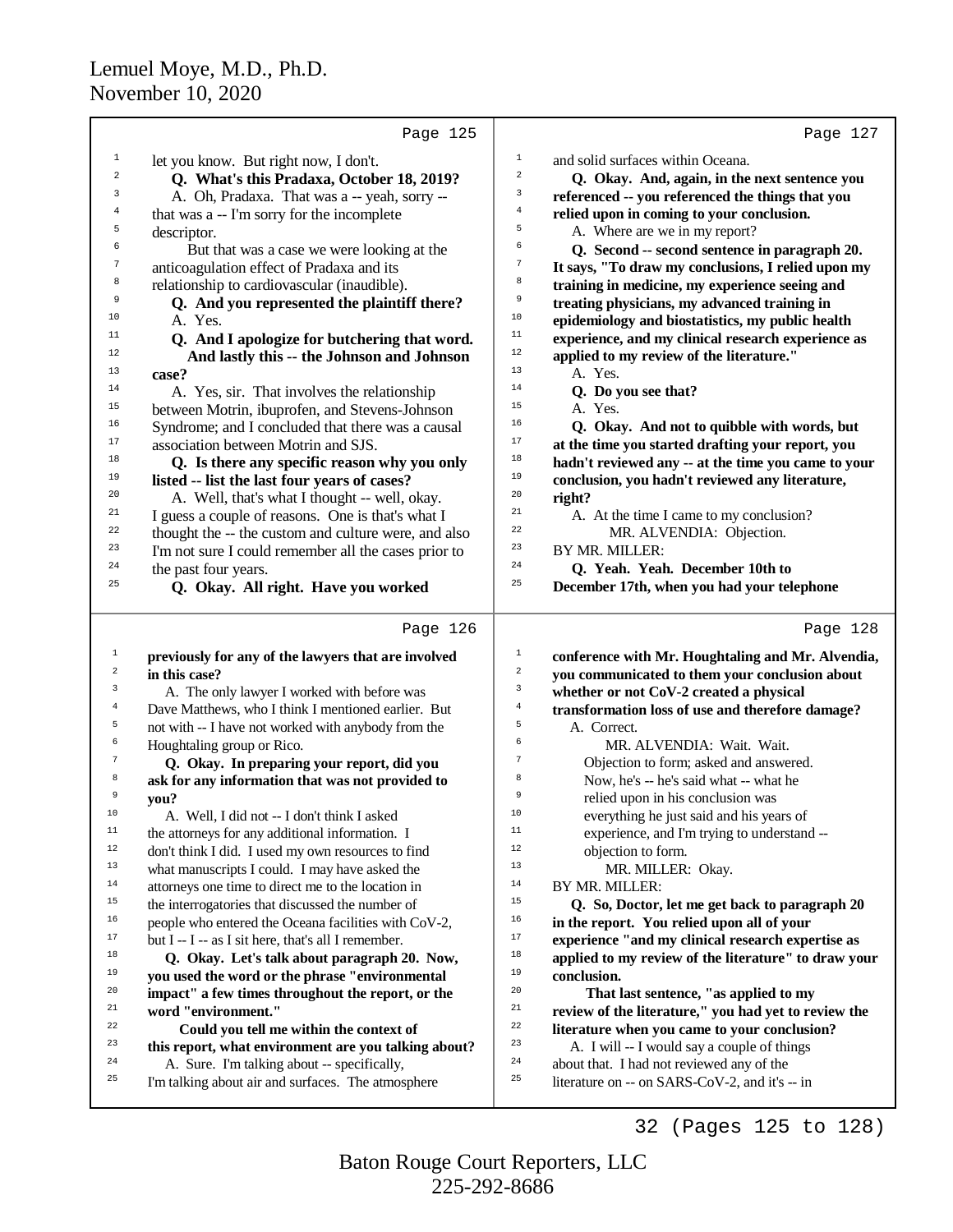**Page 125**

1 let you know. But right now, I don't.
2 **Q. What's this Pradaxa, October 18, 2019?**
3 A. Oh, Pradaxa. That was a -- yeah, sorry --
4 that was a -- I'm sorry for the incomplete
5 descriptor.
6 But that was a case we were looking at the
7 anticoagulation effect of Pradaxa and its
8 relationship to cardiovascular (inaudible).
9 **Q. And you represented the plaintiff there?**
10 A. Yes.
11 **Q. And I apologize for butchering that word.**
12 **And lastly this -- the Johnson and Johnson**
13 **case?**
14 A. Yes, sir. That involves the relationship
15 between Motrin, ibuprofen, and Stevens-Johnson
16 Syndrome; and I concluded that there was a causal
17 association between Motrin and SJS.
18 **Q. Is there any specific reason why you only**
19 **listed -- list the last four years of cases?**
20 A. Well, that's what I thought -- well, okay.
21 I guess a couple of reasons. One is that's what I
22 thought the -- the custom and culture were, and also
23 I'm not sure I could remember all the cases prior to
24 the past four years.
25 **Q. Okay. All right. Have you worked**

**Page 126**

1 **previously for any of the lawyers that are involved**
2 **in this case?**
3 A. The only lawyer I worked with before was
4 Dave Matthews, who I think I mentioned earlier. But
5 not with -- I have not worked with anybody from the
6 Houghtaling group or Rico.
7 **Q. Okay. In preparing your report, did you**
8 **ask for any information that was not provided to**
9 **you?**
10 A. Well, I did not -- I don't think I asked
11 the attorneys for any additional information. I
12 don't think I did. I used my own resources to find
13 what manuscripts I could. I may have asked the
14 attorneys one time to direct me to the location in
15 the interrogatories that discussed the number of
16 people who entered the Oceana facilities with CoV-2,
17 but I -- I -- as I sit here, that's all I remember.
18 **Q. Okay. Let's talk about paragraph 20. Now,**
19 **you used the word or the phrase "environmental**
20 **impact" a few times throughout the report, or the**
21 **word "environment."**
22 **Could you tell me within the context of**
23 **this report, what environment are you talking about?**
24 A. Sure. I'm talking about -- specifically,
25 I'm talking about air and surfaces. The atmosphere

**Page 127**

1 and solid surfaces within Oceana.
2 **Q. Okay. And, again, in the next sentence you**
3 **referenced -- you referenced the things that you**
4 **relied upon in coming to your conclusion.**
5 A. Where are we in my report?
6 **Q. Second -- second sentence in paragraph 20.**
7 **It says, "To draw my conclusions, I relied upon my**
8 **training in medicine, my experience seeing and**
9 **treating physicians, my advanced training in**
10 **epidemiology and biostatistics, my public health**
11 **experience, and my clinical research experience as**
12 **applied to my review of the literature."**
13 A. Yes.
14 **Q. Do you see that?**
15 A. Yes.
16 **Q. Okay. And not to quibble with words, but**
17 **at the time you started drafting your report, you**
18 **hadn't reviewed any -- at the time you came to your**
19 **conclusion, you hadn't reviewed any literature,**
20 **right?**
21 A. At the time I came to my conclusion?
22 MR. ALVENDIA: Objection.
23 BY MR. MILLER:
24 **Q. Yeah. Yeah. December 10th to**
25 **December 17th, when you had your telephone**

**Page 128**

1 **conference with Mr. Houghtaling and Mr. Alvendia,**
2 **you communicated to them your conclusion about**
3 **whether or not CoV-2 created a physical**
4 **transformation loss of use and therefore damage?**
5 A. Correct.
6 MR. ALVENDIA: Wait. Wait.
7 Objection to form; asked and answered.
8 Now, he's -- he's said what -- what he
9 relied upon in his conclusion was
10 everything he just said and his years of
11 experience, and I'm trying to understand --
12 objection to form.
13 MR. MILLER: Okay.
14 BY MR. MILLER:
15 **Q. So, Doctor, let me get back to paragraph 20**
16 **in the report. You relied upon all of your**
17 **experience "and my clinical research expertise as**
18 **applied to my review of the literature" to draw your**
19 **conclusion.**
20 **That last sentence, "as applied to my**
21 **review of the literature," you had yet to review the**
22 **literature when you came to your conclusion?**
23 A. I will -- I would say a couple of things
24 about that. I had not reviewed any of the
25 literature on -- on SARS-CoV-2, and it's -- in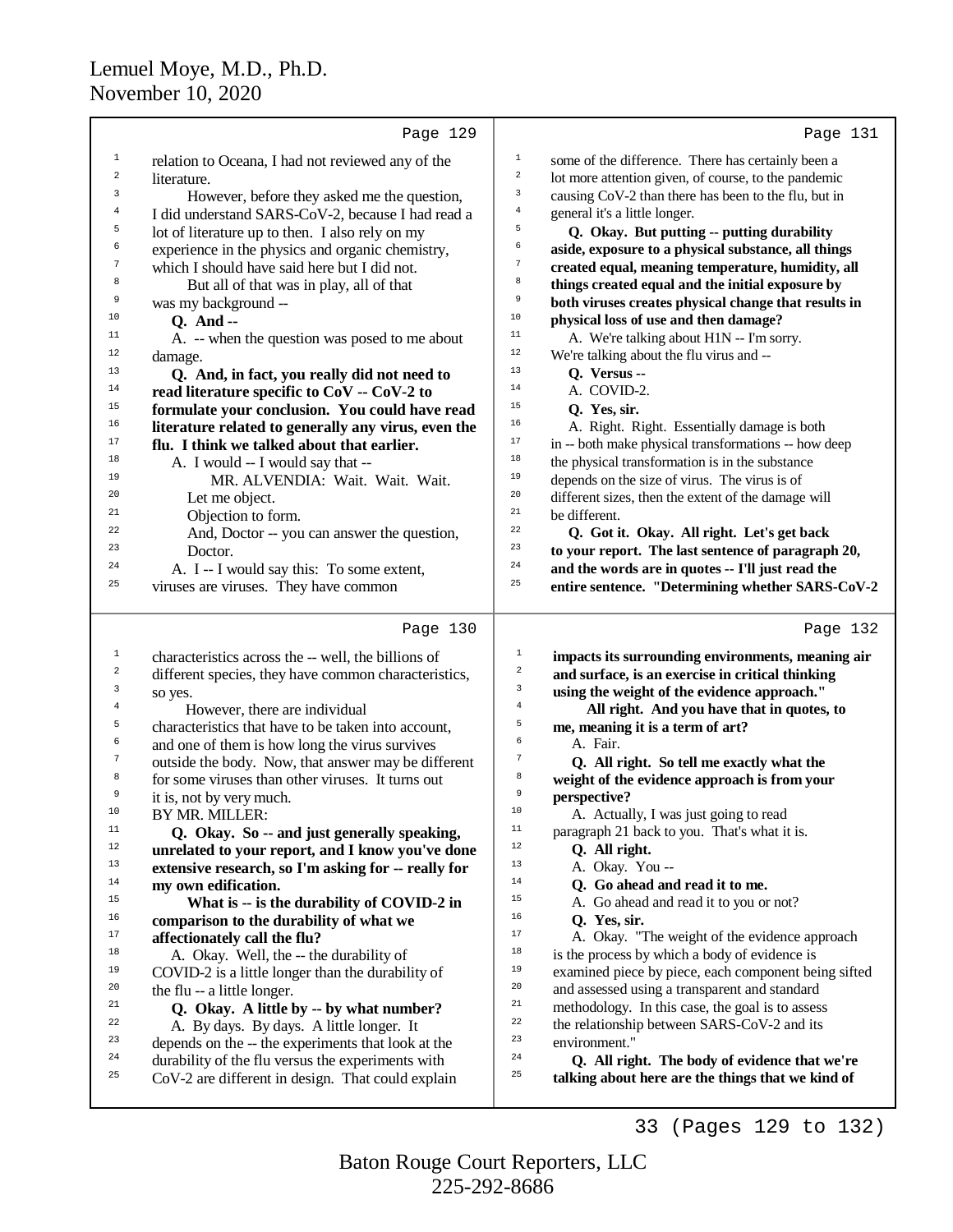Page 129

relation to Oceana, I had not reviewed any of the literature.

However, before they asked me the question, I did understand SARS-CoV-2, because I had read a lot of literature up to then. I also rely on my experience in the physics and organic chemistry, which I should have said here but I did not.

But all of that was in play, all of that was my background --

**Q. And --**

A. -- when the question was posed to me about damage.

**Q. And, in fact, you really did not need to read literature specific to CoV -- CoV-2 to formulate your conclusion. You could have read literature related to generally any virus, even the flu. I think we talked about that earlier.**

A. I would -- I would say that --

MR. ALVENDIA: Wait. Wait. Wait. Let me object.

Objection to form.

And, Doctor -- you can answer the question, Doctor.

A. I -- I would say this: To some extent, viruses are viruses. They have common

Page 130

characteristics across the -- well, the billions of different species, they have common characteristics, so yes.

However, there are individual characteristics that have to be taken into account, and one of them is how long the virus survives outside the body. Now, that answer may be different for some viruses than other viruses. It turns out it is, not by very much.

BY MR. MILLER:

**Q. Okay. So -- and just generally speaking, unrelated to your report, and I know you've done extensive research, so I'm asking for -- really for my own edification.**

**What is -- is the durability of COVID-2 in comparison to the durability of what we affectionately call the flu?**

A. Okay. Well, the -- the durability of COVID-2 is a little longer than the durability of the flu -- a little longer.

**Q. Okay. A little by -- by what number?**

A. By days. By days. A little longer. It depends on the -- the experiments that look at the durability of the flu versus the experiments with CoV-2 are different in design. That could explain

Page 131

some of the difference. There has certainly been a lot more attention given, of course, to the pandemic causing CoV-2 than there has been to the flu, but in general it's a little longer.

**Q. Okay. But putting -- putting durability aside, exposure to a physical substance, all things created equal, meaning temperature, humidity, all things created equal and the initial exposure by both viruses creates physical change that results in physical loss of use and then damage?**

A. We're talking about H1N -- I'm sorry. We're talking about the flu virus and --

**Q. Versus --**

A. COVID-2.

**Q. Yes, sir.**

A. Right. Right. Essentially damage is both in -- both make physical transformations -- how deep the physical transformation is in the substance depends on the size of virus. The virus is of different sizes, then the extent of the damage will be different.

**Q. Got it. Okay. All right. Let's get back to your report. The last sentence of paragraph 20, and the words are in quotes -- I'll just read the entire sentence. "Determining whether SARS-CoV-2**

Page 132

**impacts its surrounding environments, meaning air and surface, is an exercise in critical thinking using the weight of the evidence approach."**

**All right. And you have that in quotes, to me, meaning it is a term of art?**

A. Fair.

**Q. All right. So tell me exactly what the weight of the evidence approach is from your perspective?**

A. Actually, I was just going to read paragraph 21 back to you. That's what it is.

**Q. All right.**

A. Okay. You --

**Q. Go ahead and read it to me.**

A. Go ahead and read it to you or not?

**Q. Yes, sir.**

A. Okay. "The weight of the evidence approach is the process by which a body of evidence is examined piece by piece, each component being sifted and assessed using a transparent and standard methodology. In this case, the goal is to assess the relationship between SARS-CoV-2 and its environment."

**Q. All right. The body of evidence that we're talking about here are the things that we kind of**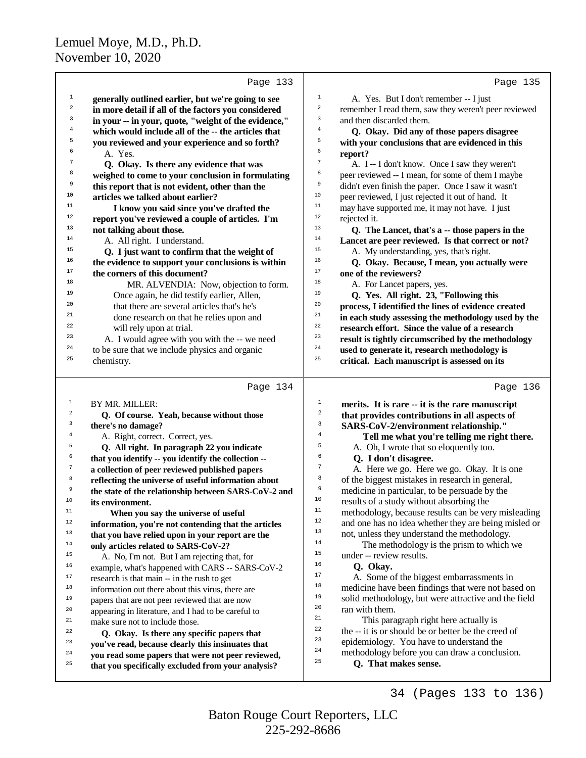**Page 133**

**generally outlined earlier, but we're going to see in more detail if all of the factors you considered in your -- in your, quote, "weight of the evidence," which would include all of the -- the articles that you reviewed and your experience and so forth?**

A. Yes.

**Q. Okay. Is there any evidence that was weighed to come to your conclusion in formulating this report that is not evident, other than the articles we talked about earlier?**

**I know you said since you've drafted the report you've reviewed a couple of articles. I'm not talking about those.**

A. All right. I understand.

**Q. I just want to confirm that the weight of the evidence to support your conclusions is within the corners of this document?**

MR. ALVENDIA: Now, objection to form. Once again, he did testify earlier, Allen, that there are several articles that's he's done research on that he relies upon and will rely upon at trial.

A. I would agree with you with the -- we need to be sure that we include physics and organic chemistry.

**Page 134**

BY MR. MILLER:

**Q. Of course. Yeah, because without those there's no damage?**

A. Right, correct. Correct, yes.

**Q. All right. In paragraph 22 you indicate that you identify -- you identify the collection -- a collection of peer reviewed published papers reflecting the universe of useful information about the state of the relationship between SARS-CoV-2 and its environment.**

**When you say the universe of useful information, you're not contending that the articles that you have relied upon in your report are the only articles related to SARS-CoV-2?**

A. No, I'm not. But I am rejecting that, for example, what's happened with CARS -- SARS-CoV-2 research is that main -- in the rush to get information out there about this virus, there are papers that are not peer reviewed that are now appearing in literature, and I had to be careful to make sure not to include those.

**Q. Okay. Is there any specific papers that you've read, because clearly this insinuates that you read some papers that were not peer reviewed, that you specifically excluded from your analysis?**

**Page 135**

A. Yes. But I don't remember -- I just remember I read them, saw they weren't peer reviewed and then discarded them.

**Q. Okay. Did any of those papers disagree with your conclusions that are evidenced in this report?**

A. I -- I don't know. Once I saw they weren't peer reviewed -- I mean, for some of them I maybe didn't even finish the paper. Once I saw it wasn't peer reviewed, I just rejected it out of hand. It may have supported me, it may not have. I just rejected it.

**Q. The Lancet, that's a -- those papers in the Lancet are peer reviewed. Is that correct or not?**

A. My understanding, yes, that's right.

**Q. Okay. Because, I mean, you actually were one of the reviewers?**

A. For Lancet papers, yes.

**Q. Yes. All right. 23, "Following this process, I identified the lines of evidence created in each study assessing the methodology used by the research effort. Since the value of a research result is tightly circumscribed by the methodology used to generate it, research methodology is critical. Each manuscript is assessed on its**

**Page 136**

**merits. It is rare -- it is the rare manuscript that provides contributions in all aspects of SARS-CoV-2/environment relationship."**

**Tell me what you're telling me right there.**

A. Oh, I wrote that so eloquently too.

**Q. I don't disagree.**

A. Here we go. Here we go. Okay. It is one of the biggest mistakes in research in general, medicine in particular, to be persuade by the results of a study without absorbing the methodology, because results can be very misleading and one has no idea whether they are being misled or not, unless they understand the methodology.

The methodology is the prism to which we under -- review results.

**Q. Okay.**

A. Some of the biggest embarrassments in medicine have been findings that were not based on solid methodology, but were attractive and the field ran with them.

This paragraph right here actually is the -- it is or should be or better be the creed of epidemiology. You have to understand the methodology before you can draw a conclusion.

**Q. That makes sense.**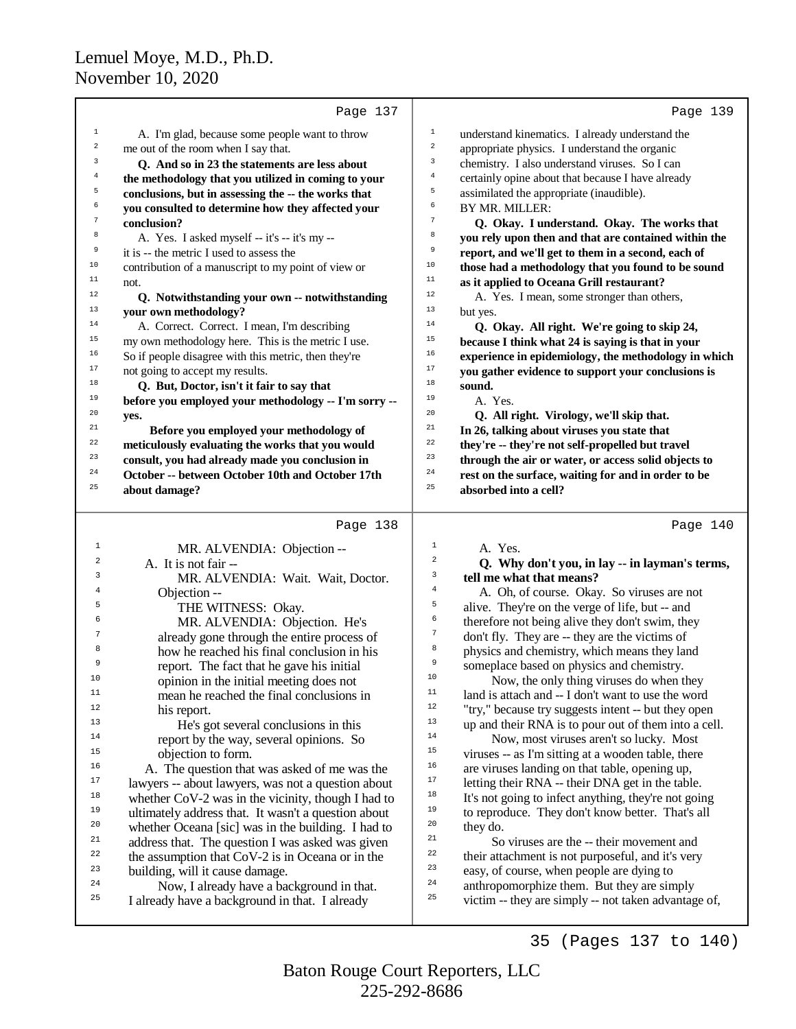Page 137

A. I'm glad, because some people want to throw me out of the room when I say that.

**Q. And so in 23 the statements are less about the methodology that you utilized in coming to your conclusions, but in assessing the -- the works that you consulted to determine how they affected your conclusion?**

A. Yes. I asked myself -- it's -- it's my -- it is -- the metric I used to assess the contribution of a manuscript to my point of view or not.

**Q. Notwithstanding your own -- notwithstanding your own methodology?**

A. Correct. Correct. I mean, I'm describing my own methodology here. This is the metric I use. So if people disagree with this metric, then they're not going to accept my results.

**Q. But, Doctor, isn't it fair to say that before you employed your methodology -- I'm sorry -- yes.**

**Before you employed your methodology of meticulously evaluating the works that you would consult, you had already made you conclusion in October -- between October 10th and October 17th about damage?**

Page 138

MR. ALVENDIA: Objection --

A. It is not fair --

MR. ALVENDIA: Wait. Wait, Doctor. Objection --

THE WITNESS: Okay.

MR. ALVENDIA: Objection. He's already gone through the entire process of how he reached his final conclusion in his report. The fact that he gave his initial opinion in the initial meeting does not mean he reached the final conclusions in his report.

He's got several conclusions in this report by the way, several opinions. So objection to form.

A. The question that was asked of me was the lawyers -- about lawyers, was not a question about whether CoV-2 was in the vicinity, though I had to ultimately address that. It wasn't a question about whether Oceana [sic] was in the building. I had to address that. The question I was asked was given the assumption that CoV-2 is in Oceana or in the building, will it cause damage.

Now, I already have a background in that. I already have a background in that. I already understand kinematics. I already understand the appropriate physics. I understand the organic chemistry. I also understand viruses. So I can certainly opine about that because I have already assimilated the appropriate (inaudible).

Page 139

BY MR. MILLER:

**Q. Okay. I understand. Okay. The works that you rely upon then and that are contained within the report, and we'll get to them in a second, each of those had a methodology that you found to be sound as it applied to Oceana Grill restaurant?**

A. Yes. I mean, some stronger than others, but yes.

**Q. Okay. All right. We're going to skip 24, because I think what 24 is saying is that in your experience in epidemiology, the methodology in which you gather evidence to support your conclusions is sound.**

A. Yes.

**Q. All right. Virology, we'll skip that. In 26, talking about viruses you state that they're -- they're not self-propelled but travel through the air or water, or access solid objects to rest on the surface, waiting for and in order to be absorbed into a cell?**

Page 140

A. Yes.

**Q. Why don't you, in lay -- in layman's terms, tell me what that means?**

A. Oh, of course. Okay. So viruses are not alive. They're on the verge of life, but -- and therefore not being alive they don't swim, they don't fly. They are -- they are the victims of physics and chemistry, which means they land someplace based on physics and chemistry.

Now, the only thing viruses do when they land is attach and -- I don't want to use the word "try," because try suggests intent -- but they open up and their RNA is to pour out of them into a cell.

Now, most viruses aren't so lucky. Most viruses -- as I'm sitting at a wooden table, there are viruses landing on that table, opening up, letting their RNA -- their DNA get in the table. It's not going to infect anything, they're not going to reproduce. They don't know better. That's all they do.

So viruses are the -- their movement and their attachment is not purposeful, and it's very easy, of course, when people are dying to anthropomorphize them. But they are simply victim -- they are simply -- not taken advantage of,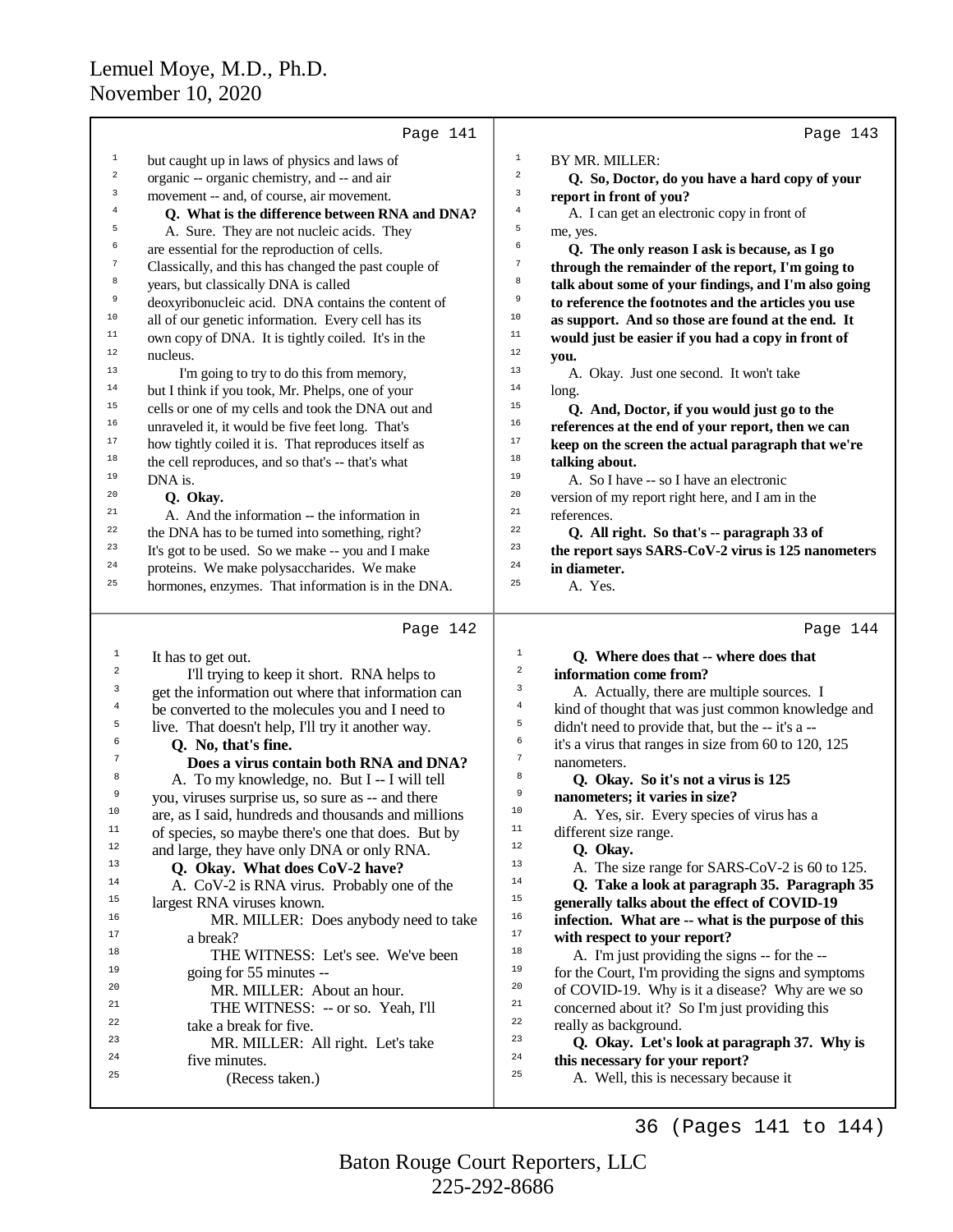**Page 141**

1 but caught up in laws of physics and laws of
2 organic -- organic chemistry, and -- and air
3 movement -- and, of course, air movement.
4 **Q. What is the difference between RNA and DNA?**
5 A. Sure. They are not nucleic acids. They
6 are essential for the reproduction of cells.
7 Classically, and this has changed the past couple of
8 years, but classically DNA is called
9 deoxyribonucleic acid. DNA contains the content of
10 all of our genetic information. Every cell has its
11 own copy of DNA. It is tightly coiled. It's in the
12 nucleus.
13 I'm going to try to do this from memory,
14 but I think if you took, Mr. Phelps, one of your
15 cells or one of my cells and took the DNA out and
16 unraveled it, it would be five feet long. That's
17 how tightly coiled it is. That reproduces itself as
18 the cell reproduces, and so that's -- that's what
19 DNA is.
20 **Q. Okay.**
21 A. And the information -- the information in
22 the DNA has to be turned into something, right?
23 It's got to be used. So we make -- you and I make
24 proteins. We make polysaccharides. We make
25 hormones, enzymes. That information is in the DNA.

**Page 142**

1 It has to get out.
2 I'll trying to keep it short. RNA helps to
3 get the information out where that information can
4 be converted to the molecules you and I need to
5 live. That doesn't help, I'll try it another way.
6 **Q. No, that's fine.**
7 **Does a virus contain both RNA and DNA?**
8 A. To my knowledge, no. But I -- I will tell
9 you, viruses surprise us, so sure as -- and there
10 are, as I said, hundreds and thousands and millions
11 of species, so maybe there's one that does. But by
12 and large, they have only DNA or only RNA.
13 **Q. Okay. What does CoV-2 have?**
14 A. CoV-2 is RNA virus. Probably one of the
15 largest RNA viruses known.
16 MR. MILLER: Does anybody need to take
17 a break?
18 THE WITNESS: Let's see. We've been
19 going for 55 minutes --
20 MR. MILLER: About an hour.
21 THE WITNESS: -- or so. Yeah, I'll
22 take a break for five.
23 MR. MILLER: All right. Let's take
24 five minutes.
25 (Recess taken.)

**Page 143**

1 BY MR. MILLER:
2 **Q. So, Doctor, do you have a hard copy of your**
3 **report in front of you?**
4 A. I can get an electronic copy in front of
5 me, yes.
6 **Q. The only reason I ask is because, as I go**
7 **through the remainder of the report, I'm going to**
8 **talk about some of your findings, and I'm also going**
9 **to reference the footnotes and the articles you use**
10 **as support. And so those are found at the end. It**
11 **would just be easier if you had a copy in front of**
12 **you.**
13 A. Okay. Just one second. It won't take
14 long.
15 **Q. And, Doctor, if you would just go to the**
16 **references at the end of your report, then we can**
17 **keep on the screen the actual paragraph that we're**
18 **talking about.**
19 A. So I have -- so I have an electronic
20 version of my report right here, and I am in the
21 references.
22 **Q. All right. So that's -- paragraph 33 of**
23 **the report says SARS-CoV-2 virus is 125 nanometers**
24 **in diameter.**
25 A. Yes.

**Page 144**

1 **Q. Where does that -- where does that**
2 **information come from?**
3 A. Actually, there are multiple sources. I
4 kind of thought that was just common knowledge and
5 didn't need to provide that, but the -- it's a --
6 it's a virus that ranges in size from 60 to 120, 125
7 nanometers.
8 **Q. Okay. So it's not a virus is 125**
9 **nanometers; it varies in size?**
10 A. Yes, sir. Every species of virus has a
11 different size range.
12 **Q. Okay.**
13 A. The size range for SARS-CoV-2 is 60 to 125.
14 **Q. Take a look at paragraph 35. Paragraph 35**
15 **generally talks about the effect of COVID-19**
16 **infection. What are -- what is the purpose of this**
17 **with respect to your report?**
18 A. I'm just providing the signs -- for the --
19 for the Court, I'm providing the signs and symptoms
20 of COVID-19. Why is it a disease? Why are we so
21 concerned about it? So I'm just providing this
22 really as background.
23 **Q. Okay. Let's look at paragraph 37. Why is**
24 **this necessary for your report?**
25 A. Well, this is necessary because it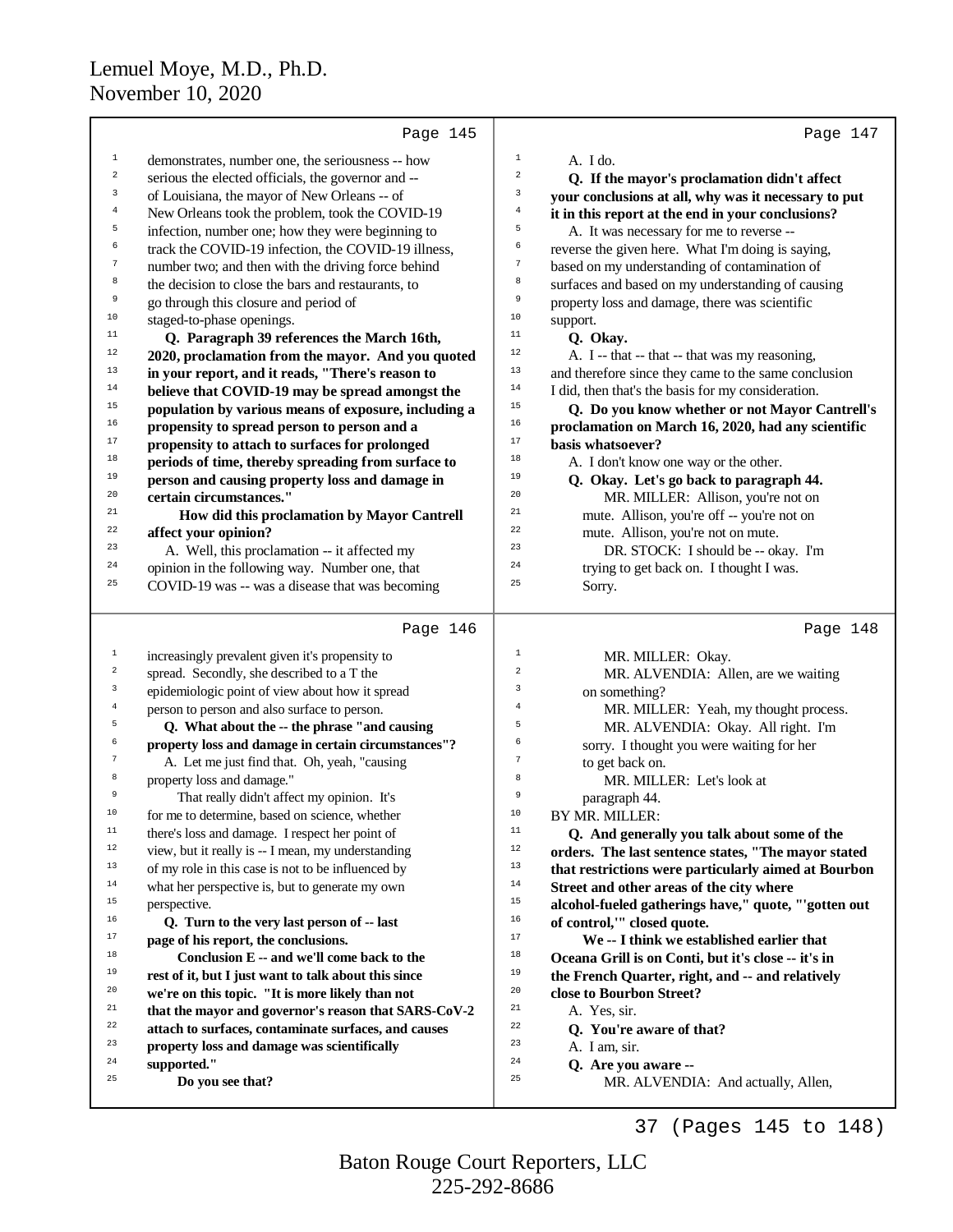Page 145

demonstrates, number one, the seriousness -- how serious the elected officials, the governor and -- of Louisiana, the mayor of New Orleans -- of New Orleans took the problem, took the COVID-19 infection, number one; how they were beginning to track the COVID-19 infection, the COVID-19 illness, number two; and then with the driving force behind the decision to close the bars and restaurants, to go through this closure and period of staged-to-phase openings.

**Q. Paragraph 39 references the March 16th, 2020, proclamation from the mayor. And you quoted in your report, and it reads, "There's reason to believe that COVID-19 may be spread amongst the population by various means of exposure, including a propensity to spread person to person and a propensity to attach to surfaces for prolonged periods of time, thereby spreading from surface to person and causing property loss and damage in certain circumstances."**

**How did this proclamation by Mayor Cantrell affect your opinion?**

A. Well, this proclamation -- it affected my opinion in the following way. Number one, that COVID-19 was -- was a disease that was becoming

Page 146

increasingly prevalent given it's propensity to spread. Secondly, she described to a T the epidemiologic point of view about how it spread person to person and also surface to person.

**Q. What about the -- the phrase "and causing property loss and damage in certain circumstances"?**

A. Let me just find that. Oh, yeah, "causing property loss and damage."

That really didn't affect my opinion. It's for me to determine, based on science, whether there's loss and damage. I respect her point of view, but it really is -- I mean, my understanding of my role in this case is not to be influenced by what her perspective is, but to generate my own perspective.

**Q. Turn to the very last person of -- last page of his report, the conclusions.**

**Conclusion E -- and we'll come back to the rest of it, but I just want to talk about this since we're on this topic. "It is more likely than not that the mayor and governor's reason that SARS-CoV-2 attach to surfaces, contaminate surfaces, and causes property loss and damage was scientifically supported."**

**Do you see that?**

Page 147

A. I do.

**Q. If the mayor's proclamation didn't affect your conclusions at all, why was it necessary to put it in this report at the end in your conclusions?**

A. It was necessary for me to reverse -- reverse the given here. What I'm doing is saying, based on my understanding of contamination of surfaces and based on my understanding of causing property loss and damage, there was scientific support.

**Q. Okay.**

A. I -- that -- that -- that was my reasoning, and therefore since they came to the same conclusion I did, then that's the basis for my consideration.

**Q. Do you know whether or not Mayor Cantrell's proclamation on March 16, 2020, had any scientific basis whatsoever?**

A. I don't know one way or the other.

**Q. Okay. Let's go back to paragraph 44.**

MR. MILLER: Allison, you're not on mute. Allison, you're off -- you're not on mute. Allison, you're not on mute.

DR. STOCK: I should be -- okay. I'm trying to get back on. I thought I was. Sorry.

Page 148

MR. MILLER: Okay.

MR. ALVENDIA: Allen, are we waiting on something?

MR. MILLER: Yeah, my thought process.

MR. ALVENDIA: Okay. All right. I'm sorry. I thought you were waiting for her to get back on.

MR. MILLER: Let's look at paragraph 44.

BY MR. MILLER:

**Q. And generally you talk about some of the orders. The last sentence states, "The mayor stated that restrictions were particularly aimed at Bourbon Street and other areas of the city where alcohol-fueled gatherings have," quote, "'gotten out of control,'" closed quote.**

**We -- I think we established earlier that Oceana Grill is on Conti, but it's close -- it's in the French Quarter, right, and -- and relatively close to Bourbon Street?**

A. Yes, sir.

**Q. You're aware of that?**

A. I am, sir.

**Q. Are you aware --**

MR. ALVENDIA: And actually, Allen,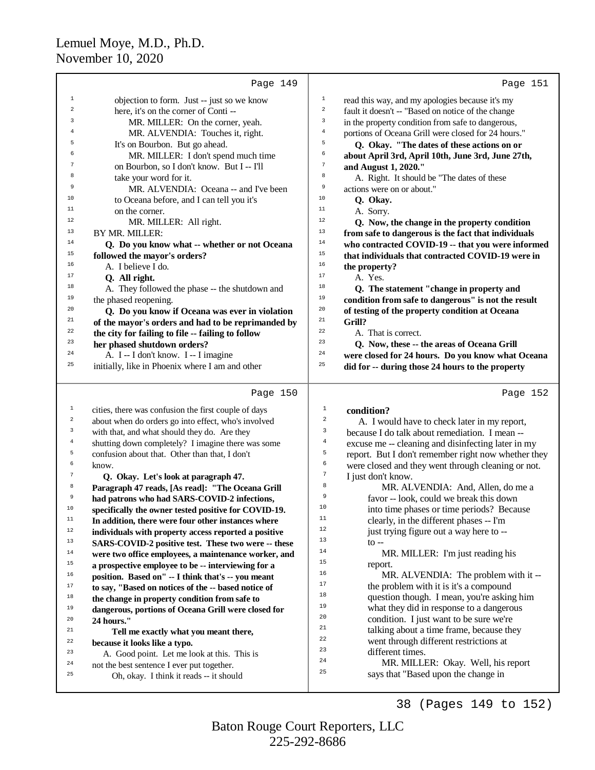Page 149

objection to form. Just -- just so we know here, it's on the corner of Conti --

MR. MILLER: On the corner, yeah.

MR. ALVENDIA: Touches it, right. It's on Bourbon. But go ahead.

MR. MILLER: I don't spend much time on Bourbon, so I don't know. But I -- I'll take your word for it.

MR. ALVENDIA: Oceana -- and I've been to Oceana before, and I can tell you it's on the corner.

MR. MILLER: All right.

BY MR. MILLER:

**Q. Do you know what -- whether or not Oceana followed the mayor's orders?**

A. I believe I do.

**Q. All right.**

A. They followed the phase -- the shutdown and the phased reopening.

**Q. Do you know if Oceana was ever in violation of the mayor's orders and had to be reprimanded by the city for failing to file -- failing to follow her phased shutdown orders?**

A. I -- I don't know. I -- I imagine initially, like in Phoenix where I am and other

Page 150

cities, there was confusion the first couple of days about when do orders go into effect, who's involved with that, and what should they do. Are they shutting down completely? I imagine there was some confusion about that. Other than that, I don't know.

**Q. Okay. Let's look at paragraph 47. Paragraph 47 reads, [As read]: "The Oceana Grill had patrons who had SARS-COVID-2 infections, specifically the owner tested positive for COVID-19. In addition, there were four other instances where individuals with property access reported a positive SARS-COVID-2 positive test. These two were -- these were two office employees, a maintenance worker, and a prospective employee to be -- interviewing for a position. Based on" -- I think that's -- you meant to say, "Based on notices of the -- based notice of the change in property condition from safe to dangerous, portions of Oceana Grill were closed for 24 hours."**

**Tell me exactly what you meant there, because it looks like a typo.**

A. Good point. Let me look at this. This is not the best sentence I ever put together.

Oh, okay. I think it reads -- it should

Page 151

read this way, and my apologies because it's my fault it doesn't -- "Based on notice of the change in the property condition from safe to dangerous, portions of Oceana Grill were closed for 24 hours."

**Q. Okay. "The dates of these actions on or about April 3rd, April 10th, June 3rd, June 27th, and August 1, 2020."**

A. Right. It should be "The dates of these actions were on or about."

**Q. Okay.**

A. Sorry.

**Q. Now, the change in the property condition from safe to dangerous is the fact that individuals who contracted COVID-19 -- that you were informed that individuals that contracted COVID-19 were in the property?**

A. Yes.

**Q. The statement "change in property and condition from safe to dangerous" is not the result of testing of the property condition at Oceana Grill?**

A. That is correct.

**Q. Now, these -- the areas of Oceana Grill were closed for 24 hours. Do you know what Oceana did for -- during those 24 hours to the property**

Page 152

**condition?**

A. I would have to check later in my report, because I do talk about remediation. I mean -- excuse me -- cleaning and disinfecting later in my report. But I don't remember right now whether they were closed and they went through cleaning or not. I just don't know.

MR. ALVENDIA: And, Allen, do me a favor -- look, could we break this down into time phases or time periods? Because clearly, in the different phases -- I'm just trying figure out a way here to -- to --

MR. MILLER: I'm just reading his report.

MR. ALVENDIA: The problem with it -- the problem with it is it's a compound question though. I mean, you're asking him what they did in response to a dangerous condition. I just want to be sure we're talking about a time frame, because they went through different restrictions at different times.

MR. MILLER: Okay. Well, his report says that "Based upon the change in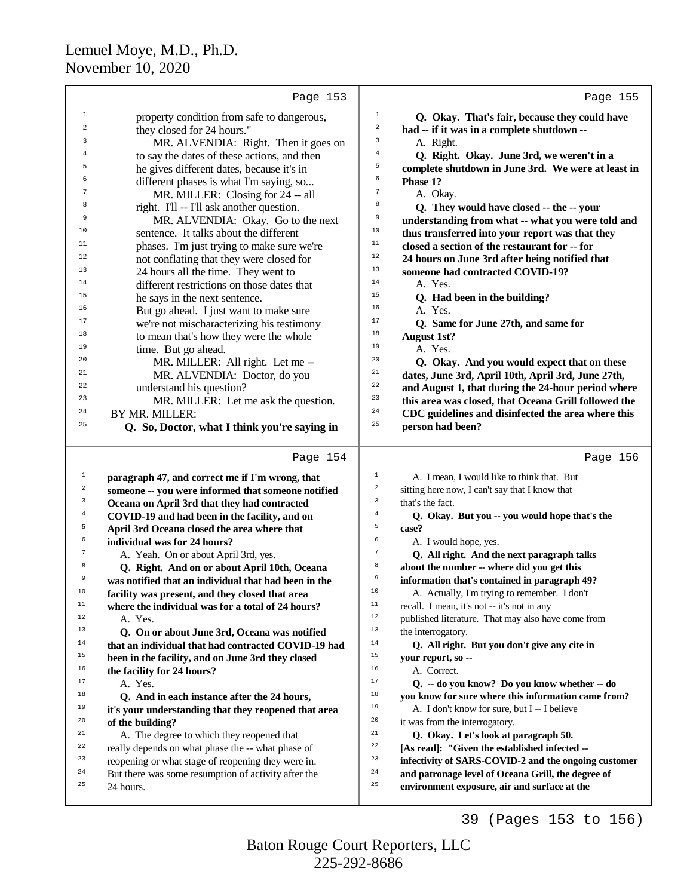Page 153

1 property condition from safe to dangerous,
2 they closed for 24 hours."
3 MR. ALVENDIA: Right. Then it goes on
4 to say the dates of these actions, and then
5 he gives different dates, because it's in
6 different phases is what I'm saying, so...
7 MR. MILLER: Closing for 24 -- all
8 right. I'll -- I'll ask another question.
9 MR. ALVENDIA: Okay. Go to the next
10 sentence. It talks about the different
11 phases. I'm just trying to make sure we're
12 not conflating that they were closed for
13 24 hours all the time. They went to
14 different restrictions on those dates that
15 he says in the next sentence.
16 But go ahead. I just want to make sure
17 we're not mischaracterizing his testimony
18 to mean that's how they were the whole
19 time. But go ahead.
20 MR. MILLER: All right. Let me --
21 MR. ALVENDIA: Doctor, do you
22 understand his question?
23 MR. MILLER: Let me ask the question.
24 BY MR. MILLER:
25 **Q. So, Doctor, what I think you're saying in**

Page 154

1 **paragraph 47, and correct me if I'm wrong, that**
2 **someone -- you were informed that someone notified**
3 **Oceana on April 3rd that they had contracted**
4 **COVID-19 and had been in the facility, and on**
5 **April 3rd Oceana closed the area where that**
6 **individual was for 24 hours?**
7 A. Yeah. On or about April 3rd, yes.
8 **Q. Right. And on or about April 10th, Oceana**
9 **was notified that an individual that had been in the**
10 **facility was present, and they closed that area**
11 **where the individual was for a total of 24 hours?**
12 A. Yes.
13 **Q. On or about June 3rd, Oceana was notified**
14 **that an individual that had contracted COVID-19 had**
15 **been in the facility, and on June 3rd they closed**
16 **the facility for 24 hours?**
17 A. Yes.
18 **Q. And in each instance after the 24 hours,**
19 **it's your understanding that they reopened that area**
20 **of the building?**
21 A. The degree to which they reopened that
22 really depends on what phase the -- what phase of
23 reopening or what stage of reopening they were in.
24 But there was some resumption of activity after the
25 24 hours.

Page 155

1 **Q. Okay. That's fair, because they could have**
2 **had -- if it was in a complete shutdown --**
3 A. Right.
4 **Q. Right. Okay. June 3rd, we weren't in a**
5 **complete shutdown in June 3rd. We were at least in**
6 **Phase 1?**
7 A. Okay.
8 **Q. They would have closed -- the -- your**
9 **understanding from what -- what you were told and**
10 **thus transferred into your report was that they**
11 **closed a section of the restaurant for -- for**
12 **24 hours on June 3rd after being notified that**
13 **someone had contracted COVID-19?**
14 A. Yes.
15 **Q. Had been in the building?**
16 A. Yes.
17 **Q. Same for June 27th, and same for**
18 **August 1st?**
19 A. Yes.
20 **Q. Okay. And you would expect that on these**
21 **dates, June 3rd, April 10th, April 3rd, June 27th,**
22 **and August 1, that during the 24-hour period where**
23 **this area was closed, that Oceana Grill followed the**
24 **CDC guidelines and disinfected the area where this**
25 **person had been?**

Page 156

1 A. I mean, I would like to think that. But
2 sitting here now, I can't say that I know that
3 that's the fact.
4 **Q. Okay. But you -- you would hope that's the**
5 **case?**
6 A. I would hope, yes.
7 **Q. All right. And the next paragraph talks**
8 **about the number -- where did you get this**
9 **information that's contained in paragraph 49?**
10 A. Actually, I'm trying to remember. I don't
11 recall. I mean, it's not -- it's not in any
12 published literature. That may also have come from
13 the interrogatory.
14 **Q. All right. But you don't give any cite in**
15 **your report, so --**
16 A. Correct.
17 **Q. -- do you know? Do you know whether -- do**
18 **you know for sure where this information came from?**
19 A. I don't know for sure, but I -- I believe
20 it was from the interrogatory.
21 **Q. Okay. Let's look at paragraph 50.**
22 **[As read]: "Given the established infected --**
23 **infectivity of SARS-COVID-2 and the ongoing customer**
24 **and patronage level of Oceana Grill, the degree of**
25 **environment exposure, air and surface at the**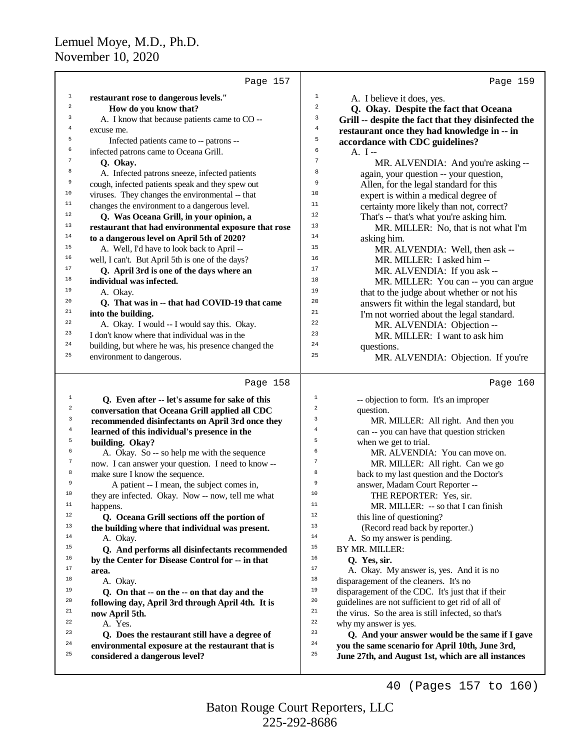Page 157

restaurant rose to dangerous levels."

How do you know that?

A. I know that because patients came to CO -- excuse me.

Infected patients came to -- patrons -- infected patrons came to Oceana Grill.

**Q. Okay.**

A. Infected patrons sneeze, infected patients cough, infected patients speak and they spew out viruses. They changes the environmental -- that changes the environment to a dangerous level.

**Q. Was Oceana Grill, in your opinion, a restaurant that had environmental exposure that rose to a dangerous level on April 5th of 2020?**

A. Well, I'd have to look back to April -- well, I can't. But April 5th is one of the days?

**Q. April 3rd is one of the days where an individual was infected.**

A. Okay.

**Q. That was in -- that had COVID-19 that came into the building.**

A. Okay. I would -- I would say this. Okay. I don't know where that individual was in the building, but where he was, his presence changed the environment to dangerous.

Page 158

**Q. Even after -- let's assume for sake of this conversation that Oceana Grill applied all CDC recommended disinfectants on April 3rd once they learned of this individual's presence in the building. Okay?**

A. Okay. So -- so help me with the sequence now. I can answer your question. I need to know -- make sure I know the sequence.

A patient -- I mean, the subject comes in, they are infected. Okay. Now -- now, tell me what happens.

**Q. Oceana Grill sections off the portion of the building where that individual was present.**

A. Okay.

**Q. And performs all disinfectants recommended by the Center for Disease Control for -- in that area.**

A. Okay.

**Q. On that -- on the -- on that day and the following day, April 3rd through April 4th. It is now April 5th.**

A. Yes.

**Q. Does the restaurant still have a degree of environmental exposure at the restaurant that is considered a dangerous level?**

Page 159

A. I believe it does, yes.

**Q. Okay. Despite the fact that Oceana Grill -- despite the fact that they disinfected the restaurant once they had knowledge in -- in accordance with CDC guidelines?**

A. I --

MR. ALVENDIA: And you're asking -- again, your question -- your question, Allen, for the legal standard for this expert is within a medical degree of certainty more likely than not, correct? That's -- that's what you're asking him.

MR. MILLER: No, that is not what I'm asking him.

MR. ALVENDIA: Well, then ask --

MR. MILLER: I asked him --

MR. ALVENDIA: If you ask --

MR. MILLER: You can -- you can argue that to the judge about whether or not his answers fit within the legal standard, but I'm not worried about the legal standard.

MR. ALVENDIA: Objection --

MR. MILLER: I want to ask him questions.

MR. ALVENDIA: Objection. If you're

Page 160

-- objection to form. It's an improper question.

MR. MILLER: All right. And then you can -- you can have that question stricken when we get to trial.

MR. ALVENDIA: You can move on.

MR. MILLER: All right. Can we go back to my last question and the Doctor's answer, Madam Court Reporter --

THE REPORTER: Yes, sir.

MR. MILLER: -- so that I can finish this line of questioning?

(Record read back by reporter.)

A. So my answer is pending.

BY MR. MILLER:

**Q. Yes, sir.**

A. Okay. My answer is, yes. And it is no disparagement of the cleaners. It's no disparagement of the CDC. It's just that if their guidelines are not sufficient to get rid of all of the virus. So the area is still infected, so that's why my answer is yes.

**Q. And your answer would be the same if I gave you the same scenario for April 10th, June 3rd, June 27th, and August 1st, which are all instances**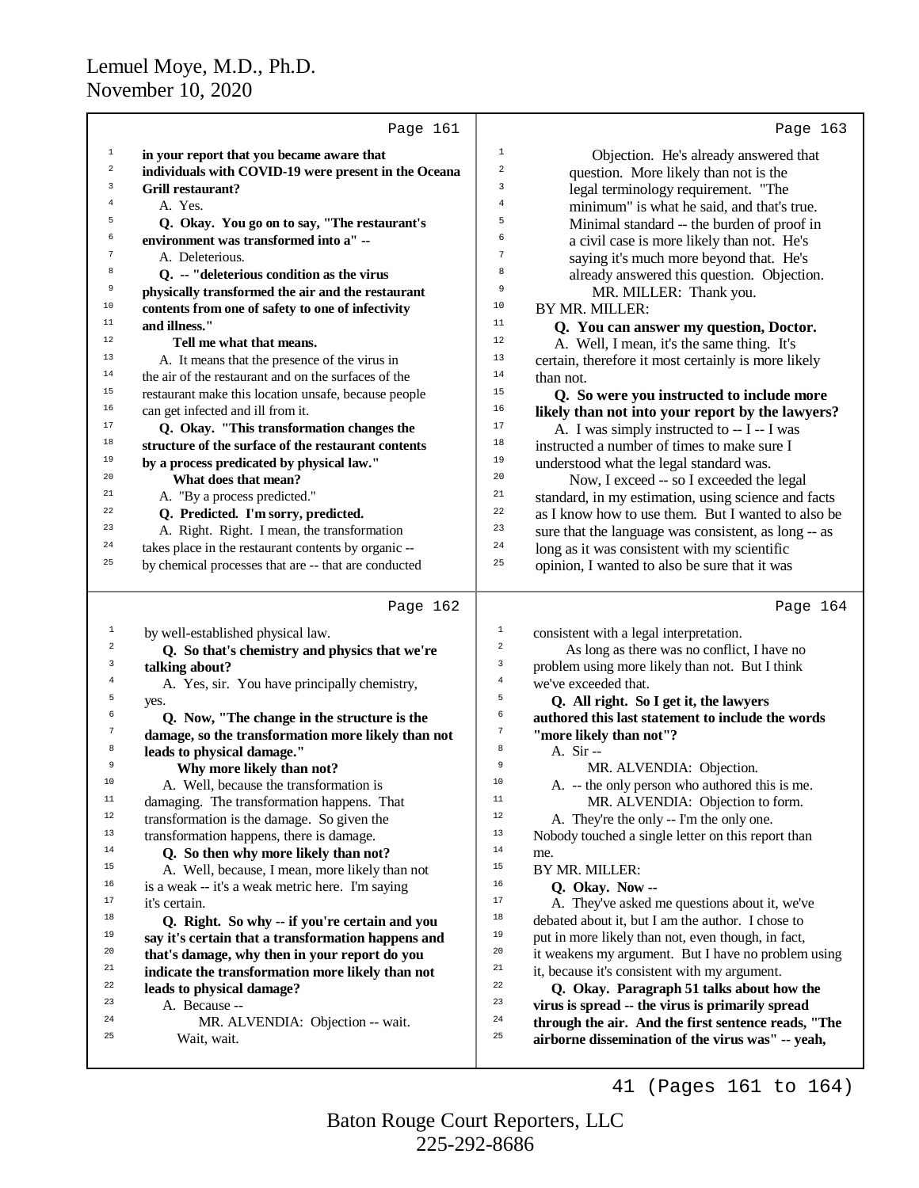Page 161

1 **in your report that you became aware that**
2 **individuals with COVID-19 were present in the Oceana**
3 **Grill restaurant?**
4 A. Yes.
5 **Q. Okay. You go on to say, "The restaurant's**
6 **environment was transformed into a" --**
7 A. Deleterious.
8 **Q. -- "deleterious condition as the virus**
9 **physically transformed the air and the restaurant**
10 **contents from one of safety to one of infectivity**
11 **and illness."**
12 **Tell me what that means.**
13 A. It means that the presence of the virus in
14 the air of the restaurant and on the surfaces of the
15 restaurant make this location unsafe, because people
16 can get infected and ill from it.
17 **Q. Okay. "This transformation changes the**
18 **structure of the surface of the restaurant contents**
19 **by a process predicated by physical law."**
20 **What does that mean?**
21 A. "By a process predicted."
22 **Q. Predicted. I'm sorry, predicted.**
23 A. Right. Right. I mean, the transformation
24 takes place in the restaurant contents by organic --
25 by chemical processes that are -- that are conducted

Page 162

1 by well-established physical law.
2 **Q. So that's chemistry and physics that we're**
3 **talking about?**
4 A. Yes, sir. You have principally chemistry,
5 yes.
6 **Q. Now, "The change in the structure is the**
7 **damage, so the transformation more likely than not**
8 **leads to physical damage."**
9 **Why more likely than not?**
10 A. Well, because the transformation is
11 damaging. The transformation happens. That
12 transformation is the damage. So given the
13 transformation happens, there is damage.
14 **Q. So then why more likely than not?**
15 A. Well, because, I mean, more likely than not
16 is a weak -- it's a weak metric here. I'm saying
17 it's certain.
18 **Q. Right. So why -- if you're certain and you**
19 **say it's certain that a transformation happens and**
20 **that's damage, why then in your report do you**
21 **indicate the transformation more likely than not**
22 **leads to physical damage?**
23 A. Because --
24 MR. ALVENDIA: Objection -- wait.
25 Wait, wait.

Page 163

1 Objection. He's already answered that
2 question. More likely than not is the
3 legal terminology requirement. "The
4 minimum" is what he said, and that's true.
5 Minimal standard -- the burden of proof in
6 a civil case is more likely than not. He's
7 saying it's much more beyond that. He's
8 already answered this question. Objection.
9 MR. MILLER: Thank you.
10 BY MR. MILLER:
11 **Q. You can answer my question, Doctor.**
12 A. Well, I mean, it's the same thing. It's
13 certain, therefore it most certainly is more likely
14 than not.
15 **Q. So were you instructed to include more**
16 **likely than not into your report by the lawyers?**
17 A. I was simply instructed to -- I -- I was
18 instructed a number of times to make sure I
19 understood what the legal standard was.
20 Now, I exceed -- so I exceeded the legal
21 standard, in my estimation, using science and facts
22 as I know how to use them. But I wanted to also be
23 sure that the language was consistent, as long -- as
24 long as it was consistent with my scientific
25 opinion, I wanted to also be sure that it was

Page 164

1 consistent with a legal interpretation.
2 As long as there was no conflict, I have no
3 problem using more likely than not. But I think
4 we've exceeded that.
5 **Q. All right. So I get it, the lawyers**
6 **authored this last statement to include the words**
7 **"more likely than not"?**
8 A. Sir --
9 MR. ALVENDIA: Objection.
10 A. -- the only person who authored this is me.
11 MR. ALVENDIA: Objection to form.
12 A. They're the only -- I'm the only one.
13 Nobody touched a single letter on this report than
14 me.
15 BY MR. MILLER:
16 **Q. Okay. Now --**
17 A. They've asked me questions about it, we've
18 debated about it, but I am the author. I chose to
19 put in more likely than not, even though, in fact,
20 it weakens my argument. But I have no problem using
21 it, because it's consistent with my argument.
22 **Q. Okay. Paragraph 51 talks about how the**
23 **virus is spread -- the virus is primarily spread**
24 **through the air. And the first sentence reads, "The**
25 **airborne dissemination of the virus was" -- yeah,**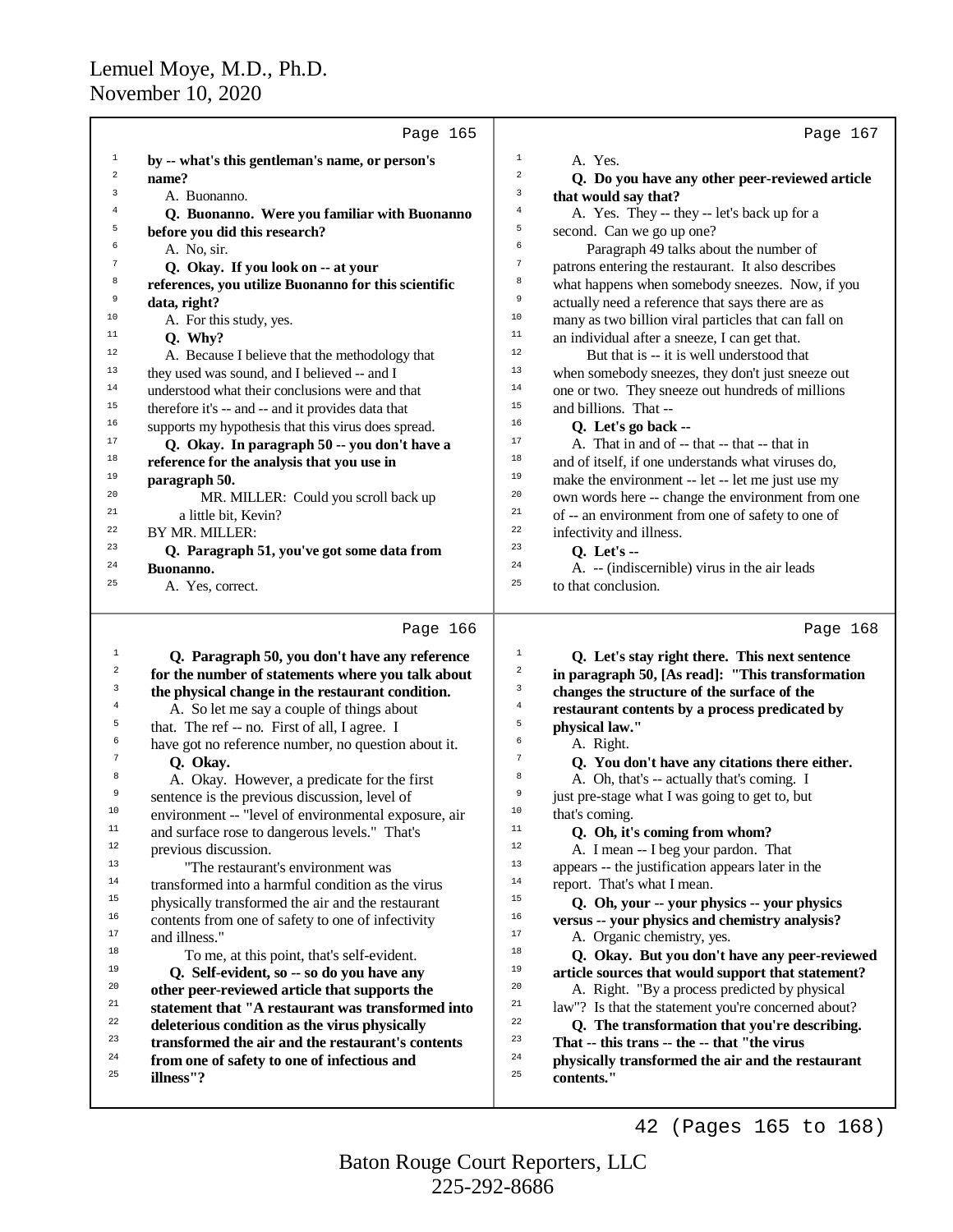Lemuel Moye, M.D., Ph.D.
November 10, 2020

Page 165

1 **by -- what's this gentleman's name, or person's**
2 **name?**
3 A. Buonanno.
4 **Q. Buonanno. Were you familiar with Buonanno**
5 **before you did this research?**
6 A. No, sir.
7 **Q. Okay. If you look on -- at your**
8 **references, you utilize Buonanno for this scientific**
9 **data, right?**
10 A. For this study, yes.
11 **Q. Why?**
12 A. Because I believe that the methodology that
13 they used was sound, and I believed -- and I
14 understood what their conclusions were and that
15 therefore it's -- and -- and it provides data that
16 supports my hypothesis this virus does spread.
17 **Q. Okay. In paragraph 50 -- you don't have a**
18 **reference for the analysis that you use in**
19 **paragraph 50.**
20 MR. MILLER: Could you scroll back up
21 a little bit, Kevin?
22 BY MR. MILLER:
23 **Q. Paragraph 51, you've got some data from**
24 **Buonanno.**
25 A. Yes, correct.

Page 166

1 **Q. Paragraph 50, you don't have any reference**
2 **for the number of statements where you talk about**
3 **the physical change in the restaurant condition.**
4 A. So let me say a couple of things about
5 that. The ref -- no. First of all, I agree. I
6 have got no reference number, no question about it.
7 **Q. Okay.**
8 A. Okay. However, a predicate for the first
9 sentence is the previous discussion, level of
10 environment -- "level of environmental exposure, air
11 and surface rose to dangerous levels." That's
12 previous discussion.
13 "The restaurant's environment was
14 transformed into a harmful condition as the virus
15 physically transformed the air and the restaurant
16 contents from one of safety to one of infectivity
17 and illness."
18 To me, at this point, that's self-evident.
19 **Q. Self-evident, so -- so do you have any**
20 **other peer-reviewed article that supports the**
21 **statement that "A restaurant was transformed into**
22 **deleterious condition as the virus physically**
23 **transformed the air and the restaurant's contents**
24 **from one of safety to one of infectious and**
25 **illness"?**

Page 167

1 A. Yes.
2 **Q. Do you have any other peer-reviewed article**
3 **that would say that?**
4 A. Yes. They -- they -- let's back up for a
5 second. Can we go up one?
6 Paragraph 49 talks about the number of
7 patrons entering the restaurant. It also describes
8 what happens when somebody sneezes. Now, if you
9 actually need a reference that says there are as
10 many as two billion viral particles that can fall on
11 an individual after a sneeze, I can get that.
12 But that is -- it is well understood that
13 when somebody sneezes, they don't just sneeze out
14 one or two. They sneeze out hundreds of millions
15 and billions. That --
16 **Q. Let's go back --**
17 A. That in and of -- that -- that -- that in
18 and of itself, if one understands what viruses do,
19 make the environment -- let -- let me just use my
20 own words here -- change the environment from one
21 of -- an environment from one of safety to one of
22 infectivity and illness.
23 **Q. Let's --**
24 A. -- (indiscernible) virus in the air leads
25 to that conclusion.

Page 168

1 **Q. Let's stay right there. This next sentence**
2 **in paragraph 50, [As read]: "This transformation**
3 **changes the structure of the surface of the**
4 **restaurant contents by a process predicated by**
5 **physical law."**
6 A. Right.
7 **Q. You don't have any citations there either.**
8 A. Oh, that's -- actually that's coming. I
9 just pre-stage what I was going to get to, but
10 that's coming.
11 **Q. Oh, it's coming from whom?**
12 A. I mean -- I beg your pardon. That
13 appears -- the justification appears later in the
14 report. That's what I mean.
15 **Q. Oh, your -- your physics -- your physics**
16 **versus -- your physics and chemistry analysis?**
17 A. Organic chemistry, yes.
18 **Q. Okay. But you don't have any peer-reviewed**
19 **article sources that would support that statement?**
20 A. Right. "By a process predicted by physical
21 law"? Is that the statement you're concerned about?
22 **Q. The transformation that you're describing.**
23 **That -- this trans -- the -- that "the virus**
24 **physically transformed the air and the restaurant**
25 **contents."**

42 (Pages 165 to 168)

Baton Rouge Court Reporters, LLC
225-292-8686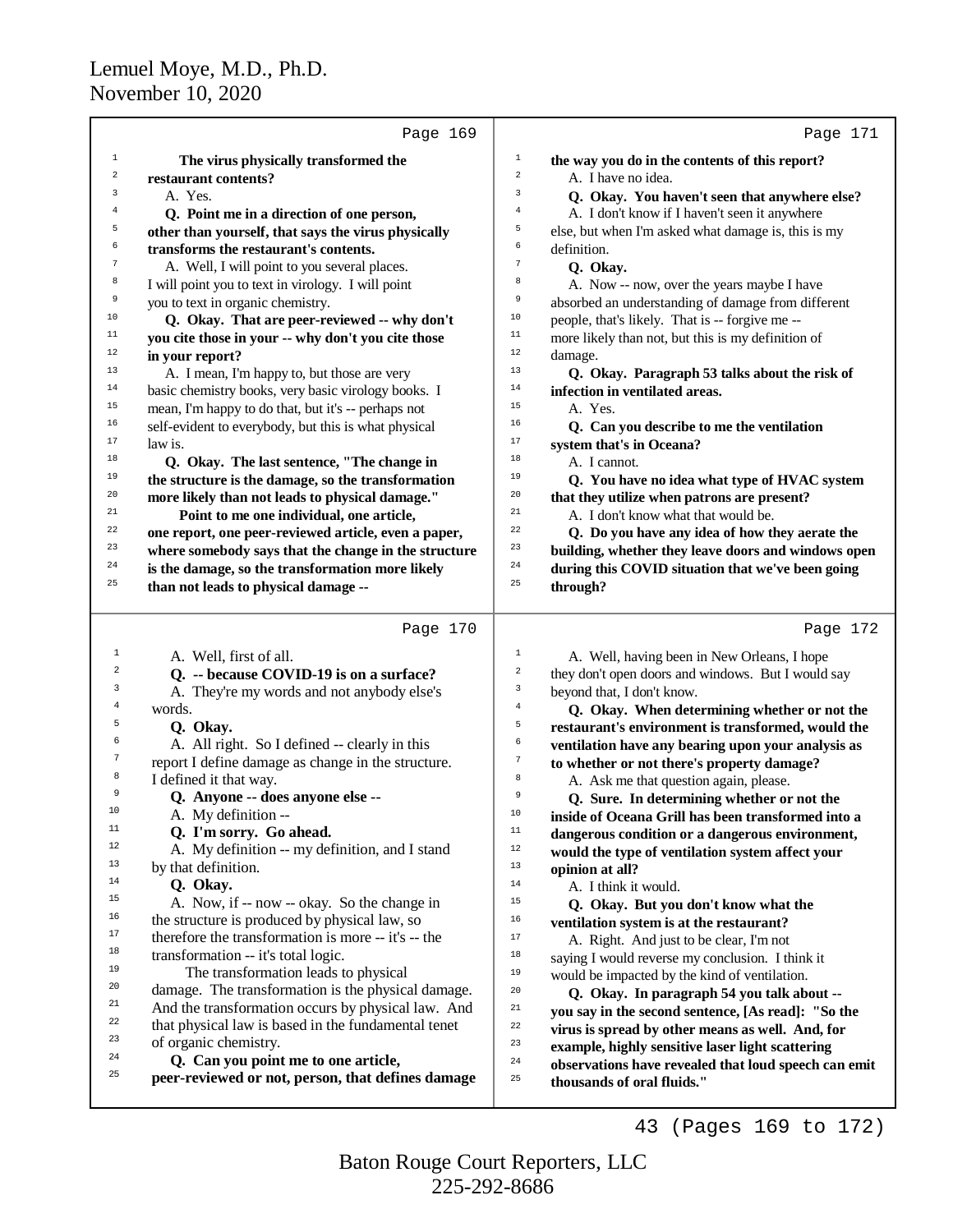Page 169

1 **The virus physically transformed the**
2 **restaurant contents?**
3 A. Yes.
4 **Q. Point me in a direction of one person,**
5 **other than yourself, that says the virus physically**
6 **transforms the restaurant's contents.**
7 A. Well, I will point to you several places.
8 I will point you to text in virology. I will point
9 you to text in organic chemistry.
10 **Q. Okay. That are peer-reviewed -- why don't**
11 **you cite those in your -- why don't you cite those**
12 **in your report?**
13 A. I mean, I'm happy to, but those are very
14 basic chemistry books, very basic virology books. I
15 mean, I'm happy to do that, but it's -- perhaps not
16 self-evident to everybody, but this is what physical
17 law is.
18 **Q. Okay. The last sentence, "The change in**
19 **the structure is the damage, so the transformation**
20 **more likely than not leads to physical damage."**
21 **Point to me one individual, one article,**
22 **one report, one peer-reviewed article, even a paper,**
23 **where somebody says that the change in the structure**
24 **is the damage, so the transformation more likely**
25 **than not leads to physical damage --**

Page 170

1 A. Well, first of all.
2 **Q. -- because COVID-19 is on a surface?**
3 A. They're my words and not anybody else's
4 words.
5 **Q. Okay.**
6 A. All right. So I defined -- clearly in this
7 report I define damage as change in the structure.
8 I defined it that way.
9 **Q. Anyone -- does anyone else --**
10 A. My definition --
11 **Q. I'm sorry. Go ahead.**
12 A. My definition -- my definition, and I stand
13 by that definition.
14 **Q. Okay.**
15 A. Now, if -- now -- okay. So the change in
16 the structure is produced by physical law, so
17 therefore the transformation is more -- it's -- the
18 transformation -- it's total logic.
19 The transformation leads to physical
20 damage. The transformation is the physical damage.
21 And the transformation occurs by physical law. And
22 that physical law is based in the fundamental tenet
23 of organic chemistry.
24 **Q. Can you point me to one article,**
25 **peer-reviewed or not, person, that defines damage**

Page 171

1 **the way you do in the contents of this report?**
2 A. I have no idea.
3 **Q. Okay. You haven't seen that anywhere else?**
4 A. I don't know if I haven't seen it anywhere
5 else, but when I'm asked what damage is, this is my
6 definition.
7 **Q. Okay.**
8 A. Now -- now, over the years maybe I have
9 absorbed an understanding of damage from different
10 people, that's likely. That is -- forgive me --
11 more likely than not, but this is my definition of
12 damage.
13 **Q. Okay. Paragraph 53 talks about the risk of**
14 **infection in ventilated areas.**
15 A. Yes.
16 **Q. Can you describe to me the ventilation**
17 **system that's in Oceana?**
18 A. I cannot.
19 **Q. You have no idea what type of HVAC system**
20 **that they utilize when patrons are present?**
21 A. I don't know what that would be.
22 **Q. Do you have any idea of how they aerate the**
23 **building, whether they leave doors and windows open**
24 **during this COVID situation that we've been going**
25 **through?**

Page 172

1 A. Well, having been in New Orleans, I hope
2 they don't open doors and windows. But I would say
3 beyond that, I don't know.
4 **Q. Okay. When determining whether or not the**
5 **restaurant's environment is transformed, would the**
6 **ventilation have any bearing upon your analysis as**
7 **to whether or not there's property damage?**
8 A. Ask me that question again, please.
9 **Q. Sure. In determining whether or not the**
10 **inside of Oceana Grill has been transformed into a**
11 **dangerous condition or a dangerous environment,**
12 **would the type of ventilation system affect your**
13 **opinion at all?**
14 A. I think it would.
15 **Q. Okay. But you don't know what the**
16 **ventilation system is at the restaurant?**
17 A. Right. And just to be clear, I'm not
18 saying I would reverse my conclusion. I think it
19 would be impacted by the kind of ventilation.
20 **Q. Okay. In paragraph 54 you talk about --**
21 **you say in the second sentence, [As read]: "So the**
22 **virus is spread by other means as well. And, for**
23 **example, highly sensitive laser light scattering**
24 **observations have revealed that loud speech can emit**
25 **thousands of oral fluids."**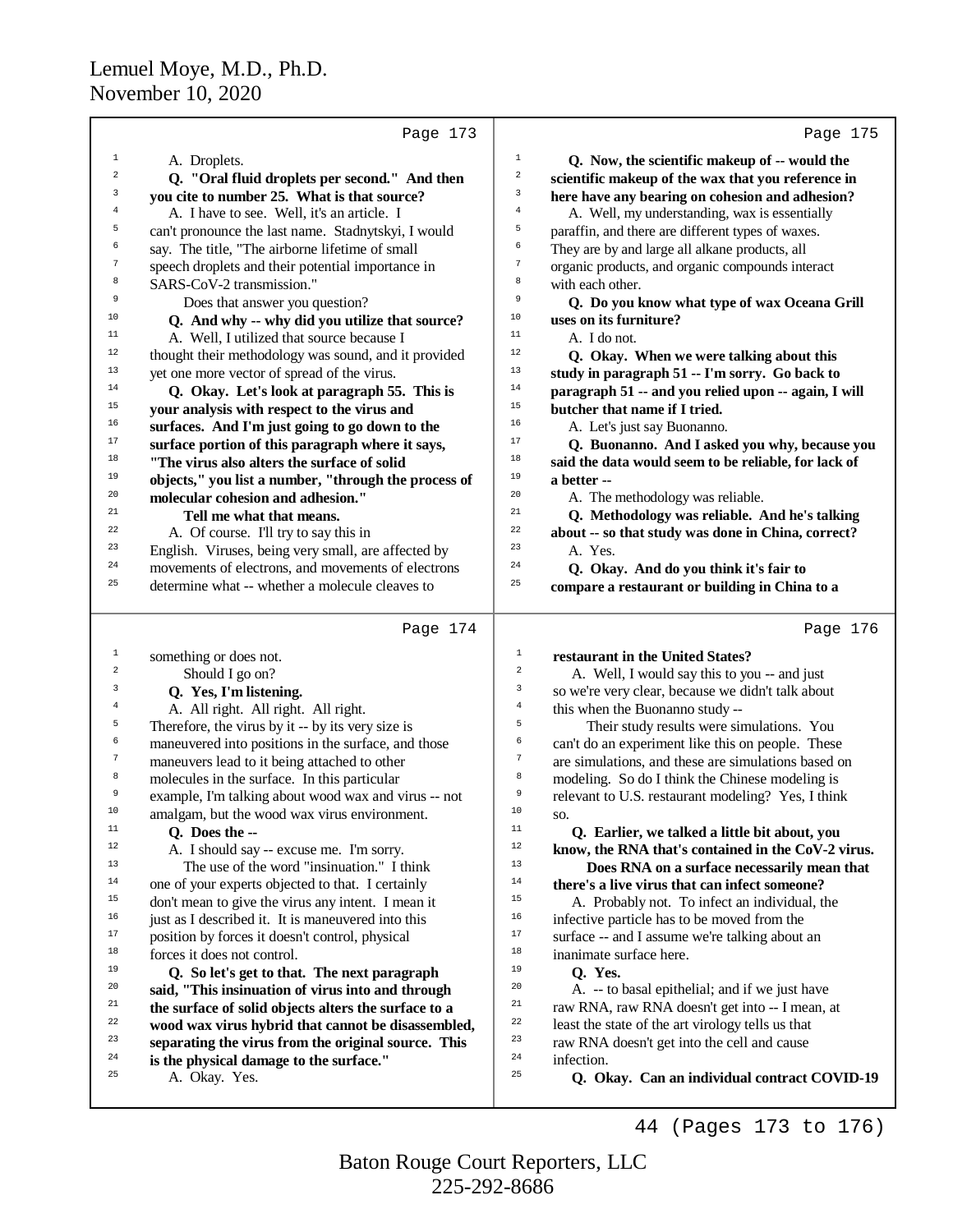**Page 173**

A. Droplets.

**Q. "Oral fluid droplets per second." And then you cite to number 25. What is that source?**

A. I have to see. Well, it's an article. I can't pronounce the last name. Stadnytskyi, I would say. The title, "The airborne lifetime of small speech droplets and their potential importance in SARS-CoV-2 transmission."

Does that answer you question?

**Q. And why -- why did you utilize that source?**

A. Well, I utilized that source because I thought their methodology was sound, and it provided yet one more vector of spread of the virus.

**Q. Okay. Let's look at paragraph 55. This is your analysis with respect to the virus and surfaces. And I'm just going to go down to the surface portion of this paragraph where it says, "The virus also alters the surface of solid objects," you list a number, "through the process of molecular cohesion and adhesion."**

**Tell me what that means.**

A. Of course. I'll try to say this in English. Viruses, being very small, are affected by movements of electrons, and movements of electrons determine what -- whether a molecule cleaves to

**Page 174**

something or does not.

Should I go on?

**Q. Yes, I'm listening.**

A. All right. All right. All right. Therefore, the virus by it -- by its very size is maneuvered into positions in the surface, and those maneuvers lead to it being attached to other molecules in the surface. In this particular example, I'm talking about wood wax and virus -- not amalgam, but the wood wax virus environment.

**Q. Does the --**

A. I should say -- excuse me. I'm sorry.

The use of the word "insinuation." I think one of your experts objected to that. I certainly don't mean to give the virus any intent. I mean it just as I described it. It is maneuvered into this position by forces it doesn't control, physical forces it does not control.

**Q. So let's get to that. The next paragraph said, "This insinuation of virus into and through the surface of solid objects alters the surface to a wood wax virus hybrid that cannot be disassembled, separating the virus from the original source. This is the physical damage to the surface."**

A. Okay. Yes.

**Page 175**

**Q. Now, the scientific makeup of -- would the scientific makeup of the wax that you reference in here have any bearing on cohesion and adhesion?**

A. Well, my understanding, wax is essentially paraffin, and there are different types of waxes. They are by and large all alkane products, all organic products, and organic compounds interact with each other.

**Q. Do you know what type of wax Oceana Grill uses on its furniture?**

A. I do not.

**Q. Okay. When we were talking about this study in paragraph 51 -- I'm sorry. Go back to paragraph 51 -- and you relied upon -- again, I will butcher that name if I tried.**

A. Let's just say Buonanno.

**Q. Buonanno. And I asked you why, because you said the data would seem to be reliable, for lack of a better --**

A. The methodology was reliable.

**Q. Methodology was reliable. And he's talking about -- so that study was done in China, correct?**

A. Yes.

**Q. Okay. And do you think it's fair to compare a restaurant or building in China to a**

**Page 176**

**restaurant in the United States?**

A. Well, I would say this to you -- and just so we're very clear, because we didn't talk about this when the Buonanno study --

Their study results were simulations. You can't do an experiment like this on people. These are simulations, and these are simulations based on modeling. So do I think the Chinese modeling is relevant to U.S. restaurant modeling? Yes, I think so.

**Q. Earlier, we talked a little bit about, you know, the RNA that's contained in the CoV-2 virus.**

**Does RNA on a surface necessarily mean that there's a live virus that can infect someone?**

A. Probably not. To infect an individual, the infective particle has to be moved from the surface -- and I assume we're talking about an inanimate surface here.

**Q. Yes.**

A. -- to basal epithelial; and if we just have raw RNA, raw RNA doesn't get into -- I mean, at least the state of the art virology tells us that raw RNA doesn't get into the cell and cause infection.

**Q. Okay. Can an individual contract COVID-19**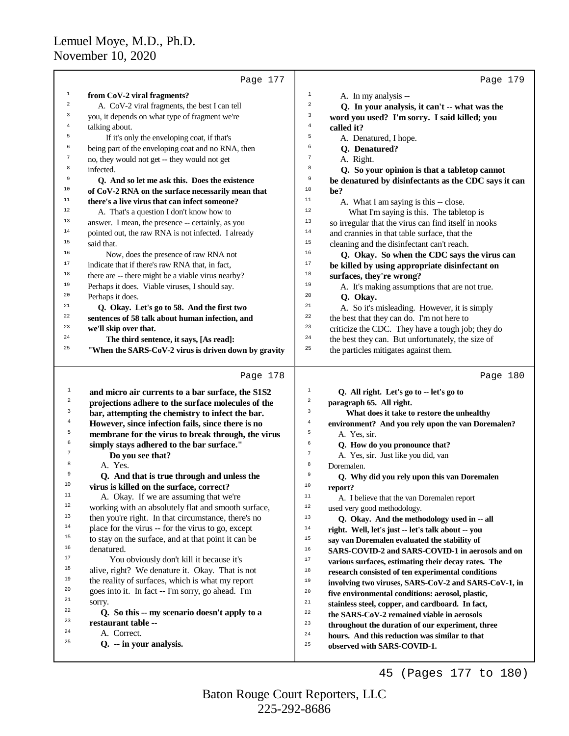Page 177

**from CoV-2 viral fragments?**

A. CoV-2 viral fragments, the best I can tell you, it depends on what type of fragment we're talking about.

If it's only the enveloping coat, if that's being part of the enveloping coat and no RNA, then no, they would not get -- they would not get infected.

**Q. And so let me ask this. Does the existence of CoV-2 RNA on the surface necessarily mean that there's a live virus that can infect someone?**

A. That's a question I don't know how to answer. I mean, the presence -- certainly, as you pointed out, the raw RNA is not infected. I already said that.

Now, does the presence of raw RNA not indicate that if there's raw RNA that, in fact, there are -- there might be a viable virus nearby? Perhaps it does. Viable viruses, I should say. Perhaps it does.

**Q. Okay. Let's go to 58. And the first two sentences of 58 talk about human infection, and we'll skip over that.**

**The third sentence, it says, [As read]: "When the SARS-CoV-2 virus is driven down by gravity**

Page 178

**and micro air currents to a bar surface, the S1S2 projections adhere to the surface molecules of the bar, attempting the chemistry to infect the bar. However, since infection fails, since there is no membrane for the virus to break through, the virus simply stays adhered to the bar surface."**

**Do you see that?**

A. Yes.

**Q. And that is true through and unless the virus is killed on the surface, correct?**

A. Okay. If we are assuming that we're working with an absolutely flat and smooth surface, then you're right. In that circumstance, there's no place for the virus -- for the virus to go, except to stay on the surface, and at that point it can be denatured.

You obviously don't kill it because it's alive, right? We denature it. Okay. That is not the reality of surfaces, which is what my report goes into it. In fact -- I'm sorry, go ahead. I'm sorry.

**Q. So this -- my scenario doesn't apply to a restaurant table --**

A. Correct.

**Q. -- in your analysis.**

Page 179

A. In my analysis --

**Q. In your analysis, it can't -- what was the word you used? I'm sorry. I said killed; you called it?**

A. Denatured, I hope.

**Q. Denatured?**

A. Right.

**Q. So your opinion is that a tabletop cannot be denatured by disinfectants as the CDC says it can be?**

A. What I am saying is this -- close.

What I'm saying is this. The tabletop is so irregular that the virus can find itself in nooks and crannies in that table surface, that the cleaning and the disinfectant can't reach.

**Q. Okay. So when the CDC says the virus can be killed by using appropriate disinfectant on surfaces, they're wrong?**

A. It's making assumptions that are not true.

**Q. Okay.**

A. So it's misleading. However, it is simply the best that they can do. I'm not here to criticize the CDC. They have a tough job; they do the best they can. But unfortunately, the size of the particles mitigates against them.

Page 180

**Q. All right. Let's go to -- let's go to paragraph 65. All right.**

**What does it take to restore the unhealthy environment? And you rely upon the van Doremalen?**

A. Yes, sir.

**Q. How do you pronounce that?**

A. Yes, sir. Just like you did, van Doremalen.

**Q. Why did you rely upon this van Doremalen report?**

A. I believe that the van Doremalen report used very good methodology.

**Q. Okay. And the methodology used in -- all right. Well, let's just -- let's talk about -- you say van Doremalen evaluated the stability of SARS-COVID-2 and SARS-COVID-1 in aerosols and on various surfaces, estimating their decay rates. The research consisted of ten experimental conditions involving two viruses, SARS-CoV-2 and SARS-CoV-1, in five environmental conditions: aerosol, plastic, stainless steel, copper, and cardboard. In fact, the SARS-CoV-2 remained viable in aerosols throughout the duration of our experiment, three hours. And this reduction was similar to that observed with SARS-COVID-1.**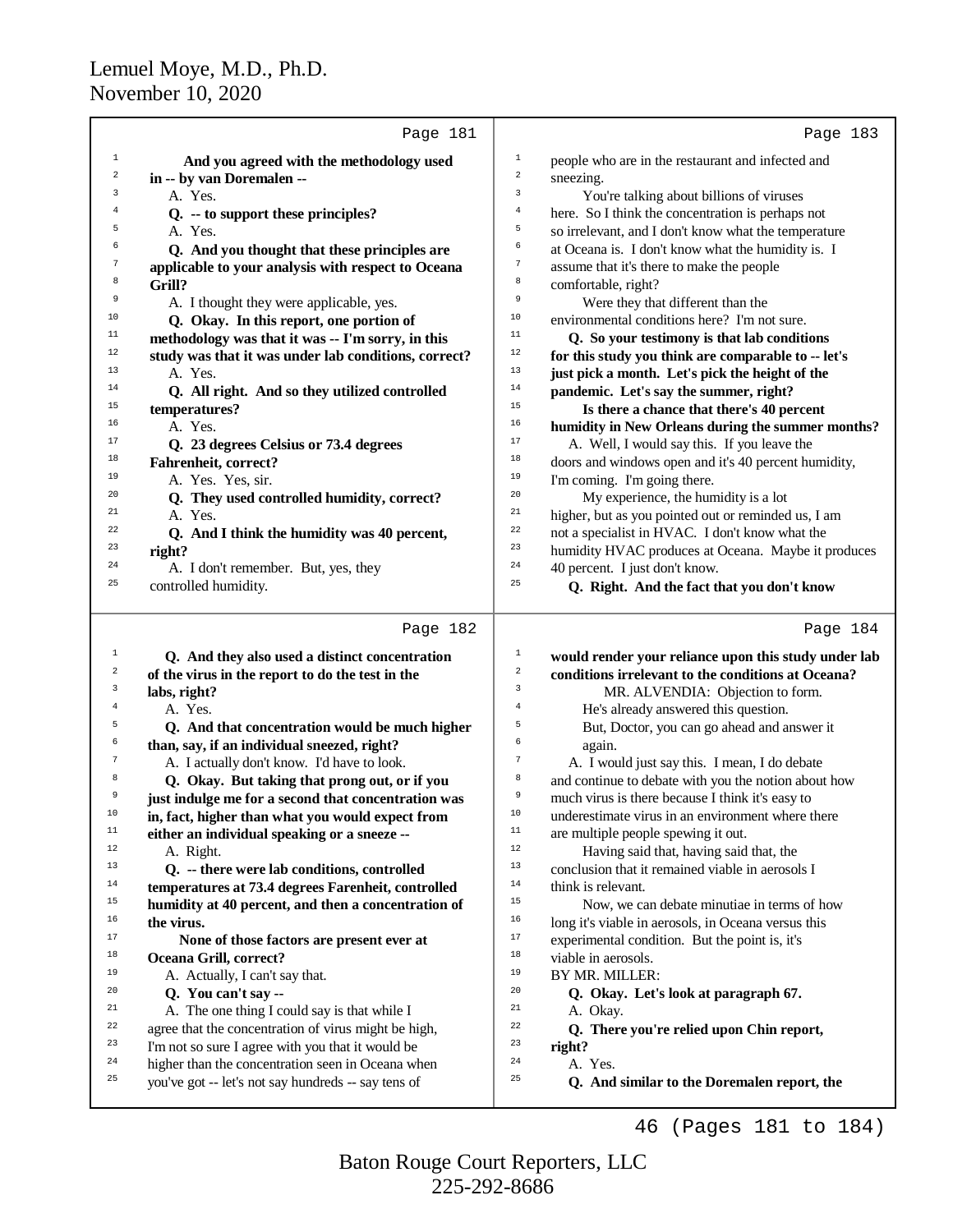Page 181

Q. And you agreed with the methodology used in -- by van Doremalen --

A. Yes.

Q. -- to support these principles?

A. Yes.

Q. And you thought that these principles are applicable to your analysis with respect to Oceana Grill?

A. I thought they were applicable, yes.

Q. Okay. In this report, one portion of methodology was that it was -- I'm sorry, in this study was that it was under lab conditions, correct?

A. Yes.

Q. All right. And so they utilized controlled temperatures?

A. Yes.

Q. 23 degrees Celsius or 73.4 degrees Fahrenheit, correct?

A. Yes. Yes, sir.

Q. They used controlled humidity, correct?

A. Yes.

Q. And I think the humidity was 40 percent, right?

A. I don't remember. But, yes, they controlled humidity.

Page 182

Q. And they also used a distinct concentration of the virus in the report to do the test in the labs, right?

A. Yes.

Q. And that concentration would be much higher than, say, if an individual sneezed, right?

A. I actually don't know. I'd have to look.

Q. Okay. But taking that prong out, or if you just indulge me for a second that concentration was in, fact, higher than what you would expect from either an individual speaking or a sneeze --

A. Right.

Q. -- there were lab conditions, controlled temperatures at 73.4 degrees Farenheit, controlled humidity at 40 percent, and then a concentration of the virus.

None of those factors are present ever at Oceana Grill, correct?

A. Actually, I can't say that.

Q. You can't say --

A. The one thing I could say is that while I agree that the concentration of virus might be high, I'm not so sure I agree with you that it would be higher than the concentration seen in Oceana when you've got -- let's not say hundreds -- say tens of

Page 183

people who are in the restaurant and infected and sneezing.

You're talking about billions of viruses here. So I think the concentration is perhaps not so irrelevant, and I don't know what the temperature at Oceana is. I don't know what the humidity is. I assume that it's there to make the people comfortable, right?

Were they that different than the environmental conditions here? I'm not sure.

Q. So your testimony is that lab conditions for this study you think are comparable to -- let's just pick a month. Let's pick the height of the pandemic. Let's say the summer, right?

Is there a chance that there's 40 percent humidity in New Orleans during the summer months?

A. Well, I would say this. If you leave the doors and windows open and it's 40 percent humidity, I'm coming. I'm going there.

My experience, the humidity is a lot higher, but as you pointed out or reminded us, I am not a specialist in HVAC. I don't know what the humidity HVAC produces at Oceana. Maybe it produces 40 percent. I just don't know.

Q. Right. And the fact that you don't know

Page 184

would render your reliance upon this study under lab conditions irrelevant to the conditions at Oceana?

MR. ALVENDIA: Objection to form.

He's already answered this question.

But, Doctor, you can go ahead and answer it again.

A. I would just say this. I mean, I do debate and continue to debate with you the notion about how much virus is there because I think it's easy to underestimate virus in an environment where there are multiple people spewing it out.

Having said that, having said that, the conclusion that it remained viable in aerosols I think is relevant.

Now, we can debate minutiae in terms of how long it's viable in aerosols, in Oceana versus this experimental condition. But the point is, it's viable in aerosols.

BY MR. MILLER:

Q. Okay. Let's look at paragraph 67.

A. Okay.

Q. There you're relied upon Chin report, right?

A. Yes.

Q. And similar to the Doremalen report, the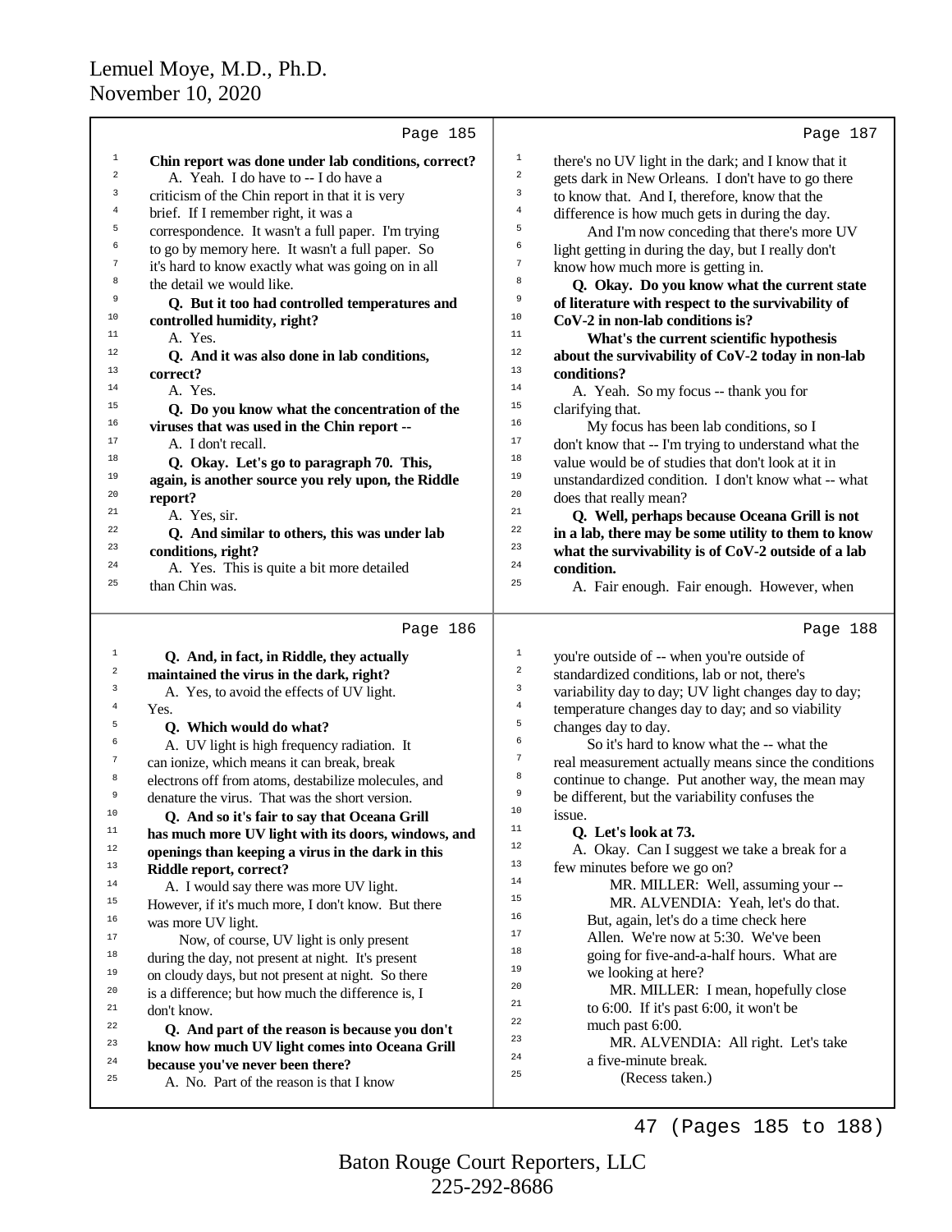Page 185

**Q. Chin report was done under lab conditions, correct?**

A. Yeah. I do have to -- I do have a criticism of the Chin report in that it is very brief. If I remember right, it was a correspondence. It wasn't a full paper. I'm trying to go by memory here. It wasn't a full paper. So it's hard to know exactly what was going on in all the detail we would like.

**Q. But it too had controlled temperatures and controlled humidity, right?**

A. Yes.

**Q. And it was also done in lab conditions, correct?**

A. Yes.

**Q. Do you know what the concentration of the viruses that was used in the Chin report --**

A. I don't recall.

**Q. Okay. Let's go to paragraph 70. This, again, is another source you rely upon, the Riddle report?**

A. Yes, sir.

**Q. And similar to others, this was under lab conditions, right?**

A. Yes. This is quite a bit more detailed than Chin was.

Page 186

**Q. And, in fact, in Riddle, they actually maintained the virus in the dark, right?**

A. Yes, to avoid the effects of UV light. Yes.

**Q. Which would do what?**

A. UV light is high frequency radiation. It can ionize, which means it can break, break electrons off from atoms, destabilize molecules, and denature the virus. That was the short version.

**Q. And so it's fair to say that Oceana Grill has much more UV light with its doors, windows, and openings than keeping a virus in the dark in this Riddle report, correct?**

A. I would say there was more UV light. However, if it's much more, I don't know. But there was more UV light.

Now, of course, UV light is only present during the day, not present at night. It's present on cloudy days, but not present at night. So there is a difference; but how much the difference is, I don't know.

**Q. And part of the reason is because you don't know how much UV light comes into Oceana Grill because you've never been there?**

A. No. Part of the reason is that I know

Page 187

there's no UV light in the dark; and I know that it gets dark in New Orleans. I don't have to go there to know that. And I, therefore, know that the difference is how much gets in during the day.

And I'm now conceding that there's more UV light getting in during the day, but I really don't know how much more is getting in.

**Q. Okay. Do you know what the current state of literature with respect to the survivability of CoV-2 in non-lab conditions is?**

**What's the current scientific hypothesis about the survivability of CoV-2 today in non-lab conditions?**

A. Yeah. So my focus -- thank you for clarifying that.

My focus has been lab conditions, so I don't know that -- I'm trying to understand what the value would be of studies that don't look at it in unstandardized condition. I don't know what -- what does that really mean?

**Q. Well, perhaps because Oceana Grill is not in a lab, there may be some utility to them to know what the survivability is of CoV-2 outside of a lab condition.**

A. Fair enough. Fair enough. However, when

Page 188

you're outside of -- when you're outside of standardized conditions, lab or not, there's variability day to day; UV light changes day to day; temperature changes day to day; and so viability changes day to day.

So it's hard to know what the -- what the real measurement actually means since the conditions continue to change. Put another way, the mean may be different, but the variability confuses the issue.

**Q. Let's look at 73.**

A. Okay. Can I suggest we take a break for a few minutes before we go on?

MR. MILLER: Well, assuming your --

MR. ALVENDIA: Yeah, let's do that. But, again, let's do a time check here Allen. We're now at 5:30. We've been going for five-and-a-half hours. What are we looking at here?

MR. MILLER: I mean, hopefully close to 6:00. If it's past 6:00, it won't be much past 6:00.

MR. ALVENDIA: All right. Let's take a five-minute break.

(Recess taken.)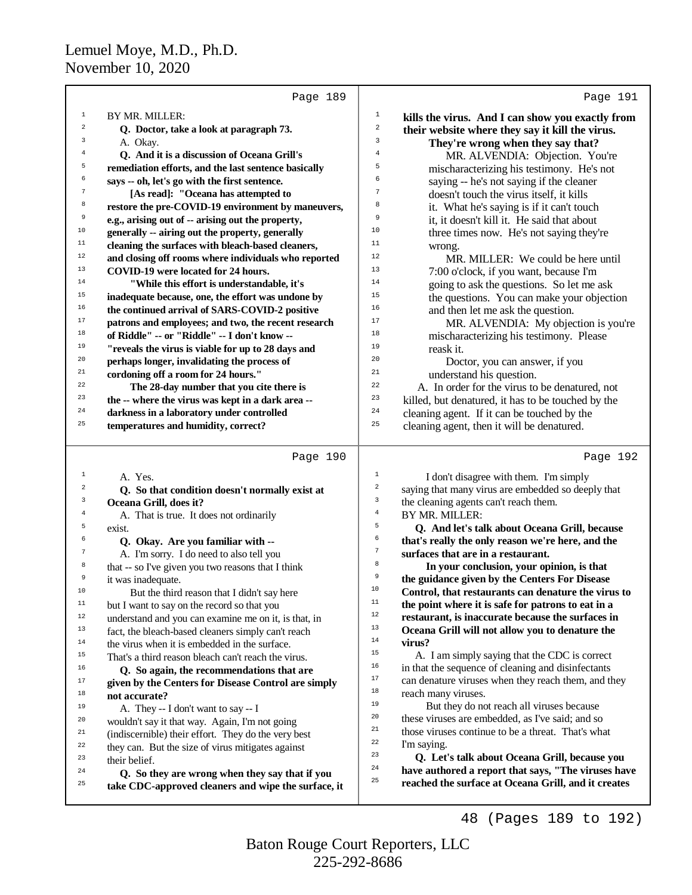**Page 189**

BY MR. MILLER:

**Q. Doctor, take a look at paragraph 73.**

A. Okay.

**Q. And it is a discussion of Oceana Grill's remediation efforts, and the last sentence basically says -- oh, let's go with the first sentence.**

**[As read]: "Oceana has attempted to restore the pre-COVID-19 environment by maneuvers, e.g., arising out of -- arising out the property, generally -- airing out the property, generally cleaning the surfaces with bleach-based cleaners, and closing off rooms where individuals who reported COVID-19 were located for 24 hours.**

**"While this effort is understandable, it's inadequate because, one, the effort was undone by the continued arrival of SARS-COVID-2 positive patrons and employees; and two, the recent research of Riddle" -- or "Riddle" -- I don't know -- "reveals the virus is viable for up to 28 days and perhaps longer, invalidating the process of cordoning off a room for 24 hours."**

**The 28-day number that you cite there is the -- where the virus was kept in a dark area -- darkness in a laboratory under controlled temperatures and humidity, correct?**

**Page 190**

A. Yes.

**Q. So that condition doesn't normally exist at Oceana Grill, does it?**

A. That is true. It does not ordinarily exist.

**Q. Okay. Are you familiar with --**

A. I'm sorry. I do need to also tell you that -- so I've given you two reasons that I think it was inadequate.

But the third reason that I didn't say here but I want to say on the record so that you understand and you can examine me on it, is that, in fact, the bleach-based cleaners simply can't reach the virus when it is embedded in the surface. That's a third reason bleach can't reach the virus.

**Q. So again, the recommendations that are given by the Centers for Disease Control are simply not accurate?**

A. They -- I don't want to say -- I wouldn't say it that way. Again, I'm not going (indiscernible) their effort. They do the very best they can. But the size of virus mitigates against their belief.

**Q. So they are wrong when they say that if you take CDC-approved cleaners and wipe the surface, it kills the virus. And I can show you exactly from their website where they say it kill the virus. They're wrong when they say that?**

**Page 191**

MR. ALVENDIA: Objection. You're mischaracterizing his testimony. He's not saying -- he's not saying if the cleaner doesn't touch the virus itself, it kills it. What he's saying is if it can't touch it, it doesn't kill it. He said that about three times now. He's not saying they're wrong.

MR. MILLER: We could be here until 7:00 o'clock, if you want, because I'm going to ask the questions. So let me ask the questions. You can make your objection and then let me ask the question.

MR. ALVENDIA: My objection is you're mischaracterizing his testimony. Please reask it.

Doctor, you can answer, if you understand his question.

A. In order for the virus to be denatured, not killed, but denatured, it has to be touched by the cleaning agent. If it can be touched by the cleaning agent, then it will be denatured.

**Page 192**

I don't disagree with them. I'm simply saying that many virus are embedded so deeply that the cleaning agents can't reach them.

BY MR. MILLER:

**Q. And let's talk about Oceana Grill, because that's really the only reason we're here, and the surfaces that are in a restaurant.**

**In your conclusion, your opinion, is that the guidance given by the Centers For Disease Control, that restaurants can denature the virus to the point where it is safe for patrons to eat in a restaurant, is inaccurate because the surfaces in Oceana Grill will not allow you to denature the virus?**

A. I am simply saying that the CDC is correct in that the sequence of cleaning and disinfectants can denature viruses when they reach them, and they reach many viruses.

But they do not reach all viruses because these viruses are embedded, as I've said; and so those viruses continue to be a threat. That's what I'm saying.

**Q. Let's talk about Oceana Grill, because you have authored a report that says, "The viruses have reached the surface at Oceana Grill, and it creates**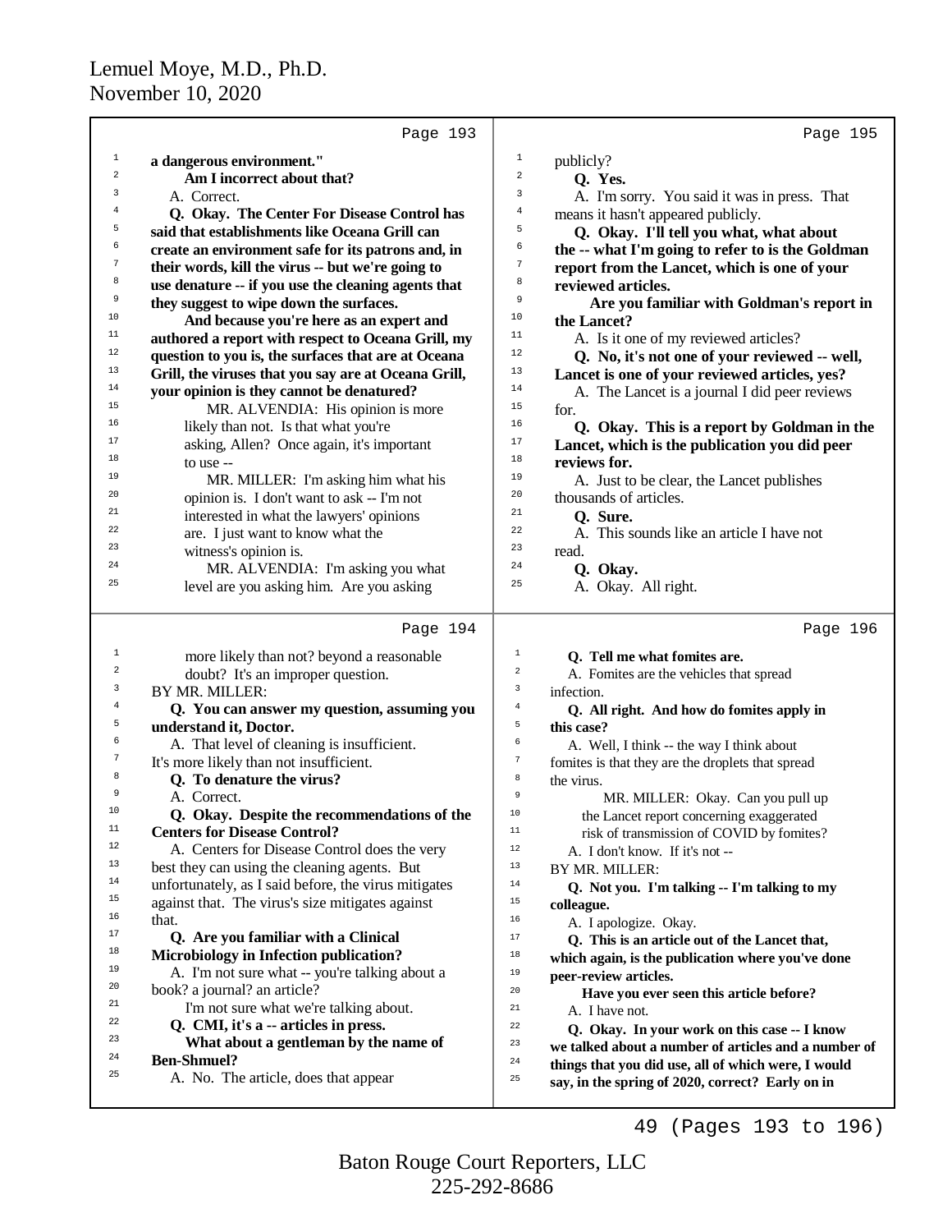**Page 193**

1 **a dangerous environment."**
2 **Am I incorrect about that?**
3 A. Correct.
4 **Q. Okay. The Center For Disease Control has**
5 **said that establishments like Oceana Grill can**
6 **create an environment safe for its patrons and, in**
7 **their words, kill the virus -- but we're going to**
8 **use denature -- if you use the cleaning agents that**
9 **they suggest to wipe down the surfaces.**
10 **And because you're here as an expert and**
11 **authored a report with respect to Oceana Grill, my**
12 **question to you is, the surfaces that are at Oceana**
13 **Grill, the viruses that you say are at Oceana Grill,**
14 **your opinion is they cannot be denatured?**
15 MR. ALVENDIA: His opinion is more
16 likely than not. Is that what you're
17 asking, Allen? Once again, it's important
18 to use --
19 MR. MILLER: I'm asking him what his
20 opinion is. I don't want to ask -- I'm not
21 interested in what the lawyers' opinions
22 are. I just want to know what the
23 witness's opinion is.
24 MR. ALVENDIA: I'm asking you what
25 level are you asking him. Are you asking

**Page 194**

1 more likely than not? beyond a reasonable
2 doubt? It's an improper question.
3 BY MR. MILLER:
4 **Q. You can answer my question, assuming you**
5 **understand it, Doctor.**
6 A. That level of cleaning is insufficient.
7 It's more likely than not insufficient.
8 **Q. To denature the virus?**
9 A. Correct.
10 **Q. Okay. Despite the recommendations of the**
11 **Centers for Disease Control?**
12 A. Centers for Disease Control does the very
13 best they can using the cleaning agents. But
14 unfortunately, as I said before, the virus mitigates
15 against that. The virus's size mitigates against
16 that.
17 **Q. Are you familiar with a Clinical**
18 **Microbiology in Infection publication?**
19 A. I'm not sure what -- you're talking about a
20 book? a journal? an article?
21 I'm not sure what we're talking about.
22 **Q. CMI, it's a -- articles in press.**
23 **What about a gentleman by the name of**
24 **Ben-Shmuel?**
25 A. No. The article, does that appear

**Page 195**

1 publicly?
2 **Q. Yes.**
3 A. I'm sorry. You said it was in press. That
4 means it hasn't appeared publicly.
5 **Q. Okay. I'll tell you what, what about**
6 **the -- what I'm going to refer to is the Goldman**
7 **report from the Lancet, which is one of your**
8 **reviewed articles.**
9 **Are you familiar with Goldman's report in**
10 **the Lancet?**
11 A. Is it one of my reviewed articles?
12 **Q. No, it's not one of your reviewed -- well,**
13 **Lancet is one of your reviewed articles, yes?**
14 A. The Lancet is a journal I did peer reviews
15 for.
16 **Q. Okay. This is a report by Goldman in the**
17 **Lancet, which is the publication you did peer**
18 **reviews for.**
19 A. Just to be clear, the Lancet publishes
20 thousands of articles.
21 **Q. Sure.**
22 A. This sounds like an article I have not
23 read.
24 **Q. Okay.**
25 A. Okay. All right.

**Page 196**

1 **Q. Tell me what fomites are.**
2 A. Fomites are the vehicles that spread
3 infection.
4 **Q. All right. And how do fomites apply in**
5 **this case?**
6 A. Well, I think -- the way I think about
7 fomites is that they are the droplets that spread
8 the virus.
9 MR. MILLER: Okay. Can you pull up
10 the Lancet report concerning exaggerated
11 risk of transmission of COVID by fomites?
12 A. I don't know. If it's not --
13 BY MR. MILLER:
14 **Q. Not you. I'm talking -- I'm talking to my**
15 **colleague.**
16 A. I apologize. Okay.
17 **Q. This is an article out of the Lancet that,**
18 **which again, is the publication where you've done**
19 **peer-review articles.**
20 **Have you ever seen this article before?**
21 A. I have not.
22 **Q. Okay. In your work on this case -- I know**
23 **we talked about a number of articles and a number of**
24 **things that you did use, all of which were, I would**
25 **say, in the spring of 2020, correct? Early on in**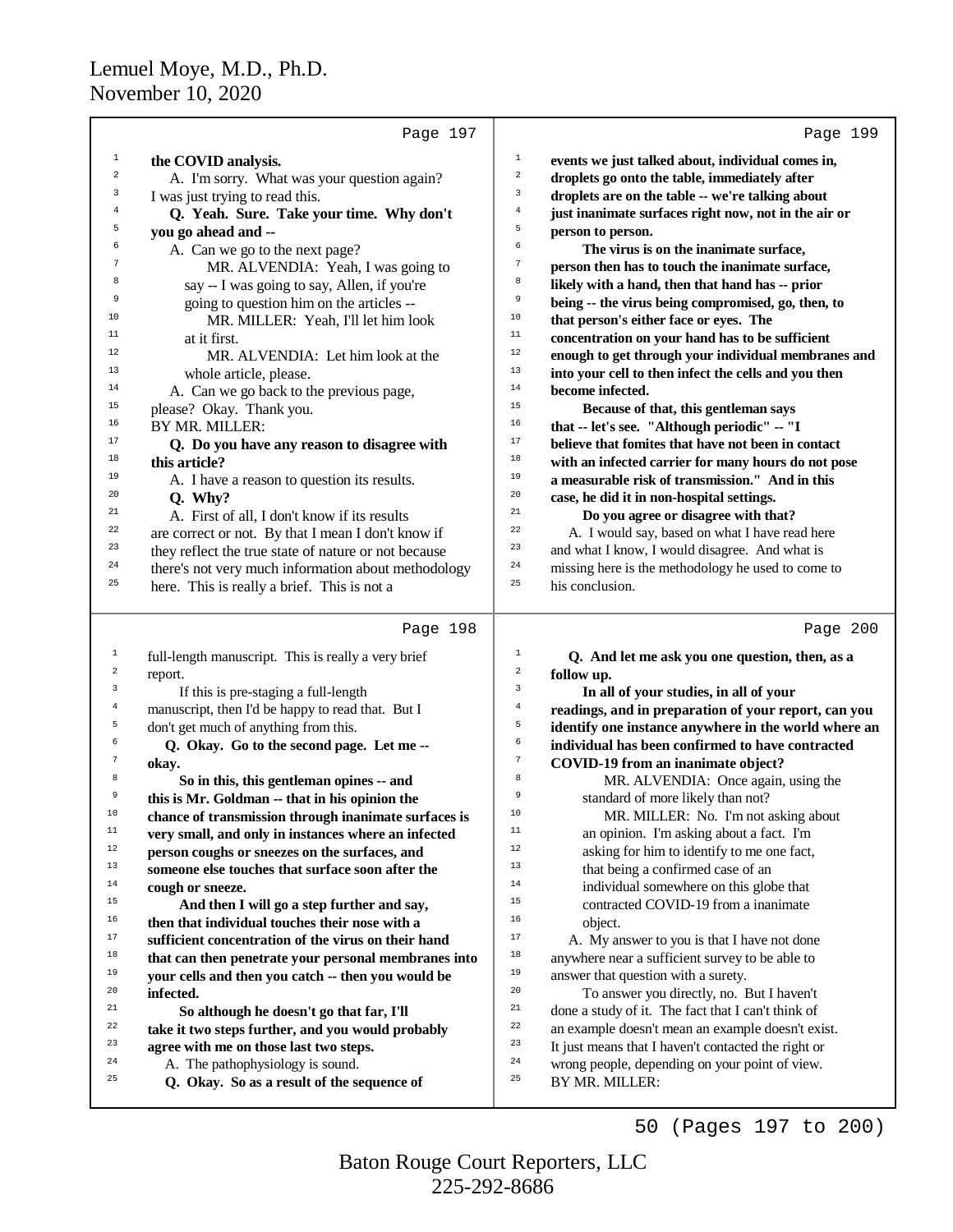Lemuel Moye, M.D., Ph.D.
November 10, 2020

Page 197

**the COVID analysis.**

A. I'm sorry. What was your question again? I was just trying to read this.

**Q. Yeah. Sure. Take your time. Why don't you go ahead and --**

A. Can we go to the next page?

MR. ALVENDIA: Yeah, I was going to say -- I was going to say, Allen, if you're going to question him on the articles --

MR. MILLER: Yeah, I'll let him look at it first.

MR. ALVENDIA: Let him look at the whole article, please.

A. Can we go back to the previous page, please? Okay. Thank you.

BY MR. MILLER:

**Q. Do you have any reason to disagree with this article?**

A. I have a reason to question its results.

**Q. Why?**

A. First of all, I don't know if its results are correct or not. By that I mean I don't know if they reflect the true state of nature or not because there's not very much information about methodology here. This is really a brief. This is not a

Page 198

full-length manuscript. This is really a very brief report.

If this is pre-staging a full-length manuscript, then I'd be happy to read that. But I don't get much of anything from this.

**Q. Okay. Go to the second page. Let me -- okay.**

**So in this, this gentleman opines -- and this is Mr. Goldman -- that in his opinion the chance of transmission through inanimate surfaces is very small, and only in instances where an infected person coughs or sneezes on the surfaces, and someone else touches that surface soon after the cough or sneeze.**

**And then I will go a step further and say, then that individual touches their nose with a sufficient concentration of the virus on their hand that can then penetrate your personal membranes into your cells and then you catch -- then you would be infected.**

**So although he doesn't go that far, I'll take it two steps further, and you would probably agree with me on those last two steps.**

A. The pathophysiology is sound.

**Q. Okay. So as a result of the sequence of**

Page 199

**events we just talked about, individual comes in, droplets go onto the table, immediately after droplets are on the table -- we're talking about just inanimate surfaces right now, not in the air or person to person.**

**The virus is on the inanimate surface, person then has to touch the inanimate surface, likely with a hand, then that hand has -- prior being -- the virus being compromised, go, then, to that person's either face or eyes. The concentration on your hand has to be sufficient enough to get through your individual membranes and into your cell to then infect the cells and you then become infected.**

**Because of that, this gentleman says that -- let's see. "Although periodic" -- "I believe that fomites that have not been in contact with an infected carrier for many hours do not pose a measurable risk of transmission." And in this case, he did it in non-hospital settings.**

**Do you agree or disagree with that?**

A. I would say, based on what I have read here and what I know, I would disagree. And what is missing here is the methodology he used to come to his conclusion.

Page 200

**Q. And let me ask you one question, then, as a follow up.**

**In all of your studies, in all of your readings, and in preparation of your report, can you identify one instance anywhere in the world where an individual has been confirmed to have contracted COVID-19 from an inanimate object?**

MR. ALVENDIA: Once again, using the standard of more likely than not?

MR. MILLER: No. I'm not asking about an opinion. I'm asking about a fact. I'm asking for him to identify to me one fact, that being a confirmed case of an individual somewhere on this globe that contracted COVID-19 from a inanimate object.

A. My answer to you is that I have not done anywhere near a sufficient survey to be able to answer that question with a surety.

To answer you directly, no. But I haven't done a study of it. The fact that I can't think of an example doesn't mean an example doesn't exist. It just means that I haven't contacted the right or wrong people, depending on your point of view.

BY MR. MILLER:

50 (Pages 197 to 200)

Baton Rouge Court Reporters, LLC
225-292-8686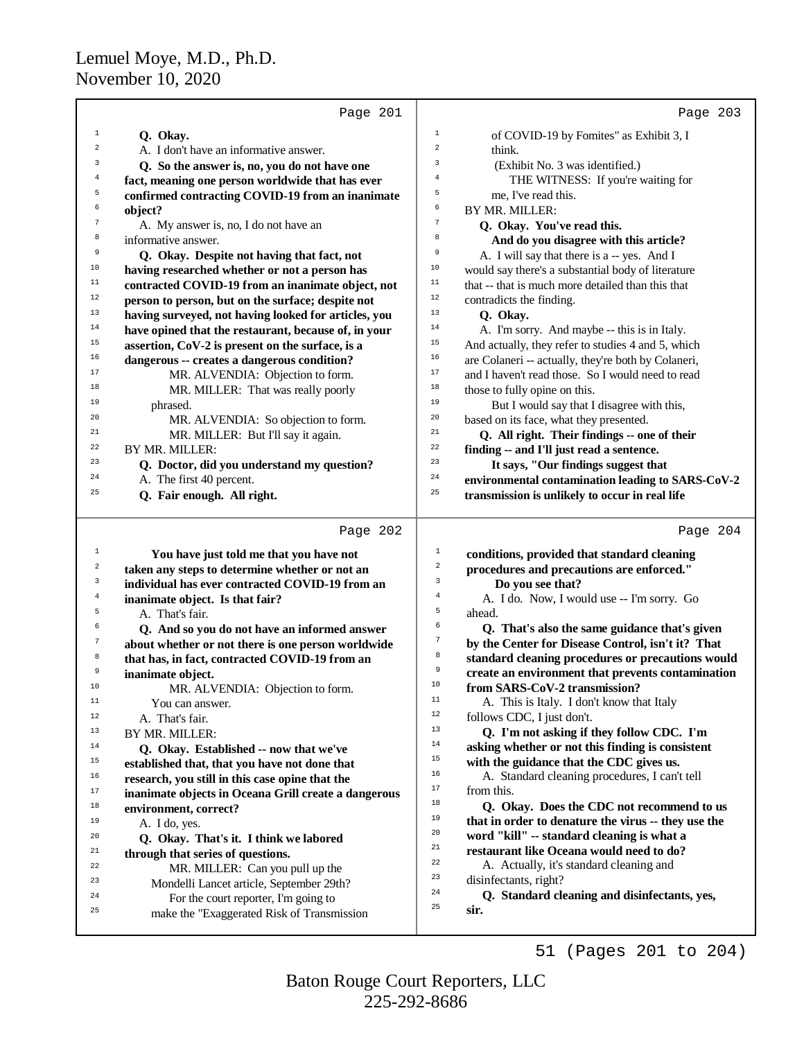Lemuel Moye, M.D., Ph.D.
November 10, 2020

Page 201

1 **Q. Okay.**
2 A. I don't have an informative answer.
3 **Q. So the answer is, no, you do not have one**
4 **fact, meaning one person worldwide that has ever**
5 **confirmed contracting COVID-19 from an inanimate**
6 **object?**
7 A. My answer is, no, I do not have an
8 informative answer.
9 **Q. Okay. Despite not having that fact, not**
10 **having researched whether or not a person has**
11 **contracted COVID-19 from an inanimate object, not**
12 **person to person, but on the surface; despite not**
13 **having surveyed, not having looked for articles, you**
14 **have opined that the restaurant, because of, in your**
15 **assertion, CoV-2 is present on the surface, is a**
16 **dangerous -- creates a dangerous condition?**
17 MR. ALVENDIA: Objection to form.
18 MR. MILLER: That was really poorly
19 phrased.
20 MR. ALVENDIA: So objection to form.
21 MR. MILLER: But I'll say it again.
22 BY MR. MILLER:
23 **Q. Doctor, did you understand my question?**
24 A. The first 40 percent.
25 **Q. Fair enough. All right.**

Page 202

1 **You have just told me that you have not**
2 **taken any steps to determine whether or not an**
3 **individual has ever contracted COVID-19 from an**
4 **inanimate object. Is that fair?**
5 A. That's fair.
6 **Q. And so you do not have an informed answer**
7 **about whether or not there is one person worldwide**
8 **that has, in fact, contracted COVID-19 from an**
9 **inanimate object.**
10 MR. ALVENDIA: Objection to form.
11 You can answer.
12 A. That's fair.
13 BY MR. MILLER:
14 **Q. Okay. Established -- now that we've**
15 **established that, that you have not done that**
16 **research, you still in this case opine that the**
17 **inanimate objects in Oceana Grill create a dangerous**
18 **environment, correct?**
19 A. I do, yes.
20 **Q. Okay. That's it. I think we labored**
21 **through that series of questions.**
22 MR. MILLER: Can you pull up the
23 Mondelli Lancet article, September 29th?
24 For the court reporter, I'm going to
25 make the "Exaggerated Risk of Transmission

Page 203

1 of COVID-19 by Fomites" as Exhibit 3, I
2 think.
3 (Exhibit No. 3 was identified.)
4 THE WITNESS: If you're waiting for
5 me, I've read this.
6 BY MR. MILLER:
7 **Q. Okay. You've read this.**
8 **And do you disagree with this article?**
9 A. I will say that there is a -- yes. And I
10 would say there's a substantial body of literature
11 that -- that is much more detailed than this that
12 contradicts the finding.
13 **Q. Okay.**
14 A. I'm sorry. And maybe -- this is in Italy.
15 And actually, they refer to studies 4 and 5, which
16 are Colaneri -- actually, they're both by Colaneri,
17 and I haven't read those. So I would need to read
18 those to fully opine on this.
19 But I would say that I disagree with this,
20 based on its face, what they presented.
21 **Q. All right. Their findings -- one of their**
22 **finding -- and I'll just read a sentence.**
23 **It says, "Our findings suggest that**
24 **environmental contamination leading to SARS-CoV-2**
25 **transmission is unlikely to occur in real life**

Page 204

1 **conditions, provided that standard cleaning**
2 **procedures and precautions are enforced."**
3 **Do you see that?**
4 A. I do. Now, I would use -- I'm sorry. Go
5 ahead.
6 **Q. That's also the same guidance that's given**
7 **by the Center for Disease Control, isn't it? That**
8 **standard cleaning procedures or precautions would**
9 **create an environment that prevents contamination**
10 **from SARS-CoV-2 transmission?**
11 A. This is Italy. I don't know that Italy
12 follows CDC, I just don't.
13 **Q. I'm not asking if they follow CDC. I'm**
14 **asking whether or not this finding is consistent**
15 **with the guidance that the CDC gives us.**
16 A. Standard cleaning procedures, I can't tell
17 from this.
18 **Q. Okay. Does the CDC not recommend to us**
19 **that in order to denature the virus -- they use the**
20 **word "kill" -- standard cleaning is what a**
21 **restaurant like Oceana would need to do?**
22 A. Actually, it's standard cleaning and
23 disinfectants, right?
24 **Q. Standard cleaning and disinfectants, yes,**
25 **sir.**

51 (Pages 201 to 204)

Baton Rouge Court Reporters, LLC
225-292-8686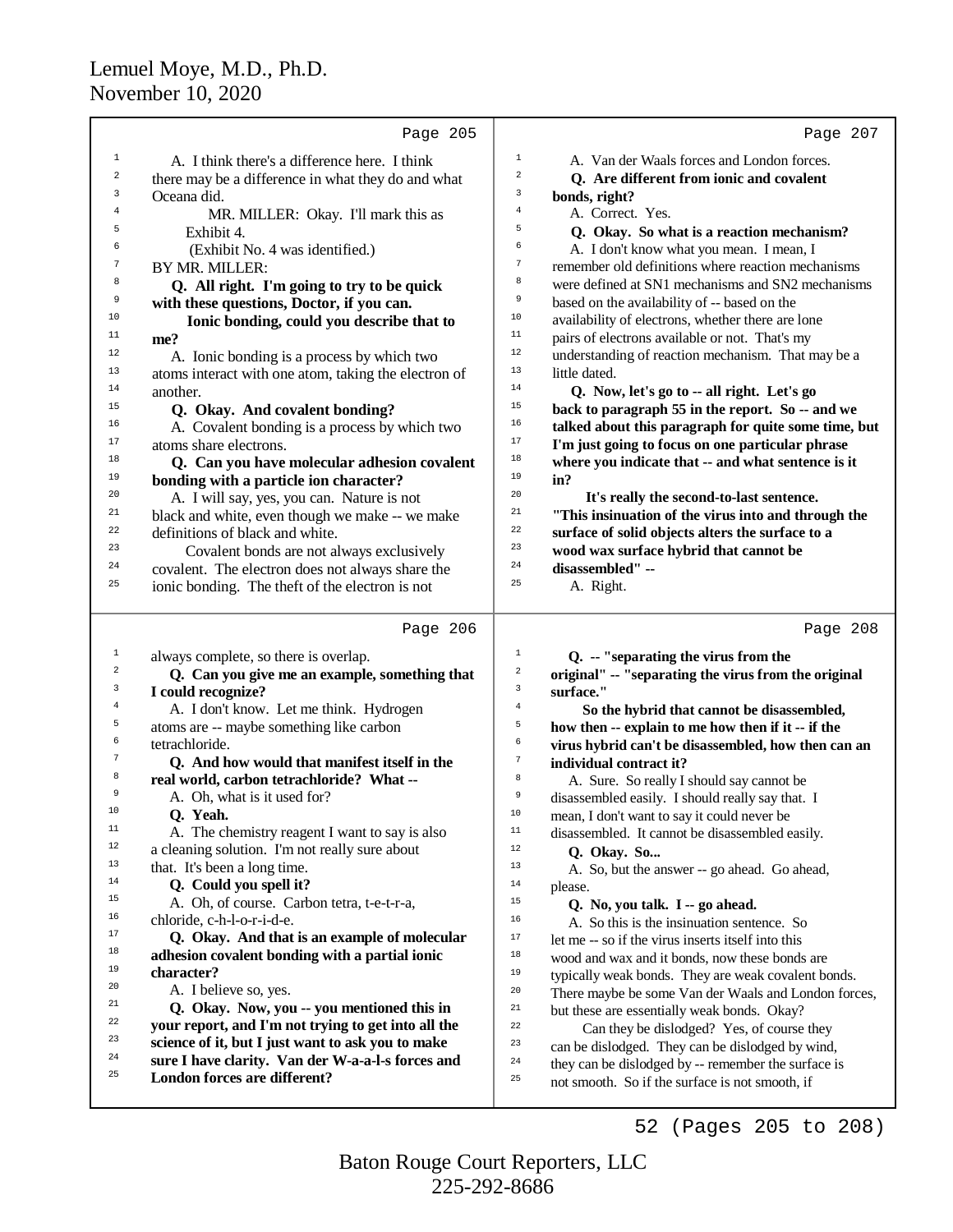A. I think there's a difference here. I think there may be a difference in what they do and what Oceana did.

MR. MILLER: Okay. I'll mark this as Exhibit 4.

(Exhibit No. 4 was identified.)

BY MR. MILLER:

**Q. All right. I'm going to try to be quick with these questions, Doctor, if you can.**

**Ionic bonding, could you describe that to me?**

A. Ionic bonding is a process by which two atoms interact with one atom, taking the electron of another.

**Q. Okay. And covalent bonding?**

A. Covalent bonding is a process by which two atoms share electrons.

**Q. Can you have molecular adhesion covalent bonding with a particle ion character?**

A. I will say, yes, you can. Nature is not black and white, even though we make -- we make definitions of black and white.

Covalent bonds are not always exclusively covalent. The electron does not always share the ionic bonding. The theft of the electron is not always complete, so there is overlap.

**Q. Can you give me an example, something that I could recognize?**

A. I don't know. Let me think. Hydrogen atoms are -- maybe something like carbon tetrachloride.

**Q. And how would that manifest itself in the real world, carbon tetrachloride? What --**

A. Oh, what is it used for?

**Q. Yeah.**

A. The chemistry reagent I want to say is also a cleaning solution. I'm not really sure about that. It's been a long time.

**Q. Could you spell it?**

A. Oh, of course. Carbon tetra, t-e-t-r-a, chloride, c-h-l-o-r-i-d-e.

**Q. Okay. And that is an example of molecular adhesion covalent bonding with a partial ionic character?**

A. I believe so, yes.

**Q. Okay. Now, you -- you mentioned this in your report, and I'm not trying to get into all the science of it, but I just want to ask you to make sure I have clarity. Van der W-a-a-l-s forces and London forces are different?**

A. Van der Waals forces and London forces.

**Q. Are different from ionic and covalent bonds, right?**

A. Correct. Yes.

**Q. Okay. So what is a reaction mechanism?**

A. I don't know what you mean. I mean, I remember old definitions where reaction mechanisms were defined at SN1 mechanisms and SN2 mechanisms based on the availability of -- based on the availability of electrons, whether there are lone pairs of electrons available or not. That's my understanding of reaction mechanism. That may be a little dated.

**Q. Now, let's go to -- all right. Let's go back to paragraph 55 in the report. So -- and we talked about this paragraph for quite some time, but I'm just going to focus on one particular phrase where you indicate that -- and what sentence is it in?**

**It's really the second-to-last sentence. "This insinuation of the virus into and through the surface of solid objects alters the surface to a wood wax surface hybrid that cannot be disassembled" --**

A. Right.

**Q. -- "separating the virus from the original" -- "separating the virus from the original surface."**

**So the hybrid that cannot be disassembled, how then -- explain to me how then if it -- if the virus hybrid can't be disassembled, how then can an individual contract it?**

A. Sure. So really I should say cannot be disassembled easily. I should really say that. I mean, I don't want to say it could never be disassembled. It cannot be disassembled easily.

**Q. Okay. So...**

A. So, but the answer -- go ahead. Go ahead, please.

**Q. No, you talk. I -- go ahead.**

A. So this is the insinuation sentence. So let me -- so if the virus inserts itself into this wood and wax and it bonds, now these bonds are typically weak bonds. They are weak covalent bonds. There maybe be some Van der Waals and London forces, but these are essentially weak bonds. Okay?

Can they be dislodged? Yes, of course they can be dislodged. They can be dislodged by wind, they can be dislodged by -- remember the surface is not smooth. So if the surface is not smooth, if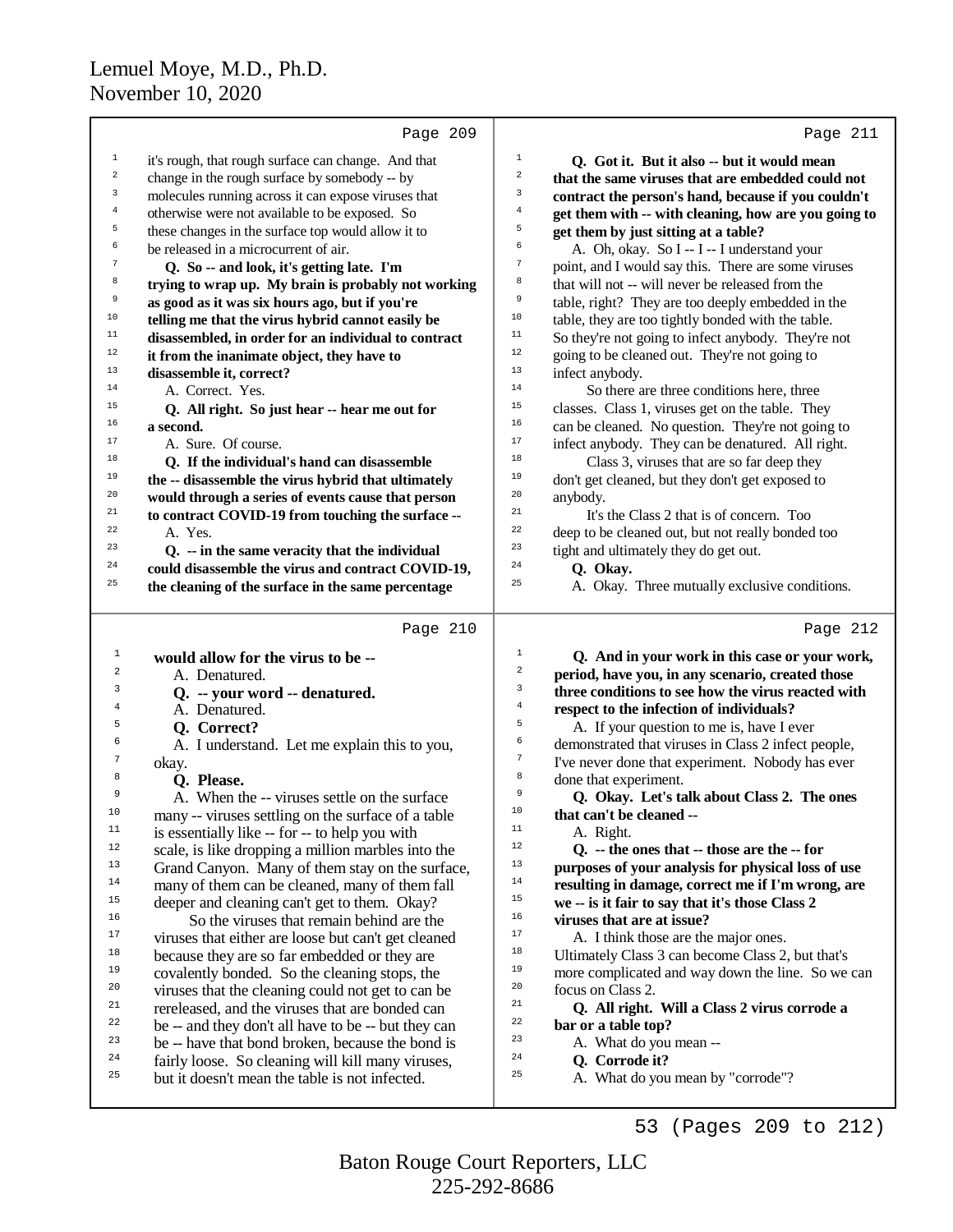Page 209

1 it's rough, that rough surface can change. And that
2 change in the rough surface by somebody -- by
3 molecules running across it can expose viruses that
4 otherwise were not available to be exposed. So
5 these changes in the surface top would allow it to
6 be released in a microcurrent of air.
7 **Q. So -- and look, it's getting late. I'm**
8 **trying to wrap up. My brain is probably not working**
9 **as good as it was six hours ago, but if you're**
10 **telling me that the virus hybrid cannot easily be**
11 **disassembled, in order for an individual to contract**
12 **it from the inanimate object, they have to**
13 **disassemble it, correct?**
14 A. Correct. Yes.
15 **Q. All right. So just hear -- hear me out for**
16 **a second.**
17 A. Sure. Of course.
18 **Q. If the individual's hand can disassemble**
19 **the -- disassemble the virus hybrid that ultimately**
20 **would through a series of events cause that person**
21 **to contract COVID-19 from touching the surface --**
22 A. Yes.
23 **Q. -- in the same veracity that the individual**
24 **could disassemble the virus and contract COVID-19,**
25 **the cleaning of the surface in the same percentage**

Page 210

1 **would allow for the virus to be --**
2 A. Denatured.
3 **Q. -- your word -- denatured.**
4 A. Denatured.
5 **Q. Correct?**
6 A. I understand. Let me explain this to you,
7 okay.
8 **Q. Please.**
9 A. When the -- viruses settle on the surface
10 many -- viruses settling on the surface of a table
11 is essentially like -- for -- to help you with
12 scale, is like dropping a million marbles into the
13 Grand Canyon. Many of them stay on the surface,
14 many of them can be cleaned, many of them fall
15 deeper and cleaning can't get to them. Okay?
16 So the viruses that remain behind are the
17 viruses that either are loose but can't get cleaned
18 because they are so far embedded or they are
19 covalently bonded. So the cleaning stops, the
20 viruses that the cleaning could not get to can be
21 rereleased, and the viruses that are bonded can
22 be -- and they don't all have to be -- but they can
23 be -- have that bond broken, because the bond is
24 fairly loose. So cleaning will kill many viruses,
25 but it doesn't mean the table is not infected.

Page 211

1 **Q. Got it. But it also -- but it would mean**
2 **that the same viruses that are embedded could not**
3 **contract the person's hand, because if you couldn't**
4 **get them with -- with cleaning, how are you going to**
5 **get them by just sitting at a table?**
6 A. Oh, okay. So I -- I -- I understand your
7 point, and I would say this. There are some viruses
8 that will not -- will never be released from the
9 table, right? They are too deeply embedded in the
10 table, they are too tightly bonded with the table.
11 So they're not going to infect anybody. They're not
12 going to be cleaned out. They're not going to
13 infect anybody.
14 So there are three conditions here, three
15 classes. Class 1, viruses get on the table. They
16 can be cleaned. No question. They're not going to
17 infect anybody. They can be denatured. All right.
18 Class 3, viruses that are so far deep they
19 don't get cleaned, but they don't get exposed to
20 anybody.
21 It's the Class 2 that is of concern. Too
22 deep to be cleaned out, but not really bonded too
23 tight and ultimately they do get out.
24 **Q. Okay.**
25 A. Okay. Three mutually exclusive conditions.

Page 212

1 **Q. And in your work in this case or your work,**
2 **period, have you, in any scenario, created those**
3 **three conditions to see how the virus reacted with**
4 **respect to the infection of individuals?**
5 A. If your question to me is, have I ever
6 demonstrated that viruses in Class 2 infect people,
7 I've never done that experiment. Nobody has ever
8 done that experiment.
9 **Q. Okay. Let's talk about Class 2. The ones**
10 **that can't be cleaned --**
11 A. Right.
12 **Q. -- the ones that -- those are the -- for**
13 **purposes of your analysis for physical loss of use**
14 **resulting in damage, correct me if I'm wrong, are**
15 **we -- is it fair to say that it's those Class 2**
16 **viruses that are at issue?**
17 A. I think those are the major ones.
18 Ultimately Class 3 can become Class 2, but that's
19 more complicated and way down the line. So we can
20 focus on Class 2.
21 **Q. All right. Will a Class 2 virus corrode a**
22 **bar or a table top?**
23 A. What do you mean --
24 **Q. Corrode it?**
25 A. What do you mean by "corrode"?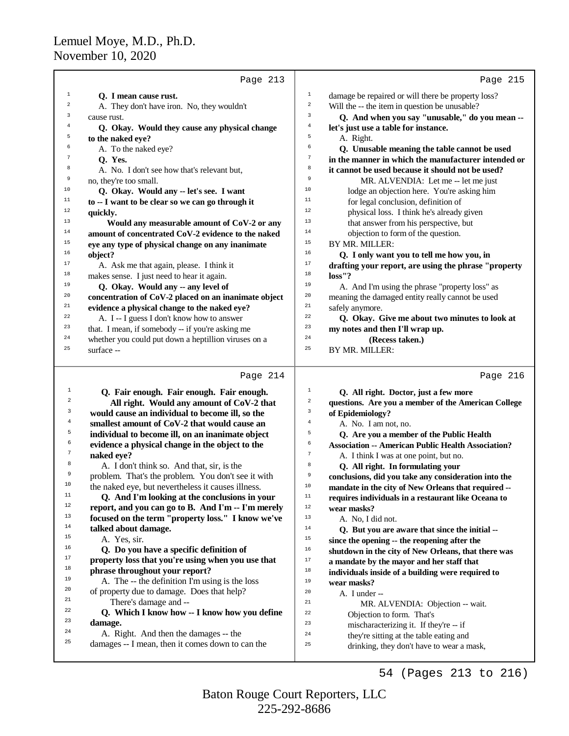**Page 213**

1 **Q. I mean cause rust.**
2 A. They don't have iron. No, they wouldn't
3 cause rust.
4 **Q. Okay. Would they cause any physical change**
5 **to the naked eye?**
6 A. To the naked eye?
7 **Q. Yes.**
8 A. No. I don't see how that's relevant but,
9 no, they're too small.
10 **Q. Okay. Would any -- let's see. I want**
11 **to -- I want to be clear so we can go through it**
12 **quickly.**
13 **Would any measurable amount of CoV-2 or any**
14 **amount of concentrated CoV-2 evidence to the naked**
15 **eye any type of physical change on any inanimate**
16 **object?**
17 A. Ask me that again, please. I think it
18 makes sense. I just need to hear it again.
19 **Q. Okay. Would any -- any level of**
20 **concentration of CoV-2 placed on an inanimate object**
21 **evidence a physical change to the naked eye?**
22 A. I -- I guess I don't know how to answer
23 that. I mean, if somebody -- if you're asking me
24 whether you could put down a heptillion viruses on a
25 surface --

**Page 214**

1 **Q. Fair enough. Fair enough. Fair enough.**
2 **All right. Would any amount of CoV-2 that**
3 **would cause an individual to become ill, so the**
4 **smallest amount of CoV-2 that would cause an**
5 **individual to become ill, on an inanimate object**
6 **evidence a physical change in the object to the**
7 **naked eye?**
8 A. I don't think so. And that, sir, is the
9 problem. That's the problem. You don't see it with
10 the naked eye, but nevertheless it causes illness.
11 **Q. And I'm looking at the conclusions in your**
12 **report, and you can go to B. And I'm -- I'm merely**
13 **focused on the term "property loss." I know we've**
14 **talked about damage.**
15 A. Yes, sir.
16 **Q. Do you have a specific definition of**
17 **property loss that you're using when you use that**
18 **phrase throughout your report?**
19 A. The -- the definition I'm using is the loss
20 of property due to damage. Does that help?
21 There's damage and --
22 **Q. Which I know how -- I know how you define**
23 **damage.**
24 A. Right. And then the damages -- the
25 damages -- I mean, then it comes down to can the

**Page 215**

1 damage be repaired or will there be property loss?
2 Will the -- the item in question be unusable?
3 **Q. And when you say "unusable," do you mean --**
4 **let's just use a table for instance.**
5 A. Right.
6 **Q. Unusable meaning the table cannot be used**
7 **in the manner in which the manufacturer intended or**
8 **it cannot be used because it should not be used?**
9 MR. ALVENDIA: Let me -- let me just
10 lodge an objection here. You're asking him
11 for legal conclusion, definition of
12 physical loss. I think he's already given
13 that answer from his perspective, but
14 objection to form of the question.
15 BY MR. MILLER:
16 **Q. I only want you to tell me how you, in**
17 **drafting your report, are using the phrase "property**
18 **loss"?**
19 A. And I'm using the phrase "property loss" as
20 meaning the damaged entity really cannot be used
21 safely anymore.
22 **Q. Okay. Give me about two minutes to look at**
23 **my notes and then I'll wrap up.**
24 **(Recess taken.)**
25 BY MR. MILLER:

**Page 216**

1 **Q. All right. Doctor, just a few more**
2 **questions. Are you a member of the American College**
3 **of Epidemiology?**
4 A. No. I am not, no.
5 **Q. Are you a member of the Public Health**
6 **Association -- American Public Health Association?**
7 A. I think I was at one point, but no.
8 **Q. All right. In formulating your**
9 **conclusions, did you take any consideration into the**
10 **mandate in the city of New Orleans that required --**
11 **requires individuals in a restaurant like Oceana to**
12 **wear masks?**
13 A. No, I did not.
14 **Q. But you are aware that since the initial --**
15 **since the opening -- the reopening after the**
16 **shutdown in the city of New Orleans, that there was**
17 **a mandate by the mayor and her staff that**
18 **individuals inside of a building were required to**
19 **wear masks?**
20 A. I under --
21 MR. ALVENDIA: Objection -- wait.
22 Objection to form. That's
23 mischaracterizing it. If they're -- if
24 they're sitting at the table eating and
25 drinking, they don't have to wear a mask,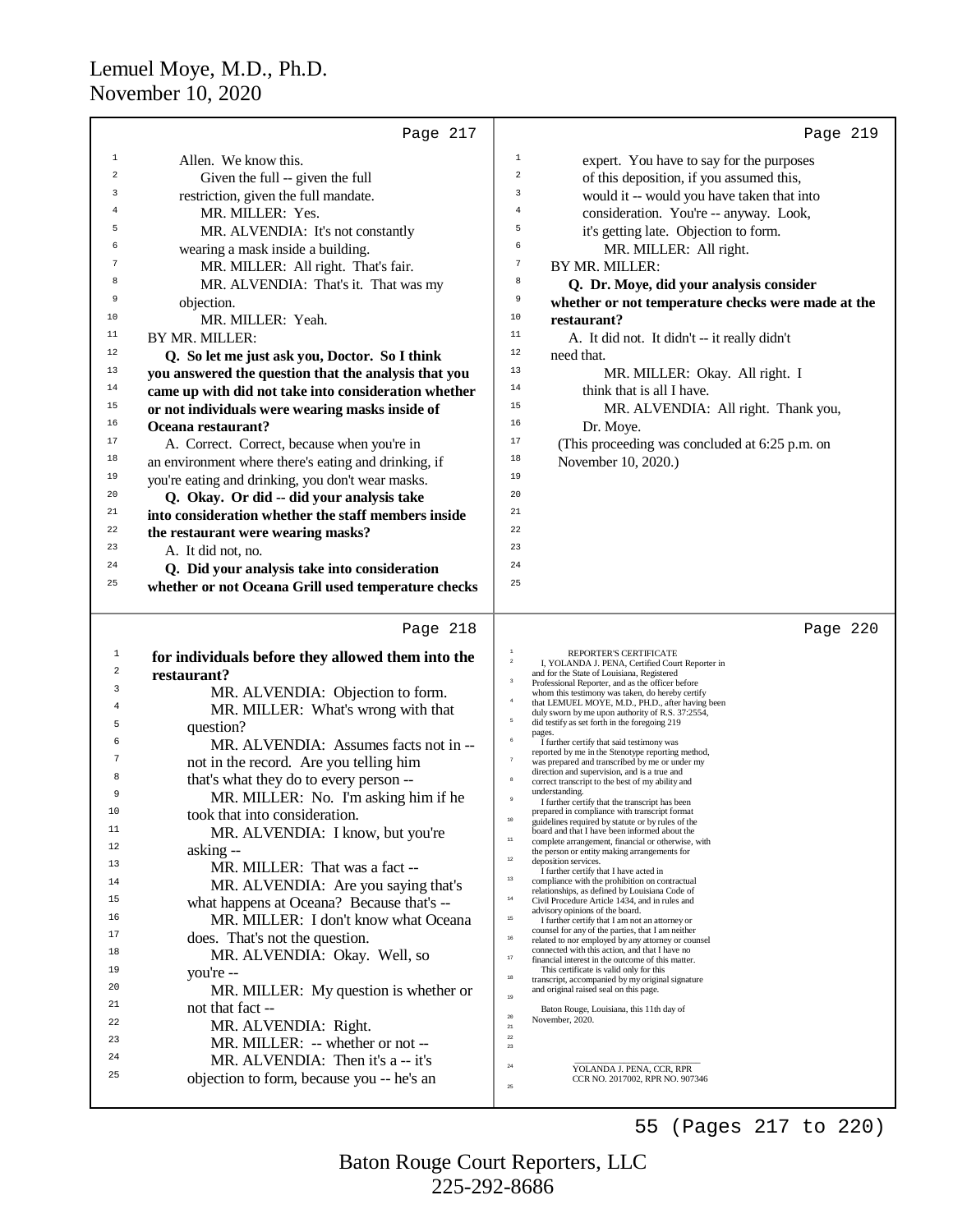Page 217

1 Allen. We know this.
2 Given the full -- given the full
3 restriction, given the full mandate.
4 MR. MILLER: Yes.
5 MR. ALVENDIA: It's not constantly
6 wearing a mask inside a building.
7 MR. MILLER: All right. That's fair.
8 MR. ALVENDIA: That's it. That was my
9 objection.
10 MR. MILLER: Yeah.
11 BY MR. MILLER:
12 **Q. So let me just ask you, Doctor. So I think**
13 **you answered the question that the analysis that you**
14 **came up with did not take into consideration whether**
15 **or not individuals were wearing masks inside of**
16 **Oceana restaurant?**
17 A. Correct. Correct, because when you're in
18 an environment where there's eating and drinking, if
19 you're eating and drinking, you don't wear masks.
20 **Q. Okay. Or did -- did your analysis take**
21 **into consideration whether the staff members inside**
22 **the restaurant were wearing masks?**
23 A. It did not, no.
24 **Q. Did your analysis take into consideration**
25 **whether or not Oceana Grill used temperature checks**

Page 218

1 **for individuals before they allowed them into the**
2 **restaurant?**
3 MR. ALVENDIA: Objection to form.
4 MR. MILLER: What's wrong with that
5 question?
6 MR. ALVENDIA: Assumes facts not in --
7 not in the record. Are you telling him
8 that's what they do to every person --
9 MR. MILLER: No. I'm asking him if he
10 took that into consideration.
11 MR. ALVENDIA: I know, but you're
12 asking --
13 MR. MILLER: That was a fact --
14 MR. ALVENDIA: Are you saying that's
15 what happens at Oceana? Because that's --
16 MR. MILLER: I don't know what Oceana
17 does. That's not the question.
18 MR. ALVENDIA: Okay. Well, so
19 you're --
20 MR. MILLER: My question is whether or
21 not that fact --
22 MR. ALVENDIA: Right.
23 MR. MILLER: -- whether or not --
24 MR. ALVENDIA: Then it's a -- it's
25 objection to form, because you -- he's an

Page 219

1 expert. You have to say for the purposes
2 of this deposition, if you assumed this,
3 would it -- would you have taken that into
4 consideration. You're -- anyway. Look,
5 it's getting late. Objection to form.
6 MR. MILLER: All right.
7 BY MR. MILLER:
8 **Q. Dr. Moye, did your analysis consider**
9 **whether or not temperature checks were made at the**
10 **restaurant?**
11 A. It did not. It didn't -- it really didn't
12 need that.
13 MR. MILLER: Okay. All right. I
14 think that is all I have.
15 MR. ALVENDIA: All right. Thank you,
16 Dr. Moye.
17 (This proceeding was concluded at 6:25 p.m. on
18 November 10, 2020.)
19
20
21
22
23
24
25

Page 220

1 REPORTER'S CERTIFICATE
2 I, YOLANDA J. PENA, Certified Court Reporter in and for the State of Louisiana, Registered
3 Professional Reporter, and as the officer before whom this testimony was taken, do hereby certify
4 that LEMUEL MOYE, M.D., PH.D., after having been duly sworn by me upon authority of R.S. 37:2554,
5 did testify as set forth in the foregoing 219 pages.
6 I further certify that said testimony was reported by me in the Stenotype reporting method,
7 was prepared and transcribed by me or under my direction and supervision, and is a true and
8 correct transcript to the best of my ability and understanding.
9 I further certify that the transcript has been prepared in compliance with transcript format
10 guidelines required by statute or by rules of the board and that I have been informed about the
11 complete arrangement, financial or otherwise, with the person or entity making arrangements for
12 deposition services.
I further certify that I have acted in
13 compliance with the prohibition on contractual relationships, as defined by Louisiana Code of
14 Civil Procedure Article 1434, and in rules and advisory opinions of the board.
15 I further certify that I am not an attorney or counsel for any of the parties, that I am neither
16 related to nor employed by any attorney or counsel connected with this action, and that I have no
17 financial interest in the outcome of this matter.
This certificate is valid only for this
18 transcript, accompanied by my original signature and original raised seal on this page.
19
Baton Rouge, Louisiana, this 11th day of
20 November, 2020.
21
22
23
24 YOLANDA J. PENA, CCR, RPR
CCR NO. 2017002, RPR NO. 907346
25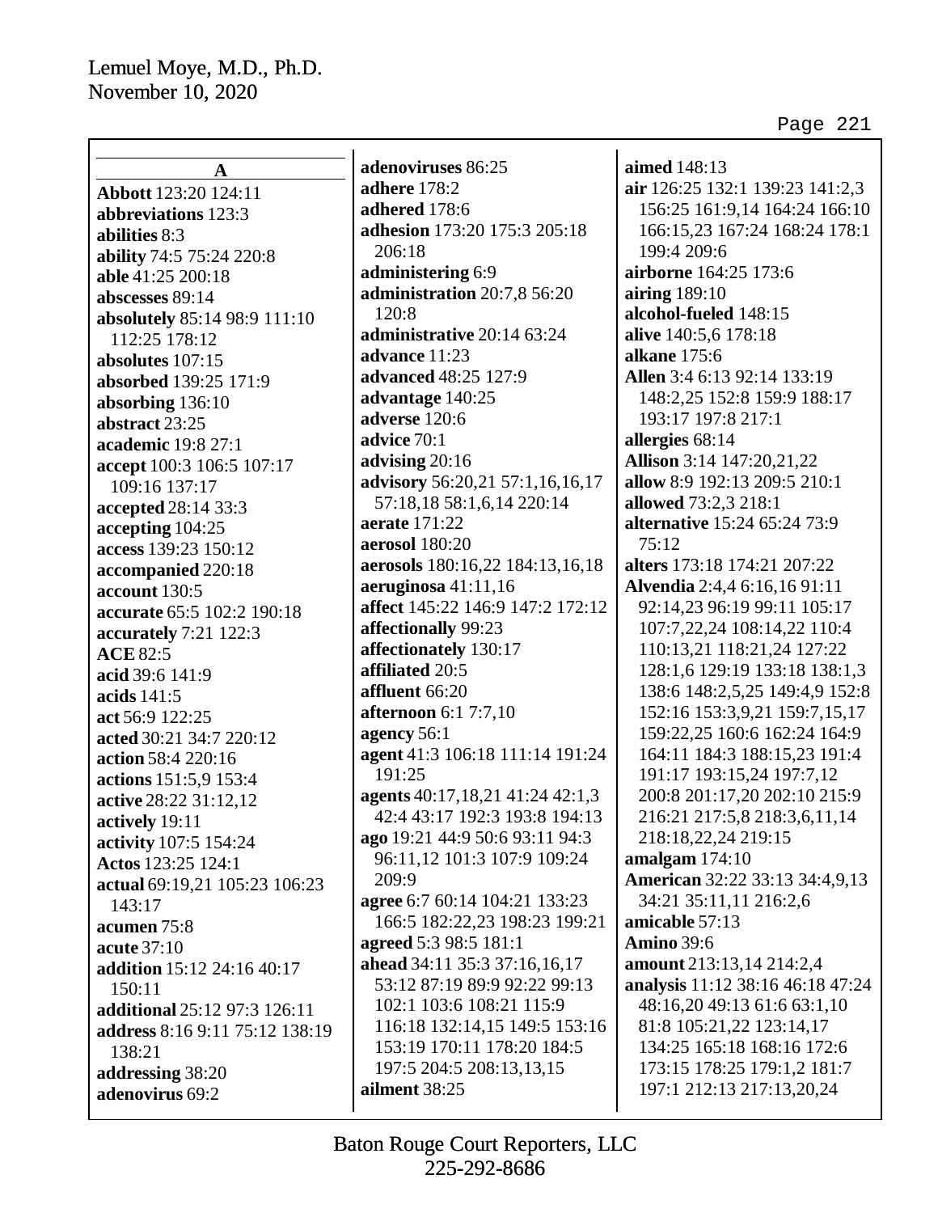**A**

**Abbott** 123:20 124:11
**abbreviations** 123:3
**abilities** 8:3
**ability** 74:5 75:24 220:8
**able** 41:25 200:18
**abscesses** 89:14
**absolutely** 85:14 98:9 111:10 112:25 178:12
**absolutes** 107:15
**absorbed** 139:25 171:9
**absorbing** 136:10
**abstract** 23:25
**academic** 19:8 27:1
**accept** 100:3 106:5 107:17 109:16 137:17
**accepted** 28:14 33:3
**accepting** 104:25
**access** 139:23 150:12
**accompanied** 220:18
**account** 130:5
**accurate** 65:5 102:2 190:18
**accurately** 7:21 122:3
**ACE** 82:5
**acid** 39:6 141:9
**acids** 141:5
**act** 56:9 122:25
**acted** 30:21 34:7 220:12
**action** 58:4 220:16
**actions** 151:5,9 153:4
**active** 28:22 31:12,12
**actively** 19:11
**activity** 107:5 154:24
**Actos** 123:25 124:1
**actual** 69:19,21 105:23 106:23 143:17
**acumen** 75:8
**acute** 37:10
**addition** 15:12 24:16 40:17 150:11
**additional** 25:12 97:3 126:11
**address** 8:16 9:11 75:12 138:19 138:21
**addressing** 38:20
**adenovirus** 69:2
**adenoviruses** 86:25
**adhere** 178:2
**adhered** 178:6
**adhesion** 173:20 175:3 205:18 206:18
**administering** 6:9
**administration** 20:7,8 56:20 120:8
**administrative** 20:14 63:24
**advance** 11:23
**advanced** 48:25 127:9
**advantage** 140:25
**adverse** 120:6
**advice** 70:1
**advising** 20:16
**advisory** 56:20,21 57:1,16,16,17 57:18,18 58:1,6,14 220:14
**aerate** 171:22
**aerosol** 180:20
**aerosols** 180:16,22 184:13,16,18
**aeruginosa** 41:11,16
**affect** 145:22 146:9 147:2 172:12
**affectionally** 99:23
**affectionately** 130:17
**affiliated** 20:5
**affluent** 66:20
**afternoon** 6:1 7:7,10
**agency** 56:1
**agent** 41:3 106:18 111:14 191:24 191:25
**agents** 40:17,18,21 41:24 42:1,3 42:4 43:17 192:3 193:8 194:13
**ago** 19:21 44:9 50:6 93:11 94:3 96:11,12 101:3 107:9 109:24 209:9
**agree** 6:7 60:14 104:21 133:23 166:5 182:22,23 198:23 199:21
**agreed** 5:3 98:5 181:1
**ahead** 34:11 35:3 37:16,16,17 53:12 87:19 89:9 92:22 99:13 102:1 103:6 108:21 115:9 116:18 132:14,15 149:5 153:16 153:19 170:11 178:20 184:5 197:5 204:5 208:13,13,15
**ailment** 38:25
**aimed** 148:13
**air** 126:25 132:1 139:23 141:2,3 156:25 161:9,14 164:24 166:10 166:15,23 167:24 168:24 178:1 199:4 209:6
**airborne** 164:25 173:6
**airing** 189:10
**alcohol-fueled** 148:15
**alive** 140:5,6 178:18
**alkane** 175:6
**Allen** 3:4 6:13 92:14 133:19 148:2,25 152:8 159:9 188:17 193:17 197:8 217:1
**allergies** 68:14
**Allison** 3:14 147:20,21,22
**allow** 8:9 192:13 209:5 210:1
**allowed** 73:2,3 218:1
**alternative** 15:24 65:24 73:9 75:12
**alters** 173:18 174:21 207:22
**Alvendia** 2:4,4 6:16,16 91:11 92:14,23 96:19 99:11 105:17 107:7,22,24 108:14,22 110:4 110:13,21 118:21,24 127:22 128:1,6 129:19 133:18 138:1,3 138:6 148:2,5,25 149:4,9 152:8 152:16 153:3,9,21 159:7,15,17 159:22,25 160:6 162:24 164:9 164:11 184:3 188:15,23 191:4 191:17 193:15,24 197:7,12 200:8 201:17,20 202:10 215:9 216:21 217:5,8 218:3,6,11,14 218:18,22,24 219:15
**amalgam** 174:10
**American** 32:22 33:13 34:4,9,13 34:21 35:11,11 216:2,6
**amicable** 57:13
**Amino** 39:6
**amount** 213:13,14 214:2,4
**analysis** 11:12 38:16 46:18 47:24 48:16,20 49:13 61:6 63:1,10 81:8 105:21,22 123:14,17 134:25 165:18 168:16 172:6 173:15 178:25 179:1,2 181:7 197:1 212:13 217:13,20,24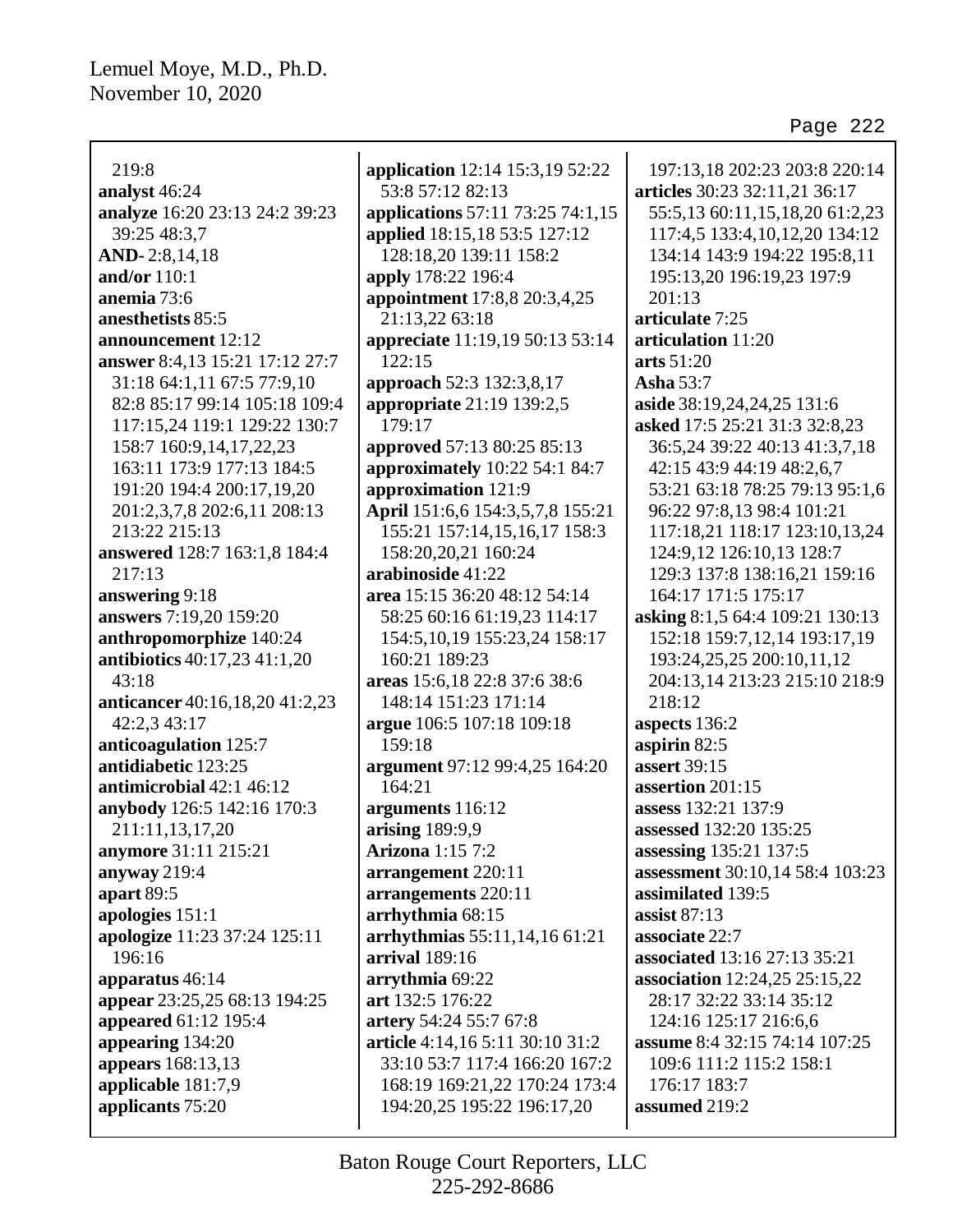219:8
**analyst** 46:24
**analyze** 16:20 23:13 24:2 39:23 39:25 48:3,7
**AND-** 2:8,14,18
**and/or** 110:1
**anemia** 73:6
**anesthetists** 85:5
**announcement** 12:12
**answer** 8:4,13 15:21 17:12 27:7 31:18 64:1,11 67:5 77:9,10 82:8 85:17 99:14 105:18 109:4 117:15,24 119:1 129:22 130:7 158:7 160:9,14,17,22,23 163:11 173:9 177:13 184:5 191:20 194:4 200:17,19,20 201:2,3,7,8 202:6,11 208:13 213:22 215:13
**answered** 128:7 163:1,8 184:4 217:13
**answering** 9:18
**answers** 7:19,20 159:20
**anthropomorphize** 140:24
**antibiotics** 40:17,23 41:1,20 43:18
**anticancer** 40:16,18,20 41:2,23 42:2,3 43:17
**anticoagulation** 125:7
**antidiabetic** 123:25
**antimicrobial** 42:1 46:12
**anybody** 126:5 142:16 170:3 211:11,13,17,20
**anymore** 31:11 215:21
**anyway** 219:4
**apart** 89:5
**apologies** 151:1
**apologize** 11:23 37:24 125:11 196:16
**apparatus** 46:14
**appear** 23:25,25 68:13 194:25
**appeared** 61:12 195:4
**appearing** 134:20
**appears** 168:13,13
**applicable** 181:7,9
**applicants** 75:20
**application** 12:14 15:3,19 52:22 53:8 57:12 82:13
**applications** 57:11 73:25 74:1,15
**applied** 18:15,18 53:5 127:12 128:18,20 139:11 158:2
**apply** 178:22 196:4
**appointment** 17:8,8 20:3,4,25 21:13,22 63:18
**appreciate** 11:19,19 50:13 53:14 122:15
**approach** 52:3 132:3,8,17
**appropriate** 21:19 139:2,5 179:17
**approved** 57:13 80:25 85:13
**approximately** 10:22 54:1 84:7
**approximation** 121:9
**April** 151:6,6 154:3,5,7,8 155:21 155:21 157:14,15,16,17 158:3 158:20,20,21 160:24
**arabinoside** 41:22
**area** 15:15 36:20 48:12 54:14 58:25 60:16 61:19,23 114:17 154:5,10,19 155:23,24 158:17 160:21 189:23
**areas** 15:6,18 22:8 37:6 38:6 148:14 151:23 171:14
**argue** 106:5 107:18 109:18 159:18
**argument** 97:12 99:4,25 164:20 164:21
**arguments** 116:12
**arising** 189:9,9
**Arizona** 1:15 7:2
**arrangement** 220:11
**arrangements** 220:11
**arrhythmia** 68:15
**arrhythmias** 55:11,14,16 61:21
**arrival** 189:16
**arrythmia** 69:22
**art** 132:5 176:22
**artery** 54:24 55:7 67:8
**article** 4:14,16 5:11 30:10 31:2 33:10 53:7 117:4 166:20 167:2 168:19 169:21,22 170:24 173:4 194:20,25 195:22 196:17,20 197:13,18 202:23 203:8 220:14
**articles** 30:23 32:11,21 36:17 55:5,13 60:11,15,18,20 61:2,23 117:4,5 133:4,10,12,20 134:12 134:14 143:9 194:22 195:8,11 195:13,20 196:19,23 197:9 201:13
**articulate** 7:25
**articulation** 11:20
**arts** 51:20
**Asha** 53:7
**aside** 38:19,24,24,25 131:6
**asked** 17:5 25:21 31:3 32:8,23 36:5,24 39:22 40:13 41:3,7,18 42:15 43:9 44:19 48:2,6,7 53:21 63:18 78:25 79:13 95:1,6 96:22 97:8,13 98:4 101:21 117:18,21 118:17 123:10,13,24 124:9,12 126:10,13 128:7 129:3 137:8 138:16,21 159:16 164:17 171:5 175:17
**asking** 8:1,5 64:4 109:21 130:13 152:18 159:7,12,14 193:17,19 193:24,25,25 200:10,11,12 204:13,14 213:23 215:10 218:9 218:12
**aspects** 136:2
**aspirin** 82:5
**assert** 39:15
**assertion** 201:15
**assess** 132:21 137:9
**assessed** 132:20 135:25
**assessing** 135:21 137:5
**assessment** 30:10,14 58:4 103:23
**assimilated** 139:5
**assist** 87:13
**associate** 22:7
**associated** 13:16 27:13 35:21
**association** 12:24,25 25:15,22 28:17 32:22 33:14 35:12 124:16 125:17 216:6,6
**assume** 8:4 32:15 74:14 107:25 109:6 111:2 115:2 158:1 176:17 183:7
**assumed** 219:2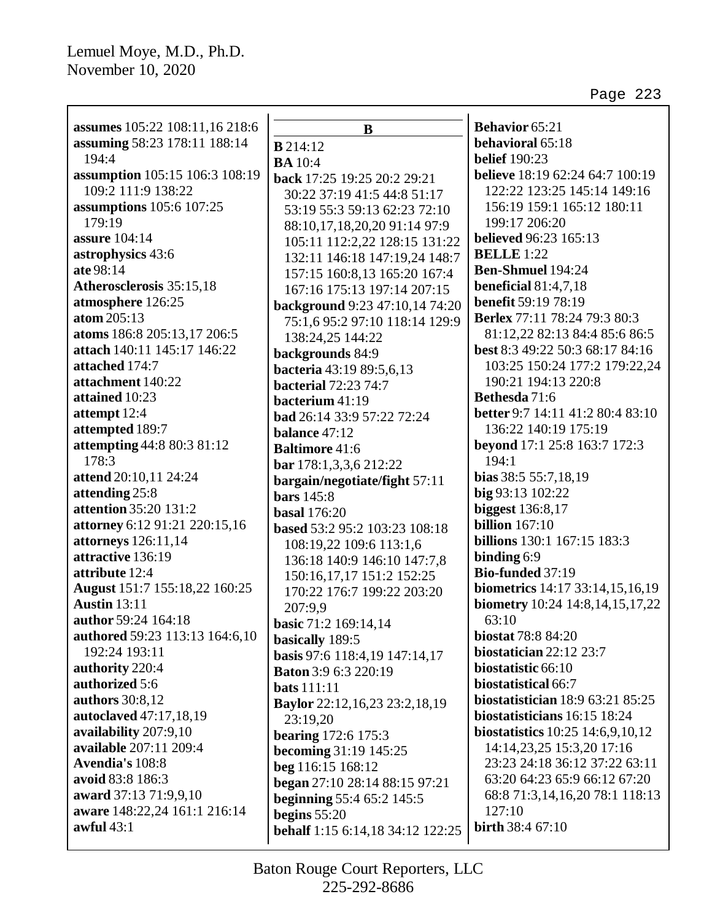**assumes** 105:22 108:11,16 218:6
**assuming** 58:23 178:11 188:14 194:4
**assumption** 105:15 106:3 108:19 109:2 111:9 138:22
**assumptions** 105:6 107:25 179:19
**assure** 104:14
**astrophysics** 43:6
**ate** 98:14
**Atherosclerosis** 35:15,18
**atmosphere** 126:25
**atom** 205:13
**atoms** 186:8 205:13,17 206:5
**attach** 140:11 145:17 146:22
**attached** 174:7
**attachment** 140:22
**attained** 10:23
**attempt** 12:4
**attempted** 189:7
**attempting** 44:8 80:3 81:12 178:3
**attend** 20:10,11 24:24
**attending** 25:8
**attention** 35:20 131:2
**attorney** 6:12 91:21 220:15,16
**attorneys** 126:11,14
**attractive** 136:19
**attribute** 12:4
**August** 151:7 155:18,22 160:25
**Austin** 13:11
**author** 59:24 164:18
**authored** 59:23 113:13 164:6,10 192:24 193:11
**authority** 220:4
**authorized** 5:6
**authors** 30:8,12
**autoclaved** 47:17,18,19
**availability** 207:9,10
**available** 207:11 209:4
**Avendia's** 108:8
**avoid** 83:8 186:3
**award** 37:13 71:9,9,10
**aware** 148:22,24 161:1 216:14
**awful** 43:1

**B**

**B** 214:12
**BA** 10:4
**back** 17:25 19:25 20:2 29:21 30:22 37:19 41:5 44:8 51:17 53:19 55:3 59:13 62:23 72:10 88:10,17,18,20,20 91:14 97:9 105:11 112:2,22 128:15 131:22 132:11 146:18 147:19,24 148:7 157:15 160:8,13 165:20 167:4 167:16 175:13 197:14 207:15
**background** 9:23 47:10,14 74:20 75:1,6 95:2 97:10 118:14 129:9 138:24,25 144:22
**backgrounds** 84:9
**bacteria** 43:19 89:5,6,13
**bacterial** 72:23 74:7
**bacterium** 41:19
**bad** 26:14 33:9 57:22 72:24
**balance** 47:12
**Baltimore** 41:6
**bar** 178:1,3,3,6 212:22
**bargain/negotiate/fight** 57:11
**bars** 145:8
**basal** 176:20
**based** 53:2 95:2 103:23 108:18 108:19,22 109:6 113:1,6 136:18 140:9 146:10 147:7,8 150:16,17,17 151:2 152:25 170:22 176:7 199:22 203:20 207:9,9
**basic** 71:2 169:14,14
**basically** 189:5
**basis** 97:6 118:4,19 147:14,17
**Baton** 3:9 6:3 220:19
**bats** 111:11
**Baylor** 22:12,16,23 23:2,18,19 23:19,20
**bearing** 172:6 175:3
**becoming** 31:19 145:25
**beg** 116:15 168:12
**began** 27:10 28:14 88:15 97:21
**beginning** 55:4 65:2 145:5
**begins** 55:20
**behalf** 1:15 6:14,18 34:12 122:25
**Behavior** 65:21
**behavioral** 65:18
**belief** 190:23
**believe** 18:19 62:24 64:7 100:19 122:22 123:25 145:14 149:16 156:19 159:1 165:12 180:11 199:17 206:20
**believed** 96:23 165:13
**BELLE** 1:22
**Ben-Shmuel** 194:24
**beneficial** 81:4,7,18
**benefit** 59:19 78:19
**Berlex** 77:11 78:24 79:3 80:3 81:12,22 82:13 84:4 85:6 86:5
**best** 8:3 49:22 50:3 68:17 84:16 103:25 150:24 177:2 179:22,24 190:21 194:13 220:8
**Bethesda** 71:6
**better** 9:7 14:11 41:2 80:4 83:10 136:22 140:19 175:19
**beyond** 17:1 25:8 163:7 172:3 194:1
**bias** 38:5 55:7,18,19
**big** 93:13 102:22
**biggest** 136:8,17
**billion** 167:10
**billions** 130:1 167:15 183:3
**binding** 6:9
**Bio-funded** 37:19
**biometrics** 14:17 33:14,15,16,19
**biometry** 10:24 14:8,14,15,17,22 63:10
**biostat** 78:8 84:20
**biostatician** 22:12 23:7
**biostatistic** 66:10
**biostatistical** 66:7
**biostatistician** 18:9 63:21 85:25
**biostatisticians** 16:15 18:24
**biostatistics** 10:25 14:6,9,10,12 14:14,23,25 15:3,20 17:16 23:23 24:18 36:12 37:22 63:11 63:20 64:23 65:9 66:12 67:20 68:8 71:3,14,16,20 78:1 118:13 127:10
**birth** 38:4 67:10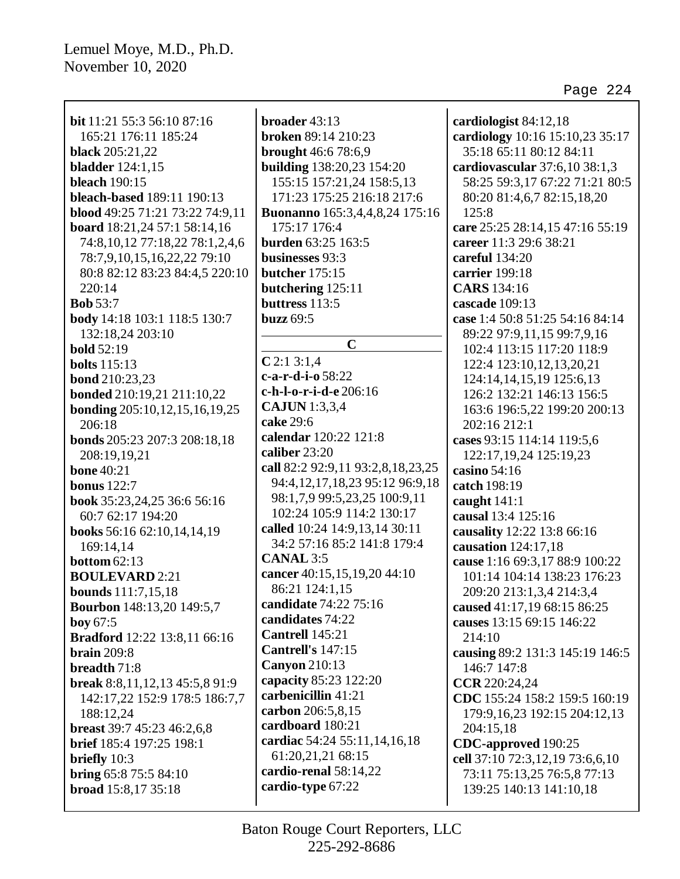**bit** 11:21 55:3 56:10 87:16 165:21 176:11 185:24
**black** 205:21,22
**bladder** 124:1,15
**bleach** 190:15
**bleach-based** 189:11 190:13
**blood** 49:25 71:21 73:22 74:9,11
**board** 18:21,24 57:1 58:14,16 74:8,10,12 77:18,22 78:1,2,4,6 78:7,9,10,15,16,22,22 79:10 80:8 82:12 83:23 84:4,5 220:10 220:14
**Bob** 53:7
**body** 14:18 103:1 118:5 130:7 132:18,24 203:10
**bold** 52:19
**bolts** 115:13
**bond** 210:23,23
**bonded** 210:19,21 211:10,22
**bonding** 205:10,12,15,16,19,25 206:18
**bonds** 205:23 207:3 208:18,18 208:19,19,21
**bone** 40:21
**bonus** 122:7
**book** 35:23,24,25 36:6 56:16 60:7 62:17 194:20
**books** 56:16 62:10,14,14,19 169:14,14
**bottom** 62:13
**BOULEVARD** 2:21
**bounds** 111:7,15,18
**Bourbon** 148:13,20 149:5,7
**boy** 67:5
**Bradford** 12:22 13:8,11 66:16
**brain** 209:8
**breadth** 71:8
**break** 8:8,11,12,13 45:5,8 91:9 142:17,22 152:9 178:5 186:7,7 188:12,24
**breast** 39:7 45:23 46:2,6,8
**brief** 185:4 197:25 198:1
**briefly** 10:3
**bring** 65:8 75:5 84:10
**broad** 15:8,17 35:18
**broader** 43:13
**broken** 89:14 210:23
**brought** 46:6 78:6,9
**building** 138:20,23 154:20 155:15 157:21,24 158:5,13 171:23 175:25 216:18 217:6
**Buonanno** 165:3,4,4,8,24 175:16 175:17 176:4
**burden** 63:25 163:5
**businesses** 93:3
**butcher** 175:15
**butchering** 125:11
**buttress** 113:5
**buzz** 69:5

## C

**C** 2:1 3:1,4
**c-a-r-d-i-o** 58:22
**c-h-l-o-r-i-d-e** 206:16
**CAJUN** 1:3,3,4
**cake** 29:6
**calendar** 120:22 121:8
**caliber** 23:20
**call** 82:2 92:9,11 93:2,8,18,23,25 94:4,12,17,18,23 95:12 96:9,18 98:1,7,9 99:5,23,25 100:9,11 102:24 105:9 114:2 130:17
**called** 10:24 14:9,13,14 30:11 34:2 57:16 85:2 141:8 179:4
**CANAL** 3:5
**cancer** 40:15,15,19,20 44:10 86:21 124:1,15
**candidate** 74:22 75:16
**candidates** 74:22
**Cantrell** 145:21
**Cantrell's** 147:15
**Canyon** 210:13
**capacity** 85:23 122:20
**carbenicillin** 41:21
**carbon** 206:5,8,15
**cardboard** 180:21
**cardiac** 54:24 55:11,14,16,18 61:20,21,21 68:15
**cardio-renal** 58:14,22
**cardio-type** 67:22
**cardiologist** 84:12,18
**cardiology** 10:16 15:10,23 35:17 35:18 65:11 80:12 84:11
**cardiovascular** 37:6,10 38:1,3 58:25 59:3,17 67:22 71:21 80:5 80:20 81:4,6,7 82:15,18,20 125:8
**care** 25:25 28:14,15 47:16 55:19
**career** 11:3 29:6 38:21
**careful** 134:20
**carrier** 199:18
**CARS** 134:16
**cascade** 109:13
**case** 1:4 50:8 51:25 54:16 84:14 89:22 97:9,11,15 99:7,9,16 102:4 113:15 117:20 118:9 122:4 123:10,12,13,20,21 124:14,14,15,19 125:6,13 126:2 132:21 146:13 156:5 163:6 196:5,22 199:20 200:13 202:16 212:1
**cases** 93:15 114:14 119:5,6 122:17,19,24 125:19,23
**casino** 54:16
**catch** 198:19
**caught** 141:1
**causal** 13:4 125:16
**causality** 12:22 13:8 66:16
**causation** 124:17,18
**cause** 1:16 69:3,17 88:9 100:22 101:14 104:14 138:23 176:23 209:20 213:1,3,4 214:3,4
**caused** 41:17,19 68:15 86:25
**causes** 13:15 69:15 146:22 214:10
**causing** 89:2 131:3 145:19 146:5 146:7 147:8
**CCR** 220:24,24
**CDC** 155:24 158:2 159:5 160:19 179:9,16,23 192:15 204:12,13 204:15,18
**CDC-approved** 190:25
**cell** 37:10 72:3,12,19 73:6,6,10 73:11 75:13,25 76:5,8 77:13 139:25 140:13 141:10,18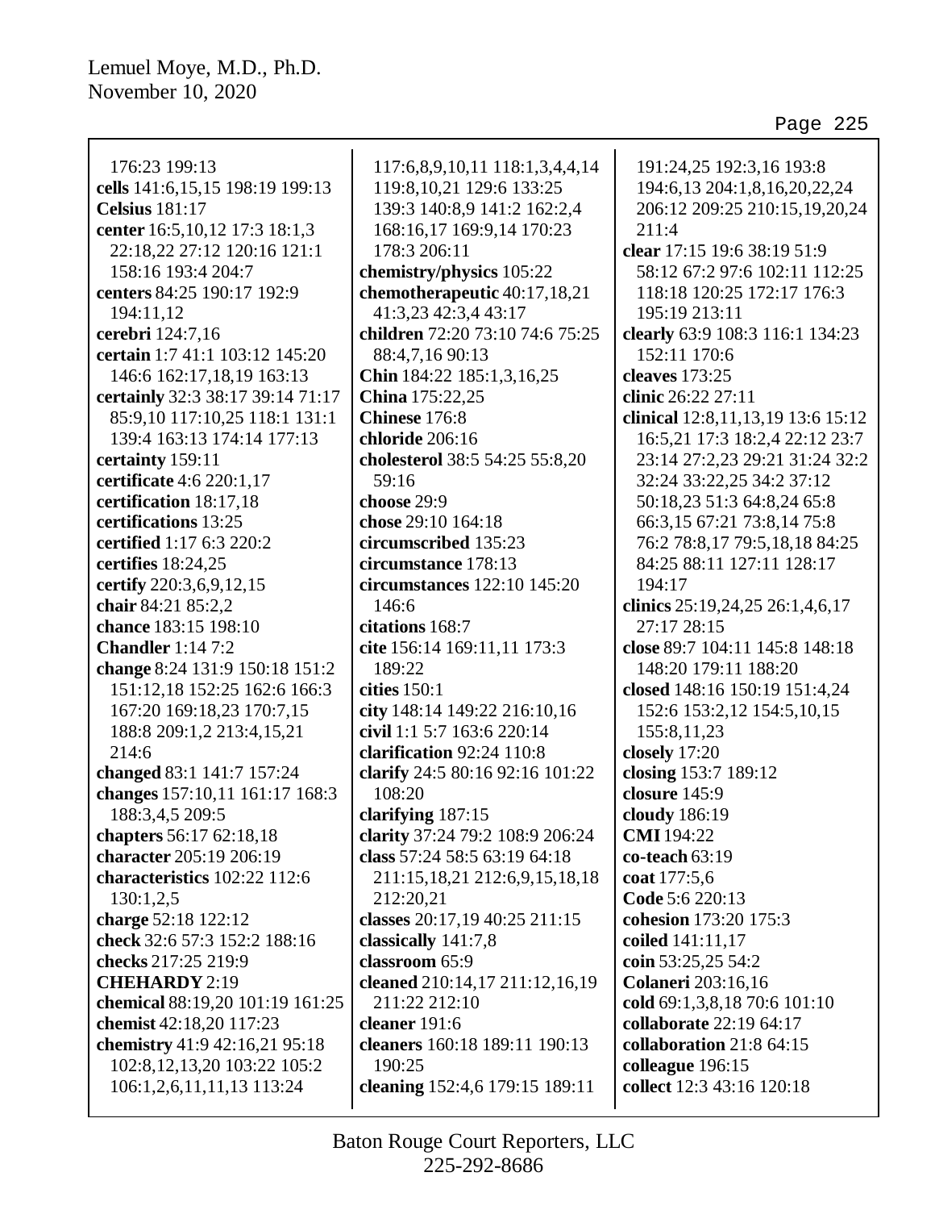176:23 199:13
**cells** 141:6,15,15 198:19 199:13
**Celsius** 181:17
**center** 16:5,10,12 17:3 18:1,3 22:18,22 27:12 120:16 121:1 158:16 193:4 204:7
**centers** 84:25 190:17 192:9 194:11,12
**cerebri** 124:7,16
**certain** 1:7 41:1 103:12 145:20 146:6 162:17,18,19 163:13
**certainly** 32:3 38:17 39:14 71:17 85:9,10 117:10,25 118:1 131:1 139:4 163:13 174:14 177:13
**certainty** 159:11
**certificate** 4:6 220:1,17
**certification** 18:17,18
**certifications** 13:25
**certified** 1:17 6:3 220:2
**certifies** 18:24,25
**certify** 220:3,6,9,12,15
**chair** 84:21 85:2,2
**chance** 183:15 198:10
**Chandler** 1:14 7:2
**change** 8:24 131:9 150:18 151:2 151:12,18 152:25 162:6 166:3 167:20 169:18,23 170:7,15 188:8 209:1,2 213:4,15,21 214:6
**changed** 83:1 141:7 157:24
**changes** 157:10,11 161:17 168:3 188:3,4,5 209:5
**chapters** 56:17 62:18,18
**character** 205:19 206:19
**characteristics** 102:22 112:6 130:1,2,5
**charge** 52:18 122:12
**check** 32:6 57:3 152:2 188:16
**checks** 217:25 219:9
**CHEHARDY** 2:19
**chemical** 88:19,20 101:19 161:25
**chemist** 42:18,20 117:23
**chemistry** 41:9 42:16,21 95:18 102:8,12,13,20 103:22 105:2 106:1,2,6,11,11,13 113:24 117:6,8,9,10,11 118:1,3,4,4,14 119:8,10,21 129:6 133:25 139:3 140:8,9 141:2 162:2,4 168:16,17 169:9,14 170:23 178:3 206:11
**chemistry/physics** 105:22
**chemotherapeutic** 40:17,18,21 41:3,23 42:3,4 43:17
**children** 72:20 73:10 74:6 75:25 88:4,7,16 90:13
**Chin** 184:22 185:1,3,16,25
**China** 175:22,25
**Chinese** 176:8
**chloride** 206:16
**cholesterol** 38:5 54:25 55:8,20 59:16
**choose** 29:9
**chose** 29:10 164:18
**circumscribed** 135:23
**circumstance** 178:13
**circumstances** 122:10 145:20 146:6
**citations** 168:7
**cite** 156:14 169:11,11 173:3 189:22
**cities** 150:1
**city** 148:14 149:22 216:10,16
**civil** 1:1 5:7 163:6 220:14
**clarification** 92:24 110:8
**clarify** 24:5 80:16 92:16 101:22 108:20
**clarifying** 187:15
**clarity** 37:24 79:2 108:9 206:24
**class** 57:24 58:5 63:19 64:18 211:15,18,21 212:6,9,15,18,18 212:20,21
**classes** 20:17,19 40:25 211:15
**classically** 141:7,8
**classroom** 65:9
**cleaned** 210:14,17 211:12,16,19 211:22 212:10
**cleaner** 191:6
**cleaners** 160:18 189:11 190:13 190:25
**cleaning** 152:4,6 179:15 189:11 191:24,25 192:3,16 193:8 194:6,13 204:1,8,16,20,22,24 206:12 209:25 210:15,19,20,24 211:4
**clear** 17:15 19:6 38:19 51:9 58:12 67:2 97:6 102:11 112:25 118:18 120:25 172:17 176:3 195:19 213:11
**clearly** 63:9 108:3 116:1 134:23 152:11 170:6
**cleaves** 173:25
**clinic** 26:22 27:11
**clinical** 12:8,11,13,19 13:6 15:12 16:5,21 17:3 18:2,4 22:12 23:7 23:14 27:2,23 29:21 31:24 32:2 32:24 33:22,25 34:2 37:12 50:18,23 51:3 64:8,24 65:8 66:3,15 67:21 73:8,14 75:8 76:2 78:8,17 79:5,18,18 84:25 84:25 88:11 127:11 128:17 194:17
**clinics** 25:19,24,25 26:1,4,6,17 27:17 28:15
**close** 89:7 104:11 145:8 148:18 148:20 179:11 188:20
**closed** 148:16 150:19 151:4,24 152:6 153:2,12 154:5,10,15 155:8,11,23
**closely** 17:20
**closing** 153:7 189:12
**closure** 145:9
**cloudy** 186:19
**CMI** 194:22
**co-teach** 63:19
**coat** 177:5,6
**Code** 5:6 220:13
**cohesion** 173:20 175:3
**coiled** 141:11,17
**coin** 53:25,25 54:2
**Colaneri** 203:16,16
**cold** 69:1,3,8,18 70:6 101:10
**collaborate** 22:19 64:17
**collaboration** 21:8 64:15
**colleague** 196:15
**collect** 12:3 43:16 120:18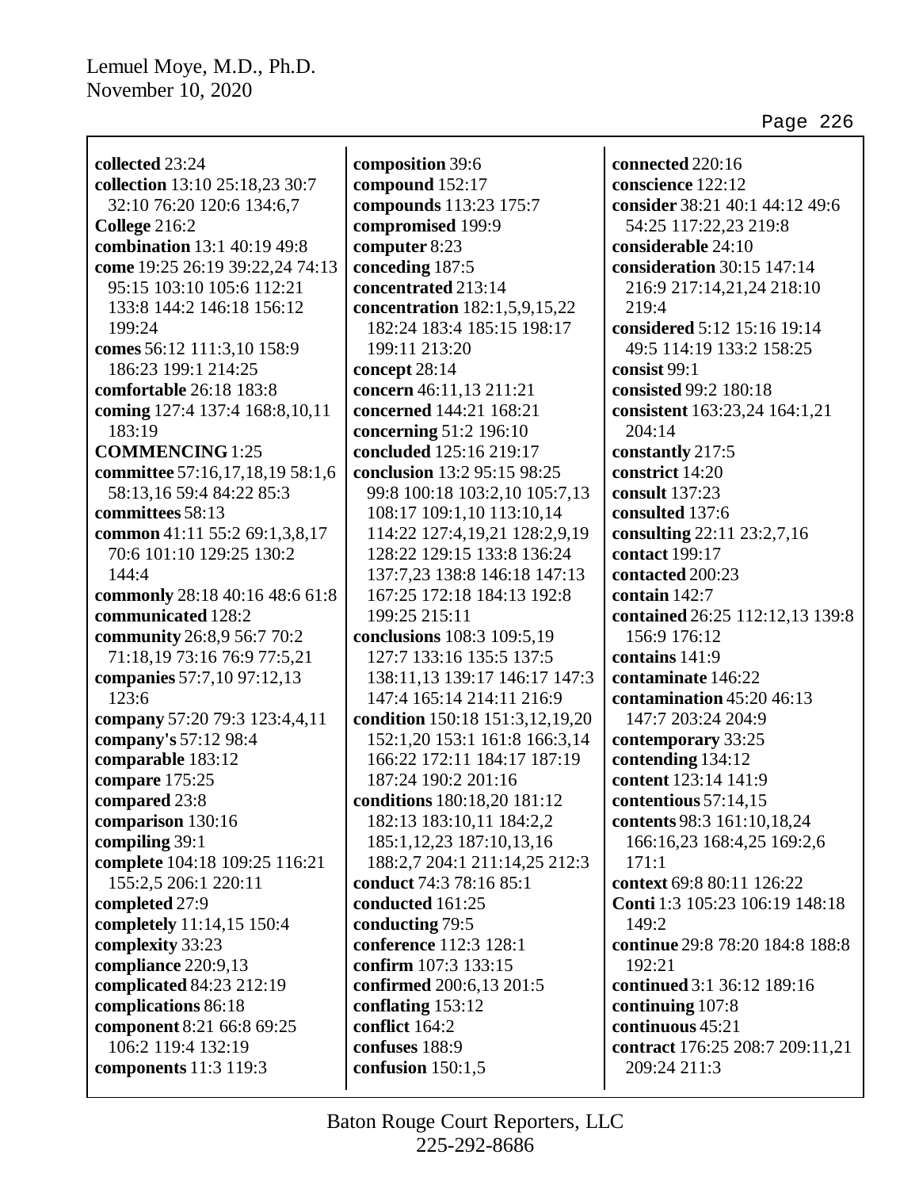**collected** 23:24
**collection** 13:10 25:18,23 30:7 32:10 76:20 120:6 134:6,7
**College** 216:2
**combination** 13:1 40:19 49:8
**come** 19:25 26:19 39:22,24 74:13 95:15 103:10 105:6 112:21 133:8 144:2 146:18 156:12 199:24
**comes** 56:12 111:3,10 158:9 186:23 199:1 214:25
**comfortable** 26:18 183:8
**coming** 127:4 137:4 168:8,10,11 183:19
**COMMENCING** 1:25
**committee** 57:16,17,18,19 58:1,6 58:13,16 59:4 84:22 85:3
**committees** 58:13
**common** 41:11 55:2 69:1,3,8,17 70:6 101:10 129:25 130:2 144:4
**commonly** 28:18 40:16 48:6 61:8
**communicated** 128:2
**community** 26:8,9 56:7 70:2 71:18,19 73:16 76:9 77:5,21
**companies** 57:7,10 97:12,13 123:6
**company** 57:20 79:3 123:4,4,11
**company's** 57:12 98:4
**comparable** 183:12
**compare** 175:25
**compared** 23:8
**comparison** 130:16
**compiling** 39:1
**complete** 104:18 109:25 116:21 155:2,5 206:1 220:11
**completed** 27:9
**completely** 11:14,15 150:4
**complexity** 33:23
**compliance** 220:9,13
**complicated** 84:23 212:19
**complications** 86:18
**component** 8:21 66:8 69:25 106:2 119:4 132:19
**components** 11:3 119:3
**composition** 39:6
**compound** 152:17
**compounds** 113:23 175:7
**compromised** 199:9
**computer** 8:23
**conceding** 187:5
**concentrated** 213:14
**concentration** 182:1,5,9,15,22 182:24 183:4 185:15 198:17 199:11 213:20
**concept** 28:14
**concern** 46:11,13 211:21
**concerned** 144:21 168:21
**concerning** 51:2 196:10
**concluded** 125:16 219:17
**conclusion** 13:2 95:15 98:25 99:8 100:18 103:2,10 105:7,13 108:17 109:1,10 113:10,14 114:22 127:4,19,21 128:2,9,19 128:22 129:15 133:8 136:24 137:7,23 138:8 146:18 147:13 167:25 172:18 184:13 192:8 199:25 215:11
**conclusions** 108:3 109:5,19 127:7 133:16 135:5 137:5 138:11,13 139:17 146:17 147:3 147:4 165:14 214:11 216:9
**condition** 150:18 151:3,12,19,20 152:1,20 153:1 161:8 166:3,14 166:22 172:11 184:17 187:19 187:24 190:2 201:16
**conditions** 180:18,20 181:12 182:13 183:10,11 184:2,2 185:1,12,23 187:10,13,16 188:2,7 204:1 211:14,25 212:3
**conduct** 74:3 78:16 85:1
**conducted** 161:25
**conducting** 79:5
**conference** 112:3 128:1
**confirm** 107:3 133:15
**confirmed** 200:6,13 201:5
**conflating** 153:12
**conflict** 164:2
**confuses** 188:9
**confusion** 150:1,5
**connected** 220:16
**conscience** 122:12
**consider** 38:21 40:1 44:12 49:6 54:25 117:22,23 219:8
**considerable** 24:10
**consideration** 30:15 147:14 216:9 217:14,21,24 218:10 219:4
**considered** 5:12 15:16 19:14 49:5 114:19 133:2 158:25
**consist** 99:1
**consisted** 99:2 180:18
**consistent** 163:23,24 164:1,21 204:14
**constantly** 217:5
**constrict** 14:20
**consult** 137:23
**consulted** 137:6
**consulting** 22:11 23:2,7,16
**contact** 199:17
**contacted** 200:23
**contain** 142:7
**contained** 26:25 112:12,13 139:8 156:9 176:12
**contains** 141:9
**contaminate** 146:22
**contamination** 45:20 46:13 147:7 203:24 204:9
**contemporary** 33:25
**contending** 134:12
**content** 123:14 141:9
**contentious** 57:14,15
**contents** 98:3 161:10,18,24 166:16,23 168:4,25 169:2,6 171:1
**context** 69:8 80:11 126:22
**Conti** 1:3 105:23 106:19 148:18 149:2
**continue** 29:8 78:20 184:8 188:8 192:21
**continued** 3:1 36:12 189:16
**continuing** 107:8
**continuous** 45:21
**contract** 176:25 208:7 209:11,21 209:24 211:3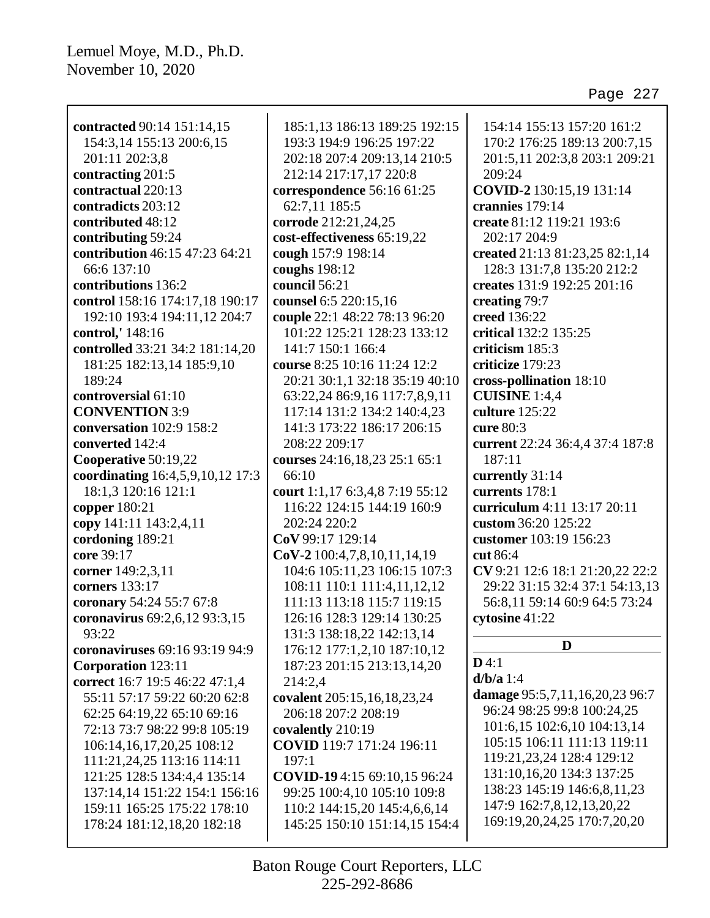**contracted** 90:14 151:14,15 154:3,14 155:13 200:6,15 201:11 202:3,8
**contracting** 201:5
**contractual** 220:13
**contradicts** 203:12
**contributed** 48:12
**contributing** 59:24
**contribution** 46:15 47:23 64:21 66:6 137:10
**contributions** 136:2
**control** 158:16 174:17,18 190:17 192:10 193:4 194:11,12 204:7
**control,'** 148:16
**controlled** 33:21 34:2 181:14,20 181:25 182:13,14 185:9,10 189:24
**controversial** 61:10
**CONVENTION** 3:9
**conversation** 102:9 158:2
**converted** 142:4
**Cooperative** 50:19,22
**coordinating** 16:4,5,9,10,12 17:3 18:1,3 120:16 121:1
**copper** 180:21
**copy** 141:11 143:2,4,11
**cordoning** 189:21
**core** 39:17
**corner** 149:2,3,11
**corners** 133:17
**coronary** 54:24 55:7 67:8
**coronavirus** 69:2,6,12 93:3,15 93:22
**coronaviruses** 69:16 93:19 94:9
**Corporation** 123:11
**correct** 16:7 19:5 46:22 47:1,4 55:11 57:17 59:22 60:20 62:8 62:25 64:19,22 65:10 69:16 72:13 73:7 98:22 99:8 105:19 106:14,16,17,20,25 108:12 111:21,24,25 113:16 114:11 121:25 128:5 134:4,4 135:14 137:14,14 151:22 154:1 156:16 159:11 165:25 175:22 178:10 178:24 181:12,18,20 182:18 185:1,13 186:13 189:25 192:15 193:3 194:9 196:25 197:22 202:18 207:4 209:13,14 210:5 212:14 217:17,17 220:8
**correspondence** 56:16 61:25 62:7,11 185:5
**corrode** 212:21,24,25
**cost-effectiveness** 65:19,22
**cough** 157:9 198:14
**coughs** 198:12
**council** 56:21
**counsel** 6:5 220:15,16
**couple** 22:1 48:22 78:13 96:20 101:22 125:21 128:23 133:12 141:7 150:1 166:4
**course** 8:25 10:16 11:24 12:2 20:21 30:1,1 32:18 35:19 40:10 63:22,24 86:9,16 117:7,8,9,11 117:14 131:2 134:2 140:4,23 141:3 173:22 186:17 206:15 208:22 209:17
**courses** 24:16,18,23 25:1 65:1 66:10
**court** 1:1,17 6:3,4,8 7:19 55:12 116:22 124:15 144:19 160:9 202:24 220:2
**CoV** 99:17 129:14
**CoV-2** 100:4,7,8,10,11,14,19 104:6 105:11,23 106:15 107:3 108:11 110:1 111:4,11,12,12 111:13 113:18 115:7 119:15 126:16 128:3 129:14 130:25 131:3 138:18,22 142:13,14 176:12 177:1,2,10 187:10,12 187:23 201:15 213:13,14,20 214:2,4
**covalent** 205:15,16,18,23,24 206:18 207:2 208:19
**covalently** 210:19
**COVID** 119:7 171:24 196:11 197:1
**COVID-19** 4:15 69:10,15 96:24 99:25 100:4,10 105:10 109:8 110:2 144:15,20 145:4,6,6,14 145:25 150:10 151:14,15 154:4 154:14 155:13 157:20 161:2 170:2 176:25 189:13 200:7,15 201:5,11 202:3,8 203:1 209:21 209:24
**COVID-2** 130:15,19 131:14
**crannies** 179:14
**create** 81:12 119:21 193:6 202:17 204:9
**created** 21:13 81:23,25 82:1,14 128:3 131:7,8 135:20 212:2
**creates** 131:9 192:25 201:16
**creating** 79:7
**creed** 136:22
**critical** 132:2 135:25
**criticism** 185:3
**criticize** 179:23
**cross-pollination** 18:10
**CUISINE** 1:4,4
**culture** 125:22
**cure** 80:3
**current** 22:24 36:4,4 37:4 187:8 187:11
**currently** 31:14
**currents** 178:1
**curriculum** 4:11 13:17 20:11
**custom** 36:20 125:22
**customer** 103:19 156:23
**cut** 86:4
**CV** 9:21 12:6 18:1 21:20,22 22:2 29:22 31:15 32:4 37:1 54:13,13 56:8,11 59:14 60:9 64:5 73:24
**cytosine** 41:22

## D

**D** 4:1
**d/b/a** 1:4
**damage** 95:5,7,11,16,20,23 96:7 96:24 98:25 99:8 100:24,25 101:6,15 102:6,10 104:13,14 105:15 106:11 111:13 119:11 119:21,23,24 128:4 129:12 131:10,16,20 134:3 137:25 138:23 145:19 146:6,8,11,23 147:9 162:7,8,12,13,20,22 169:19,20,24,25 170:7,20,20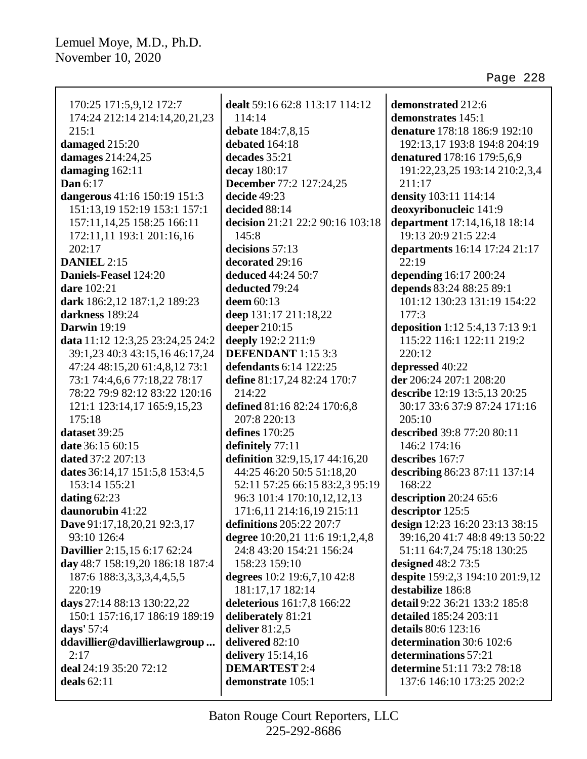170:25 171:5,9,12 172:7 174:24 212:14 214:14,20,21,23 215:1
**damaged** 215:20
**damages** 214:24,25
**damaging** 162:11
**Dan** 6:17
**dangerous** 41:16 150:19 151:3 151:13,19 152:19 153:1 157:1 157:11,14,25 158:25 166:11 172:11,11 193:1 201:16,16 202:17
**DANIEL** 2:15
**Daniels-Feasel** 124:20
**dare** 102:21
**dark** 186:2,12 187:1,2 189:23
**darkness** 189:24
**Darwin** 19:19
**data** 11:12 12:3,25 23:24,25 24:2 39:1,23 40:3 43:15,16 46:17,24 47:24 48:15,20 61:4,8,12 73:1 73:1 74:4,6,6 77:18,22 78:17 78:22 79:9 82:12 83:22 120:16 121:1 123:14,17 165:9,15,23 175:18
**dataset** 39:25
**date** 36:15 60:15
**dated** 37:2 207:13
**dates** 36:14,17 151:5,8 153:4,5 153:14 155:21
**dating** 62:23
**daunorubin** 41:22
**Dave** 91:17,18,20,21 92:3,17 93:10 126:4
**Davillier** 2:15,15 6:17 62:24
**day** 48:7 158:19,20 186:18 187:4 187:6 188:3,3,3,3,4,4,5,5 220:19
**days** 27:14 88:13 130:22,22 150:1 157:16,17 186:19 189:19
**days'** 57:4
**ddavillier@davillierlawgroup ...** 2:17
**deal** 24:19 35:20 72:12
**deals** 62:11
**dealt** 59:16 62:8 113:17 114:12 114:14
**debate** 184:7,8,15
**debated** 164:18
**decades** 35:21
**decay** 180:17
**December** 77:2 127:24,25
**decide** 49:23
**decided** 88:14
**decision** 21:21 22:2 90:16 103:18 145:8
**decisions** 57:13
**decorated** 29:16
**deduced** 44:24 50:7
**deducted** 79:24
**deem** 60:13
**deep** 131:17 211:18,22
**deeper** 210:15
**deeply** 192:2 211:9
**DEFENDANT** 1:15 3:3
**defendants** 6:14 122:25
**define** 81:17,24 82:24 170:7 214:22
**defined** 81:16 82:24 170:6,8 207:8 220:13
**defines** 170:25
**definitely** 77:11
**definition** 32:9,15,17 44:16,20 44:25 46:20 50:5 51:18,20 52:11 57:25 66:15 83:2,3 95:19 96:3 101:4 170:10,12,12,13 171:6,11 214:16,19 215:11
**definitions** 205:22 207:7
**degree** 10:20,21 11:6 19:1,2,4,8 24:8 43:20 154:21 156:24 158:23 159:10
**degrees** 10:2 19:6,7,10 42:8 181:17,17 182:14
**deleterious** 161:7,8 166:22
**deliberately** 81:21
**deliver** 81:2,5
**delivered** 82:10
**delivery** 15:14,16
**DEMARTEST** 2:4
**demonstrate** 105:1
**demonstrated** 212:6
**demonstrates** 145:1
**denature** 178:18 186:9 192:10 192:13,17 193:8 194:8 204:19
**denatured** 178:16 179:5,6,9 191:22,23,25 193:14 210:2,3,4 211:17
**density** 103:11 114:14
**deoxyribonucleic** 141:9
**department** 17:14,16,18 18:14 19:13 20:9 21:5 22:4
**departments** 16:14 17:24 21:17 22:19
**depending** 16:17 200:24
**depends** 83:24 88:25 89:1 101:12 130:23 131:19 154:22 177:3
**deposition** 1:12 5:4,13 7:13 9:1 115:22 116:1 122:11 219:2 220:12
**depressed** 40:22
**der** 206:24 207:1 208:20
**describe** 12:19 13:5,13 20:25 30:17 33:6 37:9 87:24 171:16 205:10
**described** 39:8 77:20 80:11 146:2 174:16
**describes** 167:7
**describing** 86:23 87:11 137:14 168:22
**description** 20:24 65:6
**descriptor** 125:5
**design** 12:23 16:20 23:13 38:15 39:16,20 41:7 48:8 49:13 50:22 51:11 64:7,24 75:18 130:25
**designed** 48:2 73:5
**despite** 159:2,3 194:10 201:9,12
**destabilize** 186:8
**detail** 9:22 36:21 133:2 185:8
**detailed** 185:24 203:11
**details** 80:6 123:16
**determination** 30:6 102:6
**determinations** 57:21
**determine** 51:11 73:2 78:18 137:6 146:10 173:25 202:2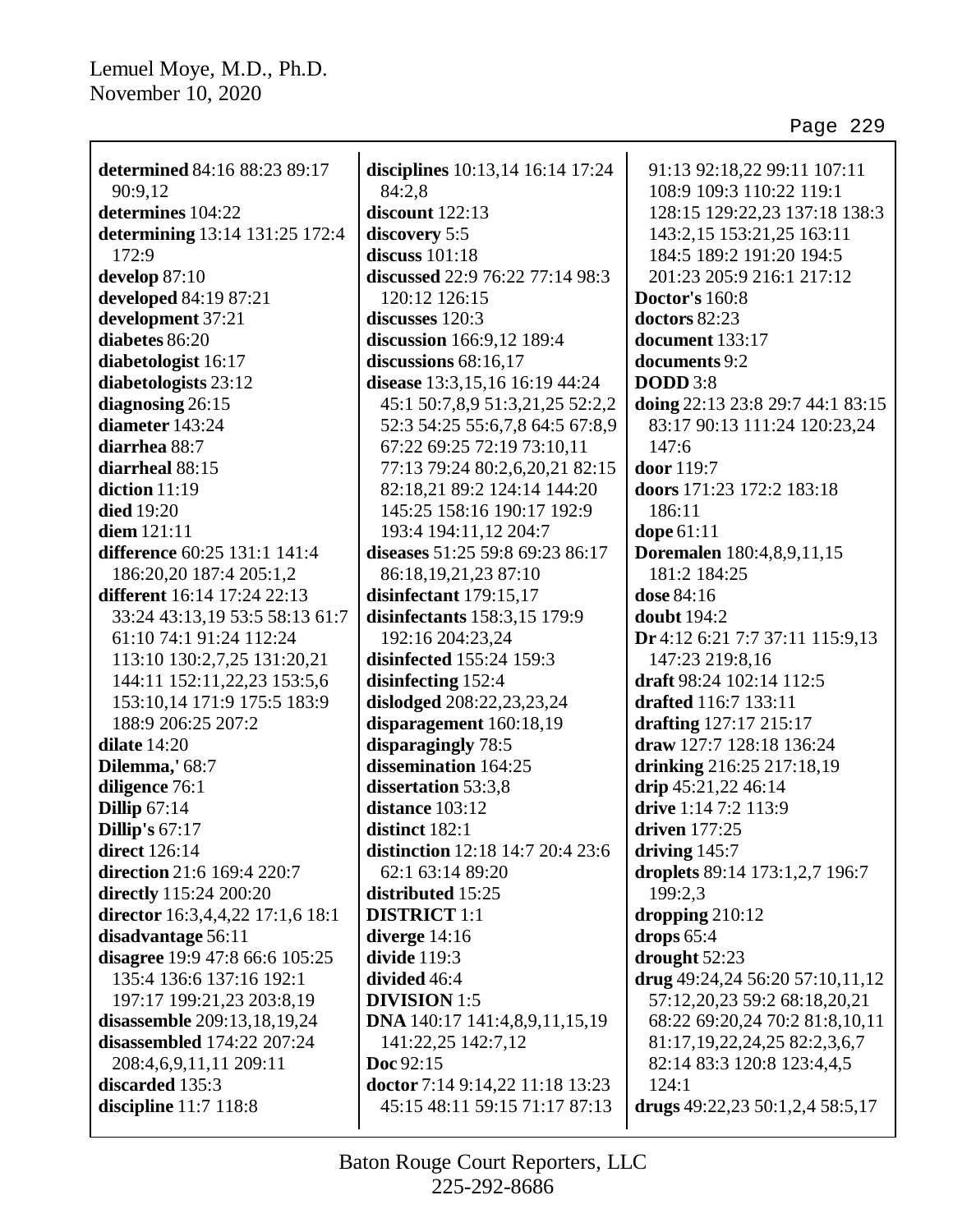**determined** 84:16 88:23 89:17 90:9,12
**determines** 104:22
**determining** 13:14 131:25 172:4 172:9
**develop** 87:10
**developed** 84:19 87:21
**development** 37:21
**diabetes** 86:20
**diabetologist** 16:17
**diabetologists** 23:12
**diagnosing** 26:15
**diameter** 143:24
**diarrhea** 88:7
**diarrheal** 88:15
**diction** 11:19
**died** 19:20
**diem** 121:11
**difference** 60:25 131:1 141:4 186:20,20 187:4 205:1,2
**different** 16:14 17:24 22:13 33:24 43:13,19 53:5 58:13 61:7 61:10 74:1 91:24 112:24 113:10 130:2,7,25 131:20,21 144:11 152:11,22,23 153:5,6 153:10,14 171:9 175:5 183:9 188:9 206:25 207:2
**dilate** 14:20
**Dilemma,'** 68:7
**diligence** 76:1
**Dillip** 67:14
**Dillip's** 67:17
**direct** 126:14
**direction** 21:6 169:4 220:7
**directly** 115:24 200:20
**director** 16:3,4,4,22 17:1,6 18:1
**disadvantage** 56:11
**disagree** 19:9 47:8 66:6 105:25 135:4 136:6 137:16 192:1 197:17 199:21,23 203:8,19
**disassemble** 209:13,18,19,24
**disassembled** 174:22 207:24 208:4,6,9,11,11 209:11
**discarded** 135:3
**discipline** 11:7 118:8
**disciplines** 10:13,14 16:14 17:24 84:2,8
**discount** 122:13
**discovery** 5:5
**discuss** 101:18
**discussed** 22:9 76:22 77:14 98:3 120:12 126:15
**discusses** 120:3
**discussion** 166:9,12 189:4
**discussions** 68:16,17
**disease** 13:3,15,16 16:19 44:24 45:1 50:7,8,9 51:3,21,25 52:2,2 52:3 54:25 55:6,7,8 64:5 67:8,9 67:22 69:25 72:19 73:10,11 77:13 79:24 80:2,6,20,21 82:15 82:18,21 89:2 124:14 144:20 145:25 158:16 190:17 192:9 193:4 194:11,12 204:7
**diseases** 51:25 59:8 69:23 86:17 86:18,19,21,23 87:10
**disinfectant** 179:15,17
**disinfectants** 158:3,15 179:9 192:16 204:23,24
**disinfected** 155:24 159:3
**disinfecting** 152:4
**dislodged** 208:22,23,23,24
**disparagement** 160:18,19
**disparagingly** 78:5
**dissemination** 164:25
**dissertation** 53:3,8
**distance** 103:12
**distinct** 182:1
**distinction** 12:18 14:7 20:4 23:6 62:1 63:14 89:20
**distributed** 15:25
**DISTRICT** 1:1
**diverge** 14:16
**divide** 119:3
**divided** 46:4
**DIVISION** 1:5
**DNA** 140:17 141:4,8,9,11,15,19 141:22,25 142:7,12
**Doc** 92:15
**doctor** 7:14 9:14,22 11:18 13:23 45:15 48:11 59:15 71:17 87:13 91:13 92:18,22 99:11 107:11 108:9 109:3 110:22 119:1 128:15 129:22,23 137:18 138:3 143:2,15 153:21,25 163:11 184:5 189:2 191:20 194:5 201:23 205:9 216:1 217:12
**Doctor's** 160:8
**doctors** 82:23
**document** 133:17
**documents** 9:2
**DODD** 3:8
**doing** 22:13 23:8 29:7 44:1 83:15 83:17 90:13 111:24 120:23,24 147:6
**door** 119:7
**doors** 171:23 172:2 183:18 186:11
**dope** 61:11
**Doremalen** 180:4,8,9,11,15 181:2 184:25
**dose** 84:16
**doubt** 194:2
**Dr** 4:12 6:21 7:7 37:11 115:9,13 147:23 219:8,16
**draft** 98:24 102:14 112:5
**drafted** 116:7 133:11
**drafting** 127:17 215:17
**draw** 127:7 128:18 136:24
**drinking** 216:25 217:18,19
**drip** 45:21,22 46:14
**drive** 1:14 7:2 113:9
**driven** 177:25
**driving** 145:7
**droplets** 89:14 173:1,2,7 196:7 199:2,3
**dropping** 210:12
**drops** 65:4
**drought** 52:23
**drug** 49:24,24 56:20 57:10,11,12 57:12,20,23 59:2 68:18,20,21 68:22 69:20,24 70:2 81:8,10,11 81:17,19,22,24,25 82:2,3,6,7 82:14 83:3 120:8 123:4,4,5 124:1
**drugs** 49:22,23 50:1,2,4 58:5,17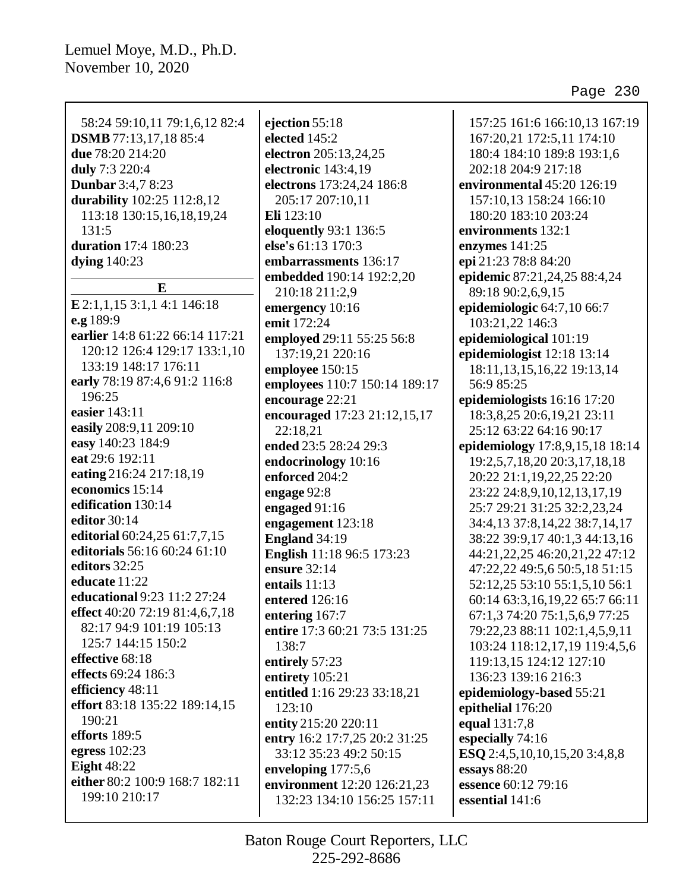58:24 59:10,11 79:1,6,12 82:4
**DSMB** 77:13,17,18 85:4
**due** 78:20 214:20
**duly** 7:3 220:4
**Dunbar** 3:4,7 8:23
**durability** 102:25 112:8,12 113:18 130:15,16,18,19,24 131:5
**duration** 17:4 180:23
**dying** 140:23

**E**

**E** 2:1,1,15 3:1,1 4:1 146:18
**e.g** 189:9
**earlier** 14:8 61:22 66:14 117:21 120:12 126:4 129:17 133:1,10 133:19 148:17 176:11
**early** 78:19 87:4,6 91:2 116:8 196:25
**easier** 143:11
**easily** 208:9,11 209:10
**easy** 140:23 184:9
**eat** 29:6 192:11
**eating** 216:24 217:18,19
**economics** 15:14
**edification** 130:14
**editor** 30:14
**editorial** 60:24,25 61:7,7,15
**editorials** 56:16 60:24 61:10
**editors** 32:25
**educate** 11:22
**educational** 9:23 11:2 27:24
**effect** 40:20 72:19 81:4,6,7,18 82:17 94:9 101:19 105:13 125:7 144:15 150:2
**effective** 68:18
**effects** 69:24 186:3
**efficiency** 48:11
**effort** 83:18 135:22 189:14,15 190:21
**efforts** 189:5
**egress** 102:23
**Eight** 48:22
**either** 80:2 100:9 168:7 182:11 199:10 210:17
**ejection** 55:18
**elected** 145:2
**electron** 205:13,24,25
**electronic** 143:4,19
**electrons** 173:24,24 186:8 205:17 207:10,11
**Eli** 123:10
**eloquently** 93:1 136:5
**else's** 61:13 170:3
**embarrassments** 136:17
**embedded** 190:14 192:2,20 210:18 211:2,9
**emergency** 10:16
**emit** 172:24
**employed** 29:11 55:25 56:8 137:19,21 220:16
**employee** 150:15
**employees** 110:7 150:14 189:17
**encourage** 22:21
**encouraged** 17:23 21:12,15,17 22:18,21
**ended** 23:5 28:24 29:3
**endocrinology** 10:16
**enforced** 204:2
**engage** 92:8
**engaged** 91:16
**engagement** 123:18
**England** 34:19
**English** 11:18 96:5 173:23
**ensure** 32:14
**entails** 11:13
**entered** 126:16
**entering** 167:7
**entire** 17:3 60:21 73:5 131:25 138:7
**entirely** 57:23
**entirety** 105:21
**entitled** 1:16 29:23 33:18,21 123:10
**entity** 215:20 220:11
**entry** 16:2 17:7,25 20:2 31:25 33:12 35:23 49:2 50:15
**enveloping** 177:5,6
**environment** 12:20 126:21,23 132:23 134:10 156:25 157:11 157:25 161:6 166:10,13 167:19 167:20,21 172:5,11 174:10 180:4 184:10 189:8 193:1,6 202:18 204:9 217:18
**environmental** 45:20 126:19 157:10,13 158:24 166:10 180:20 183:10 203:24
**environments** 132:1
**enzymes** 141:25
**epi** 21:23 78:8 84:20
**epidemic** 87:21,24,25 88:4,24 89:18 90:2,6,9,15
**epidemiologic** 64:7,10 66:7 103:21,22 146:3
**epidemiological** 101:19
**epidemiologist** 12:18 13:14 18:11,13,15,16,22 19:13,14 56:9 85:25
**epidemiologists** 16:16 17:20 18:3,8,25 20:6,19,21 23:11 25:12 63:22 64:16 90:17
**epidemiology** 17:8,9,15,18 18:14 19:2,5,7,18,20 20:3,17,18,18 20:22 21:1,19,22,25 22:20 23:22 24:8,9,10,12,13,17,19 25:7 29:21 31:25 32:2,23,24 34:4,13 37:8,14,22 38:7,14,17 38:22 39:9,17 40:1,3 44:13,16 44:21,22,25 46:20,21,22 47:12 47:22,22 49:5,6 50:5,18 51:15 52:12,25 53:10 55:1,5,10 56:1 60:14 63:3,16,19,22 65:7 66:11 67:1,3 74:20 75:1,5,6,9 77:25 79:22,23 88:11 102:1,4,5,9,11 103:24 118:12,17,19 119:4,5,6 119:13,15 124:12 127:10 136:23 139:16 216:3
**epidemiology-based** 55:21
**epithelial** 176:20
**equal** 131:7,8
**especially** 74:16
**ESQ** 2:4,5,10,10,15,20 3:4,8,8
**essays** 88:20
**essence** 60:12 79:16
**essential** 141:6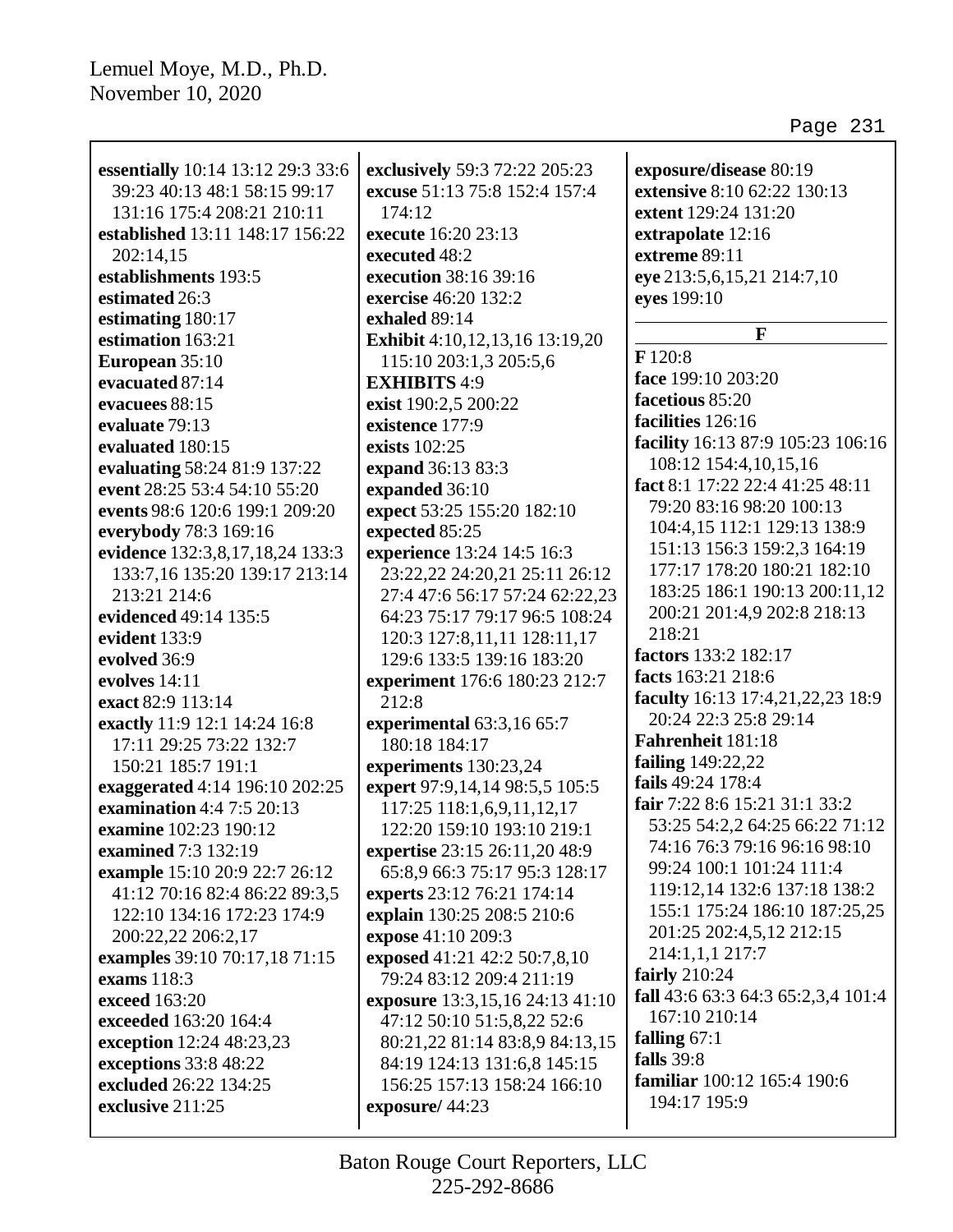**essentially** 10:14 13:12 29:3 33:6 39:23 40:13 48:1 58:15 99:17 131:16 175:4 208:21 210:11
**established** 13:11 148:17 156:22 202:14,15
**establishments** 193:5
**estimated** 26:3
**estimating** 180:17
**estimation** 163:21
**European** 35:10
**evacuated** 87:14
**evacuees** 88:15
**evaluate** 79:13
**evaluated** 180:15
**evaluating** 58:24 81:9 137:22
**event** 28:25 53:4 54:10 55:20
**events** 98:6 120:6 199:1 209:20
**everybody** 78:3 169:16
**evidence** 132:3,8,17,18,24 133:3 133:7,16 135:20 139:17 213:14 213:21 214:6
**evidenced** 49:14 135:5
**evident** 133:9
**evolved** 36:9
**evolves** 14:11
**exact** 82:9 113:14
**exactly** 11:9 12:1 14:24 16:8 17:11 29:25 73:22 132:7 150:21 185:7 191:1
**exaggerated** 4:14 196:10 202:25
**examination** 4:4 7:5 20:13
**examine** 102:23 190:12
**examined** 7:3 132:19
**example** 15:10 20:9 22:7 26:12 41:12 70:16 82:4 86:22 89:3,5 122:10 134:16 172:23 174:9 200:22,22 206:2,17
**examples** 39:10 70:17,18 71:15
**exams** 118:3
**exceed** 163:20
**exceeded** 163:20 164:4
**exception** 12:24 48:23,23
**exceptions** 33:8 48:22
**excluded** 26:22 134:25
**exclusive** 211:25
**exclusively** 59:3 72:22 205:23
**excuse** 51:13 75:8 152:4 157:4 174:12
**execute** 16:20 23:13
**executed** 48:2
**execution** 38:16 39:16
**exercise** 46:20 132:2
**exhaled** 89:14
**Exhibit** 4:10,12,13,16 13:19,20 115:10 203:1,3 205:5,6
**EXHIBITS** 4:9
**exist** 190:2,5 200:22
**existence** 177:9
**exists** 102:25
**expand** 36:13 83:3
**expanded** 36:10
**expect** 53:25 155:20 182:10
**expected** 85:25
**experience** 13:24 14:5 16:3 23:22,22 24:20,21 25:11 26:12 27:4 47:6 56:17 57:24 62:22,23 64:23 75:17 79:17 96:5 108:24 120:3 127:8,11,11 128:11,17 129:6 133:5 139:16 183:20
**experiment** 176:6 180:23 212:7 212:8
**experimental** 63:3,16 65:7 180:18 184:17
**experiments** 130:23,24
**expert** 97:9,14,14 98:5,5 105:5 117:25 118:1,6,9,11,12,17 122:20 159:10 193:10 219:1
**expertise** 23:15 26:11,20 48:9 65:8,9 66:3 75:17 95:3 128:17
**experts** 23:12 76:21 174:14
**explain** 130:25 208:5 210:6
**expose** 41:10 209:3
**exposed** 41:21 42:2 50:7,8,10 79:24 83:12 209:4 211:19
**exposure** 13:3,15,16 24:13 41:10 47:12 50:10 51:5,8,22 52:6 80:21,22 81:14 83:8,9 84:13,15 84:19 124:13 131:6,8 145:15 156:25 157:13 158:24 166:10
**exposure/** 44:23
**exposure/disease** 80:19
**extensive** 8:10 62:22 130:13
**extent** 129:24 131:20
**extrapolate** 12:16
**extreme** 89:11
**eye** 213:5,6,15,21 214:7,10
**eyes** 199:10

## F

**F** 120:8
**face** 199:10 203:20
**facetious** 85:20
**facilities** 126:16
**facility** 16:13 87:9 105:23 106:16 108:12 154:4,10,15,16
**fact** 8:1 17:22 22:4 41:25 48:11 79:20 83:16 98:20 100:13 104:4,15 112:1 129:13 138:9 151:13 156:3 159:2,3 164:19 177:17 178:20 180:21 182:10 183:25 186:1 190:13 200:11,12 200:21 201:4,9 202:8 218:13 218:21
**factors** 133:2 182:17
**facts** 163:21 218:6
**faculty** 16:13 17:4,21,22,23 18:9 20:24 22:3 25:8 29:14
**Fahrenheit** 181:18
**failing** 149:22,22
**fails** 49:24 178:4
**fair** 7:22 8:6 15:21 31:1 33:2 53:25 54:2,2 64:25 66:22 71:12 74:16 76:3 79:16 96:16 98:10 99:24 100:1 101:24 111:4 119:12,14 132:6 137:18 138:2 155:1 175:24 186:10 187:25,25 201:25 202:4,5,12 212:15 214:1,1,1 217:7
**fairly** 210:24
**fall** 43:6 63:3 64:3 65:2,3,4 101:4 167:10 210:14
**falling** 67:1
**falls** 39:8
**familiar** 100:12 165:4 190:6 194:17 195:9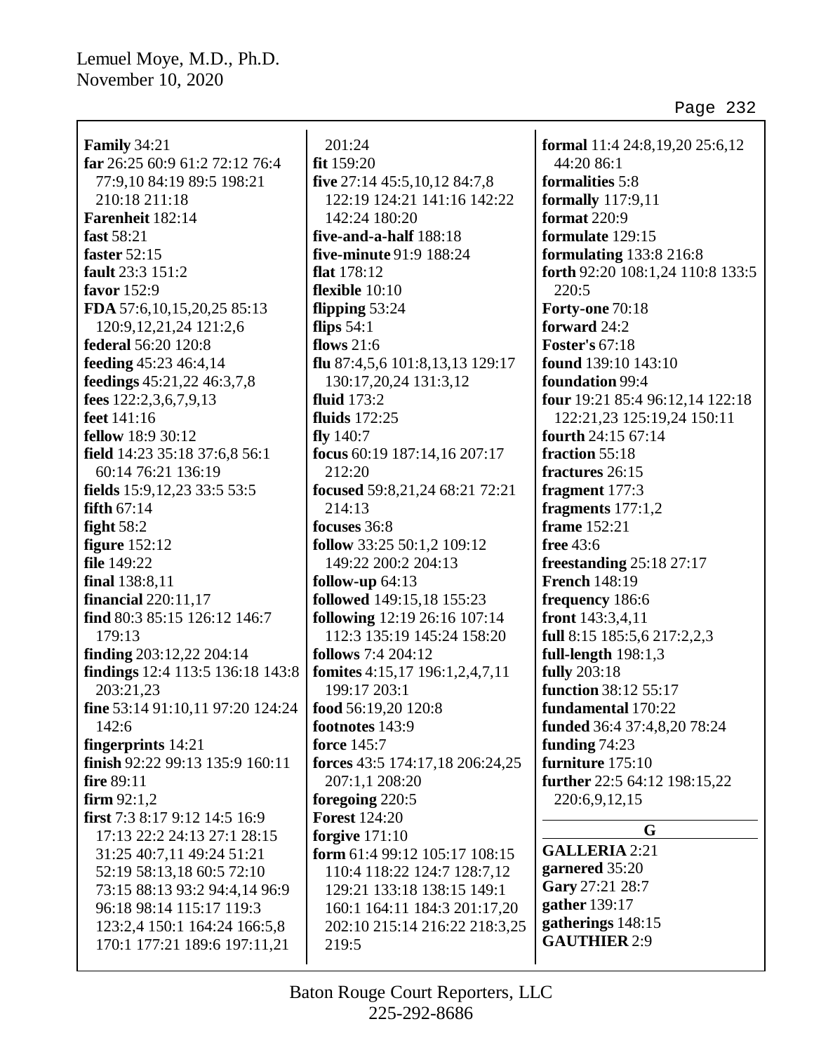**Family** 34:21
**far** 26:25 60:9 61:2 72:12 76:4 77:9,10 84:19 89:5 198:21 210:18 211:18
**Farenheit** 182:14
**fast** 58:21
**faster** 52:15
**fault** 23:3 151:2
**favor** 152:9
**FDA** 57:6,10,15,20,25 85:13 120:9,12,21,24 121:2,6
**federal** 56:20 120:8
**feeding** 45:23 46:4,14
**feedings** 45:21,22 46:3,7,8
**fees** 122:2,3,6,7,9,13
**feet** 141:16
**fellow** 18:9 30:12
**field** 14:23 35:18 37:6,8 56:1 60:14 76:21 136:19
**fields** 15:9,12,23 33:5 53:5
**fifth** 67:14
**fight** 58:2
**figure** 152:12
**file** 149:22
**final** 138:8,11
**financial** 220:11,17
**find** 80:3 85:15 126:12 146:7 179:13
**finding** 203:12,22 204:14
**findings** 12:4 113:5 136:18 143:8 203:21,23
**fine** 53:14 91:10,11 97:20 124:24 142:6
**fingerprints** 14:21
**finish** 92:22 99:13 135:9 160:11
**fire** 89:11
**firm** 92:1,2
**first** 7:3 8:17 9:12 14:5 16:9 17:13 22:2 24:13 27:1 28:15 31:25 40:7,11 49:24 51:21 52:19 58:13,18 60:5 72:10 73:15 88:13 93:2 94:4,14 96:9 96:18 98:14 115:17 119:3 123:2,4 150:1 164:24 166:5,8 170:1 177:21 189:6 197:11,21 201:24
**fit** 159:20
**five** 27:14 45:5,10,12 84:7,8 122:19 124:21 141:16 142:22 142:24 180:20
**five-and-a-half** 188:18
**five-minute** 91:9 188:24
**flat** 178:12
**flexible** 10:10
**flipping** 53:24
**flips** 54:1
**flows** 21:6
**flu** 87:4,5,6 101:8,13,13 129:17 130:17,20,24 131:3,12
**fluid** 173:2
**fluids** 172:25
**fly** 140:7
**focus** 60:19 187:14,16 207:17 212:20
**focused** 59:8,21,24 68:21 72:21 214:13
**focuses** 36:8
**follow** 33:25 50:1,2 109:12 149:22 200:2 204:13
**follow-up** 64:13
**followed** 149:15,18 155:23
**following** 12:19 26:16 107:14 112:3 135:19 145:24 158:20
**follows** 7:4 204:12
**fomites** 4:15,17 196:1,2,4,7,11 199:17 203:1
**food** 56:19,20 120:8
**footnotes** 143:9
**force** 145:7
**forces** 43:5 174:17,18 206:24,25 207:1,1 208:20
**foregoing** 220:5
**Forest** 124:20
**forgive** 171:10
**form** 61:4 99:12 105:17 108:15 110:4 118:22 124:7 128:7,12 129:21 133:18 138:15 149:1 160:1 164:11 184:3 201:17,20 202:10 215:14 216:22 218:3,25 219:5
**formal** 11:4 24:8,19,20 25:6,12 44:20 86:1
**formalities** 5:8
**formally** 117:9,11
**format** 220:9
**formulate** 129:15
**formulating** 133:8 216:8
**forth** 92:20 108:1,24 110:8 133:5 220:5
**Forty-one** 70:18
**forward** 24:2
**Foster's** 67:18
**found** 139:10 143:10
**foundation** 99:4
**four** 19:21 85:4 96:12,14 122:18 122:21,23 125:19,24 150:11
**fourth** 24:15 67:14
**fraction** 55:18
**fractures** 26:15
**fragment** 177:3
**fragments** 177:1,2
**frame** 152:21
**free** 43:6
**freestanding** 25:18 27:17
**French** 148:19
**frequency** 186:6
**front** 143:3,4,11
**full** 8:15 185:5,6 217:2,2,3
**full-length** 198:1,3
**fully** 203:18
**function** 38:12 55:17
**fundamental** 170:22
**funded** 36:4 37:4,8,20 78:24
**funding** 74:23
**furniture** 175:10
**further** 22:5 64:12 198:15,22 220:6,9,12,15

## G

**GALLERIA** 2:21
**garnered** 35:20
**Gary** 27:21 28:7
**gather** 139:17
**gatherings** 148:15
**GAUTHIER** 2:9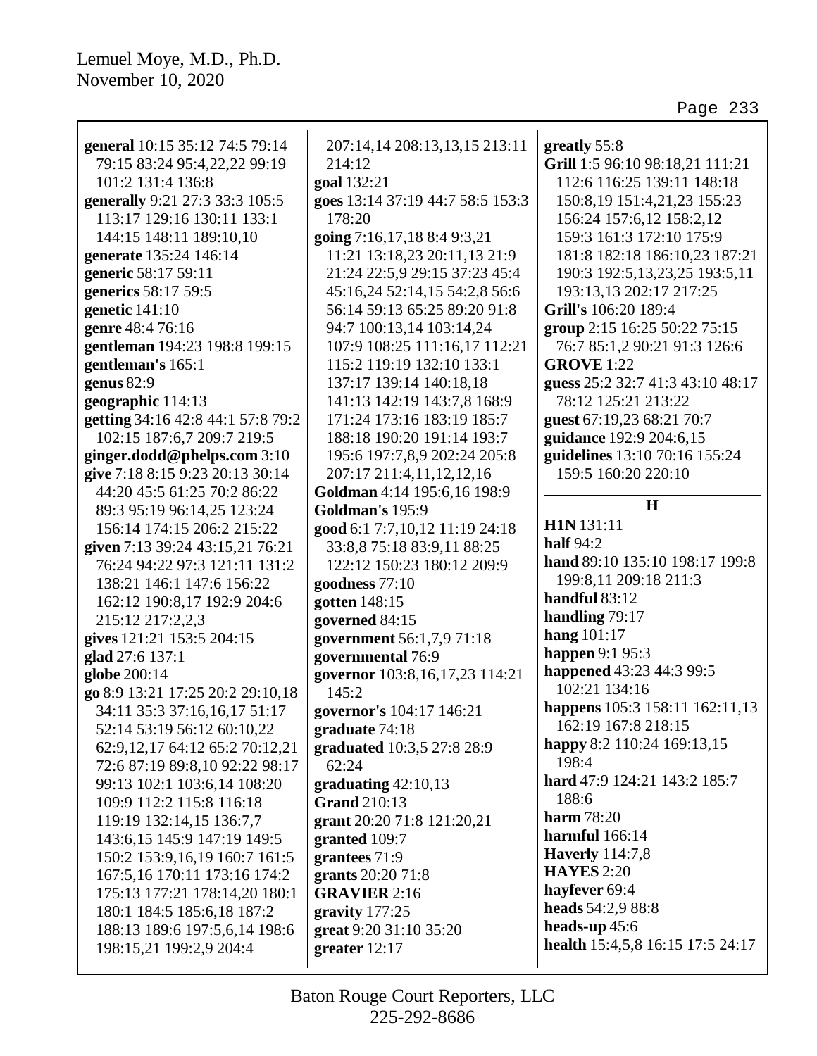**general** 10:15 35:12 74:5 79:14 79:15 83:24 95:4,22,22 99:19 101:2 131:4 136:8
**generally** 9:21 27:3 33:3 105:5 113:17 129:16 130:11 133:1 144:15 148:11 189:10,10
**generate** 135:24 146:14
**generic** 58:17 59:11
**generics** 58:17 59:5
**genetic** 141:10
**genre** 48:4 76:16
**gentleman** 194:23 198:8 199:15
**gentleman's** 165:1
**genus** 82:9
**geographic** 114:13
**getting** 34:16 42:8 44:1 57:8 79:2 102:15 187:6,7 209:7 219:5
**ginger.dodd@phelps.com** 3:10
**give** 7:18 8:15 9:23 20:13 30:14 44:20 45:5 61:25 70:2 86:22 89:3 95:19 96:14,25 123:24 156:14 174:15 206:2 215:22
**given** 7:13 39:24 43:15,21 76:21 76:24 94:22 97:3 121:11 131:2 138:21 146:1 147:6 156:22 162:12 190:8,17 192:9 204:6 215:12 217:2,2,3
**gives** 121:21 153:5 204:15
**glad** 27:6 137:1
**globe** 200:14
**go** 8:9 13:21 17:25 20:2 29:10,18 34:11 35:3 37:16,16,17 51:17 52:14 53:19 56:12 60:10,22 62:9,12,17 64:12 65:2 70:12,21 72:6 87:19 89:8,10 92:22 98:17 99:13 102:1 103:6,14 108:20 109:9 112:2 115:8 116:18 119:19 132:14,15 136:7,7 143:6,15 145:9 147:19 149:5 150:2 153:9,16,19 160:7 161:5 167:5,16 170:11 173:16 174:2 175:13 177:21 178:14,20 180:1 180:1 184:5 185:6,18 187:2 188:13 189:6 197:5,6,14 198:6 198:15,21 199:2,9 204:4 207:14,14 208:13,13,15 213:11 214:12
**goal** 132:21
**goes** 13:14 37:19 44:7 58:5 153:3 178:20
**going** 7:16,17,18 8:4 9:3,21 11:21 13:18,23 20:11,13 21:9 21:24 22:5,9 29:15 37:23 45:4 45:16,24 52:14,15 54:2,8 56:6 56:14 59:13 65:25 89:20 91:8 94:7 100:13,14 103:14,24 107:9 108:25 111:16,17 112:21 115:2 119:19 132:10 133:1 137:17 139:14 140:18,18 141:13 142:19 143:7,8 168:9 171:24 173:16 183:19 185:7 188:18 190:20 191:14 193:7 195:6 197:7,8,9 202:24 205:8 207:17 211:4,11,12,12,16
**Goldman** 4:14 195:6,16 198:9
**Goldman's** 195:9
**good** 6:1 7:7,10,12 11:19 24:18 33:8,8 75:18 83:9,11 88:25 122:12 150:23 180:12 209:9
**goodness** 77:10
**gotten** 148:15
**governed** 84:15
**government** 56:1,7,9 71:18
**governmental** 76:9
**governor** 103:8,16,17,23 114:21 145:2
**governor's** 104:17 146:21
**graduate** 74:18
**graduated** 10:3,5 27:8 28:9 62:24
**graduating** 42:10,13
**Grand** 210:13
**grant** 20:20 71:8 121:20,21
**granted** 109:7
**grantees** 71:9
**grants** 20:20 71:8
**GRAVIER** 2:16
**gravity** 177:25
**great** 9:20 31:10 35:20
**greater** 12:17
**greatly** 55:8
**Grill** 1:5 96:10 98:18,21 111:21 112:6 116:25 139:11 148:18 150:8,19 151:4,21,23 155:23 156:24 157:6,12 158:2,12 159:3 161:3 172:10 175:9 181:8 182:18 186:10,23 187:21 190:3 192:5,13,23,25 193:5,11 193:13,13 202:17 217:25
**Grill's** 106:20 189:4
**group** 2:15 16:25 50:22 75:15 76:7 85:1,2 90:21 91:3 126:6
**GROVE** 1:22
**guess** 25:2 32:7 41:3 43:10 48:17 78:12 125:21 213:22
**guest** 67:19,23 68:21 70:7
**guidance** 192:9 204:6,15
**guidelines** 13:10 70:16 155:24 159:5 160:20 220:10

## H

**H1N** 131:11
**half** 94:2
**hand** 89:10 135:10 198:17 199:8 199:8,11 209:18 211:3
**handful** 83:12
**handling** 79:17
**hang** 101:17
**happen** 9:1 95:3
**happened** 43:23 44:3 99:5 102:21 134:16
**happens** 105:3 158:11 162:11,13 162:19 167:8 218:15
**happy** 8:2 110:24 169:13,15 198:4
**hard** 47:9 124:21 143:2 185:7 188:6
**harm** 78:20
**harmful** 166:14
**Haverly** 114:7,8
**HAYES** 2:20
**hayfever** 69:4
**heads** 54:2,9 88:8
**heads-up** 45:6
**health** 15:4,5,8 16:15 17:5 24:17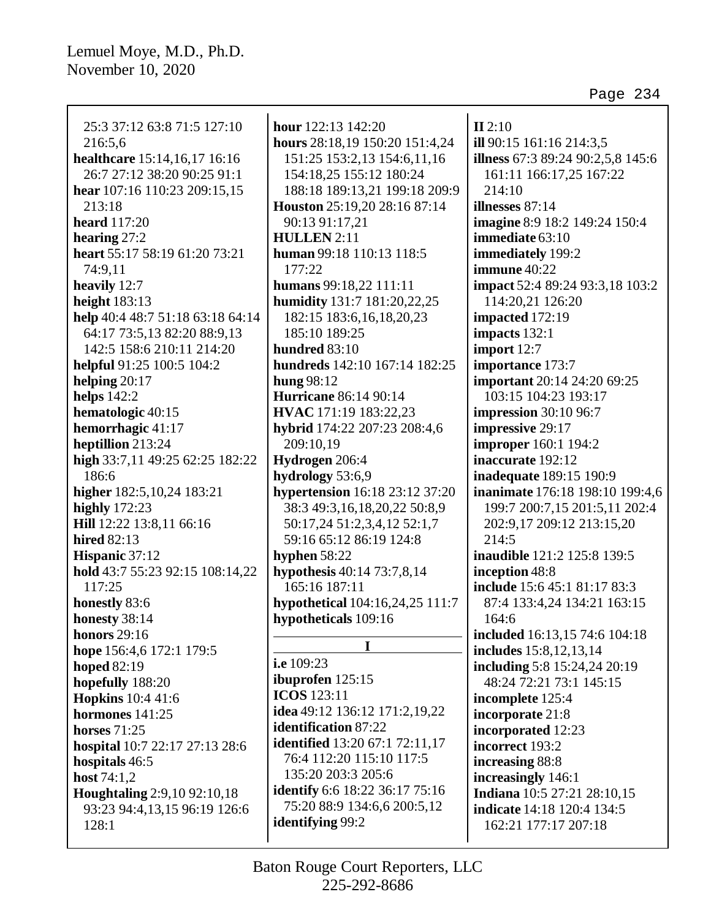25:3 37:12 63:8 71:5 127:10 216:5,6
**healthcare** 15:14,16,17 16:16 26:7 27:12 38:20 90:25 91:1
**hear** 107:16 110:23 209:15,15 213:18
**heard** 117:20
**hearing** 27:2
**heart** 55:17 58:19 61:20 73:21 74:9,11
**heavily** 12:7
**height** 183:13
**help** 40:4 48:7 51:18 63:18 64:14 64:17 73:5,13 82:20 88:9,13 142:5 158:6 210:11 214:20
**helpful** 91:25 100:5 104:2
**helping** 20:17
**helps** 142:2
**hematologic** 40:15
**hemorrhagic** 41:17
**heptillion** 213:24
**high** 33:7,11 49:25 62:25 182:22 186:6
**higher** 182:5,10,24 183:21
**highly** 172:23
**Hill** 12:22 13:8,11 66:16
**hired** 82:13
**Hispanic** 37:12
**hold** 43:7 55:23 92:15 108:14,22 117:25
**honestly** 83:6
**honesty** 38:14
**honors** 29:16
**hope** 156:4,6 172:1 179:5
**hoped** 82:19
**hopefully** 188:20
**Hopkins** 10:4 41:6
**hormones** 141:25
**horses** 71:25
**hospital** 10:7 22:17 27:13 28:6
**hospitals** 46:5
**host** 74:1,2
**Houghtaling** 2:9,10 92:10,18 93:23 94:4,13,15 96:19 126:6 128:1
**hour** 122:13 142:20
**hours** 28:18,19 150:20 151:4,24 151:25 153:2,13 154:6,11,16 154:18,25 155:12 180:24 188:18 189:13,21 199:18 209:9
**Houston** 25:19,20 28:16 87:14 90:13 91:17,21
**HULLEN** 2:11
**human** 99:18 110:13 118:5 177:22
**humans** 99:18,22 111:11
**humidity** 131:7 181:20,22,25 182:15 183:6,16,18,20,23 185:10 189:25
**hundred** 83:10
**hundreds** 142:10 167:14 182:25
**hung** 98:12
**Hurricane** 86:14 90:14
**HVAC** 171:19 183:22,23
**hybrid** 174:22 207:23 208:4,6 209:10,19
**Hydrogen** 206:4
**hydrology** 53:6,9
**hypertension** 16:18 23:12 37:20 38:3 49:3,16,18,20,22 50:8,9 50:17,24 51:2,3,4,12 52:1,7 59:16 65:12 86:19 124:8
**hyphen** 58:22
**hypothesis** 40:14 73:7,8,14 165:16 187:11
**hypothetical** 104:16,24,25 111:7
**hypotheticals** 109:16

## I

**i.e** 109:23
**ibuprofen** 125:15
**ICOS** 123:11
**idea** 49:12 136:12 171:2,19,22
**identification** 87:22
**identified** 13:20 67:1 72:11,17 76:4 112:20 115:10 117:5 135:20 203:3 205:6
**identify** 6:6 18:22 36:17 75:16 75:20 88:9 134:6,6 200:5,12
**identifying** 99:2
**II** 2:10
**ill** 90:15 161:16 214:3,5
**illness** 67:3 89:24 90:2,5,8 145:6 161:11 166:17,25 167:22 214:10
**illnesses** 87:14
**imagine** 8:9 18:2 149:24 150:4
**immediate** 63:10
**immediately** 199:2
**immune** 40:22
**impact** 52:4 89:24 93:3,18 103:2 114:20,21 126:20
**impacted** 172:19
**impacts** 132:1
**import** 12:7
**importance** 173:7
**important** 20:14 24:20 69:25 103:15 104:23 193:17
**impression** 30:10 96:7
**impressive** 29:17
**improper** 160:1 194:2
**inaccurate** 192:12
**inadequate** 189:15 190:9
**inanimate** 176:18 198:10 199:4,6 199:7 200:7,15 201:5,11 202:4 202:9,17 209:12 213:15,20 214:5
**inaudible** 121:2 125:8 139:5
**inception** 48:8
**include** 15:6 45:1 81:17 83:3 87:4 133:4,24 134:21 163:15 164:6
**included** 16:13,15 74:6 104:18
**includes** 15:8,12,13,14
**including** 5:8 15:24,24 20:19 48:24 72:21 73:1 145:15
**incomplete** 125:4
**incorporate** 21:8
**incorporated** 12:23
**incorrect** 193:2
**increasing** 88:8
**increasingly** 146:1
**Indiana** 10:5 27:21 28:10,15
**indicate** 14:18 120:4 134:5 162:21 177:17 207:18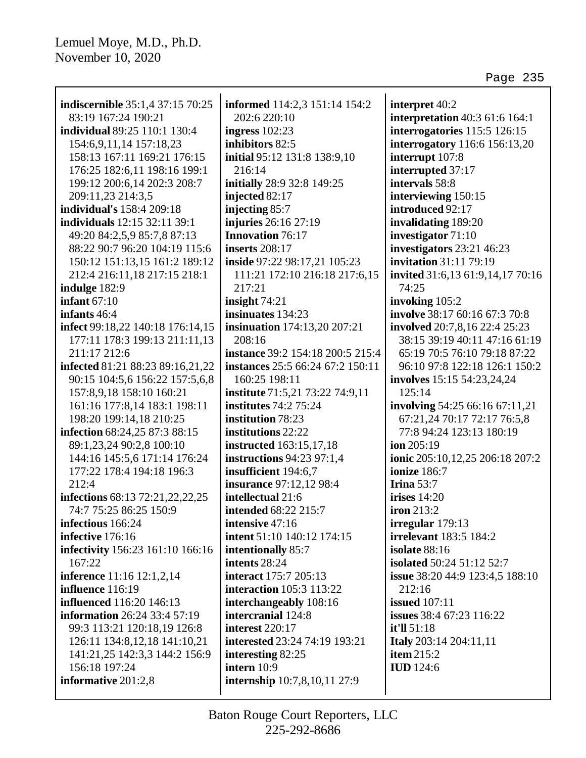**indiscernible** 35:1,4 37:15 70:25 83:19 167:24 190:21
**individual** 89:25 110:1 130:4 154:6,9,11,14 157:18,23 158:13 167:11 169:21 176:15 176:25 182:6,11 198:16 199:1 199:12 200:6,14 202:3 208:7 209:11,23 214:3,5
**individual's** 158:4 209:18
**individuals** 12:15 32:11 39:1 49:20 84:2,5,9 85:7,8 87:13 88:22 90:7 96:20 104:19 115:6 150:12 151:13,15 161:2 189:12 212:4 216:11,18 217:15 218:1
**indulge** 182:9
**infant** 67:10
**infants** 46:4
**infect** 99:18,22 140:18 176:14,15 177:11 178:3 199:13 211:11,13 211:17 212:6
**infected** 81:21 88:23 89:16,21,22 90:15 104:5,6 156:22 157:5,6,8 157:8,9,18 158:10 160:21 161:16 177:8,14 183:1 198:11 198:20 199:14,18 210:25
**infection** 68:24,25 87:3 88:15 89:1,23,24 90:2,8 100:10 144:16 145:5,6 171:14 176:24 177:22 178:4 194:18 196:3 212:4
**infections** 68:13 72:21,22,22,25 74:7 75:25 86:25 150:9
**infectious** 166:24
**infective** 176:16
**infectivity** 156:23 161:10 166:16 167:22
**inference** 11:16 12:1,2,14
**influence** 116:19
**influenced** 116:20 146:13
**information** 26:24 33:4 57:19 99:3 113:21 120:18,19 126:8 126:11 134:8,12,18 141:10,21 141:21,25 142:3,3 144:2 156:9 156:18 197:24
**informative** 201:2,8
**informed** 114:2,3 151:14 154:2 202:6 220:10
**ingress** 102:23
**inhibitors** 82:5
**initial** 95:12 131:8 138:9,10 216:14
**initially** 28:9 32:8 149:25
**injected** 82:17
**injecting** 85:7
**injuries** 26:16 27:19
**Innovation** 76:17
**inserts** 208:17
**inside** 97:22 98:17,21 105:23 111:21 172:10 216:18 217:6,15 217:21
**insight** 74:21
**insinuates** 134:23
**insinuation** 174:13,20 207:21 208:16
**instance** 39:2 154:18 200:5 215:4
**instances** 25:5 66:24 67:2 150:11 160:25 198:11
**institute** 71:5,21 73:22 74:9,11
**institutes** 74:2 75:24
**institution** 78:23
**institutions** 22:22
**instructed** 163:15,17,18
**instructions** 94:23 97:1,4
**insufficient** 194:6,7
**insurance** 97:12,12 98:4
**intellectual** 21:6
**intended** 68:22 215:7
**intensive** 47:16
**intent** 51:10 140:12 174:15
**intentionally** 85:7
**intents** 28:24
**interact** 175:7 205:13
**interaction** 105:3 113:22
**interchangeably** 108:16
**intercranial** 124:8
**interest** 220:17
**interested** 23:24 74:19 193:21
**interesting** 82:25
**intern** 10:9
**internship** 10:7,8,10,11 27:9
**interpret** 40:2
**interpretation** 40:3 61:6 164:1
**interrogatories** 115:5 126:15
**interrogatory** 116:6 156:13,20
**interrupt** 107:8
**interrupted** 37:17
**intervals** 58:8
**interviewing** 150:15
**introduced** 92:17
**invalidating** 189:20
**investigator** 71:10
**investigators** 23:21 46:23
**invitation** 31:11 79:19
**invited** 31:6,13 61:9,14,17 70:16 74:25
**invoking** 105:2
**involve** 38:17 60:16 67:3 70:8
**involved** 20:7,8,16 22:4 25:23 38:15 39:19 40:11 47:16 61:19 65:19 70:5 76:10 79:18 87:22 96:10 97:8 122:18 126:1 150:2
**involves** 15:15 54:23,24,24 125:14
**involving** 54:25 66:16 67:11,21 67:21,24 70:17 72:17 76:5,8 77:8 94:24 123:13 180:19
**ion** 205:19
**ionic** 205:10,12,25 206:18 207:2
**ionize** 186:7
**Irina** 53:7
**irises** 14:20
**iron** 213:2
**irregular** 179:13
**irrelevant** 183:5 184:2
**isolate** 88:16
**isolated** 50:24 51:12 52:7
**issue** 38:20 44:9 123:4,5 188:10 212:16
**issued** 107:11
**issues** 38:4 67:23 116:22
**it'll** 51:18
**Italy** 203:14 204:11,11
**item** 215:2
**IUD** 124:6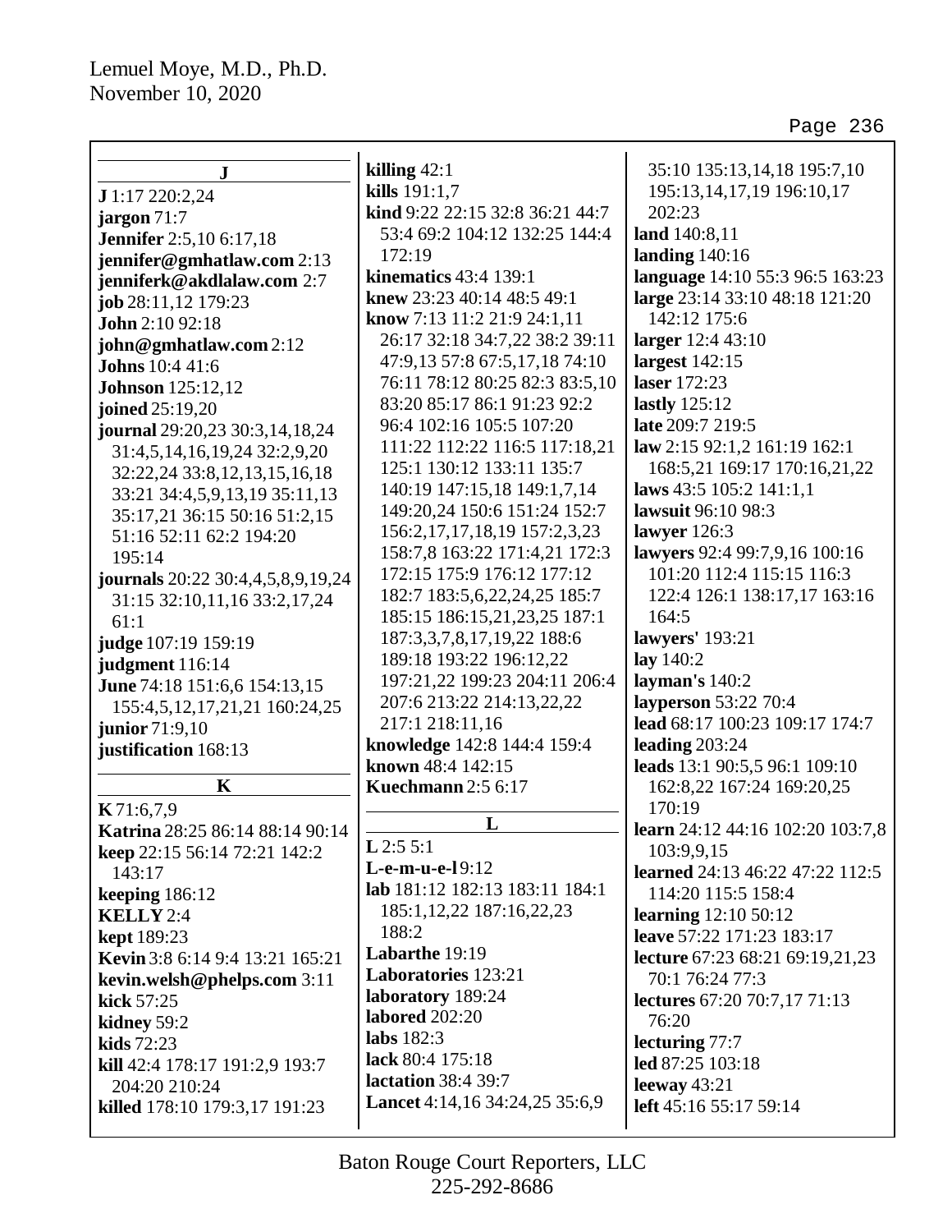Lemuel Moye, M.D., Ph.D.
November 10, 2020

## J

**J** 1:17 220:2,24
**jargon** 71:7
**Jennifer** 2:5,10 6:17,18
**jennifer@gmhatlaw.com** 2:13
**jenniferk@akdlalaw.com** 2:7
**job** 28:11,12 179:23
**John** 2:10 92:18
**john@gmhatlaw.com** 2:12
**Johns** 10:4 41:6
**Johnson** 125:12,12
**joined** 25:19,20
**journal** 29:20,23 30:3,14,18,24 31:4,5,14,16,19,24 32:2,9,20 32:22,24 33:8,12,13,15,16,18 33:21 34:4,5,9,13,19 35:11,13 35:17,21 36:15 50:16 51:2,15 51:16 52:11 62:2 194:20 195:14
**journals** 20:22 30:4,4,5,8,9,19,24 31:15 32:10,11,16 33:2,17,24 61:1
**judge** 107:19 159:19
**judgment** 116:14
**June** 74:18 151:6,6 154:13,15 155:4,5,12,17,21,21 160:24,25
**junior** 71:9,10
**justification** 168:13

## K

**K** 71:6,7,9
**Katrina** 28:25 86:14 88:14 90:14
**keep** 22:15 56:14 72:21 142:2 143:17
**keeping** 186:12
**KELLY** 2:4
**kept** 189:23
**Kevin** 3:8 6:14 9:4 13:21 165:21
**kevin.welsh@phelps.com** 3:11
**kick** 57:25
**kidney** 59:2
**kids** 72:23
**kill** 42:4 178:17 191:2,9 193:7 204:20 210:24
**killed** 178:10 179:3,17 191:23
**killing** 42:1
**kills** 191:1,7
**kind** 9:22 22:15 32:8 36:21 44:7 53:4 69:2 104:12 132:25 144:4 172:19
**kinematics** 43:4 139:1
**knew** 23:23 40:14 48:5 49:1
**know** 7:13 11:2 21:9 24:1,11 26:17 32:18 34:7,22 38:2 39:11 47:9,13 57:8 67:5,17,18 74:10 76:11 78:12 80:25 82:3 83:5,10 83:20 85:17 86:1 91:23 92:2 96:4 102:16 105:5 107:20 111:22 112:22 116:5 117:18,21 125:1 130:12 133:11 135:7 140:19 147:15,18 149:1,7,14 149:20,24 150:6 151:24 152:7 156:2,17,17,18,19 157:2,3,23 158:7,8 163:22 171:4,21 172:3 172:15 175:9 176:12 177:12 182:7 183:5,6,22,24,25 185:7 185:15 186:15,21,23,25 187:1 187:3,3,7,8,17,19,22 188:6 189:18 193:22 196:12,22 197:21,22 199:23 204:11 206:4 207:6 213:22 214:13,22,22 217:1 218:11,16
**knowledge** 142:8 144:4 159:4
**known** 48:4 142:15
**Kuechmann** 2:5 6:17

## L

**L** 2:5 5:1
**L-e-m-u-e-l** 9:12
**lab** 181:12 182:13 183:11 184:1 185:1,12,22 187:16,22,23 188:2
**Labarthe** 19:19
**Laboratories** 123:21
**laboratory** 189:24
**labored** 202:20
**labs** 182:3
**lack** 80:4 175:18
**lactation** 38:4 39:7
**Lancet** 4:14,16 34:24,25 35:6,9 35:10 135:13,14,18 195:7,10 195:13,14,17,19 196:10,17 202:23
**land** 140:8,11
**landing** 140:16
**language** 14:10 55:3 96:5 163:23
**large** 23:14 33:10 48:18 121:20 142:12 175:6
**larger** 12:4 43:10
**largest** 142:15
**laser** 172:23
**lastly** 125:12
**late** 209:7 219:5
**law** 2:15 92:1,2 161:19 162:1 168:5,21 169:17 170:16,21,22
**laws** 43:5 105:2 141:1,1
**lawsuit** 96:10 98:3
**lawyer** 126:3
**lawyers** 92:4 99:7,9,16 100:16 101:20 112:4 115:15 116:3 122:4 126:1 138:17,17 163:16 164:5
**lawyers'** 193:21
**lay** 140:2
**layman's** 140:2
**layperson** 53:22 70:4
**lead** 68:17 100:23 109:17 174:7
**leading** 203:24
**leads** 13:1 90:5,5 96:1 109:10 162:8,22 167:24 169:20,25 170:19
**learn** 24:12 44:16 102:20 103:7,8 103:9,9,15
**learned** 24:13 46:22 47:22 112:5 114:20 115:5 158:4
**learning** 12:10 50:12
**leave** 57:22 171:23 183:17
**lecture** 67:23 68:21 69:19,21,23 70:1 76:24 77:3
**lectures** 67:20 70:7,17 71:13 76:20
**lecturing** 77:7
**led** 87:25 103:18
**leeway** 43:21
**left** 45:16 55:17 59:14

Baton Rouge Court Reporters, LLC
225-292-8686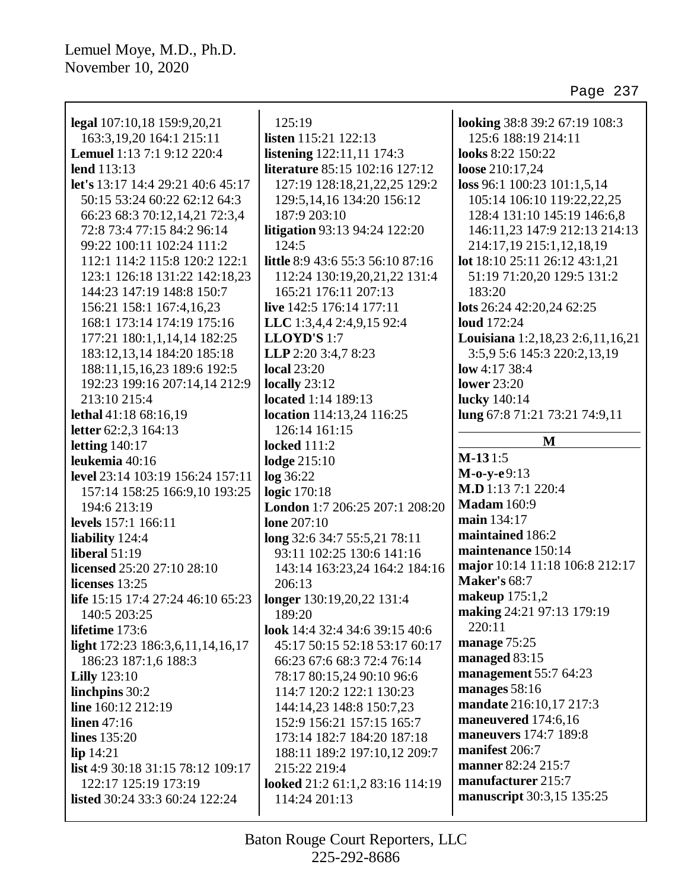**legal** 107:10,18 159:9,20,21 163:3,19,20 164:1 215:11
**Lemuel** 1:13 7:1 9:12 220:4
**lend** 113:13
**let's** 13:17 14:4 29:21 40:6 45:17 50:15 53:24 60:22 62:12 64:3 66:23 68:3 70:12,14,21 72:3,4 72:8 73:4 77:15 84:2 96:14 99:22 100:11 102:24 111:2 112:1 114:2 115:8 120:2 122:1 123:1 126:18 131:22 142:18,23 144:23 147:19 148:8 150:7 156:21 158:1 167:4,16,23 168:1 173:14 174:19 175:16 177:21 180:1,1,14,14 182:25 183:12,13,14 184:20 185:18 188:11,15,16,23 189:6 192:5 192:23 199:16 207:14,14 212:9 213:10 215:4
**lethal** 41:18 68:16,19
**letter** 62:2,3 164:13
**letting** 140:17
**leukemia** 40:16
**level** 23:14 103:19 156:24 157:11 157:14 158:25 166:9,10 193:25 194:6 213:19
**levels** 157:1 166:11
**liability** 124:4
**liberal** 51:19
**licensed** 25:20 27:10 28:10
**licenses** 13:25
**life** 15:15 17:4 27:24 46:10 65:23 140:5 203:25
**lifetime** 173:6
**light** 172:23 186:3,6,11,14,16,17 186:23 187:1,6 188:3
**Lilly** 123:10
**linchpins** 30:2
**line** 160:12 212:19
**linen** 47:16
**lines** 135:20
**lip** 14:21
**list** 4:9 30:18 31:15 78:12 109:17 122:17 125:19 173:19
**listed** 30:24 33:3 60:24 122:24 125:19
**listen** 115:21 122:13
**listening** 122:11,11 174:3
**literature** 85:15 102:16 127:12 127:19 128:18,21,22,25 129:2 129:5,14,16 134:20 156:12 187:9 203:10
**litigation** 93:13 94:24 122:20 124:5
**little** 8:9 43:6 55:3 56:10 87:16 112:24 130:19,20,21,22 131:4 165:21 176:11 207:13
**live** 142:5 176:14 177:11
**LLC** 1:3,4,4 2:4,9,15 92:4
**LLOYD'S** 1:7
**LLP** 2:20 3:4,7 8:23
**local** 23:20
**locally** 23:12
**located** 1:14 189:13
**location** 114:13,24 116:25 126:14 161:15
**locked** 111:2
**lodge** 215:10
**log** 36:22
**logic** 170:18
**London** 1:7 206:25 207:1 208:20
**lone** 207:10
**long** 32:6 34:7 55:5,21 78:11 93:11 102:25 130:6 141:16 143:14 163:23,24 164:2 184:16 206:13
**longer** 130:19,20,22 131:4 189:20
**look** 14:4 32:4 34:6 39:15 40:6 45:17 50:15 52:18 53:17 60:17 66:23 67:6 68:3 72:4 76:14 78:17 80:15,24 90:10 96:6 114:7 120:2 122:1 130:23 144:14,23 148:8 150:7,23 152:9 156:21 157:15 165:7 173:14 182:7 184:20 187:18 188:11 189:2 197:10,12 209:7 215:22 219:4
**looked** 21:2 61:1,2 83:16 114:19 114:24 201:13
**looking** 38:8 39:2 67:19 108:3 125:6 188:19 214:11
**looks** 8:22 150:22
**loose** 210:17,24
**loss** 96:1 100:23 101:1,5,14 105:14 106:10 119:22,22,25 128:4 131:10 145:19 146:6,8 146:11,23 147:9 212:13 214:13 214:17,19 215:1,12,18,19
**lot** 18:10 25:11 26:12 43:1,21 51:19 71:20,20 129:5 131:2 183:20
**lots** 26:24 42:20,24 62:25
**loud** 172:24
**Louisiana** 1:2,18,23 2:6,11,16,21 3:5,9 5:6 145:3 220:2,13,19
**low** 4:17 38:4
**lower** 23:20
**lucky** 140:14
**lung** 67:8 71:21 73:21 74:9,11

## M

**M-13** 1:5
**M-o-y-e** 9:13
**M.D** 1:13 7:1 220:4
**Madam** 160:9
**main** 134:17
**maintained** 186:2
**maintenance** 150:14
**major** 10:14 11:18 106:8 212:17
**Maker's** 68:7
**makeup** 175:1,2
**making** 24:21 97:13 179:19 220:11
**manage** 75:25
**managed** 83:15
**management** 55:7 64:23
**manages** 58:16
**mandate** 216:10,17 217:3
**maneuvered** 174:6,16
**maneuvers** 174:7 189:8
**manifest** 206:7
**manner** 82:24 215:7
**manufacturer** 215:7
**manuscript** 30:3,15 135:25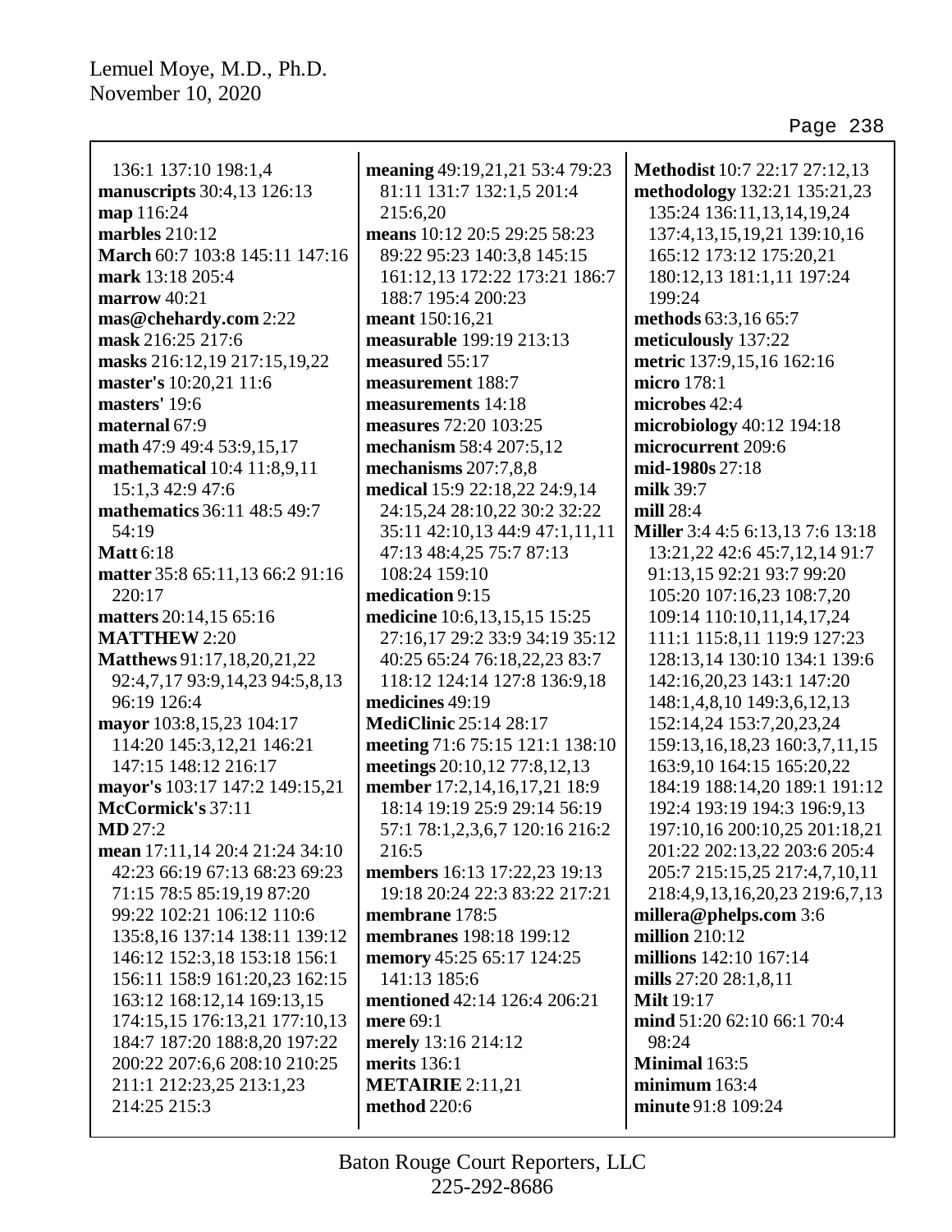136:1 137:10 198:1,4
**manuscripts** 30:4,13 126:13
**map** 116:24
**marbles** 210:12
**March** 60:7 103:8 145:11 147:16
**mark** 13:18 205:4
**marrow** 40:21
**mas@chehardy.com** 2:22
**mask** 216:25 217:6
**masks** 216:12,19 217:15,19,22
**master's** 10:20,21 11:6
**masters'** 19:6
**maternal** 67:9
**math** 47:9 49:4 53:9,15,17
**mathematical** 10:4 11:8,9,11 15:1,3 42:9 47:6
**mathematics** 36:11 48:5 49:7 54:19
**Matt** 6:18
**matter** 35:8 65:11,13 66:2 91:16 220:17
**matters** 20:14,15 65:16
**MATTHEW** 2:20
**Matthews** 91:17,18,20,21,22 92:4,7,17 93:9,14,23 94:5,8,13 96:19 126:4
**mayor** 103:8,15,23 104:17 114:20 145:3,12,21 146:21 147:15 148:12 216:17
**mayor's** 103:17 147:2 149:15,21
**McCormick's** 37:11
**MD** 27:2
**mean** 17:11,14 20:4 21:24 34:10 42:23 66:19 67:13 68:23 69:23 71:15 78:5 85:19,19 87:20 99:22 102:21 106:12 110:6 135:8,16 137:14 138:11 139:12 146:12 152:3,18 153:18 156:1 156:11 158:9 161:20,23 162:15 163:12 168:12,14 169:13,15 174:15,15 176:13,21 177:10,13 184:7 187:20 188:8,20 197:22 200:22 207:6,6 208:10 210:25 211:1 212:23,25 213:1,23 214:25 215:3
**meaning** 49:19,21,21 53:4 79:23 81:11 131:7 132:1,5 201:4 215:6,20
**means** 10:12 20:5 29:25 58:23 89:22 95:23 140:3,8 145:15 161:12,13 172:22 173:21 186:7 188:7 195:4 200:23
**meant** 150:16,21
**measurable** 199:19 213:13
**measured** 55:17
**measurement** 188:7
**measurements** 14:18
**measures** 72:20 103:25
**mechanism** 58:4 207:5,12
**mechanisms** 207:7,8,8
**medical** 15:9 22:18,22 24:9,14 24:15,24 28:10,22 30:2 32:22 35:11 42:10,13 44:9 47:1,11,11 47:13 48:4,25 75:7 87:13 108:24 159:10
**medication** 9:15
**medicine** 10:6,13,15,15 15:25 27:16,17 29:2 33:9 34:19 35:12 40:25 65:24 76:18,22,23 83:7 118:12 124:14 127:8 136:9,18
**medicines** 49:19
**MediClinic** 25:14 28:17
**meeting** 71:6 75:15 121:1 138:10
**meetings** 20:10,12 77:8,12,13
**member** 17:2,14,16,17,21 18:9 18:14 19:19 25:9 29:14 56:19 57:1 78:1,2,3,6,7 120:16 216:2 216:5
**members** 16:13 17:22,23 19:13 19:18 20:24 22:3 83:22 217:21
**membrane** 178:5
**membranes** 198:18 199:12
**memory** 45:25 65:17 124:25 141:13 185:6
**mentioned** 42:14 126:4 206:21
**mere** 69:1
**merely** 13:16 214:12
**merits** 136:1
**METAIRIE** 2:11,21
**method** 220:6
**Methodist** 10:7 22:17 27:12,13
**methodology** 132:21 135:21,23 135:24 136:11,13,14,19,24 137:4,13,15,19,21 139:10,16 165:12 173:12 175:20,21 180:12,13 181:1,11 197:24 199:24
**methods** 63:3,16 65:7
**meticulously** 137:22
**metric** 137:9,15,16 162:16
**micro** 178:1
**microbes** 42:4
**microbiology** 40:12 194:18
**microcurrent** 209:6
**mid-1980s** 27:18
**milk** 39:7
**mill** 28:4
**Miller** 3:4 4:5 6:13,13 7:6 13:18 13:21,22 42:6 45:7,12,14 91:7 91:13,15 92:21 93:7 99:20 105:20 107:16,23 108:7,20 109:14 110:10,11,14,17,24 111:1 115:8,11 119:9 127:23 128:13,14 130:10 134:1 139:6 142:16,20,23 143:1 147:20 148:1,4,8,10 149:3,6,12,13 152:14,24 153:7,20,23,24 159:13,16,18,23 160:3,7,11,15 163:9,10 164:15 165:20,22 184:19 188:14,20 189:1 191:12 192:4 193:19 194:3 196:9,13 197:10,16 200:10,25 201:18,21 201:22 202:13,22 203:6 205:4 205:7 215:15,25 217:4,7,10,11 218:4,9,13,16,20,23 219:6,7,13
**millera@phelps.com** 3:6
**million** 210:12
**millions** 142:10 167:14
**mills** 27:20 28:1,8,11
**Milt** 19:17
**mind** 51:20 62:10 66:1 70:4 98:24
**Minimal** 163:5
**minimum** 163:4
**minute** 91:8 109:24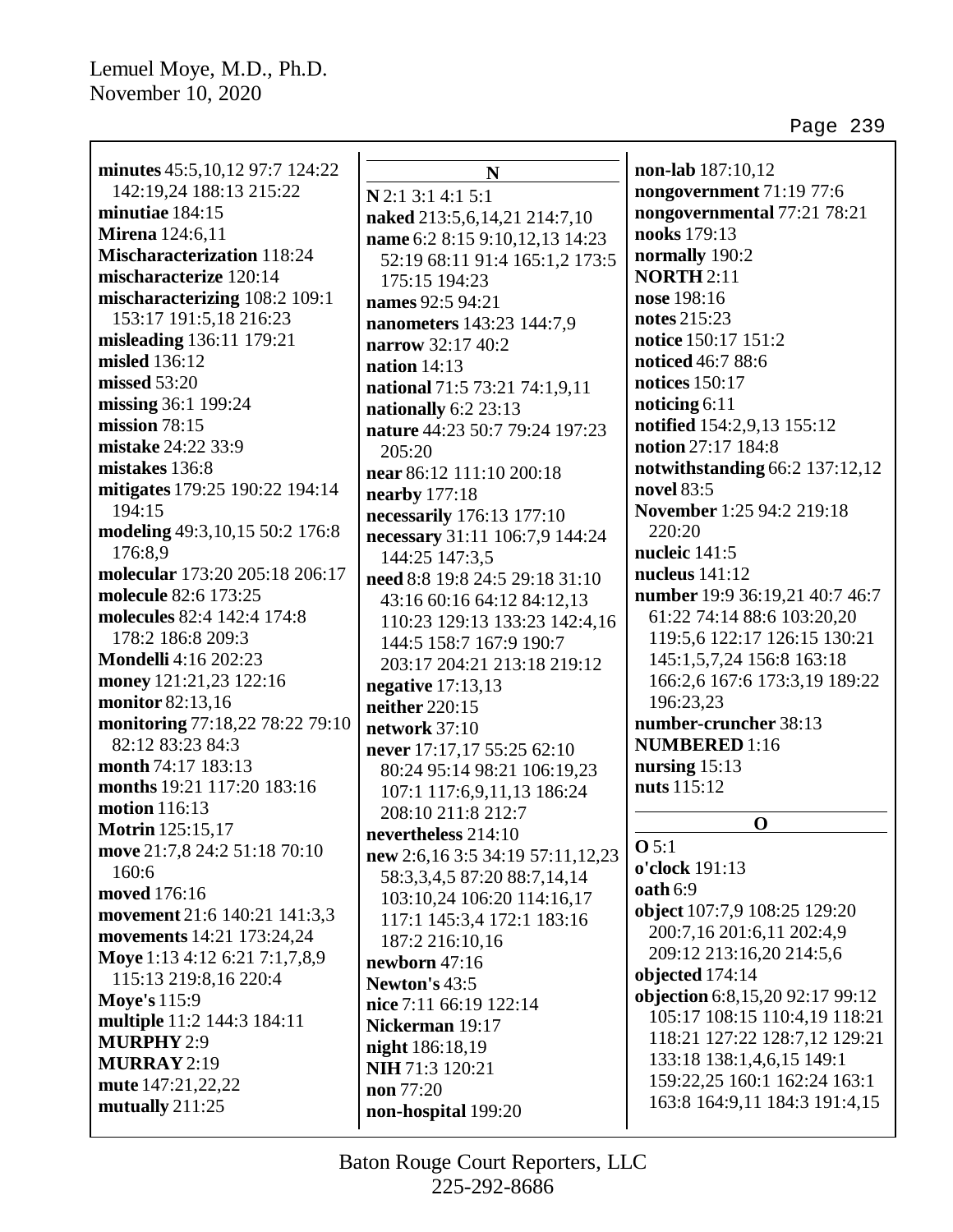**minutes** 45:5,10,12 97:7 124:22 142:19,24 188:13 215:22
**minutiae** 184:15
**Mirena** 124:6,11
**Mischaracterization** 118:24
**mischaracterize** 120:14
**mischaracterizing** 108:2 109:1 153:17 191:5,18 216:23
**misleading** 136:11 179:21
**misled** 136:12
**missed** 53:20
**missing** 36:1 199:24
**mission** 78:15
**mistake** 24:22 33:9
**mistakes** 136:8
**mitigates** 179:25 190:22 194:14 194:15
**modeling** 49:3,10,15 50:2 176:8 176:8,9
**molecular** 173:20 205:18 206:17
**molecule** 82:6 173:25
**molecules** 82:4 142:4 174:8 178:2 186:8 209:3
**Mondelli** 4:16 202:23
**money** 121:21,23 122:16
**monitor** 82:13,16
**monitoring** 77:18,22 78:22 79:10 82:12 83:23 84:3
**month** 74:17 183:13
**months** 19:21 117:20 183:16
**motion** 116:13
**Motrin** 125:15,17
**move** 21:7,8 24:2 51:18 70:10 160:6
**moved** 176:16
**movement** 21:6 140:21 141:3,3
**movements** 14:21 173:24,24
**Moye** 1:13 4:12 6:21 7:1,7,8,9 115:13 219:8,16 220:4
**Moye's** 115:9
**multiple** 11:2 144:3 184:11
**MURPHY** 2:9
**MURRAY** 2:19
**mute** 147:21,22,22
**mutually** 211:25

## N

**N** 2:1 3:1 4:1 5:1
**naked** 213:5,6,14,21 214:7,10
**name** 6:2 8:15 9:10,12,13 14:23 52:19 68:11 91:4 165:1,2 173:5 175:15 194:23
**names** 92:5 94:21
**nanometers** 143:23 144:7,9
**narrow** 32:17 40:2
**nation** 14:13
**national** 71:5 73:21 74:1,9,11
**nationally** 6:2 23:13
**nature** 44:23 50:7 79:24 197:23 205:20
**near** 86:12 111:10 200:18
**nearby** 177:18
**necessarily** 176:13 177:10
**necessary** 31:11 106:7,9 144:24 144:25 147:3,5
**need** 8:8 19:8 24:5 29:18 31:10 43:16 60:16 64:12 84:12,13 110:23 129:13 133:23 142:4,16 144:5 158:7 167:9 190:7 203:17 204:21 213:18 219:12
**negative** 17:13,13
**neither** 220:15
**network** 37:10
**never** 17:17,17 55:25 62:10 80:24 95:14 98:21 106:19,23 107:1 117:6,9,11,13 186:24 208:10 211:8 212:7
**nevertheless** 214:10
**new** 2:6,16 3:5 34:19 57:11,12,23 58:3,3,4,5 87:20 88:7,14,14 103:10,24 106:20 114:16,17 117:1 145:3,4 172:1 183:16 187:2 216:10,16
**newborn** 47:16
**Newton's** 43:5
**nice** 7:11 66:19 122:14
**Nickerman** 19:17
**night** 186:18,19
**NIH** 71:3 120:21
**non** 77:20
**non-hospital** 199:20
**non-lab** 187:10,12
**nongovernment** 71:19 77:6
**nongovernmental** 77:21 78:21
**nooks** 179:13
**normally** 190:2
**NORTH** 2:11
**nose** 198:16
**notes** 215:23
**notice** 150:17 151:2
**noticed** 46:7 88:6
**notices** 150:17
**noticing** 6:11
**notified** 154:2,9,13 155:12
**notion** 27:17 184:8
**notwithstanding** 66:2 137:12,12
**novel** 83:5
**November** 1:25 94:2 219:18 220:20
**nucleic** 141:5
**nucleus** 141:12
**number** 19:9 36:19,21 40:7 46:7 61:22 74:14 88:6 103:20,20 119:5,6 122:17 126:15 130:21 145:1,5,7,24 156:8 163:18 166:2,6 167:6 173:3,19 189:22 196:23,23
**number-cruncher** 38:13
**NUMBERED** 1:16
**nursing** 15:13
**nuts** 115:12

## O

**O** 5:1
**o'clock** 191:13
**oath** 6:9
**object** 107:7,9 108:25 129:20 200:7,16 201:6,11 202:4,9 209:12 213:16,20 214:5,6
**objected** 174:14
**objection** 6:8,15,20 92:17 99:12 105:17 108:15 110:4,19 118:21 118:21 127:22 128:7,12 129:21 133:18 138:1,4,6,15 149:1 159:22,25 160:1 162:24 163:1 163:8 164:9,11 184:3 191:4,15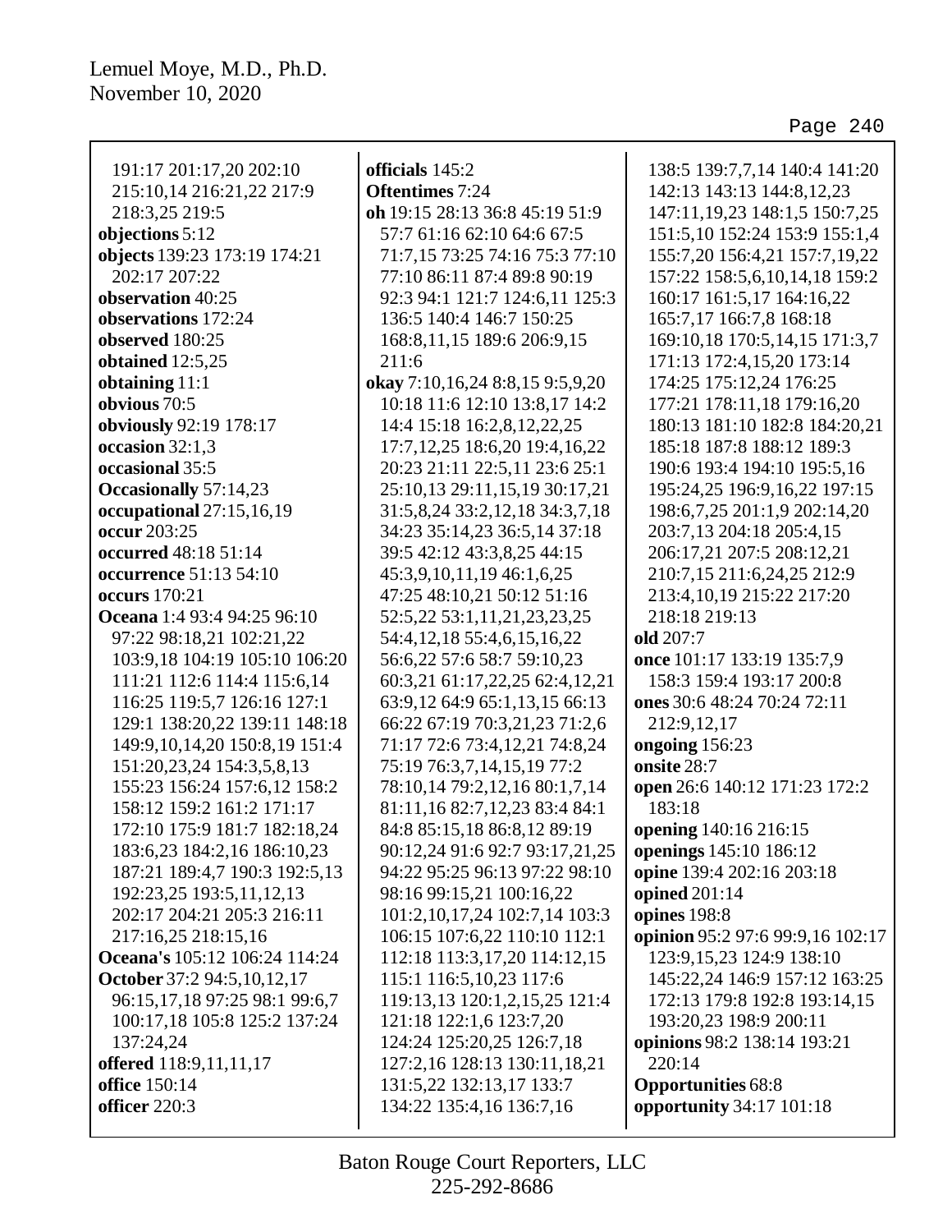191:17 201:17,20 202:10 215:10,14 216:21,22 217:9 218:3,25 219:5

**objections** 5:12

**objects** 139:23 173:19 174:21 202:17 207:22

**observation** 40:25

**observations** 172:24

**observed** 180:25

**obtained** 12:5,25

**obtaining** 11:1

**obvious** 70:5

**obviously** 92:19 178:17

**occasion** 32:1,3

**occasional** 35:5

**Occasionally** 57:14,23

**occupational** 27:15,16,19

**occur** 203:25

**occurred** 48:18 51:14

**occurrence** 51:13 54:10

**occurs** 170:21

**Oceana** 1:4 93:4 94:25 96:10 97:22 98:18,21 102:21,22 103:9,18 104:19 105:10 106:20 111:21 112:6 114:4 115:6,14 116:25 119:5,7 126:16 127:1 129:1 138:20,22 139:11 148:18 149:9,10,14,20 150:8,19 151:4 151:20,23,24 154:3,5,8,13 155:23 156:24 157:6,12 158:2 158:12 159:2 161:2 171:17 172:10 175:9 181:7 182:18,24 183:6,23 184:2,16 186:10,23 187:21 189:4,7 190:3 192:5,13 192:23,25 193:5,11,12,13 202:17 204:21 205:3 216:11 217:16,25 218:15,16

**Oceana's** 105:12 106:24 114:24

**October** 37:2 94:5,10,12,17 96:15,17,18 97:25 98:1 99:6,7 100:17,18 105:8 125:2 137:24 137:24,24

**offered** 118:9,11,11,17

**office** 150:14

**officer** 220:3

**officials** 145:2

**Oftentimes** 7:24

**oh** 19:15 28:13 36:8 45:19 51:9 57:7 61:16 62:10 64:6 67:5 71:7,15 73:25 74:16 75:3 77:10 77:10 86:11 87:4 89:8 90:19 92:3 94:1 121:7 124:6,11 125:3 136:5 140:4 146:7 150:25 168:8,11,15 189:6 206:9,15 211:6

**okay** 7:10,16,24 8:8,15 9:5,9,20 10:18 11:6 12:10 13:8,17 14:2 14:4 15:18 16:2,8,12,22,25 17:7,12,25 18:6,20 19:4,16,22 20:23 21:11 22:5,11 23:6 25:1 25:10,13 29:11,15,19 30:17,21 31:5,8,24 33:2,12,18 34:3,7,18 34:23 35:14,23 36:5,14 37:18 39:5 42:12 43:3,8,25 44:15 45:3,9,10,11,19 46:1,6,25 47:25 48:10,21 50:12 51:16 52:5,22 53:1,11,21,23,23,25 54:4,12,18 55:4,6,15,16,22 56:6,22 57:6 58:7 59:10,23 60:3,21 61:17,22,25 62:4,12,21 63:9,12 64:9 65:1,13,15 66:13 66:22 67:19 70:3,21,23 71:2,6 71:17 72:6 73:4,12,21 74:8,24 75:19 76:3,7,14,15,19 77:2 78:10,14 79:2,12,16 80:1,7,14 81:11,16 82:7,12,23 83:4 84:1 84:8 85:15,18 86:8,12 89:19 90:12,24 91:6 92:7 93:17,21,25 94:22 95:25 96:13 97:22 98:10 98:16 99:15,21 100:16,22 101:2,10,17,24 102:7,14 103:3 106:15 107:6,22 110:10 112:1 112:18 113:3,17,20 114:12,15 115:1 116:5,10,23 117:6 119:13,13 120:1,2,15,25 121:4 121:18 122:1,6 123:7,20 124:24 125:20,25 126:7,18 127:2,16 128:13 130:11,18,21 131:5,22 132:13,17 133:7 134:22 135:4,16 136:7,16 138:5 139:7,7,14 140:4 141:20 142:13 143:13 144:8,12,23 147:11,19,23 148:1,5 150:7,25 151:5,10 152:24 153:9 155:1,4 155:7,20 156:4,21 157:7,19,22 157:22 158:5,6,10,14,18 159:2 160:17 161:5,17 164:16,22 165:7,17 166:7,8 168:18 169:10,18 170:5,14,15 171:3,7 171:13 172:4,15,20 173:14 174:25 175:12,24 176:25 177:21 178:11,18 179:16,20 180:13 181:10 182:8 184:20,21 185:18 187:8 188:12 189:3 190:6 193:4 194:10 195:5,16 195:24,25 196:9,16,22 197:15 198:6,7,25 201:1,9 202:14,20 203:7,13 204:18 205:4,15 206:17,21 207:5 208:12,21 210:7,15 211:6,24,25 212:9 213:4,10,19 215:22 217:20 218:18 219:13

**old** 207:7

**once** 101:17 133:19 135:7,9 158:3 159:4 193:17 200:8

**ones** 30:6 48:24 70:24 72:11 212:9,12,17

**ongoing** 156:23

**onsite** 28:7

**open** 26:6 140:12 171:23 172:2 183:18

**opening** 140:16 216:15

**openings** 145:10 186:12

**opine** 139:4 202:16 203:18

**opined** 201:14

**opines** 198:8

**opinion** 95:2 97:6 99:9,16 102:17 123:9,15,23 124:9 138:10 145:22,24 146:9 157:12 163:25 172:13 179:8 192:8 193:14,15 193:20,23 198:9 200:11

**opinions** 98:2 138:14 193:21 220:14

**Opportunities** 68:8

**opportunity** 34:17 101:18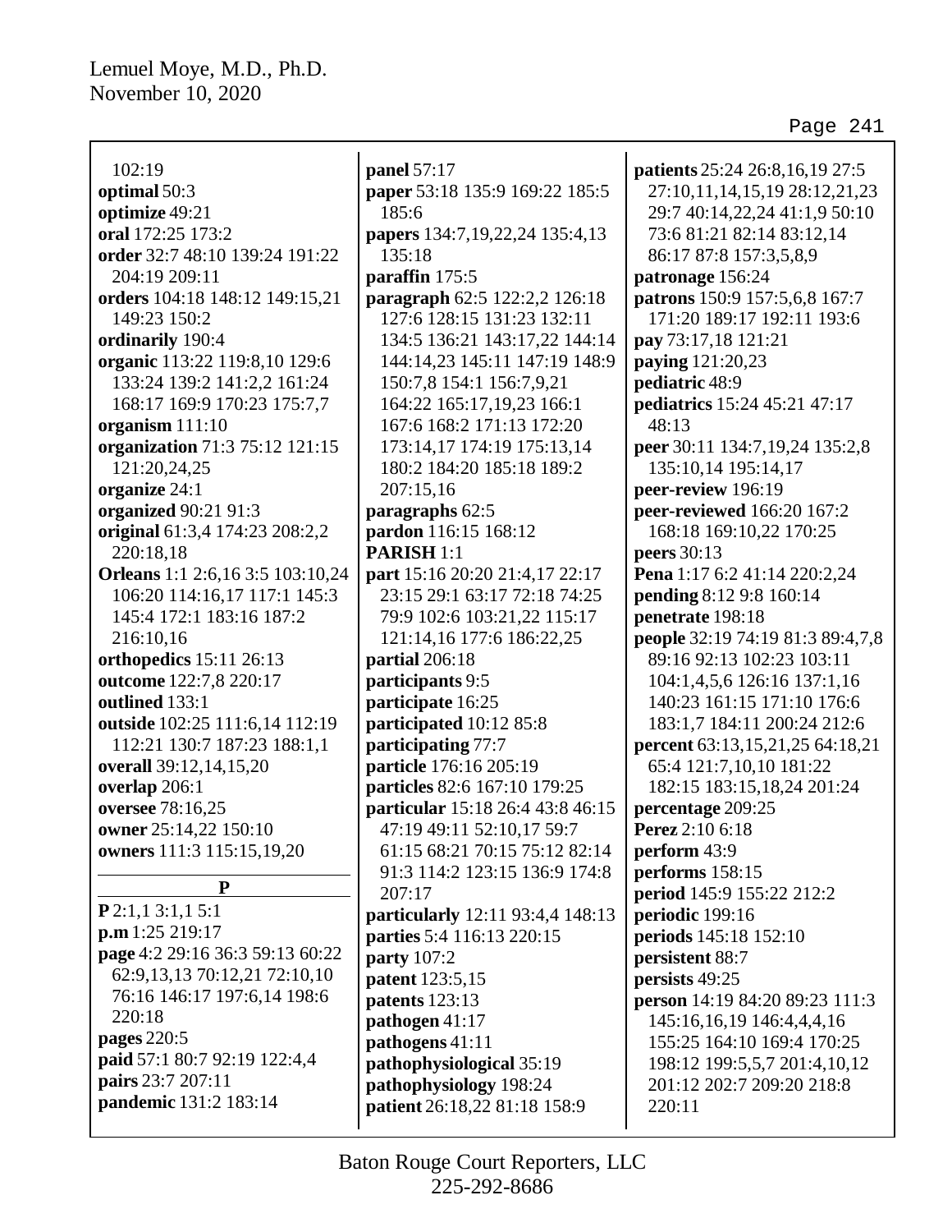102:19
**optimal** 50:3
**optimize** 49:21
**oral** 172:25 173:2
**order** 32:7 48:10 139:24 191:22 204:19 209:11
**orders** 104:18 148:12 149:15,21 149:23 150:2
**ordinarily** 190:4
**organic** 113:22 119:8,10 129:6 133:24 139:2 141:2,2 161:24 168:17 169:9 170:23 175:7,7
**organism** 111:10
**organization** 71:3 75:12 121:15 121:20,24,25
**organize** 24:1
**organized** 90:21 91:3
**original** 61:3,4 174:23 208:2,2 220:18,18
**Orleans** 1:1 2:6,16 3:5 103:10,24 106:20 114:16,17 117:1 145:3 145:4 172:1 183:16 187:2 216:10,16
**orthopedics** 15:11 26:13
**outcome** 122:7,8 220:17
**outlined** 133:1
**outside** 102:25 111:6,14 112:19 112:21 130:7 187:23 188:1,1
**overall** 39:12,14,15,20
**overlap** 206:1
**oversee** 78:16,25
**owner** 25:14,22 150:10
**owners** 111:3 115:15,19,20

**P**

**P** 2:1,1 3:1,1 5:1
**p.m** 1:25 219:17
**page** 4:2 29:16 36:3 59:13 60:22 62:9,13,13 70:12,21 72:10,10 76:16 146:17 197:6,14 198:6 220:18
**pages** 220:5
**paid** 57:1 80:7 92:19 122:4,4
**pairs** 23:7 207:11
**pandemic** 131:2 183:14
**panel** 57:17
**paper** 53:18 135:9 169:22 185:5 185:6
**papers** 134:7,19,22,24 135:4,13 135:18
**paraffin** 175:5
**paragraph** 62:5 122:2,2 126:18 127:6 128:15 131:23 132:11 134:5 136:21 143:17,22 144:14 144:14,23 145:11 147:19 148:9 150:7,8 154:1 156:7,9,21 164:22 165:17,19,23 166:1 167:6 168:2 171:13 172:20 173:14,17 174:19 175:13,14 180:2 184:20 185:18 189:2 207:15,16
**paragraphs** 62:5
**pardon** 116:15 168:12
**PARISH** 1:1
**part** 15:16 20:20 21:4,17 22:17 23:15 29:1 63:17 72:18 74:25 79:9 102:6 103:21,22 115:17 121:14,16 177:6 186:22,25
**partial** 206:18
**participants** 9:5
**participate** 16:25
**participated** 10:12 85:8
**participating** 77:7
**particle** 176:16 205:19
**particles** 82:6 167:10 179:25
**particular** 15:18 26:4 43:8 46:15 47:19 49:11 52:10,17 59:7 61:15 68:21 70:15 75:12 82:14 91:3 114:2 123:15 136:9 174:8 207:17
**particularly** 12:11 93:4,4 148:13
**parties** 5:4 116:13 220:15
**party** 107:2
**patent** 123:5,15
**patents** 123:13
**pathogen** 41:17
**pathogens** 41:11
**pathophysiological** 35:19
**pathophysiology** 198:24
**patient** 26:18,22 81:18 158:9
**patients** 25:24 26:8,16,19 27:5 27:10,11,14,15,19 28:12,21,23 29:7 40:14,22,24 41:1,9 50:10 73:6 81:21 82:14 83:12,14 86:17 87:8 157:3,5,8,9
**patronage** 156:24
**patrons** 150:9 157:5,6,8 167:7 171:20 189:17 192:11 193:6
**pay** 73:17,18 121:21
**paying** 121:20,23
**pediatric** 48:9
**pediatrics** 15:24 45:21 47:17 48:13
**peer** 30:11 134:7,19,24 135:2,8 135:10,14 195:14,17
**peer-review** 196:19
**peer-reviewed** 166:20 167:2 168:18 169:10,22 170:25
**peers** 30:13
**Pena** 1:17 6:2 41:14 220:2,24
**pending** 8:12 9:8 160:14
**penetrate** 198:18
**people** 32:19 74:19 81:3 89:4,7,8 89:16 92:13 102:23 103:11 104:1,4,5,6 126:16 137:1,16 140:23 161:15 171:10 176:6 183:1,7 184:11 200:24 212:6
**percent** 63:13,15,21,25 64:18,21 65:4 121:7,10,10 181:22 182:15 183:15,18,24 201:24
**percentage** 209:25
**Perez** 2:10 6:18
**perform** 43:9
**performs** 158:15
**period** 145:9 155:22 212:2
**periodic** 199:16
**periods** 145:18 152:10
**persistent** 88:7
**persists** 49:25
**person** 14:19 84:20 89:23 111:3 145:16,16,19 146:4,4,4,16 155:25 164:10 169:4 170:25 198:12 199:5,5,7 201:4,10,12 201:12 202:7 209:20 218:8 220:11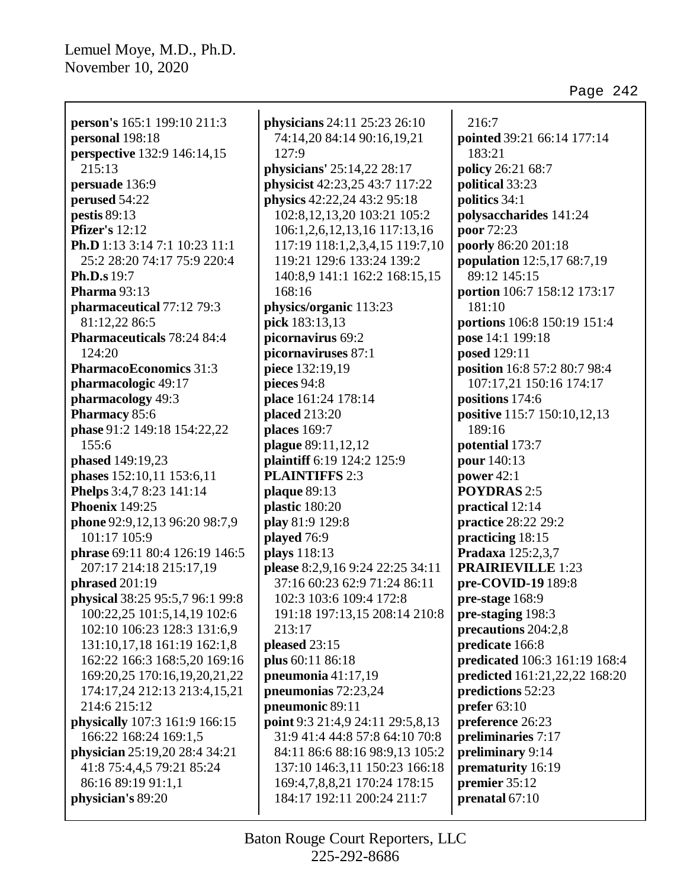**person's** 165:1 199:10 211:3
**personal** 198:18
**perspective** 132:9 146:14,15 215:13
**persuade** 136:9
**perused** 54:22
**pestis** 89:13
**Pfizer's** 12:12
**Ph.D** 1:13 3:14 7:1 10:23 11:1 25:2 28:20 74:17 75:9 220:4
**Ph.D.s** 19:7
**Pharma** 93:13
**pharmaceutical** 77:12 79:3 81:12,22 86:5
**Pharmaceuticals** 78:24 84:4 124:20
**PharmacoEconomics** 31:3
**pharmacologic** 49:17
**pharmacology** 49:3
**Pharmacy** 85:6
**phase** 91:2 149:18 154:22,22 155:6
**phased** 149:19,23
**phases** 152:10,11 153:6,11
**Phelps** 3:4,7 8:23 141:14
**Phoenix** 149:25
**phone** 92:9,12,13 96:20 98:7,9 101:17 105:9
**phrase** 69:11 80:4 126:19 146:5 207:17 214:18 215:17,19
**phrased** 201:19
**physical** 38:25 95:5,7 96:1 99:8 100:22,25 101:5,14,19 102:6 102:10 106:23 128:3 131:6,9 131:10,17,18 161:19 162:1,8 162:22 166:3 168:5,20 169:16 169:20,25 170:16,19,20,21,22 174:17,24 212:13 213:4,15,21 214:6 215:12
**physically** 107:3 161:9 166:15 166:22 168:24 169:1,5
**physician** 25:19,20 28:4 34:21 41:8 75:4,4,5 79:21 85:24 86:16 89:19 91:1,1
**physician's** 89:20
**physicians** 24:11 25:23 26:10 74:14,20 84:14 90:16,19,21 127:9
**physicians'** 25:14,22 28:17
**physicist** 42:23,25 43:7 117:22
**physics** 42:22,24 43:2 95:18 102:8,12,13,20 103:21 105:2 106:1,2,6,12,13,16 117:13,16 117:19 118:1,2,3,4,15 119:7,10 119:21 129:6 133:24 139:2 140:8,9 141:1 162:2 168:15,15 168:16
**physics/organic** 113:23
**pick** 183:13,13
**picornavirus** 69:2
**picornaviruses** 87:1
**piece** 132:19,19
**pieces** 94:8
**place** 161:24 178:14
**placed** 213:20
**places** 169:7
**plague** 89:11,12,12
**plaintiff** 6:19 124:2 125:9
**PLAINTIFFS** 2:3
**plaque** 89:13
**plastic** 180:20
**play** 81:9 129:8
**played** 76:9
**plays** 118:13
**please** 8:2,9,16 9:24 22:25 34:11 37:16 60:23 62:9 71:24 86:11 102:3 103:6 109:4 172:8 191:18 197:13,15 208:14 210:8 213:17
**pleased** 23:15
**plus** 60:11 86:18
**pneumonia** 41:17,19
**pneumonias** 72:23,24
**pneumonic** 89:11
**point** 9:3 21:4,9 24:11 29:5,8,13 31:9 41:4 44:8 57:8 64:10 70:8 84:11 86:6 88:16 98:9,13 105:2 137:10 146:3,11 150:23 166:18 169:4,7,8,8,21 170:24 178:15 184:17 192:11 200:24 211:7 216:7
**pointed** 39:21 66:14 177:14 183:21
**policy** 26:21 68:7
**political** 33:23
**politics** 34:1
**polysaccharides** 141:24
**poor** 72:23
**poorly** 86:20 201:18
**population** 12:5,17 68:7,19 89:12 145:15
**portion** 106:7 158:12 173:17 181:10
**portions** 106:8 150:19 151:4
**pose** 14:1 199:18
**posed** 129:11
**position** 16:8 57:2 80:7 98:4 107:17,21 150:16 174:17
**positions** 174:6
**positive** 115:7 150:10,12,13 189:16
**potential** 173:7
**pour** 140:13
**power** 42:1
**POYDRAS** 2:5
**practical** 12:14
**practice** 28:22 29:2
**practicing** 18:15
**Pradaxa** 125:2,3,7
**PRAIRIEVILLE** 1:23
**pre-COVID-19** 189:8
**pre-stage** 168:9
**pre-staging** 198:3
**precautions** 204:2,8
**predicate** 166:8
**predicated** 106:3 161:19 168:4
**predicted** 161:21,22,22 168:20
**predictions** 52:23
**prefer** 63:10
**preference** 26:23
**preliminaries** 7:17
**preliminary** 9:14
**prematurity** 16:19
**premier** 35:12
**prenatal** 67:10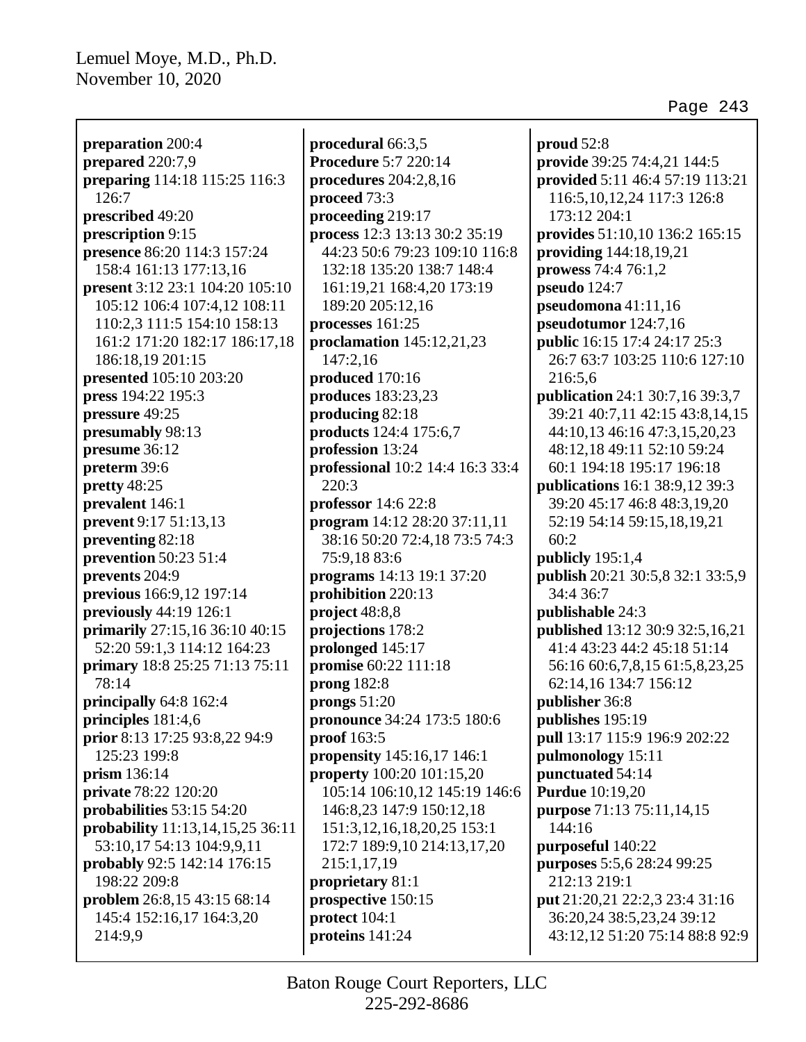**preparation** 200:4
**prepared** 220:7,9
**preparing** 114:18 115:25 116:3 126:7
**prescribed** 49:20
**prescription** 9:15
**presence** 86:20 114:3 157:24 158:4 161:13 177:13,16
**present** 3:12 23:1 104:20 105:10 105:12 106:4 107:4,12 108:11 110:2,3 111:5 154:10 158:13 161:2 171:20 182:17 186:17,18 186:18,19 201:15
**presented** 105:10 203:20
**press** 194:22 195:3
**pressure** 49:25
**presumably** 98:13
**presume** 36:12
**preterm** 39:6
**pretty** 48:25
**prevalent** 146:1
**prevent** 9:17 51:13,13
**preventing** 82:18
**prevention** 50:23 51:4
**prevents** 204:9
**previous** 166:9,12 197:14
**previously** 44:19 126:1
**primarily** 27:15,16 36:10 40:15 52:20 59:1,3 114:12 164:23
**primary** 18:8 25:25 71:13 75:11 78:14
**principally** 64:8 162:4
**principles** 181:4,6
**prior** 8:13 17:25 93:8,22 94:9 125:23 199:8
**prism** 136:14
**private** 78:22 120:20
**probabilities** 53:15 54:20
**probability** 11:13,14,15,25 36:11 53:10,17 54:13 104:9,9,11
**probably** 92:5 142:14 176:15 198:22 209:8
**problem** 26:8,15 43:15 68:14 145:4 152:16,17 164:3,20 214:9,9
**procedural** 66:3,5
**Procedure** 5:7 220:14
**procedures** 204:2,8,16
**proceed** 73:3
**proceeding** 219:17
**process** 12:3 13:13 30:2 35:19 44:23 50:6 79:23 109:10 116:8 132:18 135:20 138:7 148:4 161:19,21 168:4,20 173:19 189:20 205:12,16
**processes** 161:25
**proclamation** 145:12,21,23 147:2,16
**produced** 170:16
**produces** 183:23,23
**producing** 82:18
**products** 124:4 175:6,7
**profession** 13:24
**professional** 10:2 14:4 16:3 33:4 220:3
**professor** 14:6 22:8
**program** 14:12 28:20 37:11,11 38:16 50:20 72:4,18 73:5 74:3 75:9,18 83:6
**programs** 14:13 19:1 37:20
**prohibition** 220:13
**project** 48:8,8
**projections** 178:2
**prolonged** 145:17
**promise** 60:22 111:18
**prong** 182:8
**prongs** 51:20
**pronounce** 34:24 173:5 180:6
**proof** 163:5
**propensity** 145:16,17 146:1
**property** 100:20 101:15,20 105:14 106:10,12 145:19 146:6 146:8,23 147:9 150:12,18 151:3,12,16,18,20,25 153:1 172:7 189:9,10 214:13,17,20 215:1,17,19
**proprietary** 81:1
**prospective** 150:15
**protect** 104:1
**proteins** 141:24
**proud** 52:8
**provide** 39:25 74:4,21 144:5
**provided** 5:11 46:4 57:19 113:21 116:5,10,12,24 117:3 126:8 173:12 204:1
**provides** 51:10,10 136:2 165:15
**providing** 144:18,19,21
**prowess** 74:4 76:1,2
**pseudo** 124:7
**pseudomona** 41:11,16
**pseudotumor** 124:7,16
**public** 16:15 17:4 24:17 25:3 26:7 63:7 103:25 110:6 127:10 216:5,6
**publication** 24:1 30:7,16 39:3,7 39:21 40:7,11 42:15 43:8,14,15 44:10,13 46:16 47:3,15,20,23 48:12,18 49:11 52:10 59:24 60:1 194:18 195:17 196:18
**publications** 16:1 38:9,12 39:3 39:20 45:17 46:8 48:3,19,20 52:19 54:14 59:15,18,19,21 60:2
**publicly** 195:1,4
**publish** 20:21 30:5,8 32:1 33:5,9 34:4 36:7
**publishable** 24:3
**published** 13:12 30:9 32:5,16,21 41:4 43:23 44:2 45:18 51:14 56:16 60:6,7,8,15 61:5,8,23,25 62:14,16 134:7 156:12
**publisher** 36:8
**publishes** 195:19
**pull** 13:17 115:9 196:9 202:22
**pulmonology** 15:11
**punctuated** 54:14
**Purdue** 10:19,20
**purpose** 71:13 75:11,14,15 144:16
**purposeful** 140:22
**purposes** 5:5,6 28:24 99:25 212:13 219:1
**put** 21:20,21 22:2,3 23:4 31:16 36:20,24 38:5,23,24 39:12 43:12,12 51:20 75:14 88:8 92:9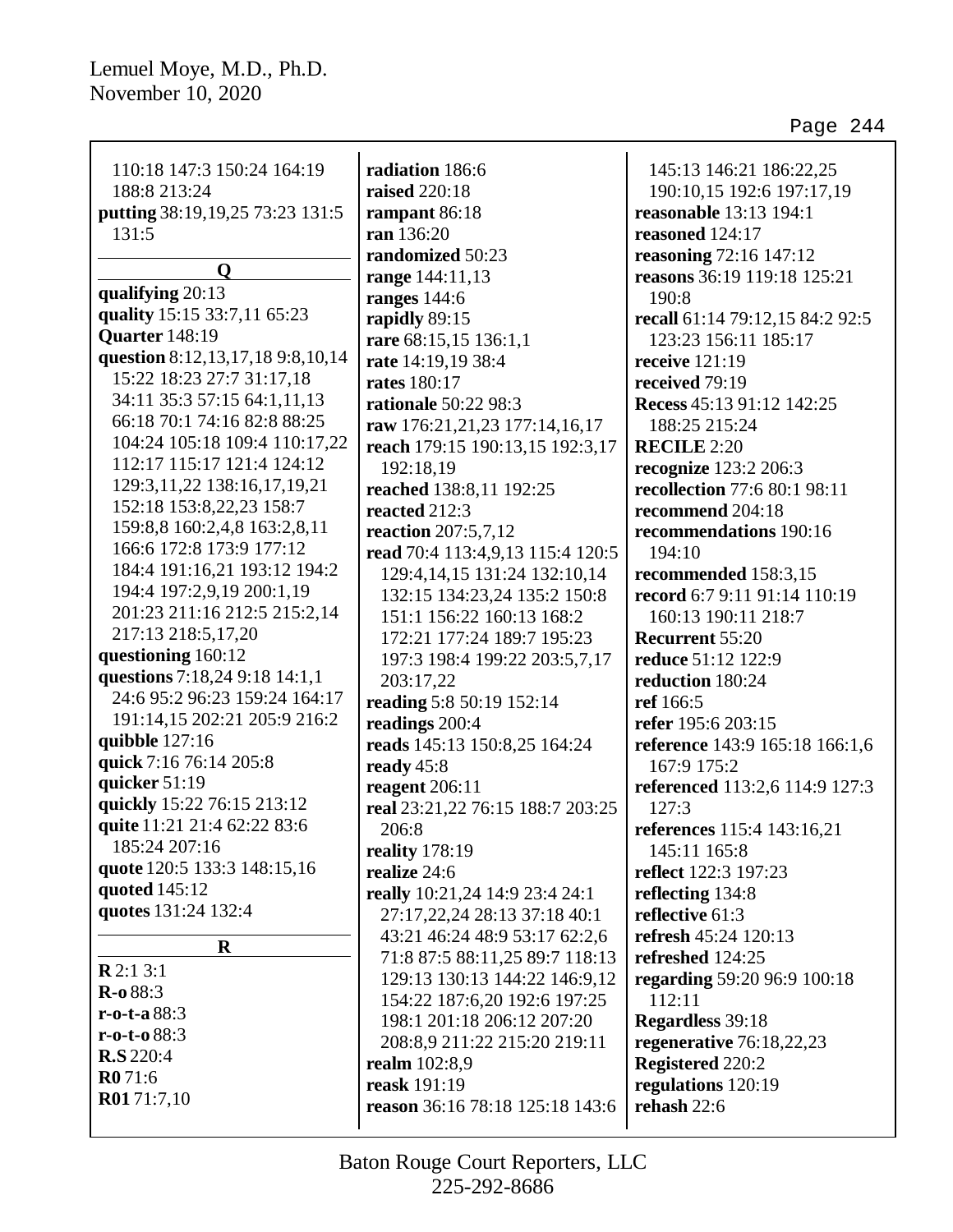110:18 147:3 150:24 164:19 188:8 213:24
**putting** 38:19,19,25 73:23 131:5 131:5

## Q

**qualifying** 20:13
**quality** 15:15 33:7,11 65:23
**Quarter** 148:19
**question** 8:12,13,17,18 9:8,10,14 15:22 18:23 27:7 31:17,18 34:11 35:3 57:15 64:1,11,13 66:18 70:1 74:16 82:8 88:25 104:24 105:18 109:4 110:17,22 112:17 115:17 121:4 124:12 129:3,11,22 138:16,17,19,21 152:18 153:8,22,23 158:7 159:8,8 160:2,4,8 163:2,8,11 166:6 172:8 173:9 177:12 184:4 191:16,21 193:12 194:2 194:4 197:2,9,19 200:1,19 201:23 211:16 212:5 215:2,14 217:13 218:5,17,20
**questioning** 160:12
**questions** 7:18,24 9:18 14:1,1 24:6 95:2 96:23 159:24 164:17 191:14,15 202:21 205:9 216:2
**quibble** 127:16
**quick** 7:16 76:14 205:8
**quicker** 51:19
**quickly** 15:22 76:15 213:12
**quite** 11:21 21:4 62:22 83:6 185:24 207:16
**quote** 120:5 133:3 148:15,16
**quoted** 145:12
**quotes** 131:24 132:4

## R

**R** 2:1 3:1
**R-o** 88:3
**r-o-t-a** 88:3
**r-o-t-o** 88:3
**R.S** 220:4
**R0** 71:6
**R01** 71:7,10
**radiation** 186:6
**raised** 220:18
**rampant** 86:18
**ran** 136:20
**randomized** 50:23
**range** 144:11,13
**ranges** 144:6
**rapidly** 89:15
**rare** 68:15,15 136:1,1
**rate** 14:19,19 38:4
**rates** 180:17
**rationale** 50:22 98:3
**raw** 176:21,21,23 177:14,16,17
**reach** 179:15 190:13,15 192:3,17 192:18,19
**reached** 138:8,11 192:25
**reacted** 212:3
**reaction** 207:5,7,12
**read** 70:4 113:4,9,13 115:4 120:5 129:4,14,15 131:24 132:10,14 132:15 134:23,24 135:2 150:8 151:1 156:22 160:13 168:2 172:21 177:24 189:7 195:23 197:3 198:4 199:22 203:5,7,17 203:17,22
**reading** 5:8 50:19 152:14
**readings** 200:4
**reads** 145:13 150:8,25 164:24
**ready** 45:8
**reagent** 206:11
**real** 23:21,22 76:15 188:7 203:25 206:8
**reality** 178:19
**realize** 24:6
**really** 10:21,24 14:9 23:4 24:1 27:17,22,24 28:13 37:18 40:1 43:21 46:24 48:9 53:17 62:2,6 71:8 87:5 88:11,25 89:7 118:13 129:13 130:13 144:22 146:9,12 154:22 187:6,20 192:6 197:25 198:1 201:18 206:12 207:20 208:8,9 211:22 215:20 219:11
**realm** 102:8,9
**reask** 191:19
**reason** 36:16 78:18 125:18 143:6 145:13 146:21 186:22,25 190:10,15 192:6 197:17,19
**reasonable** 13:13 194:1
**reasoned** 124:17
**reasoning** 72:16 147:12
**reasons** 36:19 119:18 125:21 190:8
**recall** 61:14 79:12,15 84:2 92:5 123:23 156:11 185:17
**receive** 121:19
**received** 79:19
**Recess** 45:13 91:12 142:25 188:25 215:24
**RECILE** 2:20
**recognize** 123:2 206:3
**recollection** 77:6 80:1 98:11
**recommend** 204:18
**recommendations** 190:16 194:10
**recommended** 158:3,15
**record** 6:7 9:11 91:14 110:19 160:13 190:11 218:7
**Recurrent** 55:20
**reduce** 51:12 122:9
**reduction** 180:24
**ref** 166:5
**refer** 195:6 203:15
**reference** 143:9 165:18 166:1,6 167:9 175:2
**referenced** 113:2,6 114:9 127:3 127:3
**references** 115:4 143:16,21 145:11 165:8
**reflect** 122:3 197:23
**reflecting** 134:8
**reflective** 61:3
**refresh** 45:24 120:13
**refreshed** 124:25
**regarding** 59:20 96:9 100:18 112:11
**Regardless** 39:18
**regenerative** 76:18,22,23
**Registered** 220:2
**regulations** 120:19
**rehash** 22:6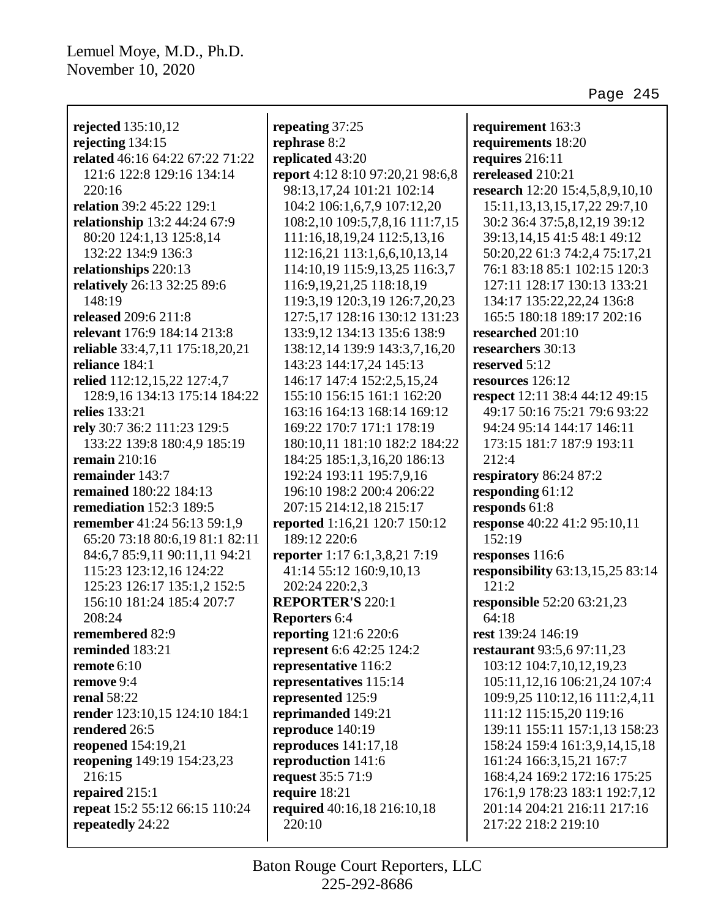**rejected** 135:10,12
**rejecting** 134:15
**related** 46:16 64:22 67:22 71:22 121:6 122:8 129:16 134:14 220:16
**relation** 39:2 45:22 129:1
**relationship** 13:2 44:24 67:9 80:20 124:1,13 125:8,14 132:22 134:9 136:3
**relationships** 220:13
**relatively** 26:13 32:25 89:6 148:19
**released** 209:6 211:8
**relevant** 176:9 184:14 213:8
**reliable** 33:4,7,11 175:18,20,21
**reliance** 184:1
**relied** 112:12,15,22 127:4,7 128:9,16 134:13 175:14 184:22
**relies** 133:21
**rely** 30:7 36:2 111:23 129:5 133:22 139:8 180:4,9 185:19
**remain** 210:16
**remainder** 143:7
**remained** 180:22 184:13
**remediation** 152:3 189:5
**remember** 41:24 56:13 59:1,9 65:20 73:18 80:6,19 81:1 82:11 84:6,7 85:9,11 90:11,11 94:21 115:23 123:12,16 124:22 125:23 126:17 135:1,2 152:5 156:10 181:24 185:4 207:7 208:24
**remembered** 82:9
**reminded** 183:21
**remote** 6:10
**remove** 9:4
**renal** 58:22
**render** 123:10,15 124:10 184:1
**rendered** 26:5
**reopened** 154:19,21
**reopening** 149:19 154:23,23 216:15
**repaired** 215:1
**repeat** 15:2 55:12 66:15 110:24
**repeatedly** 24:22
**repeating** 37:25
**rephrase** 8:2
**replicated** 43:20
**report** 4:12 8:10 97:20,21 98:6,8 98:13,17,24 101:21 102:14 104:2 106:1,6,7,9 107:12,20 108:2,10 109:5,7,8,16 111:7,15 111:16,18,19,24 112:5,13,16 112:16,21 113:1,6,6,10,13,14 114:10,19 115:9,13,25 116:3,7 116:9,19,21,25 118:18,19 119:3,19 120:3,19 126:7,20,23 127:5,17 128:16 130:12 131:23 133:9,12 134:13 135:6 138:9 138:12,14 139:9 143:3,7,16,20 143:23 144:17,24 145:13 146:17 147:4 152:2,5,15,24 155:10 156:15 161:1 162:20 163:16 164:13 168:14 169:12 169:22 170:7 171:1 178:19 180:10,11 181:10 182:2 184:22 184:25 185:1,3,16,20 186:13 192:24 193:11 195:7,9,16 196:10 198:2 200:4 206:22 207:15 214:12,18 215:17
**reported** 1:16,21 120:7 150:12 189:12 220:6
**reporter** 1:17 6:1,3,8,21 7:19 41:14 55:12 160:9,10,13 202:24 220:2,3
**REPORTER'S** 220:1
**Reporters** 6:4
**reporting** 121:6 220:6
**represent** 6:6 42:25 124:2
**representative** 116:2
**representatives** 115:14
**represented** 125:9
**reprimanded** 149:21
**reproduce** 140:19
**reproduces** 141:17,18
**reproduction** 141:6
**request** 35:5 71:9
**require** 18:21
**required** 40:16,18 216:10,18 220:10
**requirement** 163:3
**requirements** 18:20
**requires** 216:11
**rereleased** 210:21
**research** 12:20 15:4,5,8,9,10,10 15:11,13,13,15,17,22 29:7,10 30:2 36:4 37:5,8,12,19 39:12 39:13,14,15 41:5 48:1 49:12 50:20,22 61:3 74:2,4 75:17,21 76:1 83:18 85:1 102:15 120:3 127:11 128:17 130:13 133:21 134:17 135:22,22,24 136:8 165:5 180:18 189:17 202:16
**researched** 201:10
**researchers** 30:13
**reserved** 5:12
**resources** 126:12
**respect** 12:11 38:4 44:12 49:15 49:17 50:16 75:21 79:6 93:22 94:24 95:14 144:17 146:11 173:15 181:7 187:9 193:11 212:4
**respiratory** 86:24 87:2
**responding** 61:12
**responds** 61:8
**response** 40:22 41:2 95:10,11 152:19
**responses** 116:6
**responsibility** 63:13,15,25 83:14 121:2
**responsible** 52:20 63:21,23 64:18
**rest** 139:24 146:19
**restaurant** 93:5,6 97:11,23 103:12 104:7,10,12,19,23 105:11,12,16 106:21,24 107:4 109:9,25 110:12,16 111:2,4,11 111:12 115:15,20 119:16 139:11 155:11 157:1,13 158:23 158:24 159:4 161:3,9,14,15,18 161:24 166:3,15,21 167:7 168:4,24 169:2 172:16 175:25 176:1,9 178:23 183:1 192:7,12 201:14 204:21 216:11 217:16 217:22 218:2 219:10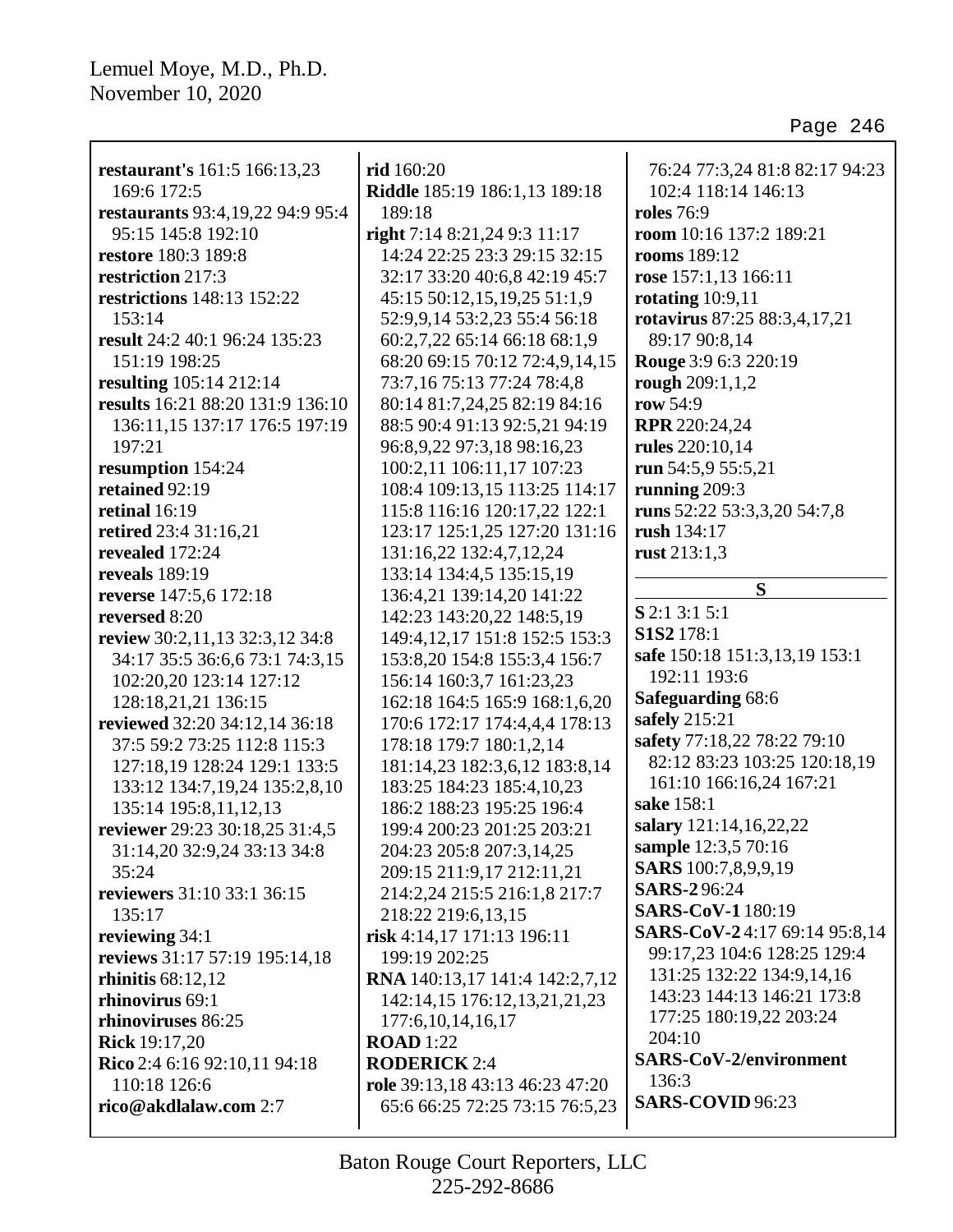**restaurant's** 161:5 166:13,23 169:6 172:5
**restaurants** 93:4,19,22 94:9 95:4 95:15 145:8 192:10
**restore** 180:3 189:8
**restriction** 217:3
**restrictions** 148:13 152:22 153:14
**result** 24:2 40:1 96:24 135:23 151:19 198:25
**resulting** 105:14 212:14
**results** 16:21 88:20 131:9 136:10 136:11,15 137:17 176:5 197:19 197:21
**resumption** 154:24
**retained** 92:19
**retinal** 16:19
**retired** 23:4 31:16,21
**revealed** 172:24
**reveals** 189:19
**reverse** 147:5,6 172:18
**reversed** 8:20
**review** 30:2,11,13 32:3,12 34:8 34:17 35:5 36:6,6 73:1 74:3,15 102:20,20 123:14 127:12 128:18,21,21 136:15
**reviewed** 32:20 34:12,14 36:18 37:5 59:2 73:25 112:8 115:3 127:18,19 128:24 129:1 133:5 133:12 134:7,19,24 135:2,8,10 135:14 195:8,11,12,13
**reviewer** 29:23 30:18,25 31:4,5 31:14,20 32:9,24 33:13 34:8 35:24
**reviewers** 31:10 33:1 36:15 135:17
**reviewing** 34:1
**reviews** 31:17 57:19 195:14,18
**rhinitis** 68:12,12
**rhinovirus** 69:1
**rhinoviruses** 86:25
**Rick** 19:17,20
**Rico** 2:4 6:16 92:10,11 94:18 110:18 126:6
**rico@akdlalaw.com** 2:7
**rid** 160:20
**Riddle** 185:19 186:1,13 189:18 189:18
**right** 7:14 8:21,24 9:3 11:17 14:24 22:25 23:3 29:15 32:15 32:17 33:20 40:6,8 42:19 45:7 45:15 50:12,15,19,25 51:1,9 52:9,9,14 53:2,23 55:4 56:18 60:2,7,22 65:14 66:18 68:1,9 68:20 69:15 70:12 72:4,9,14,15 73:7,16 75:13 77:24 78:4,8 80:14 81:7,24,25 82:19 84:16 88:5 90:4 91:13 92:5,21 94:19 96:8,9,22 97:3,18 98:16,23 100:2,11 106:11,17 107:23 108:4 109:13,15 113:25 114:17 115:8 116:16 120:17,22 122:1 123:17 125:1,25 127:20 131:16 131:16,22 132:4,7,12,24 133:14 134:4,5 135:15,19 136:4,21 139:14,20 141:22 142:23 143:20,22 148:5,19 149:4,12,17 151:8 152:5 153:3 153:8,20 154:8 155:3,4 156:7 156:14 160:3,7 161:23,23 162:18 164:5 165:9 168:1,6,20 170:6 172:17 174:4,4,4 178:13 178:18 179:7 180:1,2,14 181:14,23 182:3,6,12 183:8,14 183:25 184:23 185:4,10,23 186:2 188:23 195:25 196:4 199:4 200:23 201:25 203:21 204:23 205:8 207:3,14,25 209:15 211:9,17 212:11,21 214:2,24 215:5 216:1,8 217:7 218:22 219:6,13,15
**risk** 4:14,17 171:13 196:11 199:19 202:25
**RNA** 140:13,17 141:4 142:2,7,12 142:14,15 176:12,13,21,21,23 177:6,10,14,16,17
**ROAD** 1:22
**RODERICK** 2:4
**role** 39:13,18 43:13 46:23 47:20 65:6 66:25 72:25 73:15 76:5,23 76:24 77:3,24 81:8 82:17 94:23 102:4 118:14 146:13
**roles** 76:9
**room** 10:16 137:2 189:21
**rooms** 189:12
**rose** 157:1,13 166:11
**rotating** 10:9,11
**rotavirus** 87:25 88:3,4,17,21 89:17 90:8,14
**Rouge** 3:9 6:3 220:19
**rough** 209:1,1,2
**row** 54:9
**RPR** 220:24,24
**rules** 220:10,14
**run** 54:5,9 55:5,21
**running** 209:3
**runs** 52:22 53:3,3,20 54:7,8
**rush** 134:17
**rust** 213:1,3

## S

**S** 2:1 3:1 5:1
**S1S2** 178:1
**safe** 150:18 151:3,13,19 153:1 192:11 193:6
**Safeguarding** 68:6
**safely** 215:21
**safety** 77:18,22 78:22 79:10 82:12 83:23 103:25 120:18,19 161:10 166:16,24 167:21
**sake** 158:1
**salary** 121:14,16,22,22
**sample** 12:3,5 70:16
**SARS** 100:7,8,9,9,19
**SARS-2** 96:24
**SARS-CoV-1** 180:19
**SARS-CoV-2** 4:17 69:14 95:8,14 99:17,23 104:6 128:25 129:4 131:25 132:22 134:9,14,16 143:23 144:13 146:21 173:8 177:25 180:19,22 203:24 204:10
**SARS-CoV-2/environment** 136:3
**SARS-COVID** 96:23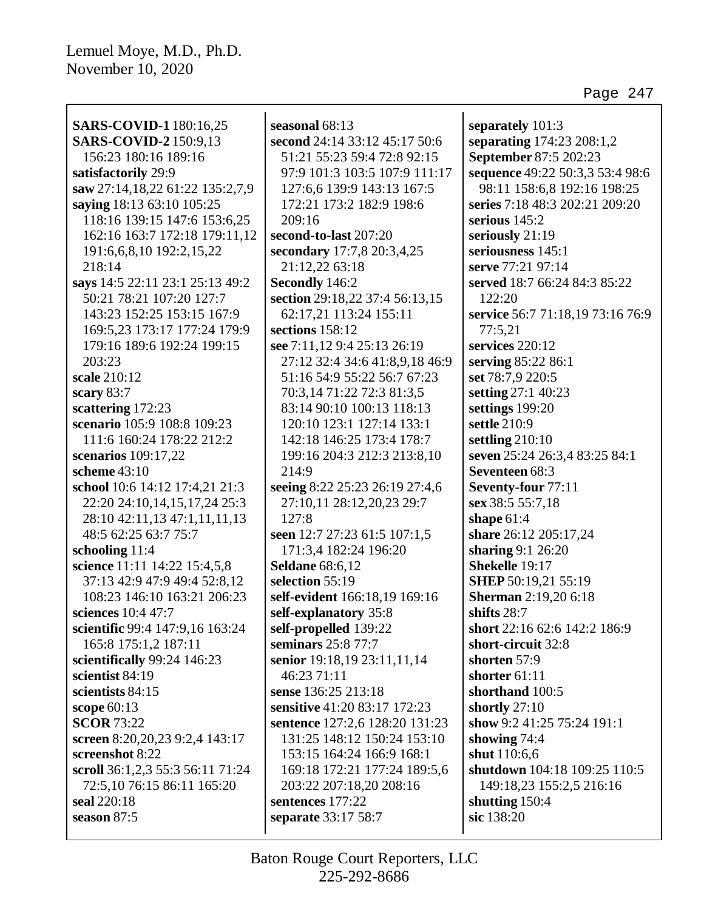**SARS-COVID-1** 180:16,25
**SARS-COVID-2** 150:9,13 156:23 180:16 189:16
**satisfactorily** 29:9
**saw** 27:14,18,22 61:22 135:2,7,9
**saying** 18:13 63:10 105:25 118:16 139:15 147:6 153:6,25 162:16 163:7 172:18 179:11,12 191:6,6,8,10 192:2,15,22 218:14
**says** 14:5 22:11 23:1 25:13 49:2 50:21 78:21 107:20 127:7 143:23 152:25 153:15 167:9 169:5,23 173:17 177:24 179:9 179:16 189:6 192:24 199:15 203:23
**scale** 210:12
**scary** 83:7
**scattering** 172:23
**scenario** 105:9 108:8 109:23 111:6 160:24 178:22 212:2
**scenarios** 109:17,22
**scheme** 43:10
**school** 10:6 14:12 17:4,21 21:3 22:20 24:10,14,15,17,24 25:3 28:10 42:11,13 47:1,11,11,13 48:5 62:25 63:7 75:7
**schooling** 11:4
**science** 11:11 14:22 15:4,5,8 37:13 42:9 47:9 49:4 52:8,12 108:23 146:10 163:21 206:23
**sciences** 10:4 47:7
**scientific** 99:4 147:9,16 163:24 165:8 175:1,2 187:11
**scientifically** 99:24 146:23
**scientist** 84:19
**scientists** 84:15
**scope** 60:13
**SCOR** 73:22
**screen** 8:20,20,23 9:2,4 143:17
**screenshot** 8:22
**scroll** 36:1,2,3 55:3 56:11 71:24 72:5,10 76:15 86:11 165:20
**seal** 220:18
**season** 87:5
**seasonal** 68:13
**second** 24:14 33:12 45:17 50:6 51:21 55:23 59:4 72:8 92:15 97:9 101:3 103:5 107:9 111:17 127:6,6 139:9 143:13 167:5 172:21 173:2 182:9 198:6 209:16
**second-to-last** 207:20
**secondary** 17:7,8 20:3,4,25 21:12,22 63:18
**Secondly** 146:2
**section** 29:18,22 37:4 56:13,15 62:17,21 113:24 155:11
**sections** 158:12
**see** 7:11,12 9:4 25:13 26:19 27:12 32:4 34:6 41:8,9,18 46:9 51:16 54:9 55:22 56:7 67:23 70:3,14 71:22 72:3 81:3,5 83:14 90:10 100:13 118:13 120:10 123:1 127:14 133:1 142:18 146:25 173:4 178:7 199:16 204:3 212:3 213:8,10 214:9
**seeing** 8:22 25:23 26:19 27:4,6 27:10,11 28:12,20,23 29:7 127:8
**seen** 12:7 27:23 61:5 107:1,5 171:3,4 182:24 196:20
**Seldane** 68:6,12
**selection** 55:19
**self-evident** 166:18,19 169:16
**self-explanatory** 35:8
**self-propelled** 139:22
**seminars** 25:8 77:7
**senior** 19:18,19 23:11,11,14 46:23 71:11
**sense** 136:25 213:18
**sensitive** 41:20 83:17 172:23
**sentence** 127:2,6 128:20 131:23 131:25 148:12 150:24 153:10 153:15 164:24 166:9 168:1 169:18 172:21 177:24 189:5,6 203:22 207:18,20 208:16
**sentences** 177:22
**separate** 33:17 58:7
**separately** 101:3
**separating** 174:23 208:1,2
**September** 87:5 202:23
**sequence** 49:22 50:3,3 53:4 98:6 98:11 158:6,8 192:16 198:25
**series** 7:18 48:3 202:21 209:20
**serious** 145:2
**seriously** 21:19
**seriousness** 145:1
**serve** 77:21 97:14
**served** 18:7 66:24 84:3 85:22 122:20
**service** 56:7 71:18,19 73:16 76:9 77:5,21
**services** 220:12
**serving** 85:22 86:1
**set** 78:7,9 220:5
**setting** 27:1 40:23
**settings** 199:20
**settle** 210:9
**settling** 210:10
**seven** 25:24 26:3,4 83:25 84:1
**Seventeen** 68:3
**Seventy-four** 77:11
**sex** 38:5 55:7,18
**shape** 61:4
**share** 26:12 205:17,24
**sharing** 9:1 26:20
**Shekelle** 19:17
**SHEP** 50:19,21 55:19
**Sherman** 2:19,20 6:18
**shifts** 28:7
**short** 22:16 62:6 142:2 186:9
**short-circuit** 32:8
**shorten** 57:9
**shorter** 61:11
**shorthand** 100:5
**shortly** 27:10
**show** 9:2 41:25 75:24 191:1
**showing** 74:4
**shut** 110:6,6
**shutdown** 104:18 109:25 110:5 149:18,23 155:2,5 216:16
**shutting** 150:4
**sic** 138:20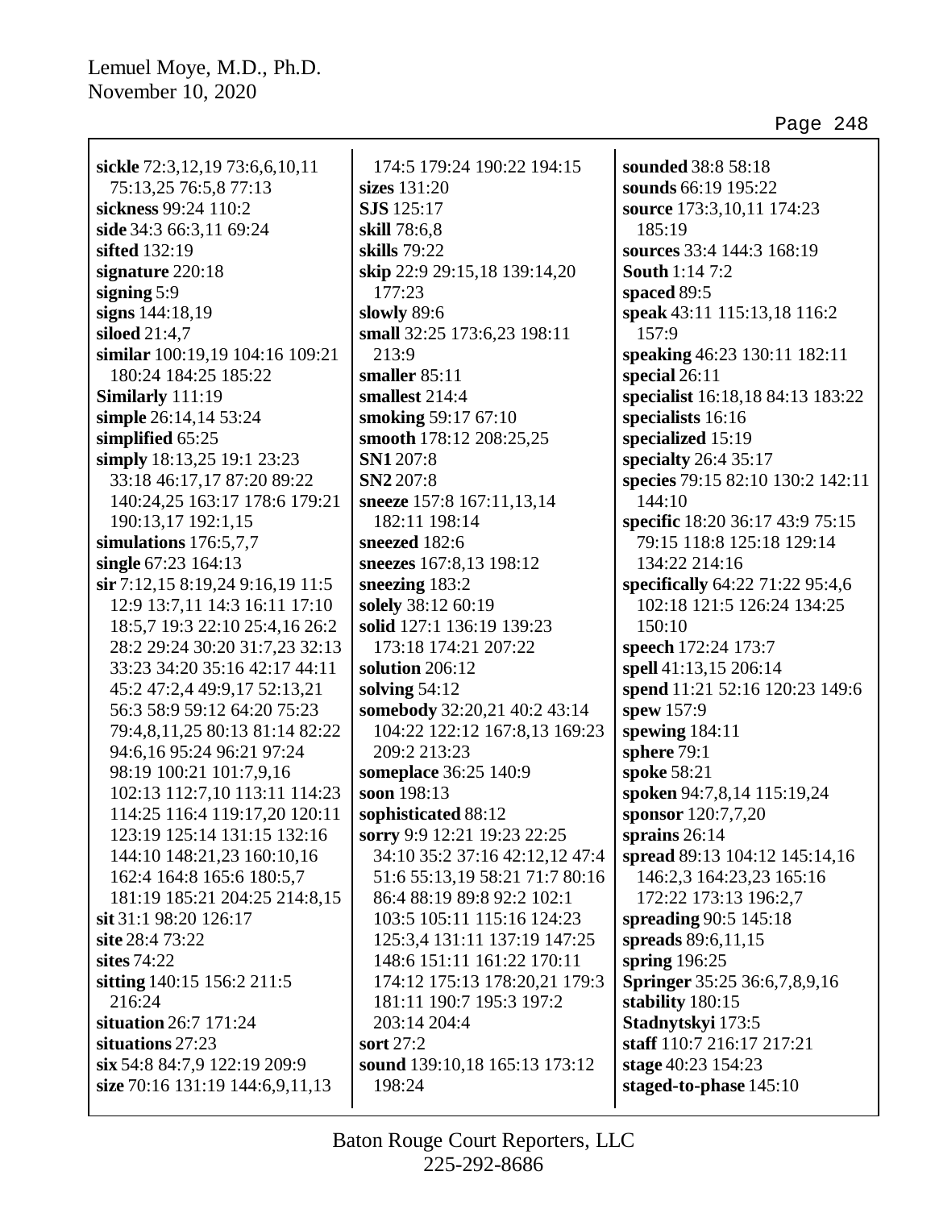**sickle** 72:3,12,19 73:6,6,10,11 75:13,25 76:5,8 77:13
**sickness** 99:24 110:2
**side** 34:3 66:3,11 69:24
**sifted** 132:19
**signature** 220:18
**signing** 5:9
**signs** 144:18,19
**siloed** 21:4,7
**similar** 100:19,19 104:16 109:21 180:24 184:25 185:22
**Similarly** 111:19
**simple** 26:14,14 53:24
**simplified** 65:25
**simply** 18:13,25 19:1 23:23 33:18 46:17,17 87:20 89:22 140:24,25 163:17 178:6 179:21 190:13,17 192:1,15
**simulations** 176:5,7,7
**single** 67:23 164:13
**sir** 7:12,15 8:19,24 9:16,19 11:5 12:9 13:7,11 14:3 16:11 17:10 18:5,7 19:3 22:10 25:4,16 26:2 28:2 29:24 30:20 31:7,23 32:13 33:23 34:20 35:16 42:17 44:11 45:2 47:2,4 49:9,17 52:13,21 56:3 58:9 59:12 64:20 75:23 79:4,8,11,25 80:13 81:14 82:22 94:6,16 95:24 96:21 97:24 98:19 100:21 101:7,9,16 102:13 112:7,10 113:11 114:23 114:25 116:4 119:17,20 120:11 123:19 125:14 131:15 132:16 144:10 148:21,23 160:10,16 162:4 164:8 165:6 180:5,7 181:19 185:21 204:25 214:8,15
**sit** 31:1 98:20 126:17
**site** 28:4 73:22
**sites** 74:22
**sitting** 140:15 156:2 211:5 216:24
**situation** 26:7 171:24
**situations** 27:23
**six** 54:8 84:7,9 122:19 209:9
**size** 70:16 131:19 144:6,9,11,13 174:5 179:24 190:22 194:15
**sizes** 131:20
**SJS** 125:17
**skill** 78:6,8
**skills** 79:22
**skip** 22:9 29:15,18 139:14,20 177:23
**slowly** 89:6
**small** 32:25 173:6,23 198:11 213:9
**smaller** 85:11
**smallest** 214:4
**smoking** 59:17 67:10
**smooth** 178:12 208:25,25
**SN1** 207:8
**SN2** 207:8
**sneeze** 157:8 167:11,13,14 182:11 198:14
**sneezed** 182:6
**sneezes** 167:8,13 198:12
**sneezing** 183:2
**solely** 38:12 60:19
**solid** 127:1 136:19 139:23 173:18 174:21 207:22
**solution** 206:12
**solving** 54:12
**somebody** 32:20,21 40:2 43:14 104:22 122:12 167:8,13 169:23 209:2 213:23
**someplace** 36:25 140:9
**soon** 198:13
**sophisticated** 88:12
**sorry** 9:9 12:21 19:23 22:25 34:10 35:2 37:16 42:12,12 47:4 51:6 55:13,19 58:21 71:7 80:16 86:4 88:19 89:8 92:2 102:1 103:5 105:11 115:16 124:23 125:3,4 131:11 137:19 147:25 148:6 151:11 161:22 170:11 174:12 175:13 178:20,21 179:3 181:11 190:7 195:3 197:2 203:14 204:4
**sort** 27:2
**sound** 139:10,18 165:13 173:12 198:24
**sounded** 38:8 58:18
**sounds** 66:19 195:22
**source** 173:3,10,11 174:23 185:19
**sources** 33:4 144:3 168:19
**South** 1:14 7:2
**spaced** 89:5
**speak** 43:11 115:13,18 116:2 157:9
**speaking** 46:23 130:11 182:11
**special** 26:11
**specialist** 16:18,18 84:13 183:22
**specialists** 16:16
**specialized** 15:19
**specialty** 26:4 35:17
**species** 79:15 82:10 130:2 142:11 144:10
**specific** 18:20 36:17 43:9 75:15 79:15 118:8 125:18 129:14 134:22 214:16
**specifically** 64:22 71:22 95:4,6 102:18 121:5 126:24 134:25 150:10
**speech** 172:24 173:7
**spell** 41:13,15 206:14
**spend** 11:21 52:16 120:23 149:6
**spew** 157:9
**spewing** 184:11
**sphere** 79:1
**spoke** 58:21
**spoken** 94:7,8,14 115:19,24
**sponsor** 120:7,7,20
**sprains** 26:14
**spread** 89:13 104:12 145:14,16 146:2,3 164:23,23 165:16 172:22 173:13 196:2,7
**spreading** 90:5 145:18
**spreads** 89:6,11,15
**spring** 196:25
**Springer** 35:25 36:6,7,8,9,16
**stability** 180:15
**Stadnytskyi** 173:5
**staff** 110:7 216:17 217:21
**stage** 40:23 154:23
**staged-to-phase** 145:10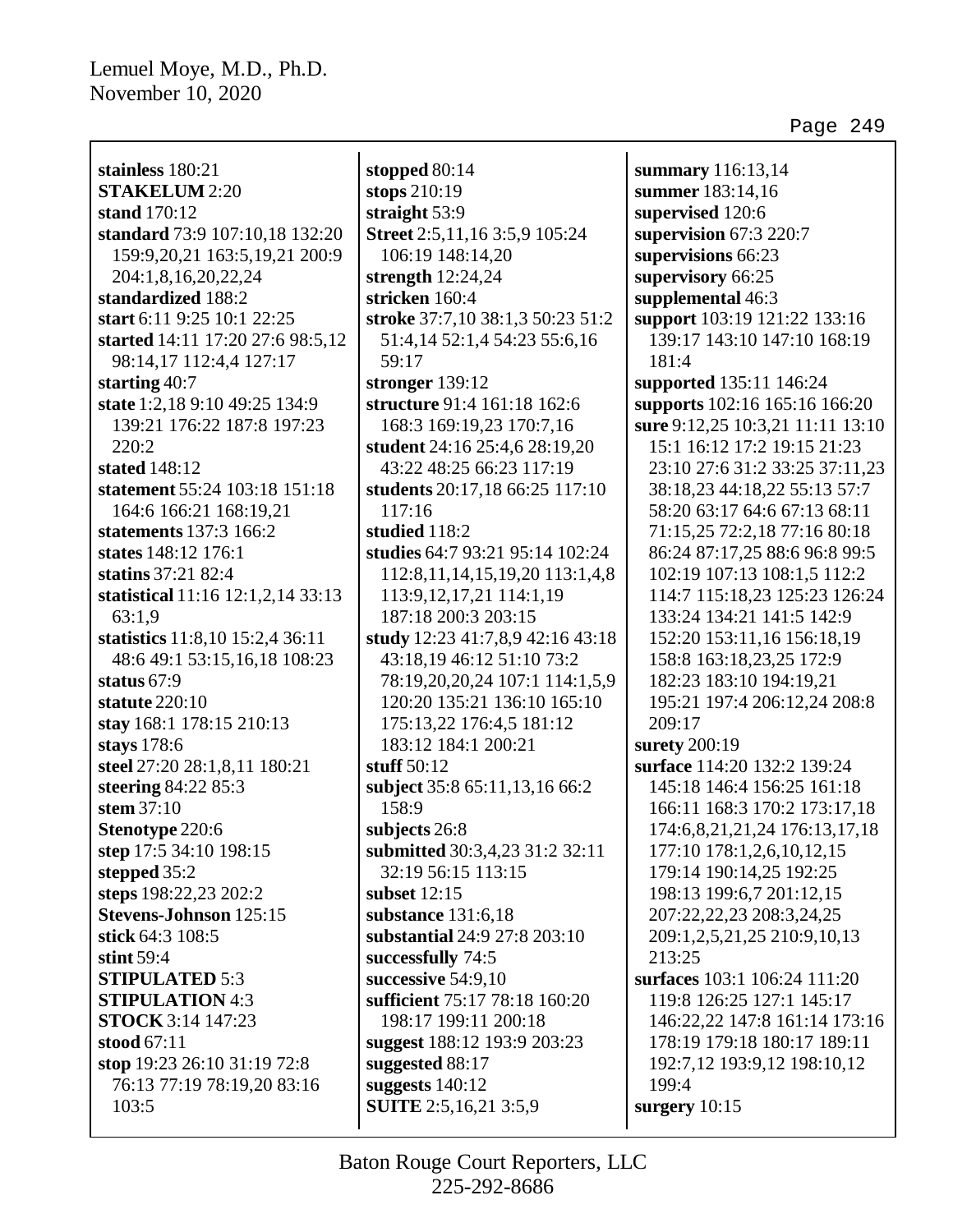**stainless** 180:21
**STAKELUM** 2:20
**stand** 170:12
**standard** 73:9 107:10,18 132:20 159:9,20,21 163:5,19,21 200:9 204:1,8,16,20,22,24
**standardized** 188:2
**start** 6:11 9:25 10:1 22:25
**started** 14:11 17:20 27:6 98:5,12 98:14,17 112:4,4 127:17
**starting** 40:7
**state** 1:2,18 9:10 49:25 134:9 139:21 176:22 187:8 197:23 220:2
**stated** 148:12
**statement** 55:24 103:18 151:18 164:6 166:21 168:19,21
**statements** 137:3 166:2
**states** 148:12 176:1
**statins** 37:21 82:4
**statistical** 11:16 12:1,2,14 33:13 63:1,9
**statistics** 11:8,10 15:2,4 36:11 48:6 49:1 53:15,16,18 108:23
**status** 67:9
**statute** 220:10
**stay** 168:1 178:15 210:13
**stays** 178:6
**steel** 27:20 28:1,8,11 180:21
**steering** 84:22 85:3
**stem** 37:10
**Stenotype** 220:6
**step** 17:5 34:10 198:15
**stepped** 35:2
**steps** 198:22,23 202:2
**Stevens-Johnson** 125:15
**stick** 64:3 108:5
**stint** 59:4
**STIPULATED** 5:3
**STIPULATION** 4:3
**STOCK** 3:14 147:23
**stood** 67:11
**stop** 19:23 26:10 31:19 72:8 76:13 77:19 78:19,20 83:16 103:5
**stopped** 80:14
**stops** 210:19
**straight** 53:9
**Street** 2:5,11,16 3:5,9 105:24 106:19 148:14,20
**strength** 12:24,24
**stricken** 160:4
**stroke** 37:7,10 38:1,3 50:23 51:2 51:4,14 52:1,4 54:23 55:6,16 59:17
**stronger** 139:12
**structure** 91:4 161:18 162:6 168:3 169:19,23 170:7,16
**student** 24:16 25:4,6 28:19,20 43:22 48:25 66:23 117:19
**students** 20:17,18 66:25 117:10 117:16
**studied** 118:2
**studies** 64:7 93:21 95:14 102:24 112:8,11,14,15,19,20 113:1,4,8 113:9,12,17,21 114:1,19 187:18 200:3 203:15
**study** 12:23 41:7,8,9 42:16 43:18 43:18,19 46:12 51:10 73:2 78:19,20,20,24 107:1 114:1,5,9 120:20 135:21 136:10 165:10 175:13,22 176:4,5 181:12 183:12 184:1 200:21
**stuff** 50:12
**subject** 35:8 65:11,13,16 66:2 158:9
**subjects** 26:8
**submitted** 30:3,4,23 31:2 32:11 32:19 56:15 113:15
**subset** 12:15
**substance** 131:6,18
**substantial** 24:9 27:8 203:10
**successfully** 74:5
**successive** 54:9,10
**sufficient** 75:17 78:18 160:20 198:17 199:11 200:18
**suggest** 188:12 193:9 203:23
**suggested** 88:17
**suggests** 140:12
**SUITE** 2:5,16,21 3:5,9
**summary** 116:13,14
**summer** 183:14,16
**supervised** 120:6
**supervision** 67:3 220:7
**supervisions** 66:23
**supervisory** 66:25
**supplemental** 46:3
**support** 103:19 121:22 133:16 139:17 143:10 147:10 168:19 181:4
**supported** 135:11 146:24
**supports** 102:16 165:16 166:20
**sure** 9:12,25 10:3,21 11:11 13:10 15:1 16:12 17:2 19:15 21:23 23:10 27:6 31:2 33:25 37:11,23 38:18,23 44:18,22 55:13 57:7 58:20 63:17 64:6 67:13 68:11 71:15,25 72:2,18 77:16 80:18 86:24 87:17,25 88:6 96:8 99:5 102:19 107:13 108:1,5 112:2 114:7 115:18,23 125:23 126:24 133:24 134:21 141:5 142:9 152:20 153:11,16 156:18,19 158:8 163:18,23,25 172:9 182:23 183:10 194:19,21 195:21 197:4 206:12,24 208:8 209:17
**surety** 200:19
**surface** 114:20 132:2 139:24 145:18 146:4 156:25 161:18 166:11 168:3 170:2 173:17,18 174:6,8,21,21,24 176:13,17,18 177:10 178:1,2,6,10,12,15 179:14 190:14,25 192:25 198:13 199:6,7 201:12,15 207:22,22,23 208:3,24,25 209:1,2,5,21,25 210:9,10,13 213:25
**surfaces** 103:1 106:24 111:20 119:8 126:25 127:1 145:17 146:22,22 147:8 161:14 173:16 178:19 179:18 180:17 189:11 192:7,12 193:9,12 198:10,12 199:4
**surgery** 10:15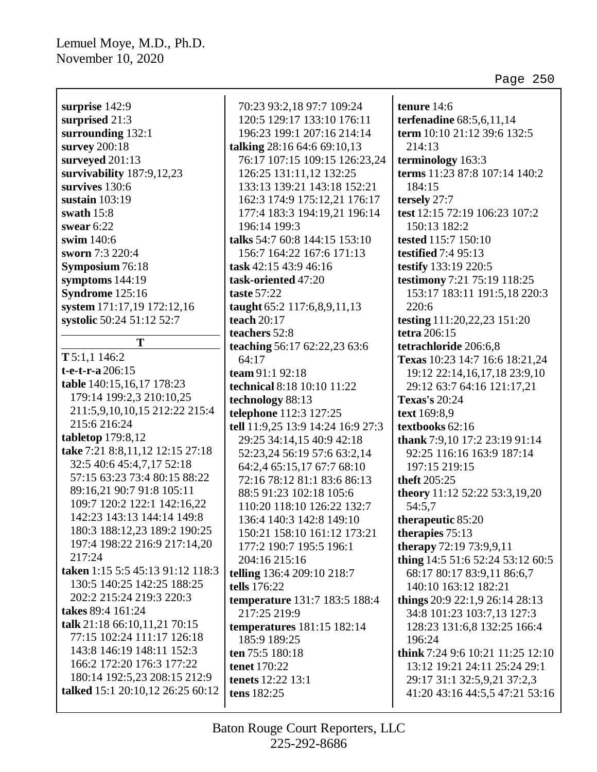**surprise** 142:9
**surprised** 21:3
**surrounding** 132:1
**survey** 200:18
**surveyed** 201:13
**survivability** 187:9,12,23
**survives** 130:6
**sustain** 103:19
**swath** 15:8
**swear** 6:22
**swim** 140:6
**sworn** 7:3 220:4
**Symposium** 76:18
**symptoms** 144:19
**Syndrome** 125:16
**system** 171:17,19 172:12,16
**systolic** 50:24 51:12 52:7

## T

**T** 5:1,1 146:2
**t-e-t-r-a** 206:15
**table** 140:15,16,17 178:23 179:14 199:2,3 210:10,25 211:5,9,10,10,15 212:22 215:4 215:6 216:24
**tabletop** 179:8,12
**take** 7:21 8:8,11,12 12:15 27:18 32:5 40:6 45:4,7,17 52:18 57:15 63:23 73:4 80:15 88:22 89:16,21 90:7 91:8 105:11 109:7 120:2 122:1 142:16,22 142:23 143:13 144:14 149:8 180:3 188:12,23 189:2 190:25 197:4 198:22 216:9 217:14,20 217:24
**taken** 1:15 5:5 45:13 91:12 118:3 130:5 140:25 142:25 188:25 202:2 215:24 219:3 220:3
**takes** 89:4 161:24
**talk** 21:18 66:10,11,21 70:15 77:15 102:24 111:17 126:18 143:8 146:19 148:11 152:3 166:2 172:20 176:3 177:22 180:14 192:5,23 208:15 212:9
**talked** 15:1 20:10,12 26:25 60:12 70:23 93:2,18 97:7 109:24 120:5 129:17 133:10 176:11 196:23 199:1 207:16 214:14
**talking** 28:16 64:6 69:10,13 76:17 107:15 109:15 126:23,24 126:25 131:11,12 132:25 133:13 139:21 143:18 152:21 162:3 174:9 175:12,21 176:17 177:4 183:3 194:19,21 196:14 196:14 199:3
**talks** 54:7 60:8 144:15 153:10 156:7 164:22 167:6 171:13
**task** 42:15 43:9 46:16
**task-oriented** 47:20
**taste** 57:22
**taught** 65:2 117:6,8,9,11,13
**teach** 20:17
**teachers** 52:8
**teaching** 56:17 62:22,23 63:6 64:17
**team** 91:1 92:18
**technical** 8:18 10:10 11:22
**technology** 88:13
**telephone** 112:3 127:25
**tell** 11:9,25 13:9 14:24 16:9 27:3 29:25 34:14,15 40:9 42:18 52:23,24 56:19 57:6 63:2,14 64:2,4 65:15,17 67:7 68:10 72:16 78:12 81:1 83:6 86:13 88:5 91:23 102:18 105:6 110:20 118:10 126:22 132:7 136:4 140:3 142:8 149:10 150:21 158:10 161:12 173:21 177:2 190:7 195:5 196:1 204:16 215:16
**telling** 136:4 209:10 218:7
**tells** 176:22
**temperature** 131:7 183:5 188:4 217:25 219:9
**temperatures** 181:15 182:14 185:9 189:25
**ten** 75:5 180:18
**tenet** 170:22
**tenets** 12:22 13:1
**tens** 182:25
**tenure** 14:6
**terfenadine** 68:5,6,11,14
**term** 10:10 21:12 39:6 132:5 214:13
**terminology** 163:3
**terms** 11:23 87:8 107:14 140:2 184:15
**tersely** 27:7
**test** 12:15 72:19 106:23 107:2 150:13 182:2
**tested** 115:7 150:10
**testified** 7:4 95:13
**testify** 133:19 220:5
**testimony** 7:21 75:19 118:25 153:17 183:11 191:5,18 220:3 220:6
**testing** 111:20,22,23 151:20
**tetra** 206:15
**tetrachloride** 206:6,8
**Texas** 10:23 14:7 16:6 18:21,24 19:12 22:14,16,17,18 23:9,10 29:12 63:7 64:16 121:17,21
**Texas's** 20:24
**text** 169:8,9
**textbooks** 62:16
**thank** 7:9,10 17:2 23:19 91:14 92:25 116:16 163:9 187:14 197:15 219:15
**theft** 205:25
**theory** 11:12 52:22 53:3,19,20 54:5,7
**therapeutic** 85:20
**therapies** 75:13
**therapy** 72:19 73:9,9,11
**thing** 14:5 51:6 52:24 53:12 60:5 68:17 80:17 83:9,11 86:6,7 140:10 163:12 182:21
**things** 20:9 22:1,9 26:14 28:13 34:8 101:23 103:7,13 127:3 128:23 131:6,8 132:25 166:4 196:24
**think** 7:24 9:6 10:21 11:25 12:10 13:12 19:21 24:11 25:24 29:1 29:17 31:1 32:5,9,21 37:2,3 41:20 43:16 44:5,5 47:21 53:16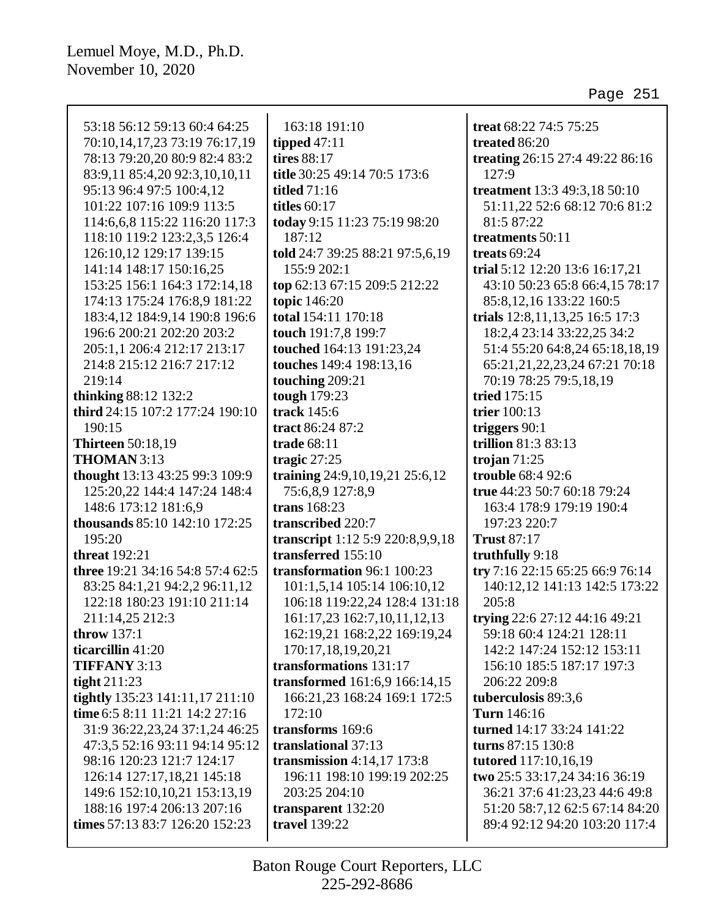53:18 56:12 59:13 60:4 64:25 70:10,14,17,23 73:19 76:17,19 78:13 79:20,20 80:9 82:4 83:2 83:9,11 85:4,20 92:3,10,10,11 95:13 96:4 97:5 100:4,12 101:22 107:16 109:9 113:5 114:6,6,8 115:22 116:20 117:3 118:10 119:2 123:2,3,5 126:4 126:10,12 129:17 139:15 141:14 148:17 150:16,25 153:25 156:1 164:3 172:14,18 174:13 175:24 176:8,9 181:22 183:4,12 184:9,14 190:8 196:6 196:6 200:21 202:20 203:2 205:1,1 206:4 212:17 213:17 214:8 215:12 216:7 217:12 219:14

**thinking** 88:12 132:2
**third** 24:15 107:2 177:24 190:10 190:15
**Thirteen** 50:18,19
**THOMAN** 3:13
**thought** 13:13 43:25 99:3 109:9 125:20,22 144:4 147:24 148:4 148:6 173:12 181:6,9
**thousands** 85:10 142:10 172:25 195:20
**threat** 192:21
**three** 19:21 34:16 54:8 57:4 62:5 83:25 84:1,21 94:2,2 96:11,12 122:18 180:23 191:10 211:14 211:14,25 212:3
**throw** 137:1
**ticarcillin** 41:20
**TIFFANY** 3:13
**tight** 211:23
**tightly** 135:23 141:11,17 211:10
**time** 6:5 8:11 11:21 14:2 27:16 31:9 36:22,23,24 37:1,24 46:25 47:3,5 52:16 93:11 94:14 95:12 98:16 120:23 121:7 124:17 126:14 127:17,18,21 145:18 149:6 152:10,10,21 153:13,19 188:16 197:4 206:13 207:16
**times** 57:13 83:7 126:20 152:23 163:18 191:10
**tipped** 47:11
**tires** 88:17
**title** 30:25 49:14 70:5 173:6
**titled** 71:16
**titles** 60:17
**today** 9:15 11:23 75:19 98:20 187:12
**told** 24:7 39:25 88:21 97:5,6,19 155:9 202:1
**top** 62:13 67:15 209:5 212:22
**topic** 146:20
**total** 154:11 170:18
**touch** 191:7,8 199:7
**touched** 164:13 191:23,24
**touches** 149:4 198:13,16
**touching** 209:21
**tough** 179:23
**track** 145:6
**tract** 86:24 87:2
**trade** 68:11
**tragic** 27:25
**training** 24:9,10,19,21 25:6,12 75:6,8,9 127:8,9
**trans** 168:23
**transcribed** 220:7
**transcript** 1:12 5:9 220:8,9,9,18
**transferred** 155:10
**transformation** 96:1 100:23 101:1,5,14 105:14 106:10,12 106:18 119:22,24 128:4 131:18 161:17,23 162:7,10,11,12,13 162:19,21 168:2,22 169:19,24 170:17,18,19,20,21
**transformations** 131:17
**transformed** 161:6,9 166:14,15 166:21,23 168:24 169:1 172:5 172:10
**transforms** 169:6
**translational** 37:13
**transmission** 4:14,17 173:8 196:11 198:10 199:19 202:25 203:25 204:10
**transparent** 132:20
**travel** 139:22
**treat** 68:22 74:5 75:25
**treated** 86:20
**treating** 26:15 27:4 49:22 86:16 127:9
**treatment** 13:3 49:3,18 50:10 51:11,22 52:6 68:12 70:6 81:2 81:5 87:22
**treatments** 50:11
**treats** 69:24
**trial** 5:12 12:20 13:6 16:17,21 43:10 50:23 65:8 66:4,15 78:17 85:8,12,16 133:22 160:5
**trials** 12:8,11,13,25 16:5 17:3 18:2,4 23:14 33:22,25 34:2 51:4 55:20 64:8,24 65:18,18,19 65:21,21,22,23,24 67:21 70:18 70:19 78:25 79:5,18,19
**tried** 175:15
**trier** 100:13
**triggers** 90:1
**trillion** 81:3 83:13
**trojan** 71:25
**trouble** 68:4 92:6
**true** 44:23 50:7 60:18 79:24 163:4 178:9 179:19 190:4 197:23 220:7
**Trust** 87:17
**truthfully** 9:18
**try** 7:16 22:15 65:25 66:9 76:14 140:12,12 141:13 142:5 173:22 205:8
**trying** 22:6 27:12 44:16 49:21 59:18 60:4 124:21 128:11 142:2 147:24 152:12 153:11 156:10 185:5 187:17 197:3 206:22 209:8
**tuberculosis** 89:3,6
**Turn** 146:16
**turned** 14:17 33:24 141:22
**turns** 87:15 130:8
**tutored** 117:10,16,19
**two** 25:5 33:17,24 34:16 36:19 36:21 37:6 41:23,23 44:6 49:8 51:20 58:7,12 62:5 67:14 84:20 89:4 92:12 94:20 103:20 117:4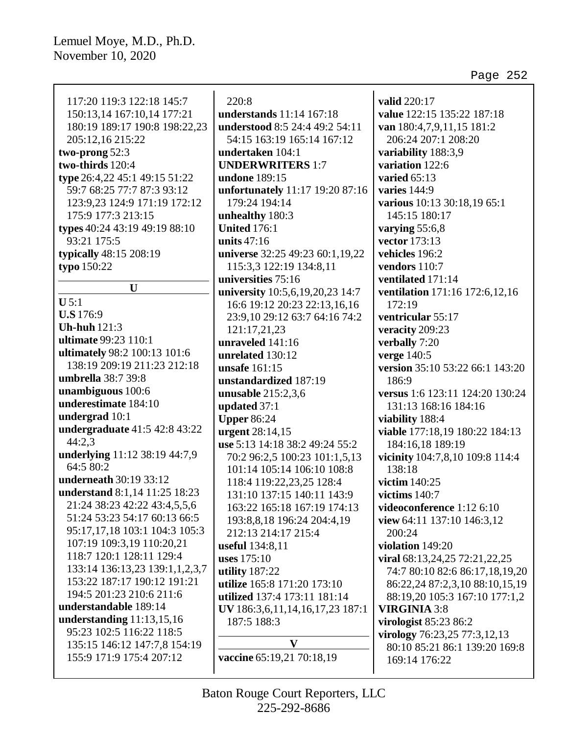117:20 119:3 122:18 145:7 150:13,14 167:10,14 177:21 180:19 189:17 190:8 198:22,23 205:12,16 215:22
**two-prong** 52:3
**two-thirds** 120:4
**type** 26:4,22 45:1 49:15 51:22 59:7 68:25 77:7 87:3 93:12 123:9,23 124:9 171:19 172:12 175:9 177:3 213:15
**types** 40:24 43:19 49:19 88:10 93:21 175:5
**typically** 48:15 208:19
**typo** 150:22

## U

**U** 5:1
**U.S** 176:9
**Uh-huh** 121:3
**ultimate** 99:23 110:1
**ultimately** 98:2 100:13 101:6 138:19 209:19 211:23 212:18
**umbrella** 38:7 39:8
**unambiguous** 100:6
**underestimate** 184:10
**undergrad** 10:1
**undergraduate** 41:5 42:8 43:22 44:2,3
**underlying** 11:12 38:19 44:7,9 64:5 80:2
**underneath** 30:19 33:12
**understand** 8:1,14 11:25 18:23 21:24 38:23 42:22 43:4,5,5,6 51:24 53:23 54:17 60:13 66:5 95:17,17,18 103:1 104:3 105:3 107:19 109:3,19 110:20,21 118:7 120:1 128:11 129:4 133:14 136:13,23 139:1,1,2,3,7 153:22 187:17 190:12 191:21 194:5 201:23 210:6 211:6
**understandable** 189:14
**understanding** 11:13,15,16 95:23 102:5 116:22 118:5 135:15 146:12 147:7,8 154:19 155:9 171:9 175:4 207:12 220:8
**understands** 11:14 167:18
**understood** 8:5 24:4 49:2 54:11 54:15 163:19 165:14 167:12
**undertaken** 104:1
**UNDERWRITERS** 1:7
**undone** 189:15
**unfortunately** 11:17 19:20 87:16 179:24 194:14
**unhealthy** 180:3
**United** 176:1
**units** 47:16
**universe** 32:25 49:23 60:1,19,22 115:3,3 122:19 134:8,11
**universities** 75:16
**university** 10:5,6,19,20,23 14:7 16:6 19:12 20:23 22:13,16,16 23:9,10 29:12 63:7 64:16 74:2 121:17,21,23
**unraveled** 141:16
**unrelated** 130:12
**unsafe** 161:15
**unstandardized** 187:19
**unusable** 215:2,3,6
**updated** 37:1
**Upper** 86:24
**urgent** 28:14,15
**use** 5:13 14:18 38:2 49:24 55:2 70:2 96:2,5 100:23 101:1,5,13 101:14 105:14 106:10 108:8 118:4 119:22,23,25 128:4 131:10 137:15 140:11 143:9 163:22 165:18 167:19 174:13 193:8,8,18 196:24 204:4,19 212:13 214:17 215:4
**useful** 134:8,11
**uses** 175:10
**utility** 187:22
**utilize** 165:8 171:20 173:10
**utilized** 137:4 173:11 181:14
**UV** 186:3,6,11,14,16,17,23 187:1 187:5 188:3

## V

**vaccine** 65:19,21 70:18,19
**valid** 220:17
**value** 122:15 135:22 187:18
**van** 180:4,7,9,11,15 181:2 206:24 207:1 208:20
**variability** 188:3,9
**variation** 122:6
**varied** 65:13
**varies** 144:9
**various** 10:13 30:18,19 65:1 145:15 180:17
**varying** 55:6,8
**vector** 173:13
**vehicles** 196:2
**vendors** 110:7
**ventilated** 171:14
**ventilation** 171:16 172:6,12,16 172:19
**ventricular** 55:17
**veracity** 209:23
**verbally** 7:20
**verge** 140:5
**version** 35:10 53:22 66:1 143:20 186:9
**versus** 1:6 123:11 124:20 130:24 131:13 168:16 184:16
**viability** 188:4
**viable** 177:18,19 180:22 184:13 184:16,18 189:19
**vicinity** 104:7,8,10 109:8 114:4 138:18
**victim** 140:25
**victims** 140:7
**videoconference** 1:12 6:10
**view** 64:11 137:10 146:3,12 200:24
**violation** 149:20
**viral** 68:13,24,25 72:21,22,25 74:7 80:10 82:6 86:17,18,19,20 86:22,24 87:2,3,10 88:10,15,19 88:19,20 105:3 167:10 177:1,2
**VIRGINIA** 3:8
**virologist** 85:23 86:2
**virology** 76:23,25 77:3,12,13 80:10 85:21 86:1 139:20 169:8 169:14 176:22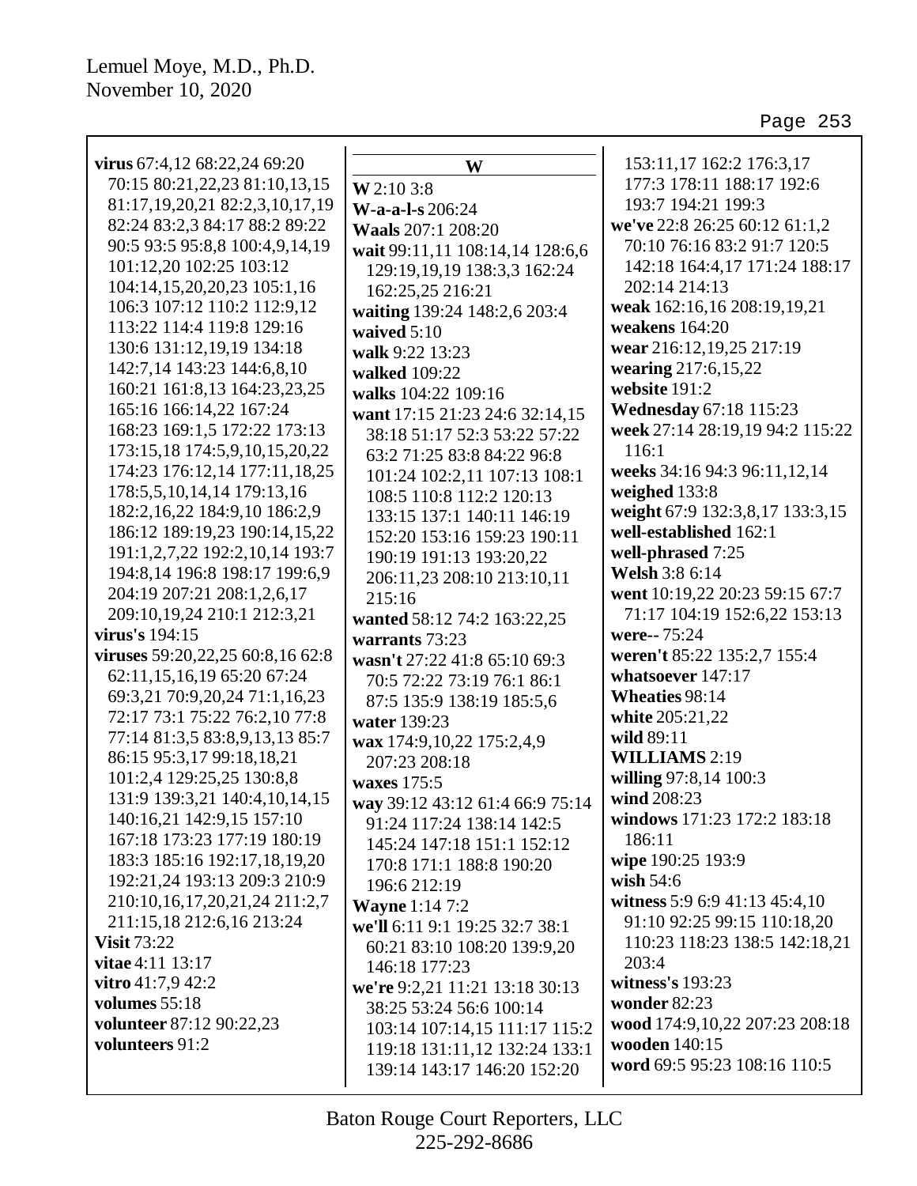**virus** 67:4,12 68:22,24 69:20 70:15 80:21,22,23 81:10,13,15 81:17,19,20,21 82:2,3,10,17,19 82:24 83:2,3 84:17 88:2 89:22 90:5 93:5 95:8,8 100:4,9,14,19 101:12,20 102:25 103:12 104:14,15,20,20,23 105:1,16 106:3 107:12 110:2 112:9,12 113:22 114:4 119:8 129:16 130:6 131:12,19,19 134:18 142:7,14 143:23 144:6,8,10 160:21 161:8,13 164:23,23,25 165:16 166:14,22 167:24 168:23 169:1,5 172:22 173:13 173:15,18 174:5,9,10,15,20,22 174:23 176:12,14 177:11,18,25 178:5,5,10,14,14 179:13,16 182:2,16,22 184:9,10 186:2,9 186:12 189:19,23 190:14,15,22 191:1,2,7,22 192:2,10,14 193:7 194:8,14 196:8 198:17 199:6,9 204:19 207:21 208:1,2,6,17 209:10,19,24 210:1 212:3,21
**virus's** 194:15
**viruses** 59:20,22,25 60:8,16 62:8 62:11,15,16,19 65:20 67:24 69:3,21 70:9,20,24 71:1,16,23 72:17 73:1 75:22 76:2,10 77:8 77:14 81:3,5 83:8,9,13,13 85:7 86:15 95:3,17 99:18,18,21 101:2,4 129:25,25 130:8,8 131:9 139:3,21 140:4,10,14,15 140:16,21 142:9,15 157:10 167:18 173:23 177:19 180:19 183:3 185:16 192:17,18,19,20 192:21,24 193:13 209:3 210:9 210:10,16,17,20,21,24 211:2,7 211:15,18 212:6,16 213:24
**Visit** 73:22
**vitae** 4:11 13:17
**vitro** 41:7,9 42:2
**volumes** 55:18
**volunteer** 87:12 90:22,23
**volunteers** 91:2

## W

**W** 2:10 3:8
**W-a-a-l-s** 206:24
**Waals** 207:1 208:20
**wait** 99:11,11 108:14,14 128:6,6 129:19,19,19 138:3,3 162:24 162:25,25 216:21
**waiting** 139:24 148:2,6 203:4
**waived** 5:10
**walk** 9:22 13:23
**walked** 109:22
**walks** 104:22 109:16
**want** 17:15 21:23 24:6 32:14,15 38:18 51:17 52:3 53:22 57:22 63:2 71:25 83:8 84:22 96:8 101:24 102:2,11 107:13 108:1 108:5 110:8 112:2 120:13 133:15 137:1 140:11 146:19 152:20 153:16 159:23 190:11 190:19 191:13 193:20,22 206:11,23 208:10 213:10,11 215:16
**wanted** 58:12 74:2 163:22,25
**warrants** 73:23
**wasn't** 27:22 41:8 65:10 69:3 70:5 72:22 73:19 76:1 86:1 87:5 135:9 138:19 185:5,6
**water** 139:23
**wax** 174:9,10,22 175:2,4,9 207:23 208:18
**waxes** 175:5
**way** 39:12 43:12 61:4 66:9 75:14 91:24 117:24 138:14 142:5 145:24 147:18 151:1 152:12 170:8 171:1 188:8 190:20 196:6 212:19
**Wayne** 1:14 7:2
**we'll** 6:11 9:1 19:25 32:7 38:1 60:21 83:10 108:20 139:9,20 146:18 177:23
**we're** 9:2,21 11:21 13:18 30:13 38:25 53:24 56:6 100:14 103:14 107:14,15 111:17 115:2 119:18 131:11,12 132:24 133:1 139:14 143:17 146:20 152:20 153:11,17 162:2 176:3,17 177:3 178:11 188:17 192:6 193:7 194:21 199:3
**we've** 22:8 26:25 60:12 61:1,2 70:10 76:16 83:2 91:7 120:5 142:18 164:4,17 171:24 188:17 202:14 214:13
**weak** 162:16,16 208:19,19,21
**weakens** 164:20
**wear** 216:12,19,25 217:19
**wearing** 217:6,15,22
**website** 191:2
**Wednesday** 67:18 115:23
**week** 27:14 28:19,19 94:2 115:22 116:1
**weeks** 34:16 94:3 96:11,12,14
**weighed** 133:8
**weight** 67:9 132:3,8,17 133:3,15
**well-established** 162:1
**well-phrased** 7:25
**Welsh** 3:8 6:14
**went** 10:19,22 20:23 59:15 67:7 71:17 104:19 152:6,22 153:13
**were--** 75:24
**weren't** 85:22 135:2,7 155:4
**whatsoever** 147:17
**Wheaties** 98:14
**white** 205:21,22
**wild** 89:11
**WILLIAMS** 2:19
**willing** 97:8,14 100:3
**wind** 208:23
**windows** 171:23 172:2 183:18 186:11
**wipe** 190:25 193:9
**wish** 54:6
**witness** 5:9 6:9 41:13 45:4,10 91:10 92:25 99:15 110:18,20 110:23 118:23 138:5 142:18,21 203:4
**witness's** 193:23
**wonder** 82:23
**wood** 174:9,10,22 207:23 208:18
**wooden** 140:15
**word** 69:5 95:23 108:16 110:5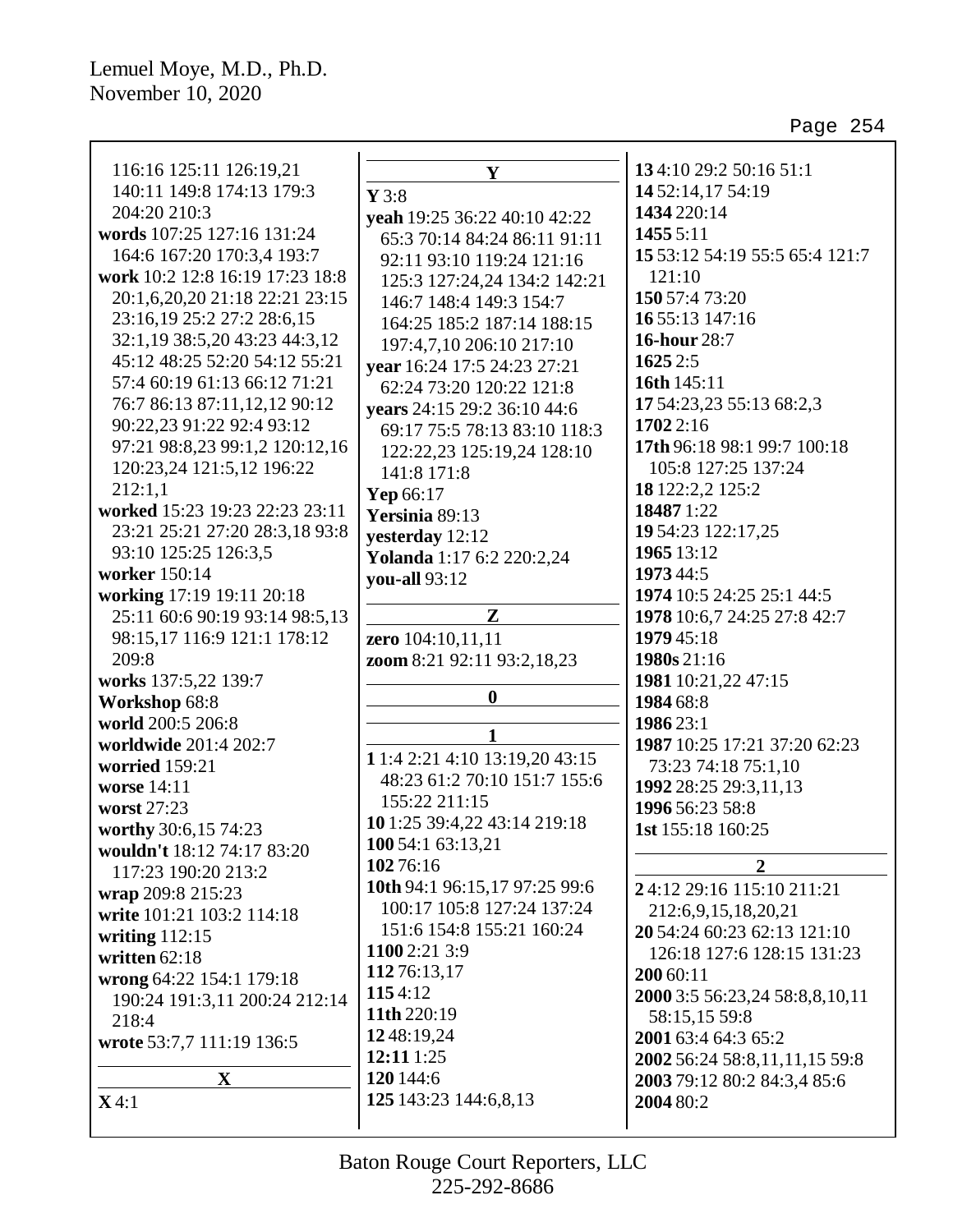116:16 125:11 126:19,21 140:11 149:8 174:13 179:3 204:20 210:3
**words** 107:25 127:16 131:24 164:6 167:20 170:3,4 193:7
**work** 10:2 12:8 16:19 17:23 18:8 20:1,6,20,20 21:18 22:21 23:15 23:16,19 25:2 27:2 28:6,15 32:1,19 38:5,20 43:23 44:3,12 45:12 48:25 52:20 54:12 55:21 57:4 60:19 61:13 66:12 71:21 76:7 86:13 87:11,12,12 90:12 90:22,23 91:22 92:4 93:12 97:21 98:8,23 99:1,2 120:12,16 120:23,24 121:5,12 196:22 212:1,1
**worked** 15:23 19:23 22:23 23:11 23:21 25:21 27:20 28:3,18 93:8 93:10 125:25 126:3,5
**worker** 150:14
**working** 17:19 19:11 20:18 25:11 60:6 90:19 93:14 98:5,13 98:15,17 116:9 121:1 178:12 209:8
**works** 137:5,22 139:7
**Workshop** 68:8
**world** 200:5 206:8
**worldwide** 201:4 202:7
**worried** 159:21
**worse** 14:11
**worst** 27:23
**worthy** 30:6,15 74:23
**wouldn't** 18:12 74:17 83:20 117:23 190:20 213:2
**wrap** 209:8 215:23
**write** 101:21 103:2 114:18
**writing** 112:15
**written** 62:18
**wrong** 64:22 154:1 179:18 190:24 191:3,11 200:24 212:14 218:4
**wrote** 53:7,7 111:19 136:5

**X**

**X** 4:1

**Y**

**Y** 3:8
**yeah** 19:25 36:22 40:10 42:22 65:3 70:14 84:24 86:11 91:11 92:11 93:10 119:24 121:16 125:3 127:24,24 134:2 142:21 146:7 148:4 149:3 154:7 164:25 185:2 187:14 188:15 197:4,7,10 206:10 217:10
**year** 16:24 17:5 24:23 27:21 62:24 73:20 120:22 121:8
**years** 24:15 29:2 36:10 44:6 69:17 75:5 78:13 83:10 118:3 122:22,23 125:19,24 128:10 141:8 171:8
**Yep** 66:17
**Yersinia** 89:13
**yesterday** 12:12
**Yolanda** 1:17 6:2 220:2,24
**you-all** 93:12

**Z**

**zero** 104:10,11,11
**zoom** 8:21 92:11 93:2,18,23

**0**

**1**

**1** 1:4 2:21 4:10 13:19,20 43:15 48:23 61:2 70:10 151:7 155:6 155:22 211:15
**10** 1:25 39:4,22 43:14 219:18
**100** 54:1 63:13,21
**102** 76:16
**10th** 94:1 96:15,17 97:25 99:6 100:17 105:8 127:24 137:24 151:6 154:8 155:21 160:24
**1100** 2:21 3:9
**112** 76:13,17
**115** 4:12
**11th** 220:19
**12** 48:19,24
**12:11** 1:25
**120** 144:6
**125** 143:23 144:6,8,13
**13** 4:10 29:2 50:16 51:1
**14** 52:14,17 54:19
**1434** 220:14
**1455** 5:11
**15** 53:12 54:19 55:5 65:4 121:7 121:10
**150** 57:4 73:20
**16** 55:13 147:16
**16-hour** 28:7
**1625** 2:5
**16th** 145:11
**17** 54:23,23 55:13 68:2,3
**1702** 2:16
**17th** 96:18 98:1 99:7 100:18 105:8 127:25 137:24
**18** 122:2,2 125:2
**18487** 1:22
**19** 54:23 122:17,25
**1965** 13:12
**1973** 44:5
**1974** 10:5 24:25 25:1 44:5
**1978** 10:6,7 24:25 27:8 42:7
**1979** 45:18
**1980s** 21:16
**1981** 10:21,22 47:15
**1984** 68:8
**1986** 23:1
**1987** 10:25 17:21 37:20 62:23 73:23 74:18 75:1,10
**1992** 28:25 29:3,11,13
**1996** 56:23 58:8
**1st** 155:18 160:25

**2**

**2** 4:12 29:16 115:10 211:21 212:6,9,15,18,20,21
**20** 54:24 60:23 62:13 121:10 126:18 127:6 128:15 131:23
**200** 60:11
**2000** 3:5 56:23,24 58:8,8,10,11 58:15,15 59:8
**2001** 63:4 64:3 65:2
**2002** 56:24 58:8,11,11,15 59:8
**2003** 79:12 80:2 84:3,4 85:6
**2004** 80:2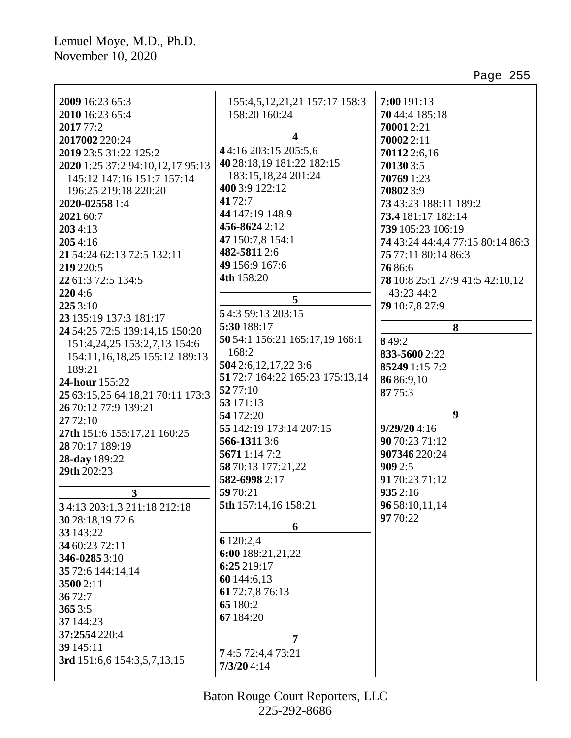**2009** 16:23 65:3
**2010** 16:23 65:4
**2017** 77:2
**2017002** 220:24
**2019** 23:5 31:22 125:2
**2020** 1:25 37:2 94:10,12,17 95:13 145:12 147:16 151:7 157:14 196:25 219:18 220:20
**2020-02558** 1:4
**2021** 60:7
**203** 4:13
**205** 4:16
**21** 54:24 62:13 72:5 132:11
**219** 220:5
**22** 61:3 72:5 134:5
**220** 4:6
**225** 3:10
**23** 135:19 137:3 181:17
**24** 54:25 72:5 139:14,15 150:20 151:4,24,25 153:2,7,13 154:6 154:11,16,18,25 155:12 189:13 189:21
**24-hour** 155:22
**25** 63:15,25 64:18,21 70:11 173:3
**26** 70:12 77:9 139:21
**27** 72:10
**27th** 151:6 155:17,21 160:25
**28** 70:17 189:19
**28-day** 189:22
**29th** 202:23

### 3

**3** 4:13 203:1,3 211:18 212:18
**30** 28:18,19 72:6
**33** 143:22
**34** 60:23 72:11
**346-0285** 3:10
**35** 72:6 144:14,14
**3500** 2:11
**36** 72:7
**365** 3:5
**37** 144:23
**37:2554** 220:4
**39** 145:11
**3rd** 151:6,6 154:3,5,7,13,15 155:4,5,12,21,21 157:17 158:3 158:20 160:24

### 4

**4** 4:16 203:15 205:5,6
**40** 28:18,19 181:22 182:15 183:15,18,24 201:24
**400** 3:9 122:12
**41** 72:7
**44** 147:19 148:9
**456-8624** 2:12
**47** 150:7,8 154:1
**482-5811** 2:6
**49** 156:9 167:6
**4th** 158:20

### 5

**5** 4:3 59:13 203:15
**5:30** 188:17
**50** 54:1 156:21 165:17,19 166:1 168:2
**504** 2:6,12,17,22 3:6
**51** 72:7 164:22 165:23 175:13,14
**52** 77:10
**53** 171:13
**54** 172:20
**55** 142:19 173:14 207:15
**566-1311** 3:6
**5671** 1:14 7:2
**58** 70:13 177:21,22
**582-6998** 2:17
**59** 70:21
**5th** 157:14,16 158:21

### 6

**6** 120:2,4
**6:00** 188:21,21,22
**6:25** 219:17
**60** 144:6,13
**61** 72:7,8 76:13
**65** 180:2
**67** 184:20

### 7

**7** 4:5 72:4,4 73:21
**7/3/20** 4:14
**7:00** 191:13
**70** 44:4 185:18
**70001** 2:21
**70002** 2:11
**70112** 2:6,16
**70130** 3:5
**70769** 1:23
**70802** 3:9
**73** 43:23 188:11 189:2
**73.4** 181:17 182:14
**739** 105:23 106:19
**74** 43:24 44:4,4 77:15 80:14 86:3
**75** 77:11 80:14 86:3
**76** 86:6
**78** 10:8 25:1 27:9 41:5 42:10,12 43:23 44:2
**79** 10:7,8 27:9

### 8

**8** 49:2
**833-5600** 2:22
**85249** 1:15 7:2
**86** 86:9,10
**87** 75:3

### 9

**9/29/20** 4:16
**90** 70:23 71:12
**907346** 220:24
**909** 2:5
**91** 70:23 71:12
**935** 2:16
**96** 58:10,11,14
**97** 70:22